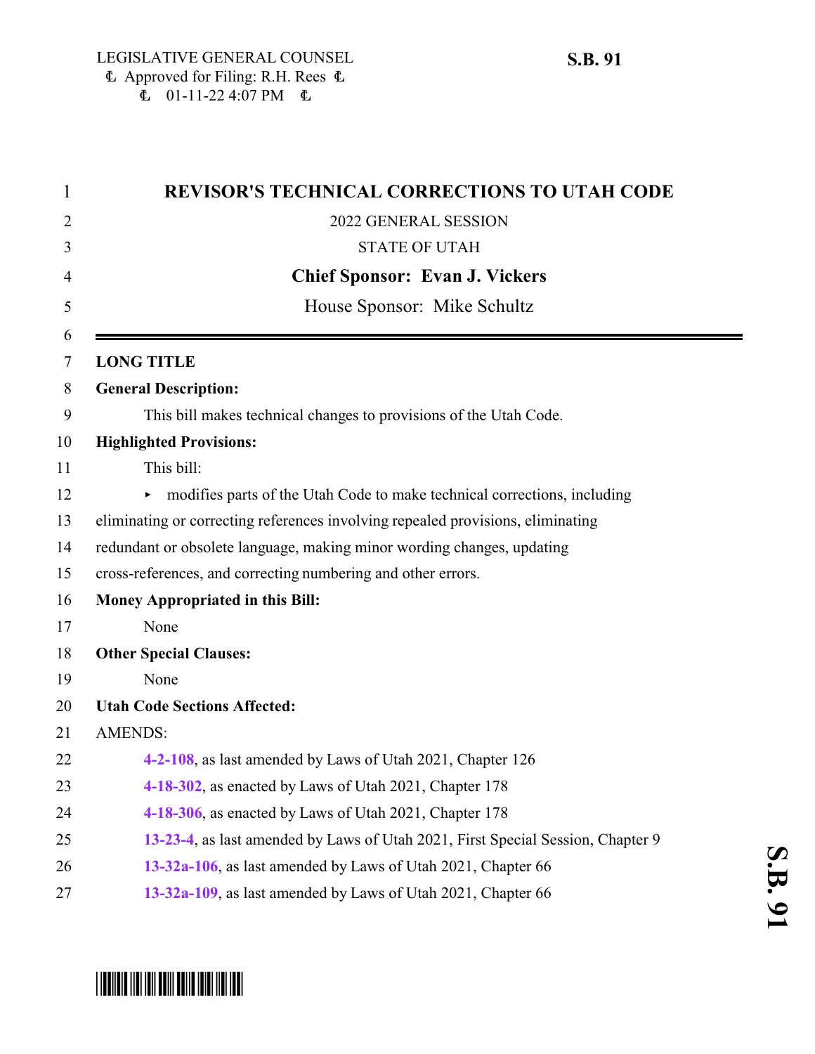LEGISLATIVE GENERAL COUNSEL
Approved for Filing: R.H. Rees
01-11-22 4:07 PM

**S.B. 91**

# REVISOR'S TECHNICAL CORRECTIONS TO UTAH CODE

2022 GENERAL SESSION

STATE OF UTAH

**Chief Sponsor: Evan J. Vickers**

House Sponsor: Mike Schultz

---

**LONG TITLE**

**General Description:**

This bill makes technical changes to provisions of the Utah Code.

**Highlighted Provisions:**

This bill:

- modifies parts of the Utah Code to make technical corrections, including eliminating or correcting references involving repealed provisions, eliminating redundant or obsolete language, making minor wording changes, updating cross-references, and correcting numbering and other errors.

**Money Appropriated in this Bill:**

None

**Other Special Clauses:**

None

**Utah Code Sections Affected:**

AMENDS:

**4-2-108**, as last amended by Laws of Utah 2021, Chapter 126

**4-18-302**, as enacted by Laws of Utah 2021, Chapter 178

**4-18-306**, as enacted by Laws of Utah 2021, Chapter 178

**13-23-4**, as last amended by Laws of Utah 2021, First Special Session, Chapter 9

**13-32a-106**, as last amended by Laws of Utah 2021, Chapter 66

**13-32a-109**, as last amended by Laws of Utah 2021, Chapter 66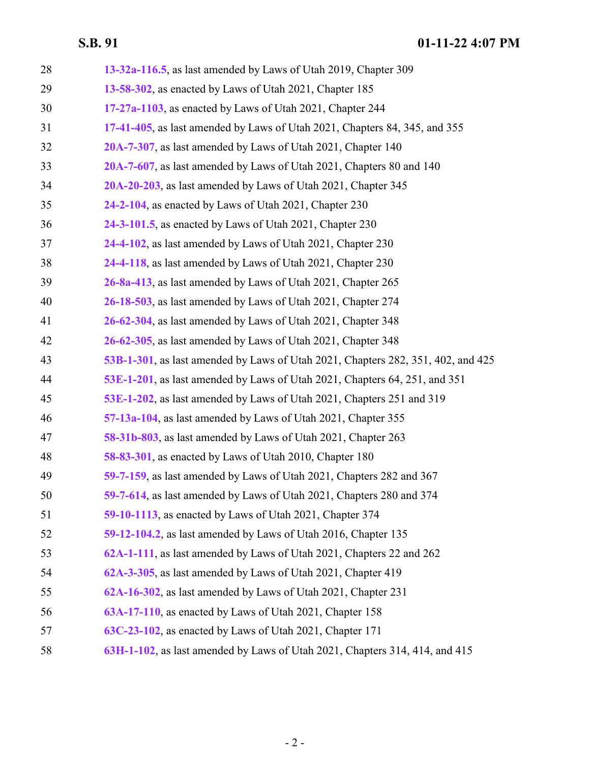28 **13-32a-116.5**, as last amended by Laws of Utah 2019, Chapter 309

29 **13-58-302**, as enacted by Laws of Utah 2021, Chapter 185

30 **17-27a-1103**, as enacted by Laws of Utah 2021, Chapter 244

31 **17-41-405**, as last amended by Laws of Utah 2021, Chapters 84, 345, and 355

32 **20A-7-307**, as last amended by Laws of Utah 2021, Chapter 140

33 **20A-7-607**, as last amended by Laws of Utah 2021, Chapters 80 and 140

34 **20A-20-203**, as last amended by Laws of Utah 2021, Chapter 345

35 **24-2-104**, as enacted by Laws of Utah 2021, Chapter 230

36 **24-3-101.5**, as enacted by Laws of Utah 2021, Chapter 230

37 **24-4-102**, as last amended by Laws of Utah 2021, Chapter 230

38 **24-4-118**, as last amended by Laws of Utah 2021, Chapter 230

39 **26-8a-413**, as last amended by Laws of Utah 2021, Chapter 265

40 **26-18-503**, as last amended by Laws of Utah 2021, Chapter 274

41 **26-62-304**, as last amended by Laws of Utah 2021, Chapter 348

42 **26-62-305**, as last amended by Laws of Utah 2021, Chapter 348

43 **53B-1-301**, as last amended by Laws of Utah 2021, Chapters 282, 351, 402, and 425

44 **53E-1-201**, as last amended by Laws of Utah 2021, Chapters 64, 251, and 351

45 **53E-1-202**, as last amended by Laws of Utah 2021, Chapters 251 and 319

46 **57-13a-104**, as last amended by Laws of Utah 2021, Chapter 355

47 **58-31b-803**, as last amended by Laws of Utah 2021, Chapter 263

48 **58-83-301**, as enacted by Laws of Utah 2010, Chapter 180

49 **59-7-159**, as last amended by Laws of Utah 2021, Chapters 282 and 367

50 **59-7-614**, as last amended by Laws of Utah 2021, Chapters 280 and 374

51 **59-10-1113**, as enacted by Laws of Utah 2021, Chapter 374

52 **59-12-104.2**, as last amended by Laws of Utah 2016, Chapter 135

53 **62A-1-111**, as last amended by Laws of Utah 2021, Chapters 22 and 262

54 **62A-3-305**, as last amended by Laws of Utah 2021, Chapter 419

55 **62A-16-302**, as last amended by Laws of Utah 2021, Chapter 231

56 **63A-17-110**, as enacted by Laws of Utah 2021, Chapter 158

57 **63C-23-102**, as enacted by Laws of Utah 2021, Chapter 171

58 **63H-1-102**, as last amended by Laws of Utah 2021, Chapters 314, 414, and 415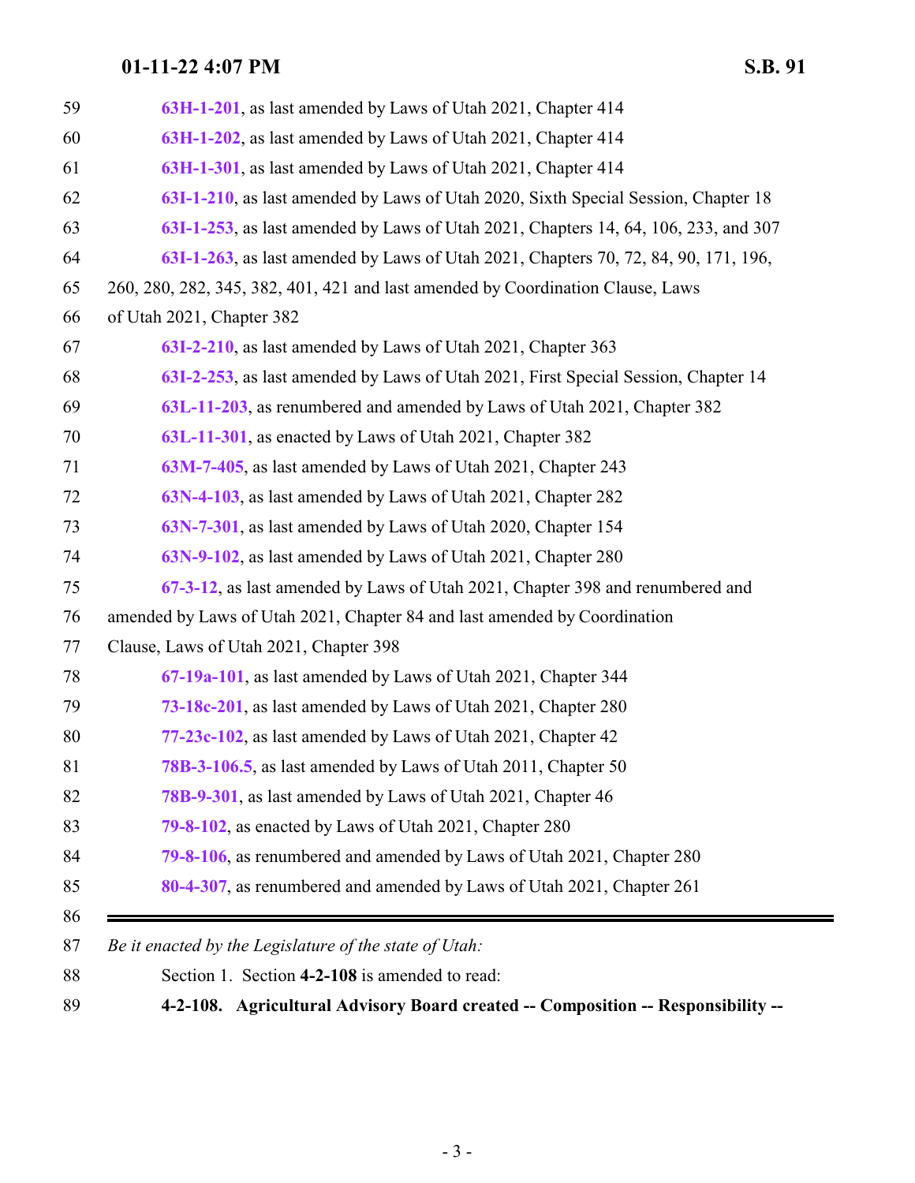63H-1-201, as last amended by Laws of Utah 2021, Chapter 414
63H-1-202, as last amended by Laws of Utah 2021, Chapter 414
63H-1-301, as last amended by Laws of Utah 2021, Chapter 414
63I-1-210, as last amended by Laws of Utah 2020, Sixth Special Session, Chapter 18
63I-1-253, as last amended by Laws of Utah 2021, Chapters 14, 64, 106, 233, and 307
63I-1-263, as last amended by Laws of Utah 2021, Chapters 70, 72, 84, 90, 171, 196, 260, 280, 282, 345, 382, 401, 421 and last amended by Coordination Clause, Laws of Utah 2021, Chapter 382
63I-2-210, as last amended by Laws of Utah 2021, Chapter 363
63I-2-253, as last amended by Laws of Utah 2021, First Special Session, Chapter 14
63L-11-203, as renumbered and amended by Laws of Utah 2021, Chapter 382
63L-11-301, as enacted by Laws of Utah 2021, Chapter 382
63M-7-405, as last amended by Laws of Utah 2021, Chapter 243
63N-4-103, as last amended by Laws of Utah 2021, Chapter 282
63N-7-301, as last amended by Laws of Utah 2020, Chapter 154
63N-9-102, as last amended by Laws of Utah 2021, Chapter 280
67-3-12, as last amended by Laws of Utah 2021, Chapter 398 and renumbered and amended by Laws of Utah 2021, Chapter 84 and last amended by Coordination Clause, Laws of Utah 2021, Chapter 398
67-19a-101, as last amended by Laws of Utah 2021, Chapter 344
73-18c-201, as last amended by Laws of Utah 2021, Chapter 280
77-23c-102, as last amended by Laws of Utah 2021, Chapter 42
78B-3-106.5, as last amended by Laws of Utah 2011, Chapter 50
78B-9-301, as last amended by Laws of Utah 2021, Chapter 46
79-8-102, as enacted by Laws of Utah 2021, Chapter 280
79-8-106, as renumbered and amended by Laws of Utah 2021, Chapter 280
80-4-307, as renumbered and amended by Laws of Utah 2021, Chapter 261

---

*Be it enacted by the Legislature of the state of Utah:*

Section 1. Section **4-2-108** is amended to read:

**4-2-108. Agricultural Advisory Board created -- Composition -- Responsibility --**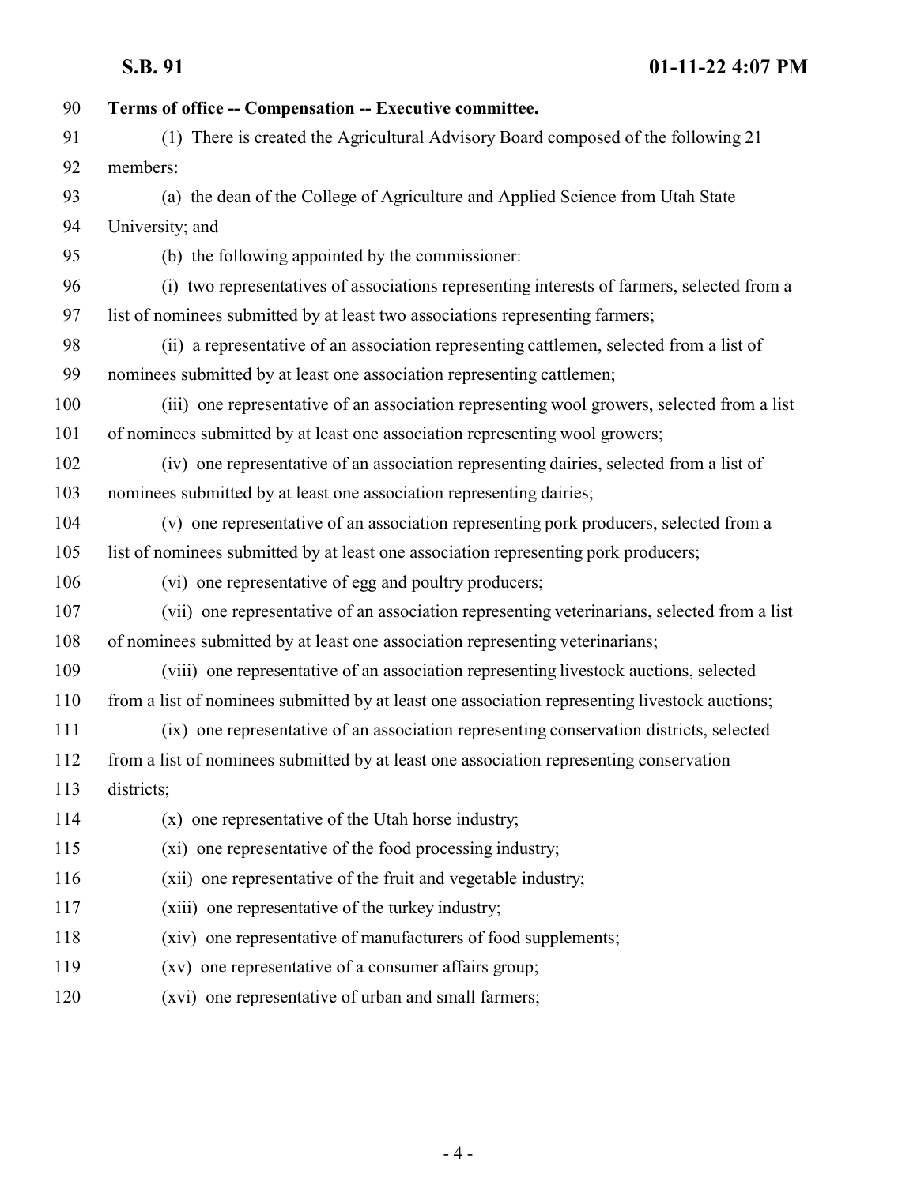**Terms of office -- Compensation -- Executive committee.**

(1) There is created the Agricultural Advisory Board composed of the following 21 members:

(a) the dean of the College of Agriculture and Applied Science from Utah State University; and

(b) the following appointed by <u>the</u> commissioner:

(i) two representatives of associations representing interests of farmers, selected from a list of nominees submitted by at least two associations representing farmers;

(ii) a representative of an association representing cattlemen, selected from a list of nominees submitted by at least one association representing cattlemen;

(iii) one representative of an association representing wool growers, selected from a list of nominees submitted by at least one association representing wool growers;

(iv) one representative of an association representing dairies, selected from a list of nominees submitted by at least one association representing dairies;

(v) one representative of an association representing pork producers, selected from a list of nominees submitted by at least one association representing pork producers;

(vi) one representative of egg and poultry producers;

(vii) one representative of an association representing veterinarians, selected from a list of nominees submitted by at least one association representing veterinarians;

(viii) one representative of an association representing livestock auctions, selected from a list of nominees submitted by at least one association representing livestock auctions;

(ix) one representative of an association representing conservation districts, selected from a list of nominees submitted by at least one association representing conservation districts;

(x) one representative of the Utah horse industry;

(xi) one representative of the food processing industry;

(xii) one representative of the fruit and vegetable industry;

(xiii) one representative of the turkey industry;

(xiv) one representative of manufacturers of food supplements;

(xv) one representative of a consumer affairs group;

(xvi) one representative of urban and small farmers;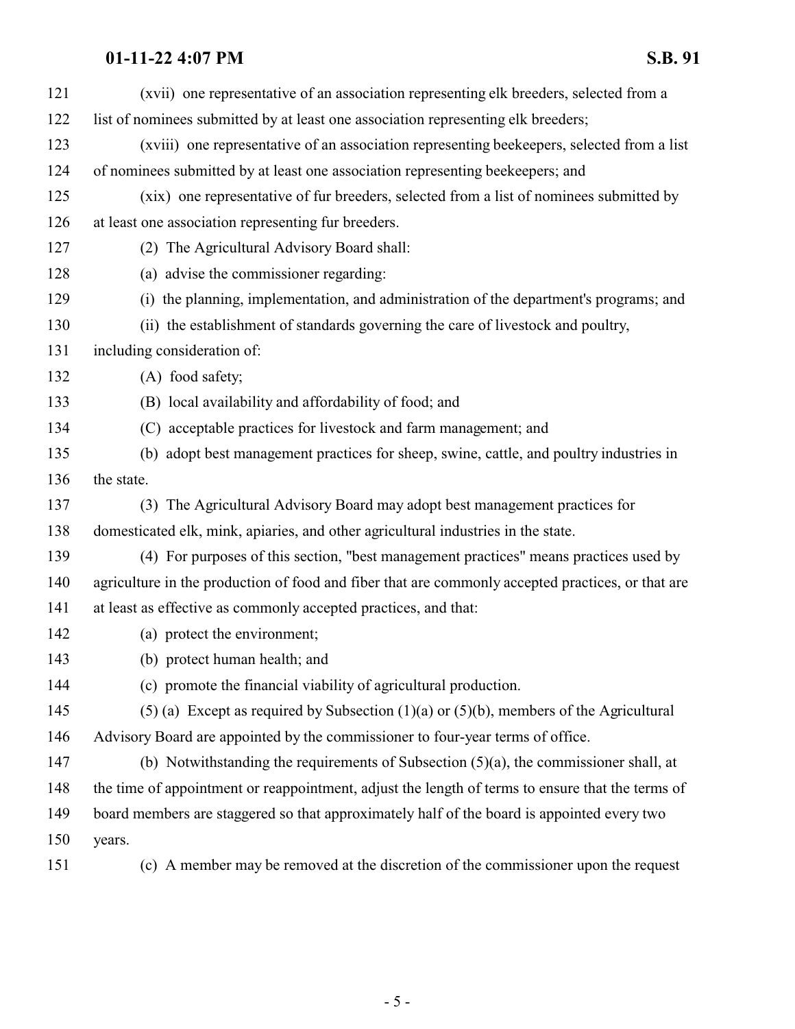(xvii) one representative of an association representing elk breeders, selected from a list of nominees submitted by at least one association representing elk breeders;

(xviii) one representative of an association representing beekeepers, selected from a list of nominees submitted by at least one association representing beekeepers; and

(xix) one representative of fur breeders, selected from a list of nominees submitted by at least one association representing fur breeders.

(2) The Agricultural Advisory Board shall:

(a) advise the commissioner regarding:

(i) the planning, implementation, and administration of the department's programs; and

(ii) the establishment of standards governing the care of livestock and poultry, including consideration of:

(A) food safety;

(B) local availability and affordability of food; and

(C) acceptable practices for livestock and farm management; and

(b) adopt best management practices for sheep, swine, cattle, and poultry industries in the state.

(3) The Agricultural Advisory Board may adopt best management practices for domesticated elk, mink, apiaries, and other agricultural industries in the state.

(4) For purposes of this section, "best management practices" means practices used by agriculture in the production of food and fiber that are commonly accepted practices, or that are at least as effective as commonly accepted practices, and that:

(a) protect the environment;

(b) protect human health; and

(c) promote the financial viability of agricultural production.

(5) (a) Except as required by Subsection (1)(a) or (5)(b), members of the Agricultural Advisory Board are appointed by the commissioner to four-year terms of office.

(b) Notwithstanding the requirements of Subsection (5)(a), the commissioner shall, at the time of appointment or reappointment, adjust the length of terms to ensure that the terms of board members are staggered so that approximately half of the board is appointed every two years.

(c) A member may be removed at the discretion of the commissioner upon the request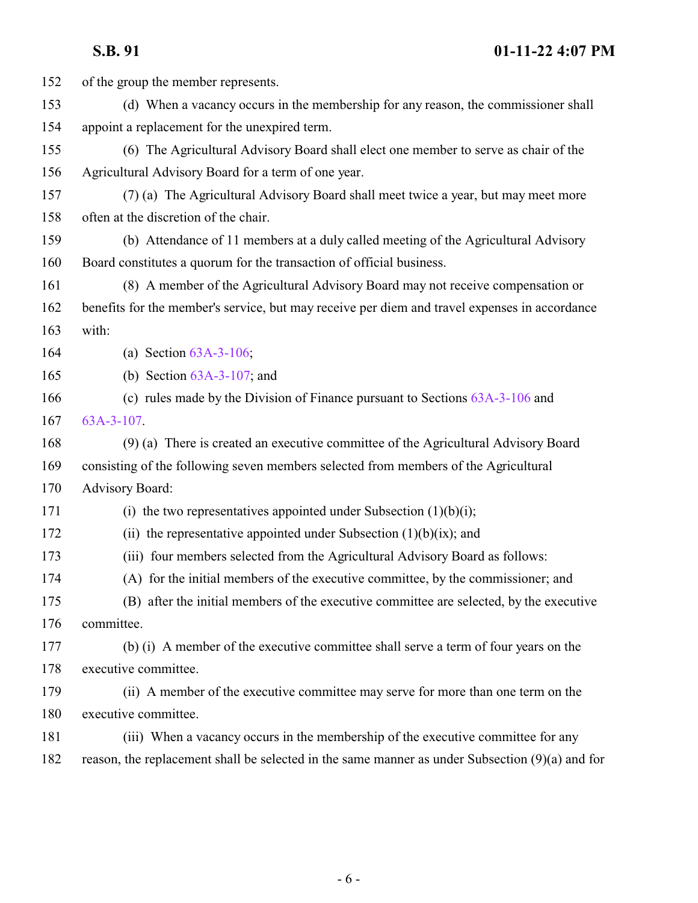of the group the member represents.

(d) When a vacancy occurs in the membership for any reason, the commissioner shall appoint a replacement for the unexpired term.

(6) The Agricultural Advisory Board shall elect one member to serve as chair of the Agricultural Advisory Board for a term of one year.

(7) (a) The Agricultural Advisory Board shall meet twice a year, but may meet more often at the discretion of the chair.

(b) Attendance of 11 members at a duly called meeting of the Agricultural Advisory Board constitutes a quorum for the transaction of official business.

(8) A member of the Agricultural Advisory Board may not receive compensation or benefits for the member's service, but may receive per diem and travel expenses in accordance with:

(a) Section 63A-3-106;

(b) Section 63A-3-107; and

(c) rules made by the Division of Finance pursuant to Sections 63A-3-106 and 63A-3-107.

(9) (a) There is created an executive committee of the Agricultural Advisory Board consisting of the following seven members selected from members of the Agricultural Advisory Board:

(i) the two representatives appointed under Subsection (1)(b)(i);

(ii) the representative appointed under Subsection (1)(b)(ix); and

(iii) four members selected from the Agricultural Advisory Board as follows:

(A) for the initial members of the executive committee, by the commissioner; and

(B) after the initial members of the executive committee are selected, by the executive committee.

(b) (i) A member of the executive committee shall serve a term of four years on the executive committee.

(ii) A member of the executive committee may serve for more than one term on the executive committee.

(iii) When a vacancy occurs in the membership of the executive committee for any reason, the replacement shall be selected in the same manner as under Subsection (9)(a) and for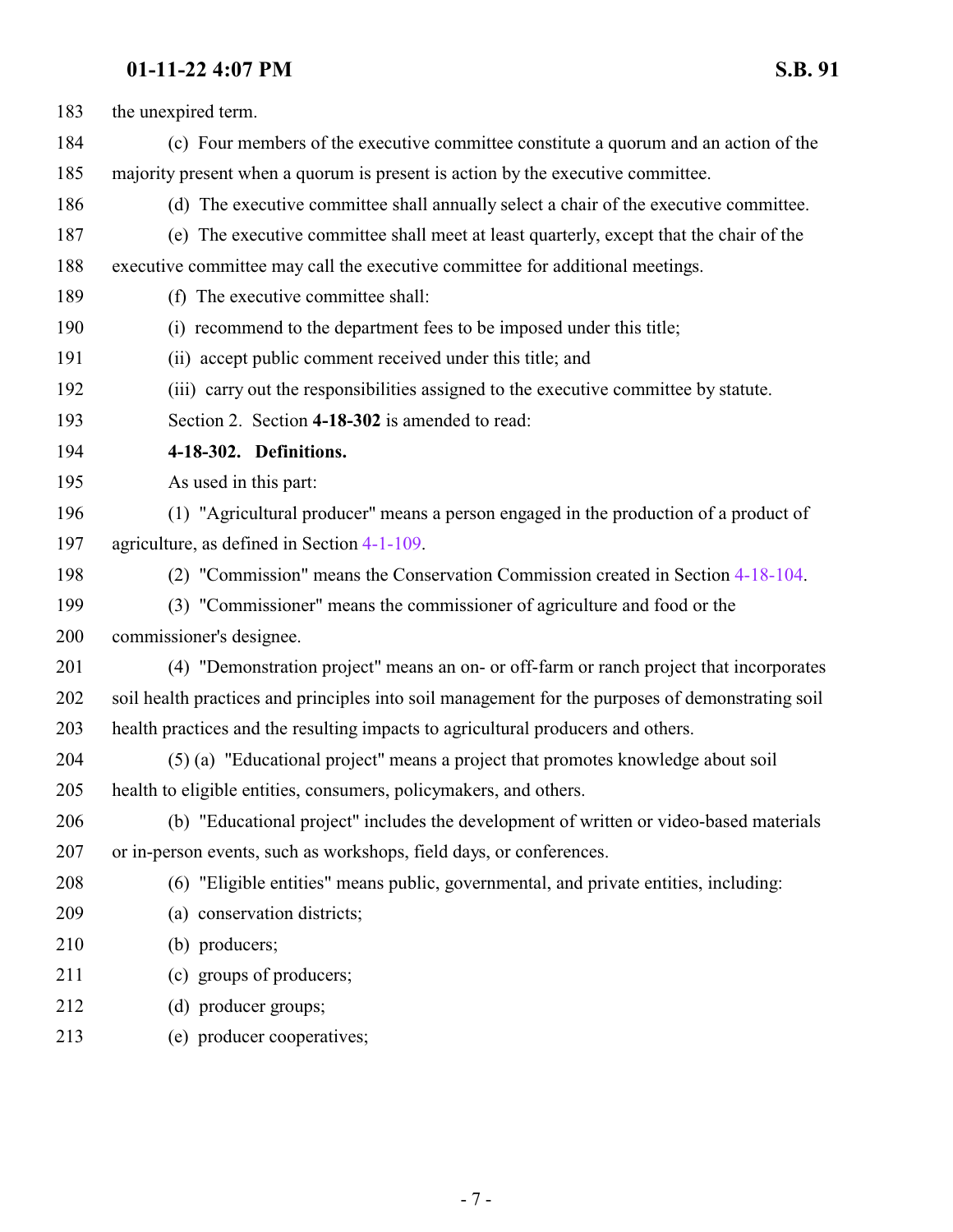the unexpired term.

(c) Four members of the executive committee constitute a quorum and an action of the majority present when a quorum is present is action by the executive committee.

(d) The executive committee shall annually select a chair of the executive committee.

(e) The executive committee shall meet at least quarterly, except that the chair of the executive committee may call the executive committee for additional meetings.

(f) The executive committee shall:

(i) recommend to the department fees to be imposed under this title;

(ii) accept public comment received under this title; and

(iii) carry out the responsibilities assigned to the executive committee by statute.

Section 2. Section **4-18-302** is amended to read:

**4-18-302. Definitions.**

As used in this part:

(1) "Agricultural producer" means a person engaged in the production of a product of agriculture, as defined in Section 4-1-109.

(2) "Commission" means the Conservation Commission created in Section 4-18-104.

(3) "Commissioner" means the commissioner of agriculture and food or the commissioner's designee.

(4) "Demonstration project" means an on- or off-farm or ranch project that incorporates soil health practices and principles into soil management for the purposes of demonstrating soil health practices and the resulting impacts to agricultural producers and others.

(5) (a) "Educational project" means a project that promotes knowledge about soil health to eligible entities, consumers, policymakers, and others.

(b) "Educational project" includes the development of written or video-based materials or in-person events, such as workshops, field days, or conferences.

(6) "Eligible entities" means public, governmental, and private entities, including:

(a) conservation districts;

(b) producers;

(c) groups of producers;

(d) producer groups;

(e) producer cooperatives;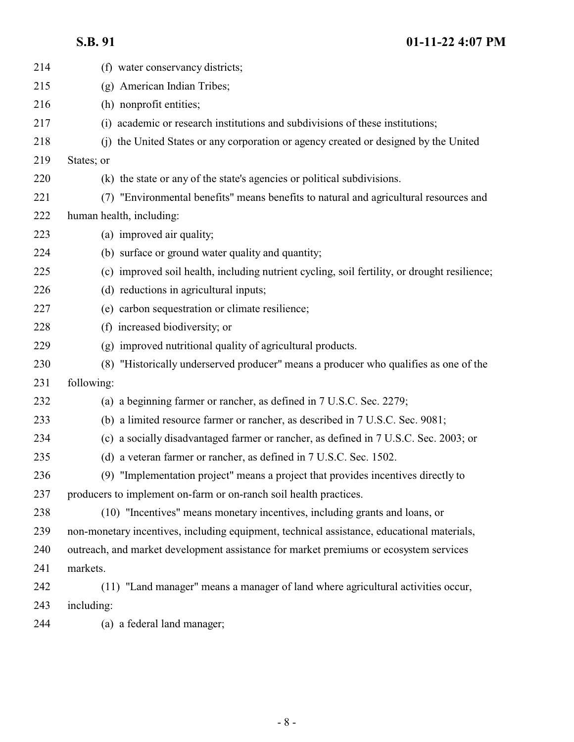(f) water conservancy districts;

(g) American Indian Tribes;

(h) nonprofit entities;

(i) academic or research institutions and subdivisions of these institutions;

(j) the United States or any corporation or agency created or designed by the United States; or

(k) the state or any of the state's agencies or political subdivisions.

(7) "Environmental benefits" means benefits to natural and agricultural resources and human health, including:

(a) improved air quality;

(b) surface or ground water quality and quantity;

(c) improved soil health, including nutrient cycling, soil fertility, or drought resilience;

(d) reductions in agricultural inputs;

(e) carbon sequestration or climate resilience;

(f) increased biodiversity; or

(g) improved nutritional quality of agricultural products.

(8) "Historically underserved producer" means a producer who qualifies as one of the following:

(a) a beginning farmer or rancher, as defined in 7 U.S.C. Sec. 2279;

(b) a limited resource farmer or rancher, as described in 7 U.S.C. Sec. 9081;

(c) a socially disadvantaged farmer or rancher, as defined in 7 U.S.C. Sec. 2003; or

(d) a veteran farmer or rancher, as defined in 7 U.S.C. Sec. 1502.

(9) "Implementation project" means a project that provides incentives directly to producers to implement on-farm or on-ranch soil health practices.

(10) "Incentives" means monetary incentives, including grants and loans, or non-monetary incentives, including equipment, technical assistance, educational materials, outreach, and market development assistance for market premiums or ecosystem services markets.

(11) "Land manager" means a manager of land where agricultural activities occur, including:

(a) a federal land manager;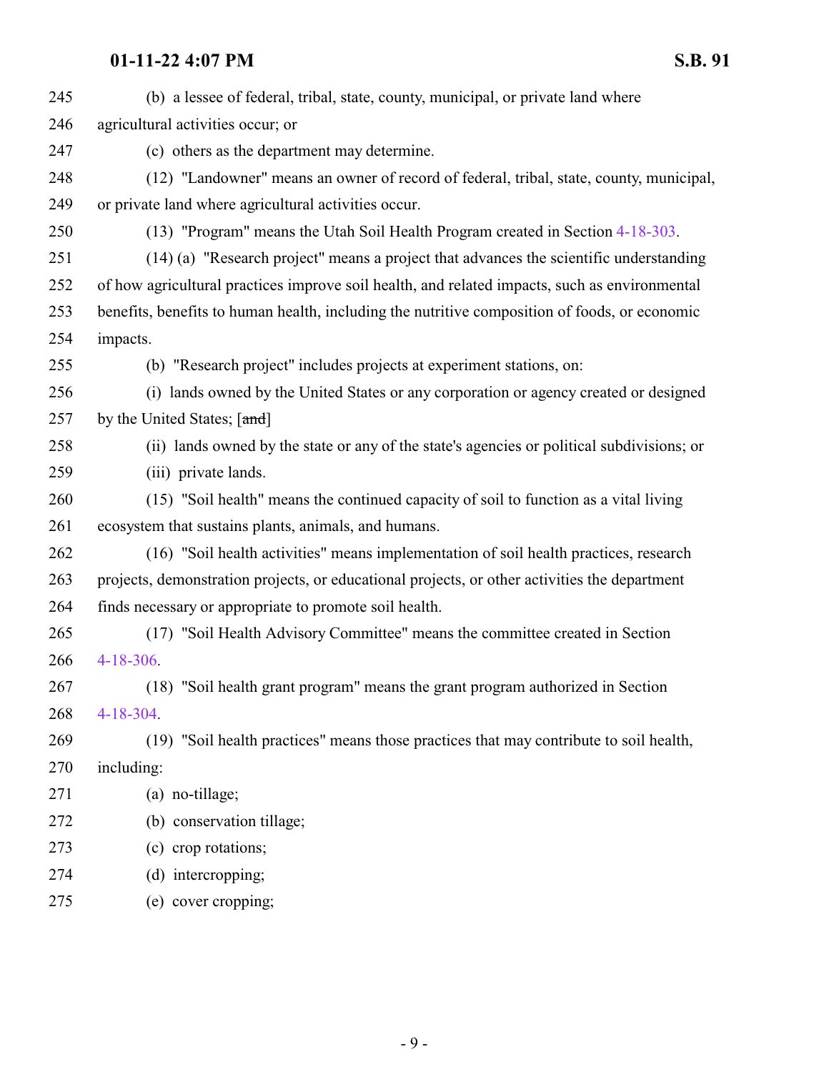(b) a lessee of federal, tribal, state, county, municipal, or private land where agricultural activities occur; or

(c) others as the department may determine.

(12) "Landowner" means an owner of record of federal, tribal, state, county, municipal, or private land where agricultural activities occur.

(13) "Program" means the Utah Soil Health Program created in Section 4-18-303.

(14) (a) "Research project" means a project that advances the scientific understanding of how agricultural practices improve soil health, and related impacts, such as environmental benefits, benefits to human health, including the nutritive composition of foods, or economic impacts.

(b) "Research project" includes projects at experiment stations, on:

(i) lands owned by the United States or any corporation or agency created or designed by the United States; [~~and~~]

(ii) lands owned by the state or any of the state's agencies or political subdivisions; or

(iii) private lands.

(15) "Soil health" means the continued capacity of soil to function as a vital living ecosystem that sustains plants, animals, and humans.

(16) "Soil health activities" means implementation of soil health practices, research projects, demonstration projects, or educational projects, or other activities the department finds necessary or appropriate to promote soil health.

(17) "Soil Health Advisory Committee" means the committee created in Section 4-18-306.

(18) "Soil health grant program" means the grant program authorized in Section 4-18-304.

(19) "Soil health practices" means those practices that may contribute to soil health, including:

(a) no-tillage;

(b) conservation tillage;

(c) crop rotations;

(d) intercropping;

(e) cover cropping;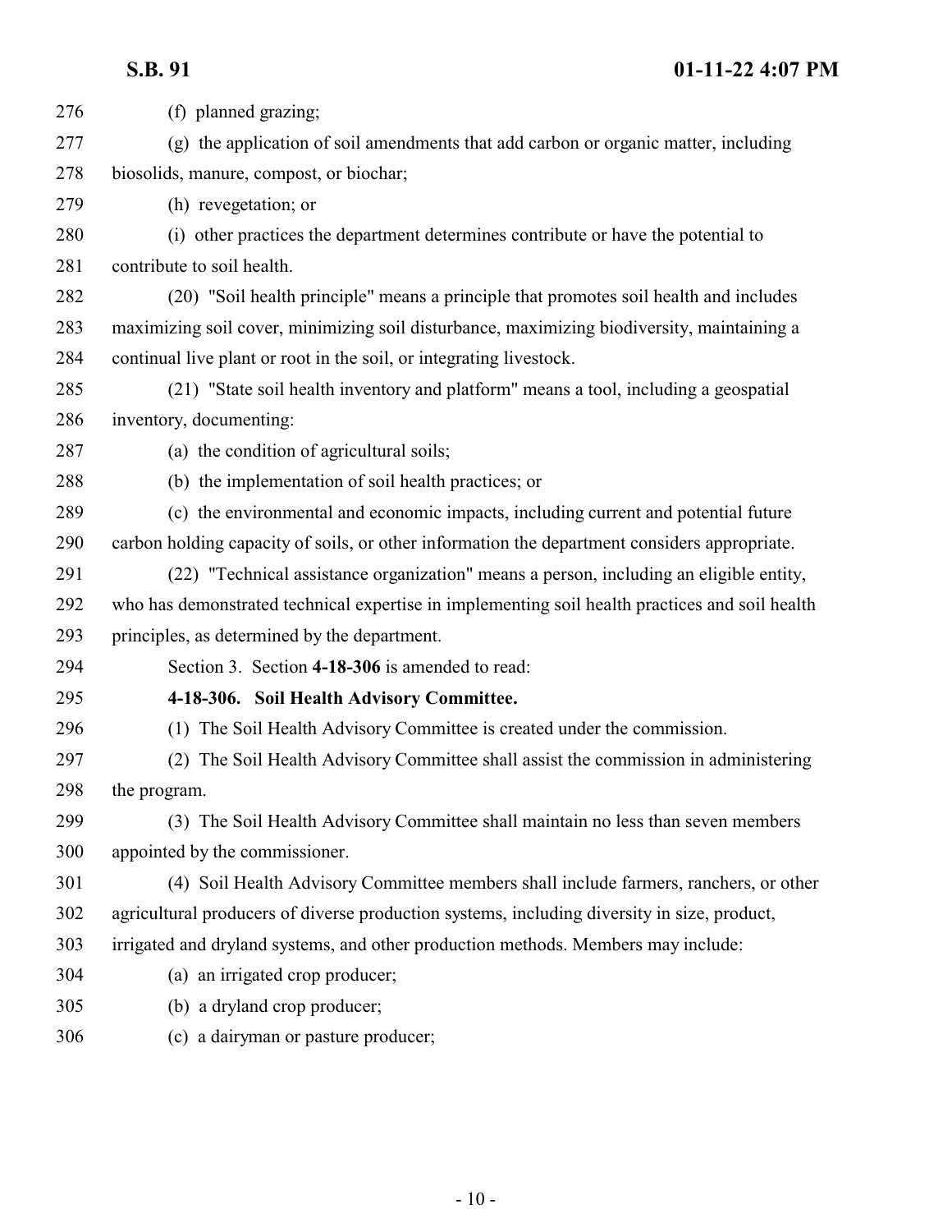(f) planned grazing;

(g) the application of soil amendments that add carbon or organic matter, including biosolids, manure, compost, or biochar;

(h) revegetation; or

(i) other practices the department determines contribute or have the potential to contribute to soil health.

(20) "Soil health principle" means a principle that promotes soil health and includes maximizing soil cover, minimizing soil disturbance, maximizing biodiversity, maintaining a continual live plant or root in the soil, or integrating livestock.

(21) "State soil health inventory and platform" means a tool, including a geospatial inventory, documenting:

(a) the condition of agricultural soils;

(b) the implementation of soil health practices; or

(c) the environmental and economic impacts, including current and potential future carbon holding capacity of soils, or other information the department considers appropriate.

(22) "Technical assistance organization" means a person, including an eligible entity, who has demonstrated technical expertise in implementing soil health practices and soil health principles, as determined by the department.

Section 3. Section **4-18-306** is amended to read:

**4-18-306. Soil Health Advisory Committee.**

(1) The Soil Health Advisory Committee is created under the commission.

(2) The Soil Health Advisory Committee shall assist the commission in administering the program.

(3) The Soil Health Advisory Committee shall maintain no less than seven members appointed by the commissioner.

(4) Soil Health Advisory Committee members shall include farmers, ranchers, or other agricultural producers of diverse production systems, including diversity in size, product, irrigated and dryland systems, and other production methods. Members may include:

(a) an irrigated crop producer;

(b) a dryland crop producer;

(c) a dairyman or pasture producer;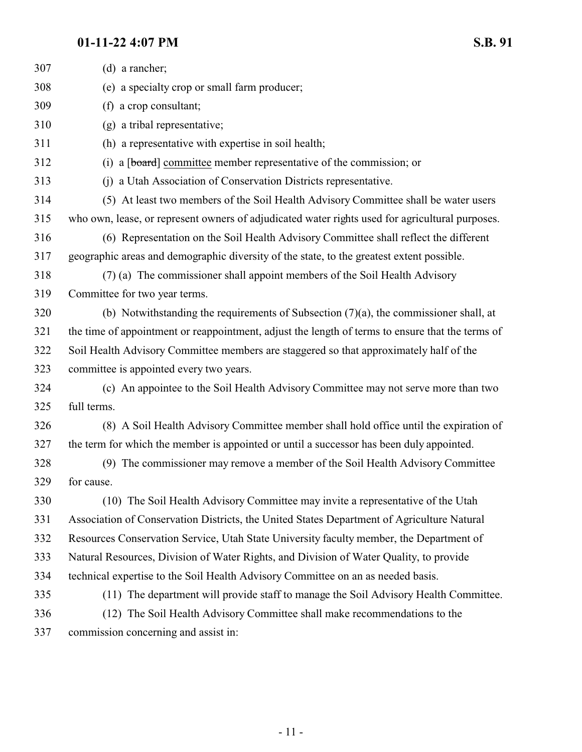(d) a rancher;

(e) a specialty crop or small farm producer;

(f) a crop consultant;

(g) a tribal representative;

(h) a representative with expertise in soil health;

(i) a [~~board~~] committee member representative of the commission; or

(j) a Utah Association of Conservation Districts representative.

(5) At least two members of the Soil Health Advisory Committee shall be water users who own, lease, or represent owners of adjudicated water rights used for agricultural purposes.

(6) Representation on the Soil Health Advisory Committee shall reflect the different geographic areas and demographic diversity of the state, to the greatest extent possible.

(7) (a) The commissioner shall appoint members of the Soil Health Advisory Committee for two year terms.

(b) Notwithstanding the requirements of Subsection (7)(a), the commissioner shall, at the time of appointment or reappointment, adjust the length of terms to ensure that the terms of Soil Health Advisory Committee members are staggered so that approximately half of the committee is appointed every two years.

(c) An appointee to the Soil Health Advisory Committee may not serve more than two full terms.

(8) A Soil Health Advisory Committee member shall hold office until the expiration of the term for which the member is appointed or until a successor has been duly appointed.

(9) The commissioner may remove a member of the Soil Health Advisory Committee for cause.

(10) The Soil Health Advisory Committee may invite a representative of the Utah Association of Conservation Districts, the United States Department of Agriculture Natural Resources Conservation Service, Utah State University faculty member, the Department of Natural Resources, Division of Water Rights, and Division of Water Quality, to provide technical expertise to the Soil Health Advisory Committee on an as needed basis.

(11) The department will provide staff to manage the Soil Advisory Health Committee.

(12) The Soil Health Advisory Committee shall make recommendations to the commission concerning and assist in: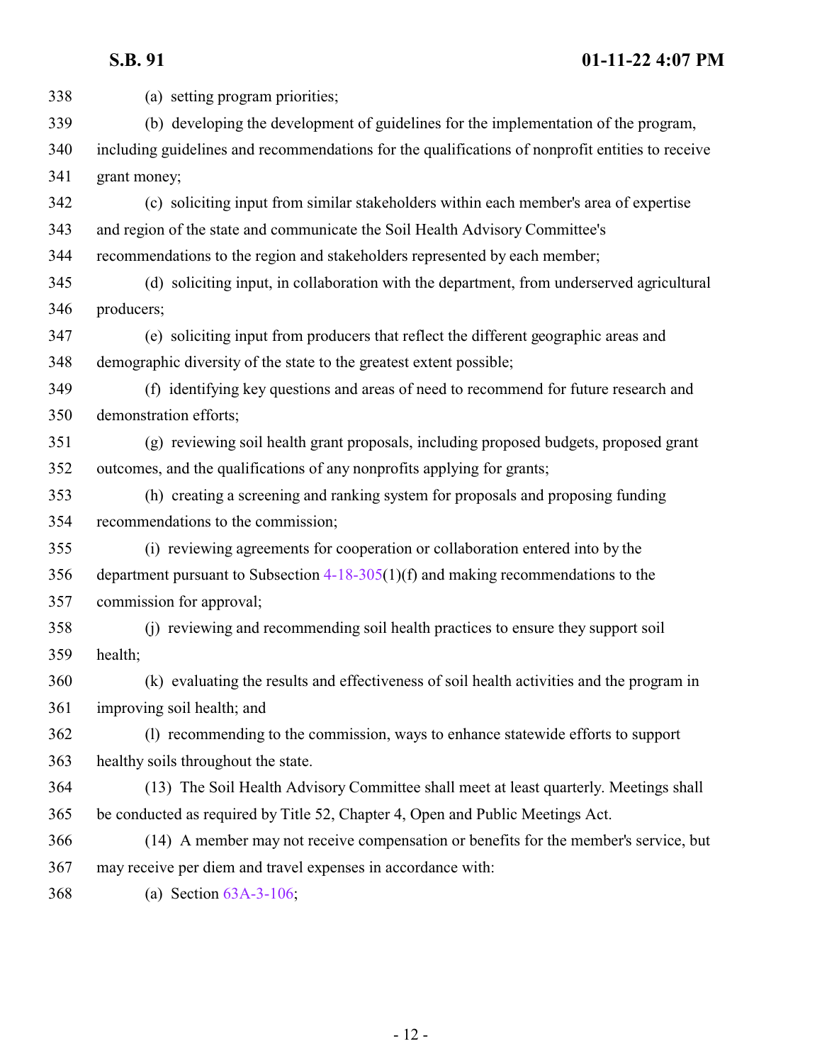338 (a) setting program priorities;

339 (b) developing the development of guidelines for the implementation of the program,
340 including guidelines and recommendations for the qualifications of nonprofit entities to receive
341 grant money;

342 (c) soliciting input from similar stakeholders within each member's area of expertise
343 and region of the state and communicate the Soil Health Advisory Committee's
344 recommendations to the region and stakeholders represented by each member;

345 (d) soliciting input, in collaboration with the department, from underserved agricultural
346 producers;

347 (e) soliciting input from producers that reflect the different geographic areas and
348 demographic diversity of the state to the greatest extent possible;

349 (f) identifying key questions and areas of need to recommend for future research and
350 demonstration efforts;

351 (g) reviewing soil health grant proposals, including proposed budgets, proposed grant
352 outcomes, and the qualifications of any nonprofits applying for grants;

353 (h) creating a screening and ranking system for proposals and proposing funding
354 recommendations to the commission;

355 (i) reviewing agreements for cooperation or collaboration entered into by the
356 department pursuant to Subsection 4-18-305(1)(f) and making recommendations to the
357 commission for approval;

358 (j) reviewing and recommending soil health practices to ensure they support soil
359 health;

360 (k) evaluating the results and effectiveness of soil health activities and the program in
361 improving soil health; and

362 (l) recommending to the commission, ways to enhance statewide efforts to support
363 healthy soils throughout the state.

364 (13) The Soil Health Advisory Committee shall meet at least quarterly. Meetings shall
365 be conducted as required by Title 52, Chapter 4, Open and Public Meetings Act.

366 (14) A member may not receive compensation or benefits for the member's service, but
367 may receive per diem and travel expenses in accordance with:

368 (a) Section 63A-3-106;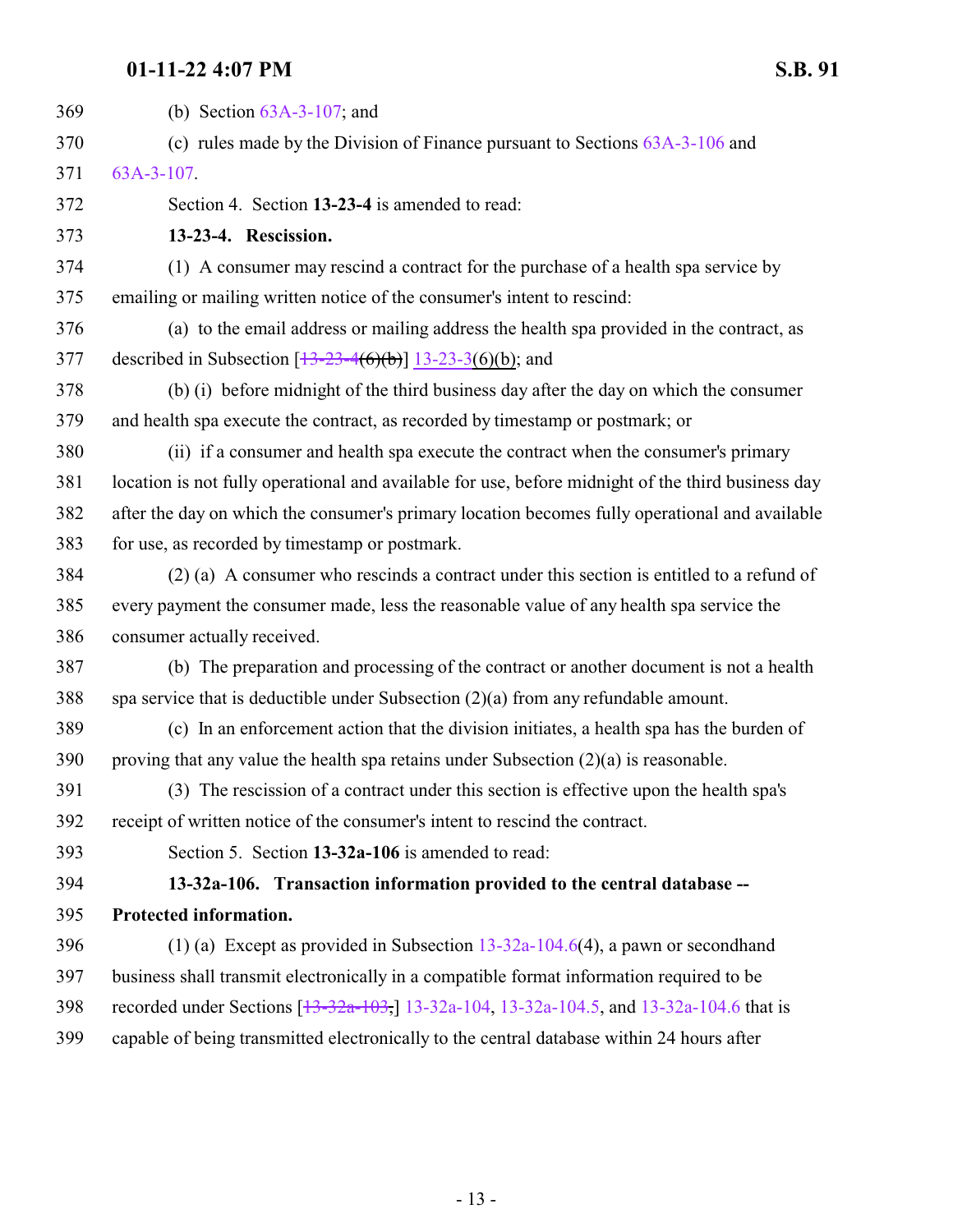(b) Section 63A-3-107; and

(c) rules made by the Division of Finance pursuant to Sections 63A-3-106 and 63A-3-107.

Section 4. Section **13-23-4** is amended to read:

**13-23-4. Rescission.**

(1) A consumer may rescind a contract for the purchase of a health spa service by emailing or mailing written notice of the consumer's intent to rescind:

(a) to the email address or mailing address the health spa provided in the contract, as described in Subsection [~~13-23-4(6)(b)~~] 13-23-3(6)(b); and

(b) (i) before midnight of the third business day after the day on which the consumer and health spa execute the contract, as recorded by timestamp or postmark; or

(ii) if a consumer and health spa execute the contract when the consumer's primary location is not fully operational and available for use, before midnight of the third business day after the day on which the consumer's primary location becomes fully operational and available for use, as recorded by timestamp or postmark.

(2) (a) A consumer who rescinds a contract under this section is entitled to a refund of every payment the consumer made, less the reasonable value of any health spa service the consumer actually received.

(b) The preparation and processing of the contract or another document is not a health spa service that is deductible under Subsection (2)(a) from any refundable amount.

(c) In an enforcement action that the division initiates, a health spa has the burden of proving that any value the health spa retains under Subsection (2)(a) is reasonable.

(3) The rescission of a contract under this section is effective upon the health spa's receipt of written notice of the consumer's intent to rescind the contract.

Section 5. Section **13-32a-106** is amended to read:

**13-32a-106. Transaction information provided to the central database -- Protected information.**

(1) (a) Except as provided in Subsection 13-32a-104.6(4), a pawn or secondhand business shall transmit electronically in a compatible format information required to be recorded under Sections [~~13-32a-103,~~] 13-32a-104, 13-32a-104.5, and 13-32a-104.6 that is capable of being transmitted electronically to the central database within 24 hours after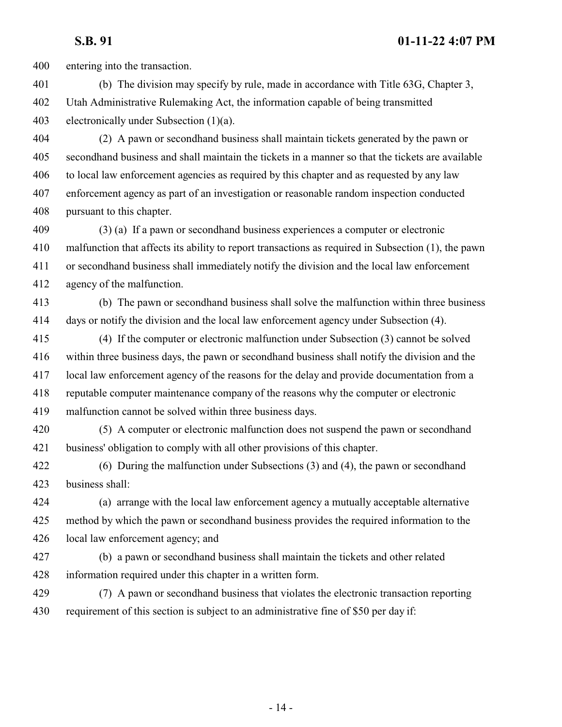entering into the transaction.

(b) The division may specify by rule, made in accordance with Title 63G, Chapter 3, Utah Administrative Rulemaking Act, the information capable of being transmitted electronically under Subsection (1)(a).

(2) A pawn or secondhand business shall maintain tickets generated by the pawn or secondhand business and shall maintain the tickets in a manner so that the tickets are available to local law enforcement agencies as required by this chapter and as requested by any law enforcement agency as part of an investigation or reasonable random inspection conducted pursuant to this chapter.

(3) (a) If a pawn or secondhand business experiences a computer or electronic malfunction that affects its ability to report transactions as required in Subsection (1), the pawn or secondhand business shall immediately notify the division and the local law enforcement agency of the malfunction.

(b) The pawn or secondhand business shall solve the malfunction within three business days or notify the division and the local law enforcement agency under Subsection (4).

(4) If the computer or electronic malfunction under Subsection (3) cannot be solved within three business days, the pawn or secondhand business shall notify the division and the local law enforcement agency of the reasons for the delay and provide documentation from a reputable computer maintenance company of the reasons why the computer or electronic malfunction cannot be solved within three business days.

(5) A computer or electronic malfunction does not suspend the pawn or secondhand business' obligation to comply with all other provisions of this chapter.

(6) During the malfunction under Subsections (3) and (4), the pawn or secondhand business shall:

(a) arrange with the local law enforcement agency a mutually acceptable alternative method by which the pawn or secondhand business provides the required information to the local law enforcement agency; and

(b) a pawn or secondhand business shall maintain the tickets and other related information required under this chapter in a written form.

(7) A pawn or secondhand business that violates the electronic transaction reporting requirement of this section is subject to an administrative fine of $50 per day if: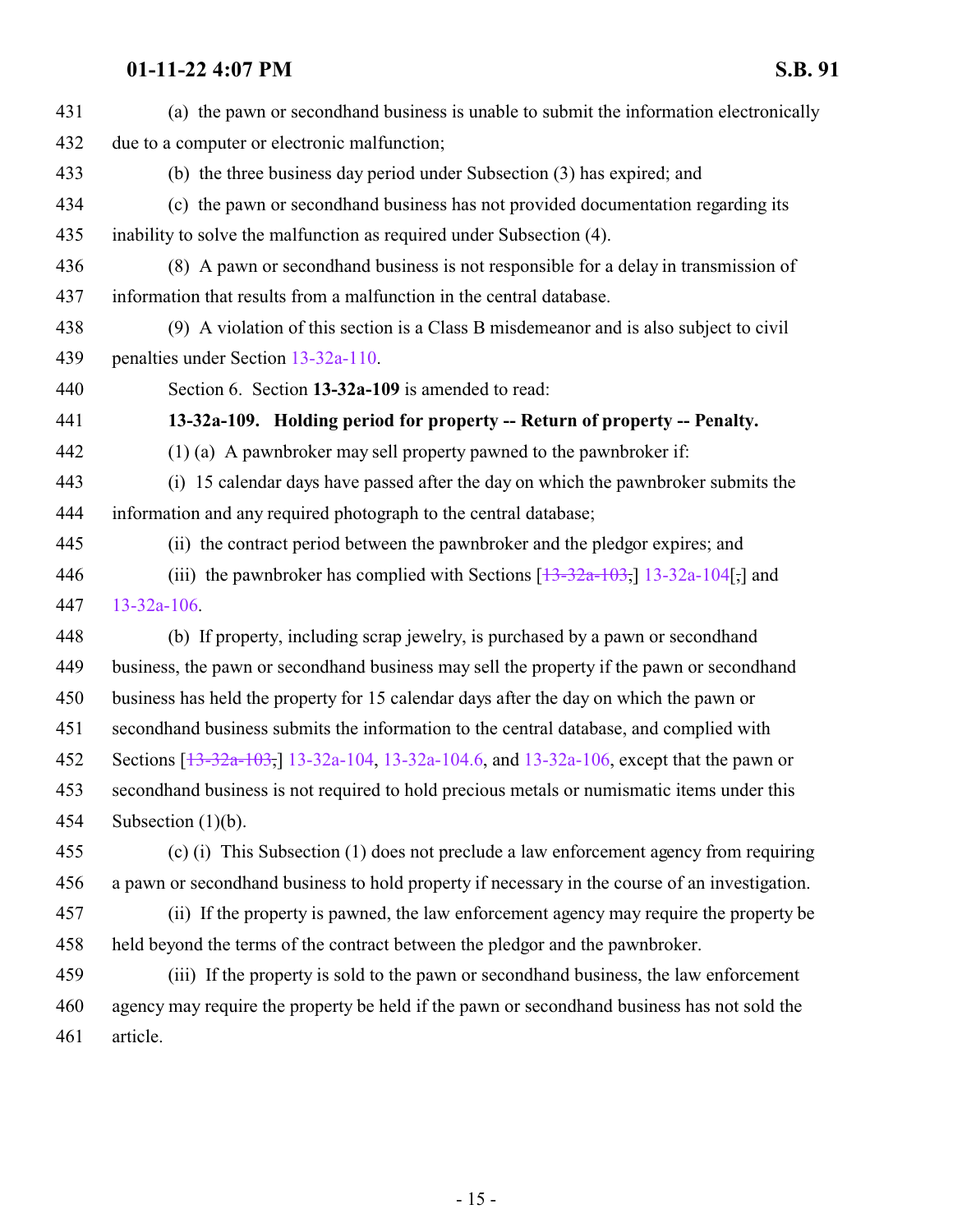431 (a) the pawn or secondhand business is unable to submit the information electronically
432 due to a computer or electronic malfunction;

433 (b) the three business day period under Subsection (3) has expired; and

434 (c) the pawn or secondhand business has not provided documentation regarding its
435 inability to solve the malfunction as required under Subsection (4).

436 (8) A pawn or secondhand business is not responsible for a delay in transmission of
437 information that results from a malfunction in the central database.

438 (9) A violation of this section is a Class B misdemeanor and is also subject to civil
439 penalties under Section 13-32a-110.

440 Section 6. Section **13-32a-109** is amended to read:

441 **13-32a-109. Holding period for property -- Return of property -- Penalty.**

442 (1) (a) A pawnbroker may sell property pawned to the pawnbroker if:

443 (i) 15 calendar days have passed after the day on which the pawnbroker submits the
444 information and any required photograph to the central database;

445 (ii) the contract period between the pawnbroker and the pledgor expires; and

446 (iii) the pawnbroker has complied with Sections [~~13-32a-103,~~] 13-32a-104[~~,~~] and
447 13-32a-106.

448 (b) If property, including scrap jewelry, is purchased by a pawn or secondhand
449 business, the pawn or secondhand business may sell the property if the pawn or secondhand
450 business has held the property for 15 calendar days after the day on which the pawn or
451 secondhand business submits the information to the central database, and complied with
452 Sections [~~13-32a-103,~~] 13-32a-104, 13-32a-104.6, and 13-32a-106, except that the pawn or
453 secondhand business is not required to hold precious metals or numismatic items under this
454 Subsection (1)(b).

455 (c) (i) This Subsection (1) does not preclude a law enforcement agency from requiring
456 a pawn or secondhand business to hold property if necessary in the course of an investigation.

457 (ii) If the property is pawned, the law enforcement agency may require the property be
458 held beyond the terms of the contract between the pledgor and the pawnbroker.

459 (iii) If the property is sold to the pawn or secondhand business, the law enforcement
460 agency may require the property be held if the pawn or secondhand business has not sold the
461 article.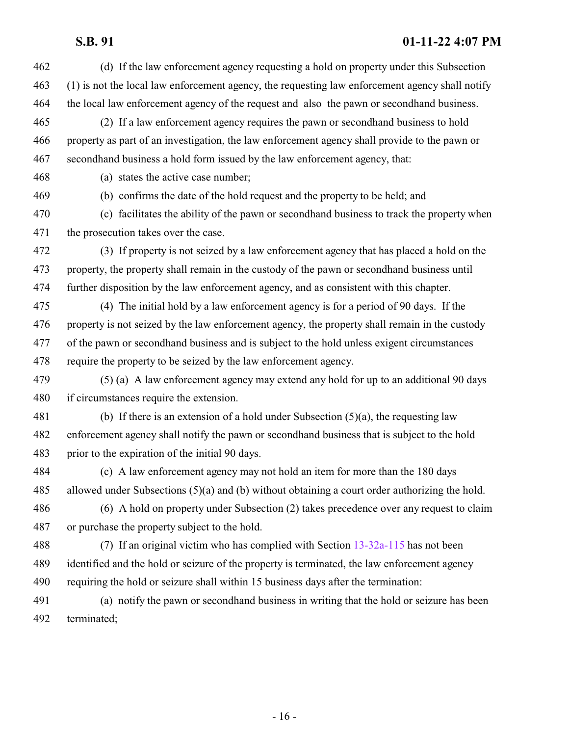(d) If the law enforcement agency requesting a hold on property under this Subsection (1) is not the local law enforcement agency, the requesting law enforcement agency shall notify the local law enforcement agency of the request and also the pawn or secondhand business.

(2) If a law enforcement agency requires the pawn or secondhand business to hold property as part of an investigation, the law enforcement agency shall provide to the pawn or secondhand business a hold form issued by the law enforcement agency, that:

(a) states the active case number;

(b) confirms the date of the hold request and the property to be held; and

(c) facilitates the ability of the pawn or secondhand business to track the property when the prosecution takes over the case.

(3) If property is not seized by a law enforcement agency that has placed a hold on the property, the property shall remain in the custody of the pawn or secondhand business until further disposition by the law enforcement agency, and as consistent with this chapter.

(4) The initial hold by a law enforcement agency is for a period of 90 days. If the property is not seized by the law enforcement agency, the property shall remain in the custody of the pawn or secondhand business and is subject to the hold unless exigent circumstances require the property to be seized by the law enforcement agency.

(5) (a) A law enforcement agency may extend any hold for up to an additional 90 days if circumstances require the extension.

(b) If there is an extension of a hold under Subsection (5)(a), the requesting law enforcement agency shall notify the pawn or secondhand business that is subject to the hold prior to the expiration of the initial 90 days.

(c) A law enforcement agency may not hold an item for more than the 180 days allowed under Subsections (5)(a) and (b) without obtaining a court order authorizing the hold.

(6) A hold on property under Subsection (2) takes precedence over any request to claim or purchase the property subject to the hold.

(7) If an original victim who has complied with Section 13-32a-115 has not been identified and the hold or seizure of the property is terminated, the law enforcement agency requiring the hold or seizure shall within 15 business days after the termination:

(a) notify the pawn or secondhand business in writing that the hold or seizure has been terminated;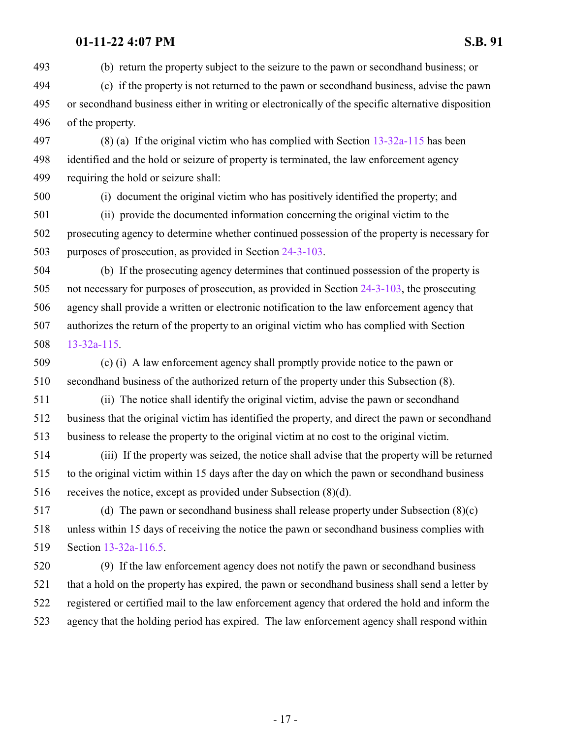(b) return the property subject to the seizure to the pawn or secondhand business; or

(c) if the property is not returned to the pawn or secondhand business, advise the pawn or secondhand business either in writing or electronically of the specific alternative disposition of the property.

(8) (a) If the original victim who has complied with Section 13-32a-115 has been identified and the hold or seizure of property is terminated, the law enforcement agency requiring the hold or seizure shall:

(i) document the original victim who has positively identified the property; and

(ii) provide the documented information concerning the original victim to the prosecuting agency to determine whether continued possession of the property is necessary for purposes of prosecution, as provided in Section 24-3-103.

(b) If the prosecuting agency determines that continued possession of the property is not necessary for purposes of prosecution, as provided in Section 24-3-103, the prosecuting agency shall provide a written or electronic notification to the law enforcement agency that authorizes the return of the property to an original victim who has complied with Section 13-32a-115.

(c) (i) A law enforcement agency shall promptly provide notice to the pawn or secondhand business of the authorized return of the property under this Subsection (8).

(ii) The notice shall identify the original victim, advise the pawn or secondhand business that the original victim has identified the property, and direct the pawn or secondhand business to release the property to the original victim at no cost to the original victim.

(iii) If the property was seized, the notice shall advise that the property will be returned to the original victim within 15 days after the day on which the pawn or secondhand business receives the notice, except as provided under Subsection (8)(d).

(d) The pawn or secondhand business shall release property under Subsection (8)(c) unless within 15 days of receiving the notice the pawn or secondhand business complies with Section 13-32a-116.5.

(9) If the law enforcement agency does not notify the pawn or secondhand business that a hold on the property has expired, the pawn or secondhand business shall send a letter by registered or certified mail to the law enforcement agency that ordered the hold and inform the agency that the holding period has expired. The law enforcement agency shall respond within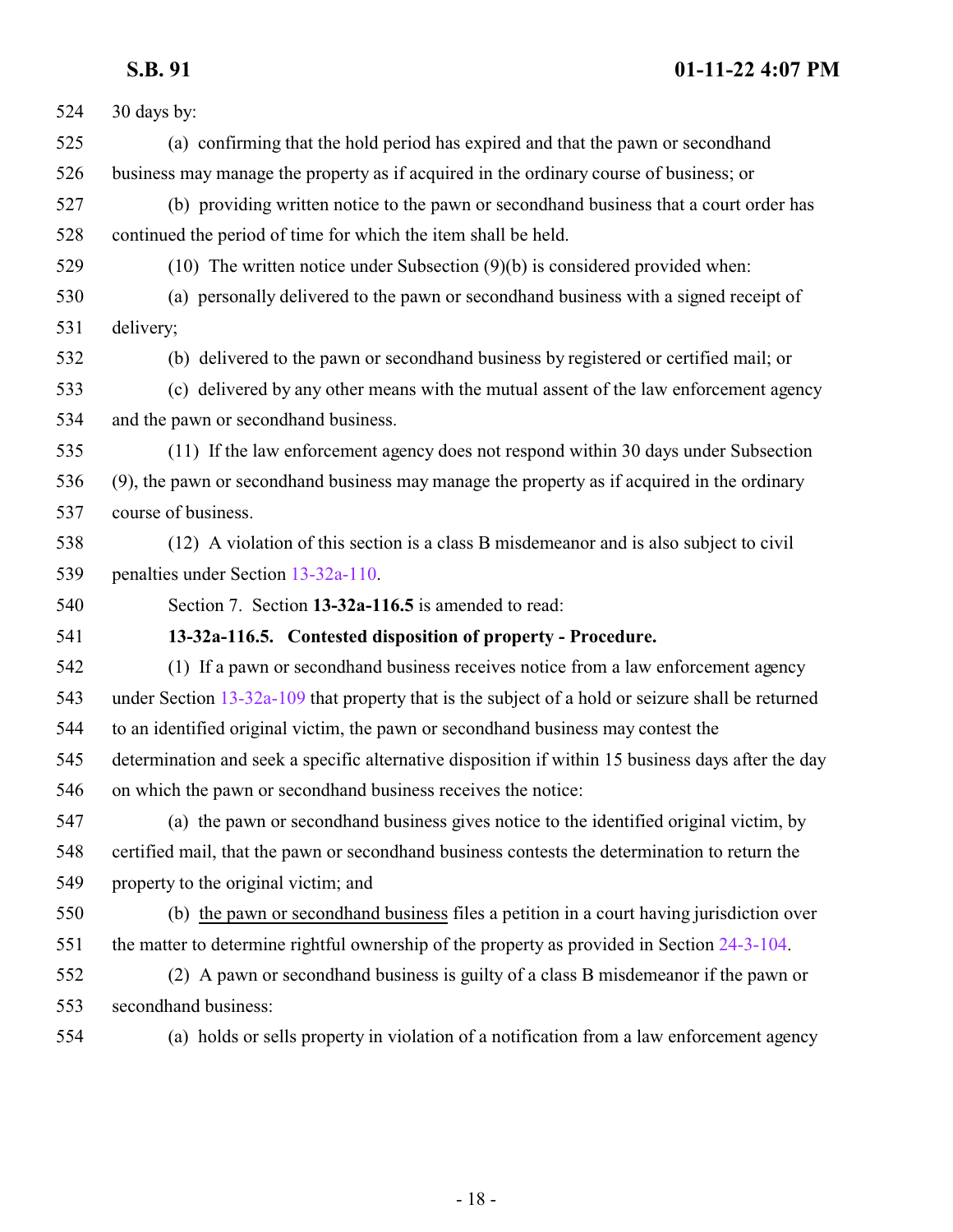30 days by:

(a) confirming that the hold period has expired and that the pawn or secondhand business may manage the property as if acquired in the ordinary course of business; or

(b) providing written notice to the pawn or secondhand business that a court order has continued the period of time for which the item shall be held.

(10) The written notice under Subsection (9)(b) is considered provided when:

(a) personally delivered to the pawn or secondhand business with a signed receipt of delivery;

(b) delivered to the pawn or secondhand business by registered or certified mail; or

(c) delivered by any other means with the mutual assent of the law enforcement agency and the pawn or secondhand business.

(11) If the law enforcement agency does not respond within 30 days under Subsection (9), the pawn or secondhand business may manage the property as if acquired in the ordinary course of business.

(12) A violation of this section is a class B misdemeanor and is also subject to civil penalties under Section 13-32a-110.

Section 7. Section **13-32a-116.5** is amended to read:

**13-32a-116.5. Contested disposition of property - Procedure.**

(1) If a pawn or secondhand business receives notice from a law enforcement agency under Section 13-32a-109 that property that is the subject of a hold or seizure shall be returned to an identified original victim, the pawn or secondhand business may contest the determination and seek a specific alternative disposition if within 15 business days after the day on which the pawn or secondhand business receives the notice:

(a) the pawn or secondhand business gives notice to the identified original victim, by certified mail, that the pawn or secondhand business contests the determination to return the property to the original victim; and

(b) the pawn or secondhand business files a petition in a court having jurisdiction over the matter to determine rightful ownership of the property as provided in Section 24-3-104.

(2) A pawn or secondhand business is guilty of a class B misdemeanor if the pawn or secondhand business:

(a) holds or sells property in violation of a notification from a law enforcement agency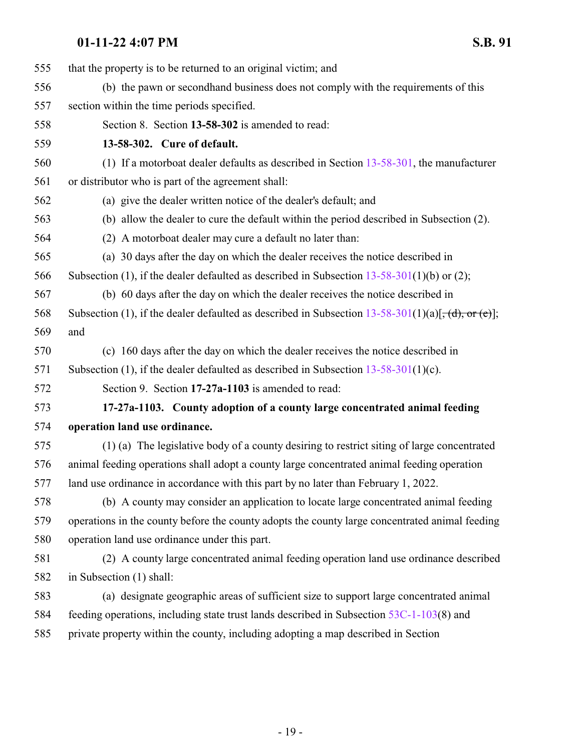that the property is to be returned to an original victim; and

(b) the pawn or secondhand business does not comply with the requirements of this section within the time periods specified.

Section 8. Section **13-58-302** is amended to read:

**13-58-302. Cure of default.**

(1) If a motorboat dealer defaults as described in Section 13-58-301, the manufacturer or distributor who is part of the agreement shall:

(a) give the dealer written notice of the dealer's default; and

(b) allow the dealer to cure the default within the period described in Subsection (2).

(2) A motorboat dealer may cure a default no later than:

(a) 30 days after the day on which the dealer receives the notice described in Subsection (1), if the dealer defaulted as described in Subsection 13-58-301(1)(b) or (2);

(b) 60 days after the day on which the dealer receives the notice described in Subsection (1), if the dealer defaulted as described in Subsection 13-58-301(1)(a)[~~, (d), or (e)~~]; and

(c) 160 days after the day on which the dealer receives the notice described in Subsection (1), if the dealer defaulted as described in Subsection 13-58-301(1)(c).

Section 9. Section **17-27a-1103** is amended to read:

**17-27a-1103. County adoption of a county large concentrated animal feeding operation land use ordinance.**

(1) (a) The legislative body of a county desiring to restrict siting of large concentrated animal feeding operations shall adopt a county large concentrated animal feeding operation land use ordinance in accordance with this part by no later than February 1, 2022.

(b) A county may consider an application to locate large concentrated animal feeding operations in the county before the county adopts the county large concentrated animal feeding operation land use ordinance under this part.

(2) A county large concentrated animal feeding operation land use ordinance described in Subsection (1) shall:

(a) designate geographic areas of sufficient size to support large concentrated animal feeding operations, including state trust lands described in Subsection 53C-1-103(8) and private property within the county, including adopting a map described in Section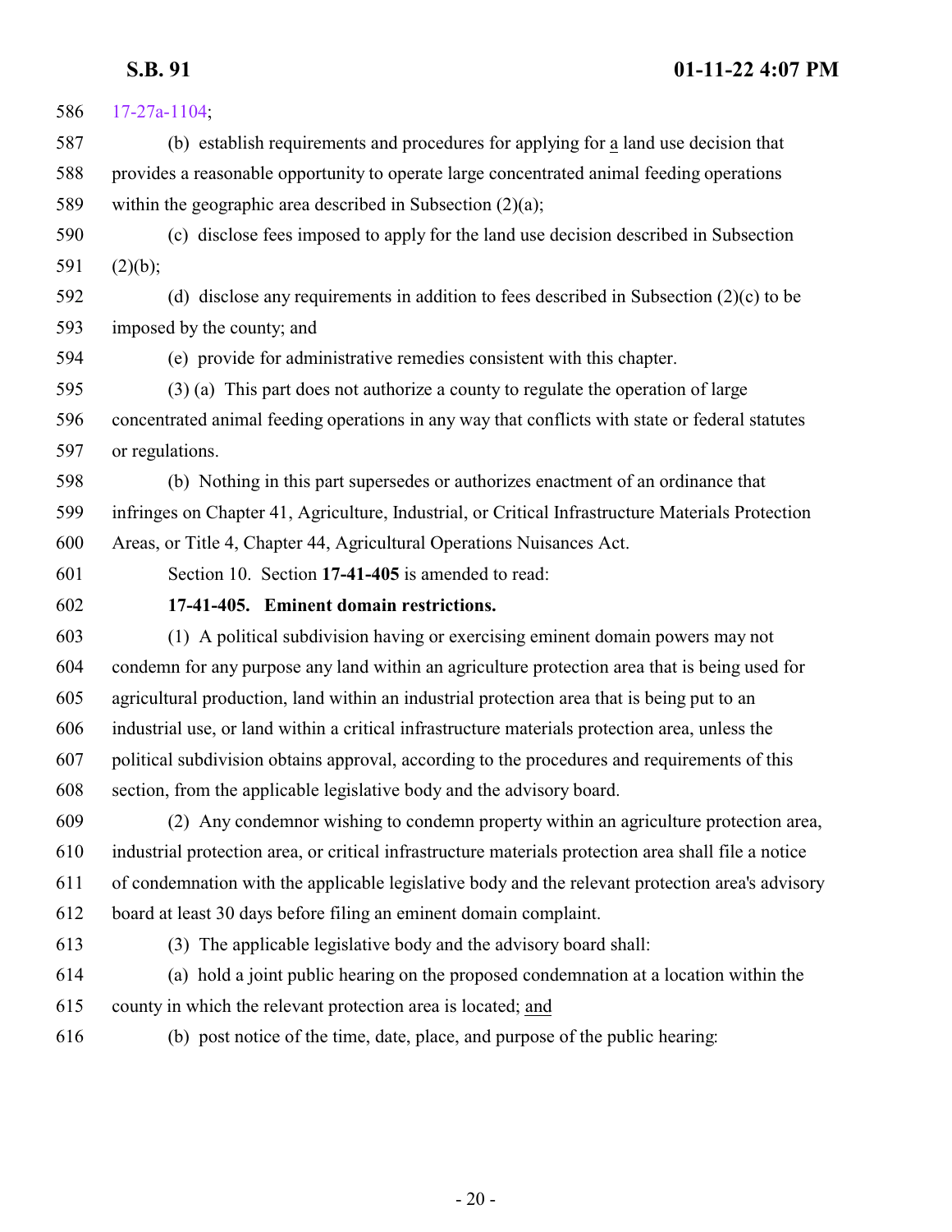17-27a-1104;

(b) establish requirements and procedures for applying for a land use decision that provides a reasonable opportunity to operate large concentrated animal feeding operations within the geographic area described in Subsection (2)(a);

(c) disclose fees imposed to apply for the land use decision described in Subsection (2)(b);

(d) disclose any requirements in addition to fees described in Subsection (2)(c) to be imposed by the county; and

(e) provide for administrative remedies consistent with this chapter.

(3) (a) This part does not authorize a county to regulate the operation of large concentrated animal feeding operations in any way that conflicts with state or federal statutes or regulations.

(b) Nothing in this part supersedes or authorizes enactment of an ordinance that infringes on Chapter 41, Agriculture, Industrial, or Critical Infrastructure Materials Protection Areas, or Title 4, Chapter 44, Agricultural Operations Nuisances Act.

Section 10. Section **17-41-405** is amended to read:

**17-41-405. Eminent domain restrictions.**

(1) A political subdivision having or exercising eminent domain powers may not condemn for any purpose any land within an agriculture protection area that is being used for agricultural production, land within an industrial protection area that is being put to an industrial use, or land within a critical infrastructure materials protection area, unless the political subdivision obtains approval, according to the procedures and requirements of this section, from the applicable legislative body and the advisory board.

(2) Any condemnor wishing to condemn property within an agriculture protection area, industrial protection area, or critical infrastructure materials protection area shall file a notice of condemnation with the applicable legislative body and the relevant protection area's advisory board at least 30 days before filing an eminent domain complaint.

(3) The applicable legislative body and the advisory board shall:

(a) hold a joint public hearing on the proposed condemnation at a location within the county in which the relevant protection area is located; and

(b) post notice of the time, date, place, and purpose of the public hearing: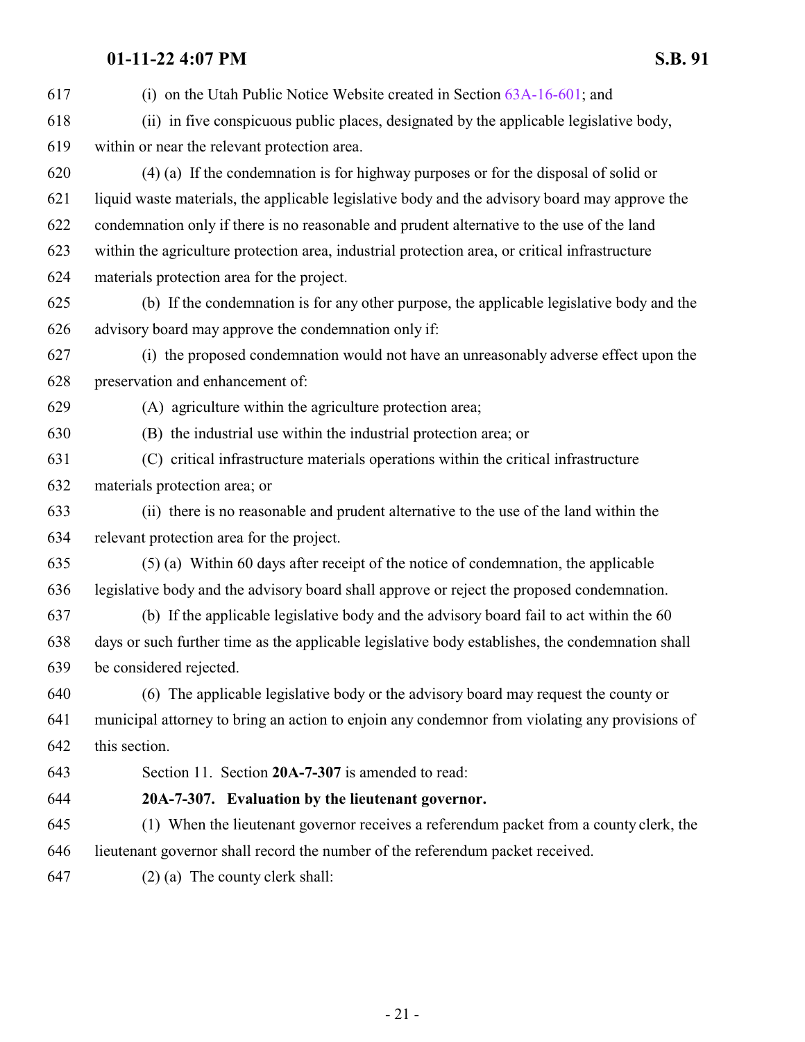(i) on the Utah Public Notice Website created in Section 63A-16-601; and

(ii) in five conspicuous public places, designated by the applicable legislative body, within or near the relevant protection area.

(4) (a) If the condemnation is for highway purposes or for the disposal of solid or liquid waste materials, the applicable legislative body and the advisory board may approve the condemnation only if there is no reasonable and prudent alternative to the use of the land within the agriculture protection area, industrial protection area, or critical infrastructure materials protection area for the project.

(b) If the condemnation is for any other purpose, the applicable legislative body and the advisory board may approve the condemnation only if:

(i) the proposed condemnation would not have an unreasonably adverse effect upon the preservation and enhancement of:

(A) agriculture within the agriculture protection area;

(B) the industrial use within the industrial protection area; or

(C) critical infrastructure materials operations within the critical infrastructure materials protection area; or

(ii) there is no reasonable and prudent alternative to the use of the land within the relevant protection area for the project.

(5) (a) Within 60 days after receipt of the notice of condemnation, the applicable legislative body and the advisory board shall approve or reject the proposed condemnation.

(b) If the applicable legislative body and the advisory board fail to act within the 60 days or such further time as the applicable legislative body establishes, the condemnation shall be considered rejected.

(6) The applicable legislative body or the advisory board may request the county or municipal attorney to bring an action to enjoin any condemnor from violating any provisions of this section.

Section 11. Section **20A-7-307** is amended to read:

**20A-7-307. Evaluation by the lieutenant governor.**

(1) When the lieutenant governor receives a referendum packet from a county clerk, the lieutenant governor shall record the number of the referendum packet received.

(2) (a) The county clerk shall: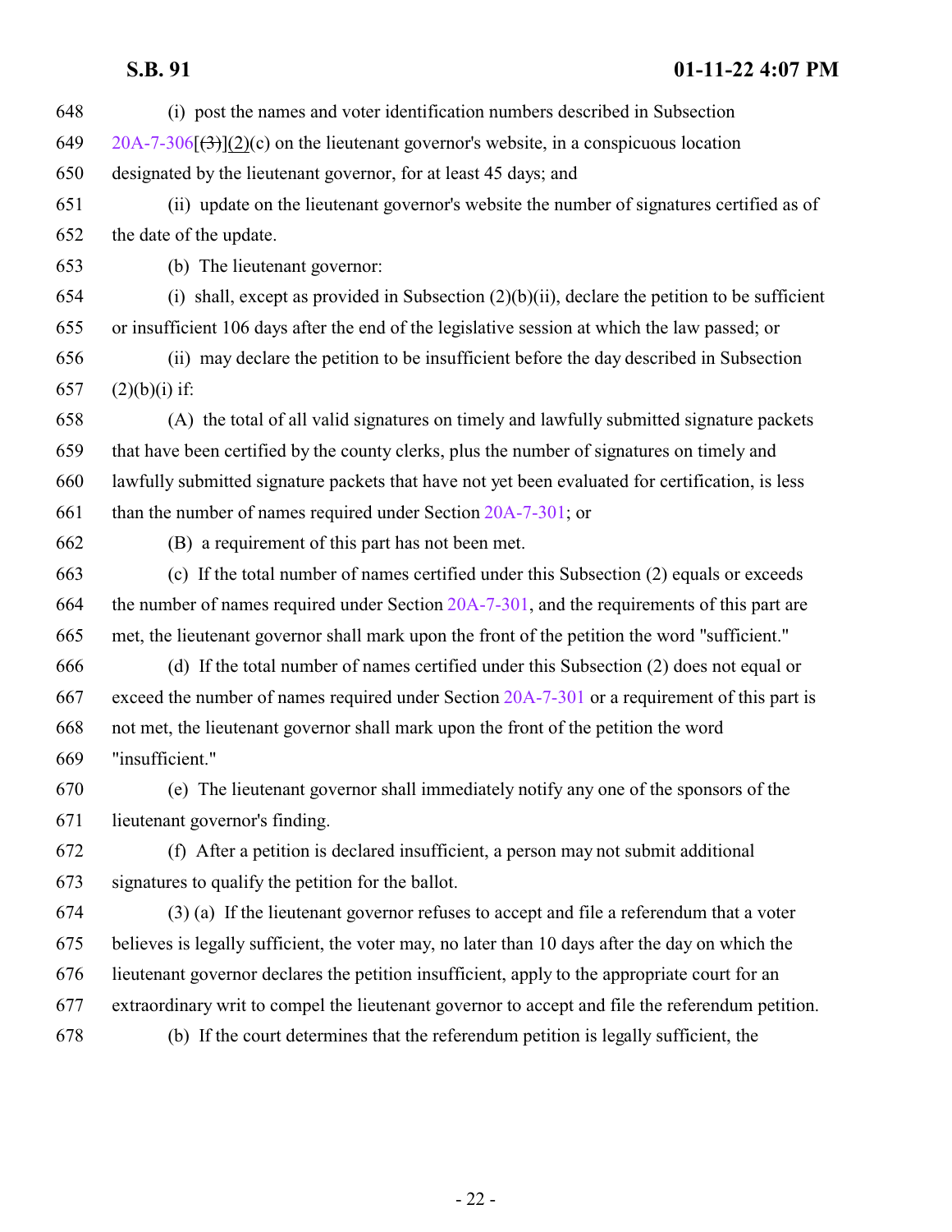(i) post the names and voter identification numbers described in Subsection 20A-7-306[(3)](2)(c) on the lieutenant governor's website, in a conspicuous location designated by the lieutenant governor, for at least 45 days; and

(ii) update on the lieutenant governor's website the number of signatures certified as of the date of the update.

(b) The lieutenant governor:

(i) shall, except as provided in Subsection (2)(b)(ii), declare the petition to be sufficient or insufficient 106 days after the end of the legislative session at which the law passed; or

(ii) may declare the petition to be insufficient before the day described in Subsection (2)(b)(i) if:

(A) the total of all valid signatures on timely and lawfully submitted signature packets that have been certified by the county clerks, plus the number of signatures on timely and lawfully submitted signature packets that have not yet been evaluated for certification, is less than the number of names required under Section 20A-7-301; or

(B) a requirement of this part has not been met.

(c) If the total number of names certified under this Subsection (2) equals or exceeds the number of names required under Section 20A-7-301, and the requirements of this part are met, the lieutenant governor shall mark upon the front of the petition the word "sufficient."

(d) If the total number of names certified under this Subsection (2) does not equal or exceed the number of names required under Section 20A-7-301 or a requirement of this part is not met, the lieutenant governor shall mark upon the front of the petition the word "insufficient."

(e) The lieutenant governor shall immediately notify any one of the sponsors of the lieutenant governor's finding.

(f) After a petition is declared insufficient, a person may not submit additional signatures to qualify the petition for the ballot.

(3) (a) If the lieutenant governor refuses to accept and file a referendum that a voter believes is legally sufficient, the voter may, no later than 10 days after the day on which the lieutenant governor declares the petition insufficient, apply to the appropriate court for an extraordinary writ to compel the lieutenant governor to accept and file the referendum petition.

(b) If the court determines that the referendum petition is legally sufficient, the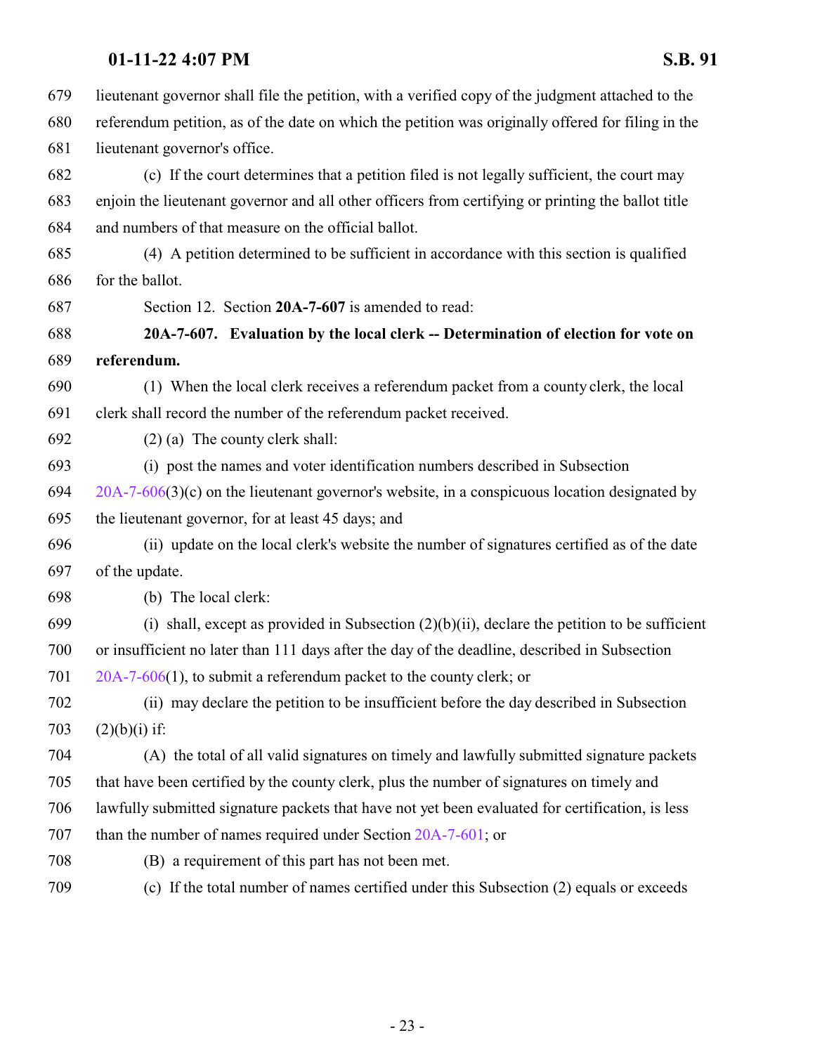lieutenant governor shall file the petition, with a verified copy of the judgment attached to the referendum petition, as of the date on which the petition was originally offered for filing in the lieutenant governor's office.

(c) If the court determines that a petition filed is not legally sufficient, the court may enjoin the lieutenant governor and all other officers from certifying or printing the ballot title and numbers of that measure on the official ballot.

(4) A petition determined to be sufficient in accordance with this section is qualified for the ballot.

Section 12. Section **20A-7-607** is amended to read:

**20A-7-607. Evaluation by the local clerk -- Determination of election for vote on referendum.**

(1) When the local clerk receives a referendum packet from a county clerk, the local clerk shall record the number of the referendum packet received.

(2) (a) The county clerk shall:

(i) post the names and voter identification numbers described in Subsection 20A-7-606(3)(c) on the lieutenant governor's website, in a conspicuous location designated by the lieutenant governor, for at least 45 days; and

(ii) update on the local clerk's website the number of signatures certified as of the date of the update.

(b) The local clerk:

(i) shall, except as provided in Subsection (2)(b)(ii), declare the petition to be sufficient or insufficient no later than 111 days after the day of the deadline, described in Subsection 20A-7-606(1), to submit a referendum packet to the county clerk; or

(ii) may declare the petition to be insufficient before the day described in Subsection (2)(b)(i) if:

(A) the total of all valid signatures on timely and lawfully submitted signature packets that have been certified by the county clerk, plus the number of signatures on timely and lawfully submitted signature packets that have not yet been evaluated for certification, is less than the number of names required under Section 20A-7-601; or

(B) a requirement of this part has not been met.

(c) If the total number of names certified under this Subsection (2) equals or exceeds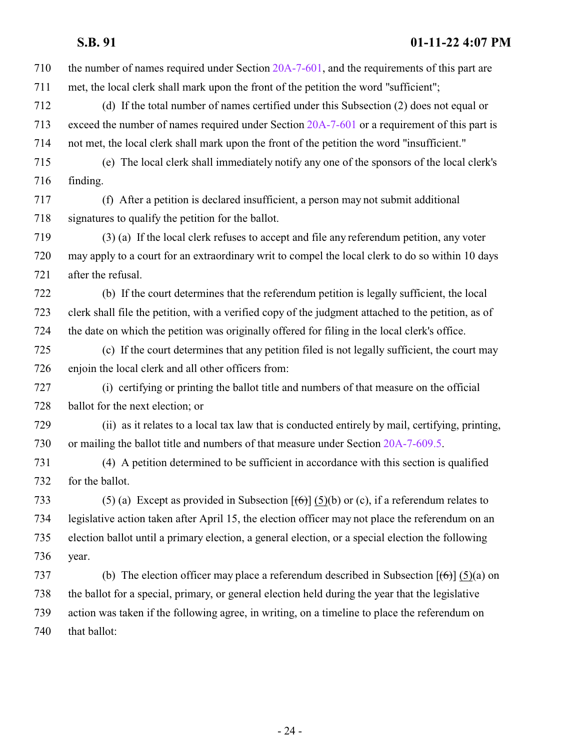the number of names required under Section 20A-7-601, and the requirements of this part are met, the local clerk shall mark upon the front of the petition the word "sufficient";

(d) If the total number of names certified under this Subsection (2) does not equal or exceed the number of names required under Section 20A-7-601 or a requirement of this part is not met, the local clerk shall mark upon the front of the petition the word "insufficient."

(e) The local clerk shall immediately notify any one of the sponsors of the local clerk's finding.

(f) After a petition is declared insufficient, a person may not submit additional signatures to qualify the petition for the ballot.

(3) (a) If the local clerk refuses to accept and file any referendum petition, any voter may apply to a court for an extraordinary writ to compel the local clerk to do so within 10 days after the refusal.

(b) If the court determines that the referendum petition is legally sufficient, the local clerk shall file the petition, with a verified copy of the judgment attached to the petition, as of the date on which the petition was originally offered for filing in the local clerk's office.

(c) If the court determines that any petition filed is not legally sufficient, the court may enjoin the local clerk and all other officers from:

(i) certifying or printing the ballot title and numbers of that measure on the official ballot for the next election; or

(ii) as it relates to a local tax law that is conducted entirely by mail, certifying, printing, or mailing the ballot title and numbers of that measure under Section 20A-7-609.5.

(4) A petition determined to be sufficient in accordance with this section is qualified for the ballot.

(5) (a) Except as provided in Subsection [~~(6)~~] (5)(b) or (c), if a referendum relates to legislative action taken after April 15, the election officer may not place the referendum on an election ballot until a primary election, a general election, or a special election the following year.

(b) The election officer may place a referendum described in Subsection [~~(6)~~] (5)(a) on the ballot for a special, primary, or general election held during the year that the legislative action was taken if the following agree, in writing, on a timeline to place the referendum on that ballot: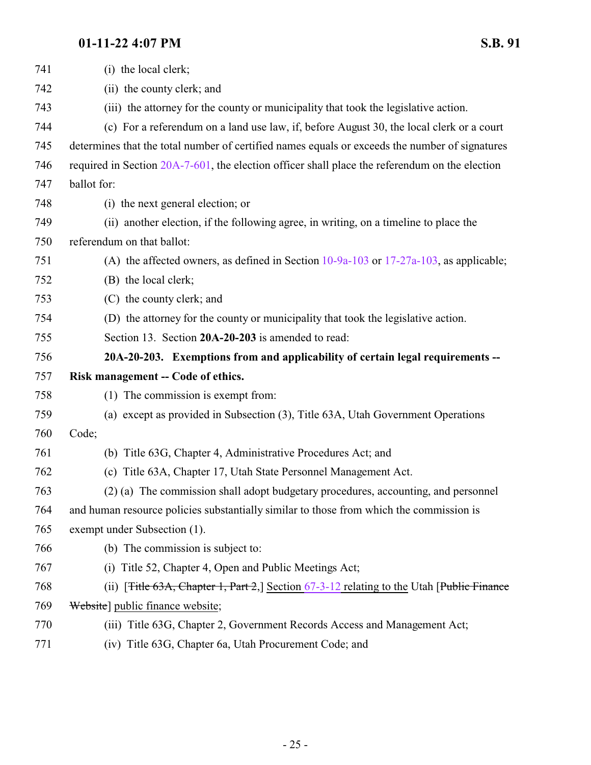(i) the local clerk;

(ii) the county clerk; and

(iii) the attorney for the county or municipality that took the legislative action.

(c) For a referendum on a land use law, if, before August 30, the local clerk or a court determines that the total number of certified names equals or exceeds the number of signatures required in Section 20A-7-601, the election officer shall place the referendum on the election ballot for:

(i) the next general election; or

(ii) another election, if the following agree, in writing, on a timeline to place the referendum on that ballot:

(A) the affected owners, as defined in Section 10-9a-103 or 17-27a-103, as applicable;

(B) the local clerk;

(C) the county clerk; and

(D) the attorney for the county or municipality that took the legislative action.

Section 13. Section **20A-20-203** is amended to read:

**20A-20-203. Exemptions from and applicability of certain legal requirements -- Risk management -- Code of ethics.**

(1) The commission is exempt from:

(a) except as provided in Subsection (3), Title 63A, Utah Government Operations Code;

(b) Title 63G, Chapter 4, Administrative Procedures Act; and

(c) Title 63A, Chapter 17, Utah State Personnel Management Act.

(2) (a) The commission shall adopt budgetary procedures, accounting, and personnel and human resource policies substantially similar to those from which the commission is exempt under Subsection (1).

(b) The commission is subject to:

(i) Title 52, Chapter 4, Open and Public Meetings Act;

(ii) [~~Title 63A, Chapter 1, Part 2,~~] Section 67-3-12 relating to the Utah [~~Public Finance Website~~] public finance website;

(iii) Title 63G, Chapter 2, Government Records Access and Management Act;

(iv) Title 63G, Chapter 6a, Utah Procurement Code; and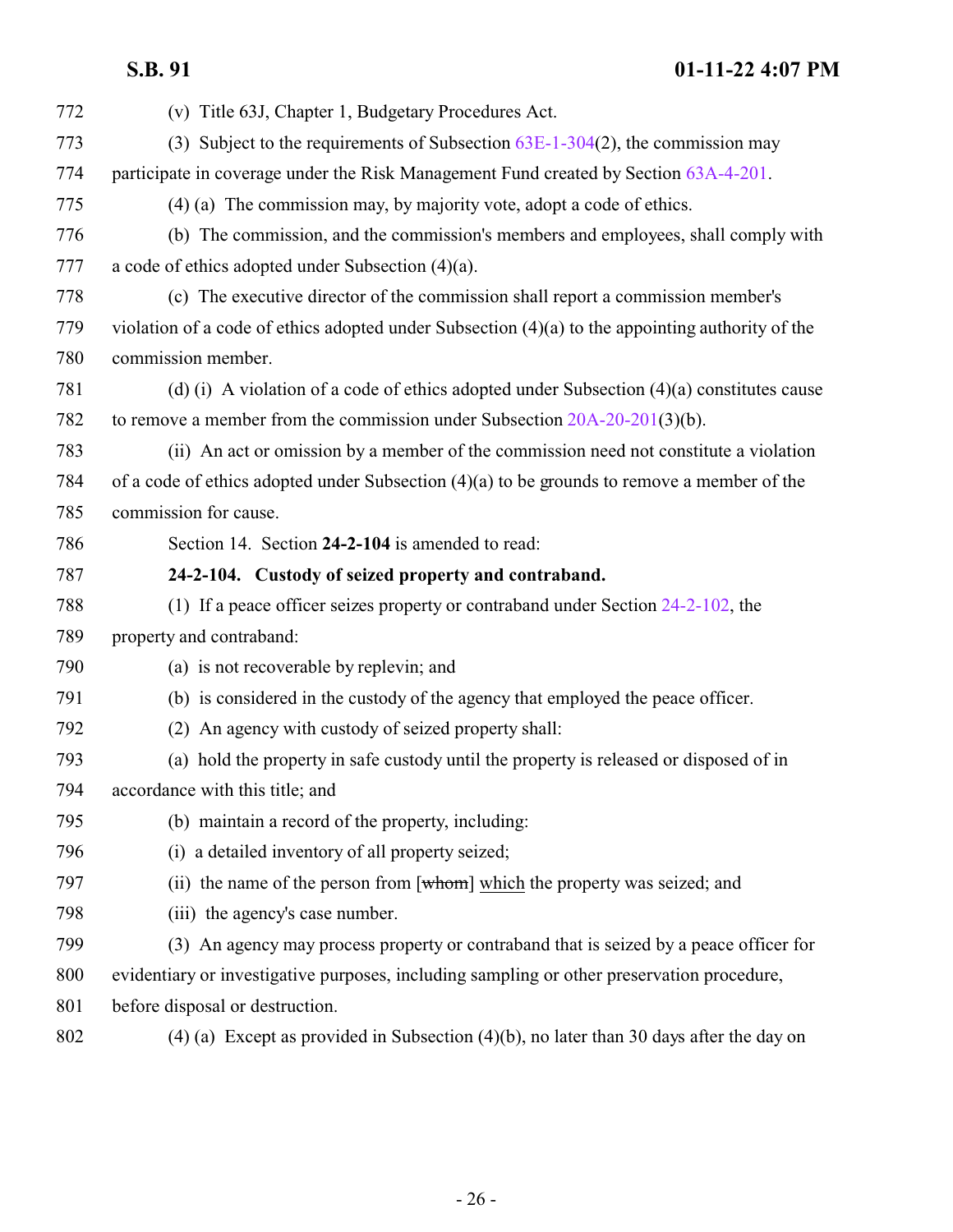(v) Title 63J, Chapter 1, Budgetary Procedures Act.

(3) Subject to the requirements of Subsection 63E-1-304(2), the commission may participate in coverage under the Risk Management Fund created by Section 63A-4-201.

(4) (a) The commission may, by majority vote, adopt a code of ethics.

(b) The commission, and the commission's members and employees, shall comply with a code of ethics adopted under Subsection (4)(a).

(c) The executive director of the commission shall report a commission member's violation of a code of ethics adopted under Subsection (4)(a) to the appointing authority of the commission member.

(d) (i) A violation of a code of ethics adopted under Subsection (4)(a) constitutes cause to remove a member from the commission under Subsection 20A-20-201(3)(b).

(ii) An act or omission by a member of the commission need not constitute a violation of a code of ethics adopted under Subsection (4)(a) to be grounds to remove a member of the commission for cause.

Section 14. Section **24-2-104** is amended to read:

**24-2-104. Custody of seized property and contraband.**

(1) If a peace officer seizes property or contraband under Section 24-2-102, the property and contraband:

(a) is not recoverable by replevin; and

(b) is considered in the custody of the agency that employed the peace officer.

(2) An agency with custody of seized property shall:

(a) hold the property in safe custody until the property is released or disposed of in accordance with this title; and

(b) maintain a record of the property, including:

(i) a detailed inventory of all property seized;

(ii) the name of the person from [~~whom~~] which the property was seized; and

(iii) the agency's case number.

(3) An agency may process property or contraband that is seized by a peace officer for evidentiary or investigative purposes, including sampling or other preservation procedure, before disposal or destruction.

(4) (a) Except as provided in Subsection (4)(b), no later than 30 days after the day on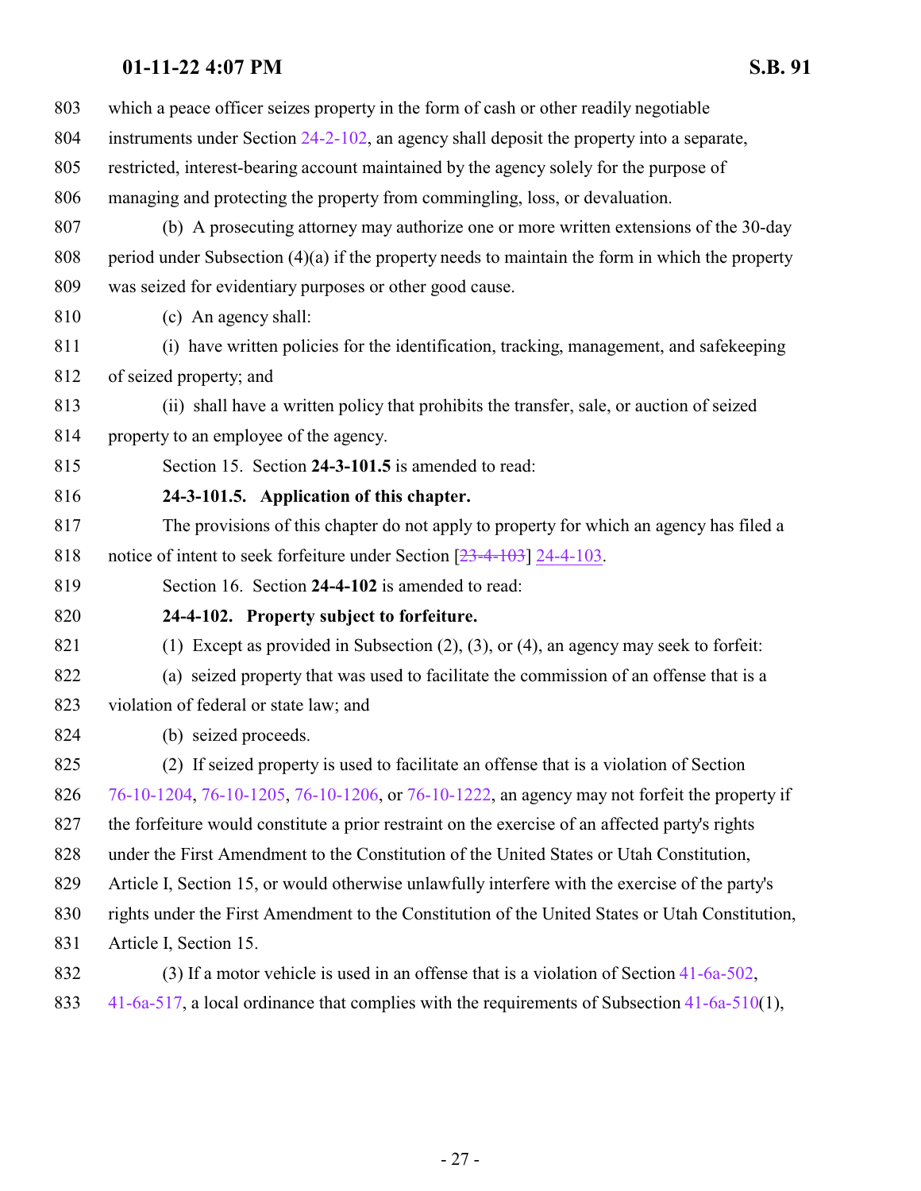which a peace officer seizes property in the form of cash or other readily negotiable instruments under Section 24-2-102, an agency shall deposit the property into a separate, restricted, interest-bearing account maintained by the agency solely for the purpose of managing and protecting the property from commingling, loss, or devaluation.

(b) A prosecuting attorney may authorize one or more written extensions of the 30-day period under Subsection (4)(a) if the property needs to maintain the form in which the property was seized for evidentiary purposes or other good cause.

(c) An agency shall:

(i) have written policies for the identification, tracking, management, and safekeeping of seized property; and

(ii) shall have a written policy that prohibits the transfer, sale, or auction of seized property to an employee of the agency.

Section 15. Section **24-3-101.5** is amended to read:

**24-3-101.5. Application of this chapter.**

The provisions of this chapter do not apply to property for which an agency has filed a notice of intent to seek forfeiture under Section [~~23-4-103~~] 24-4-103.

Section 16. Section **24-4-102** is amended to read:

**24-4-102. Property subject to forfeiture.**

(1) Except as provided in Subsection (2), (3), or (4), an agency may seek to forfeit:

(a) seized property that was used to facilitate the commission of an offense that is a violation of federal or state law; and

(b) seized proceeds.

(2) If seized property is used to facilitate an offense that is a violation of Section 76-10-1204, 76-10-1205, 76-10-1206, or 76-10-1222, an agency may not forfeit the property if the forfeiture would constitute a prior restraint on the exercise of an affected party's rights under the First Amendment to the Constitution of the United States or Utah Constitution, Article I, Section 15, or would otherwise unlawfully interfere with the exercise of the party's rights under the First Amendment to the Constitution of the United States or Utah Constitution, Article I, Section 15.

(3) If a motor vehicle is used in an offense that is a violation of Section 41-6a-502, 41-6a-517, a local ordinance that complies with the requirements of Subsection 41-6a-510(1),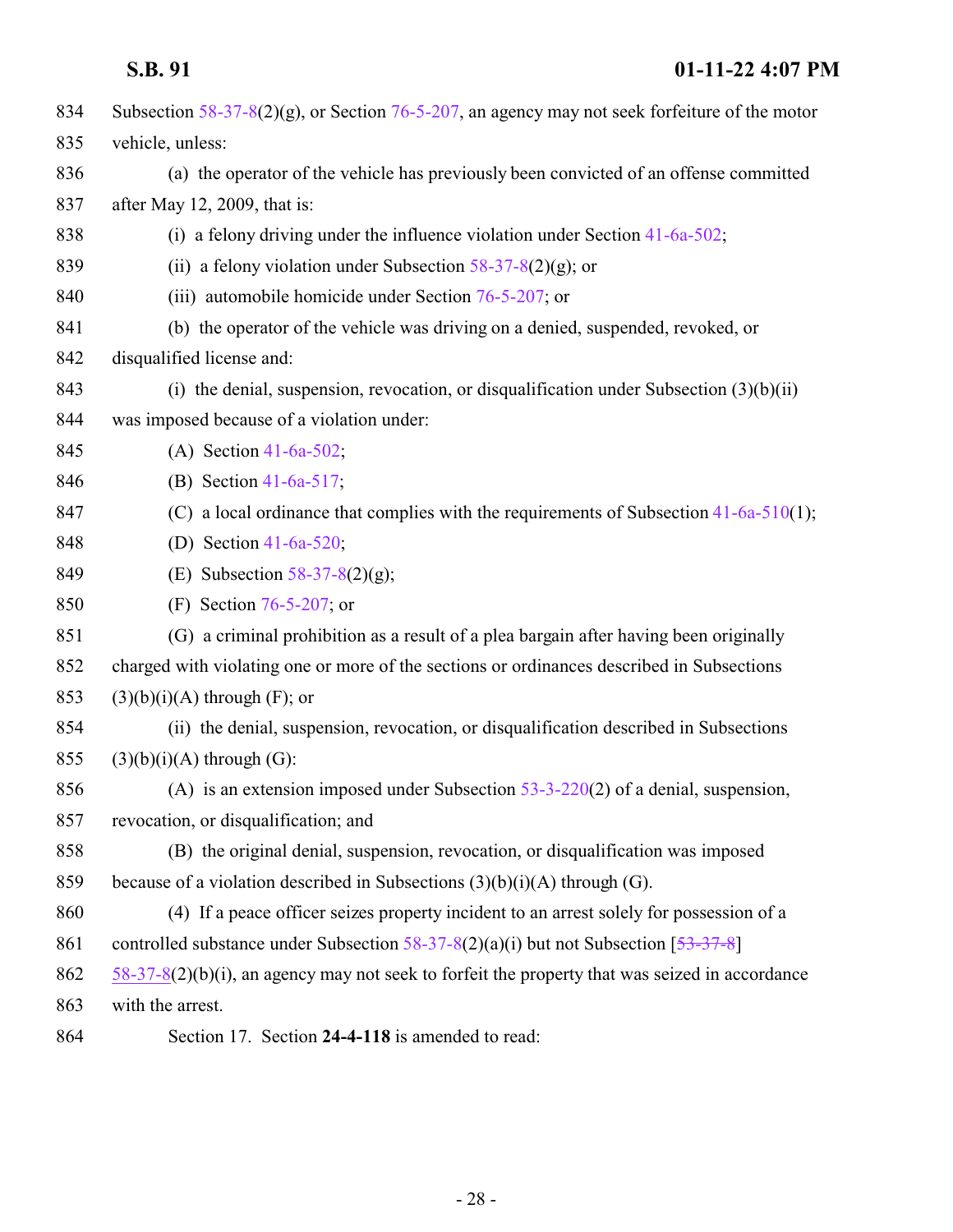Subsection 58-37-8(2)(g), or Section 76-5-207, an agency may not seek forfeiture of the motor vehicle, unless:

(a) the operator of the vehicle has previously been convicted of an offense committed after May 12, 2009, that is:

(i) a felony driving under the influence violation under Section 41-6a-502;

(ii) a felony violation under Subsection 58-37-8(2)(g); or

(iii) automobile homicide under Section 76-5-207; or

(b) the operator of the vehicle was driving on a denied, suspended, revoked, or disqualified license and:

(i) the denial, suspension, revocation, or disqualification under Subsection (3)(b)(ii) was imposed because of a violation under:

(A) Section 41-6a-502;

(B) Section 41-6a-517;

(C) a local ordinance that complies with the requirements of Subsection 41-6a-510(1);

(D) Section 41-6a-520;

(E) Subsection 58-37-8(2)(g);

(F) Section 76-5-207; or

(G) a criminal prohibition as a result of a plea bargain after having been originally charged with violating one or more of the sections or ordinances described in Subsections (3)(b)(i)(A) through (F); or

(ii) the denial, suspension, revocation, or disqualification described in Subsections (3)(b)(i)(A) through (G):

(A) is an extension imposed under Subsection 53-3-220(2) of a denial, suspension, revocation, or disqualification; and

(B) the original denial, suspension, revocation, or disqualification was imposed because of a violation described in Subsections (3)(b)(i)(A) through (G).

(4) If a peace officer seizes property incident to an arrest solely for possession of a controlled substance under Subsection 58-37-8(2)(a)(i) but not Subsection [~~53-37-8~~] 58-37-8(2)(b)(i), an agency may not seek to forfeit the property that was seized in accordance with the arrest.

Section 17. Section **24-4-118** is amended to read: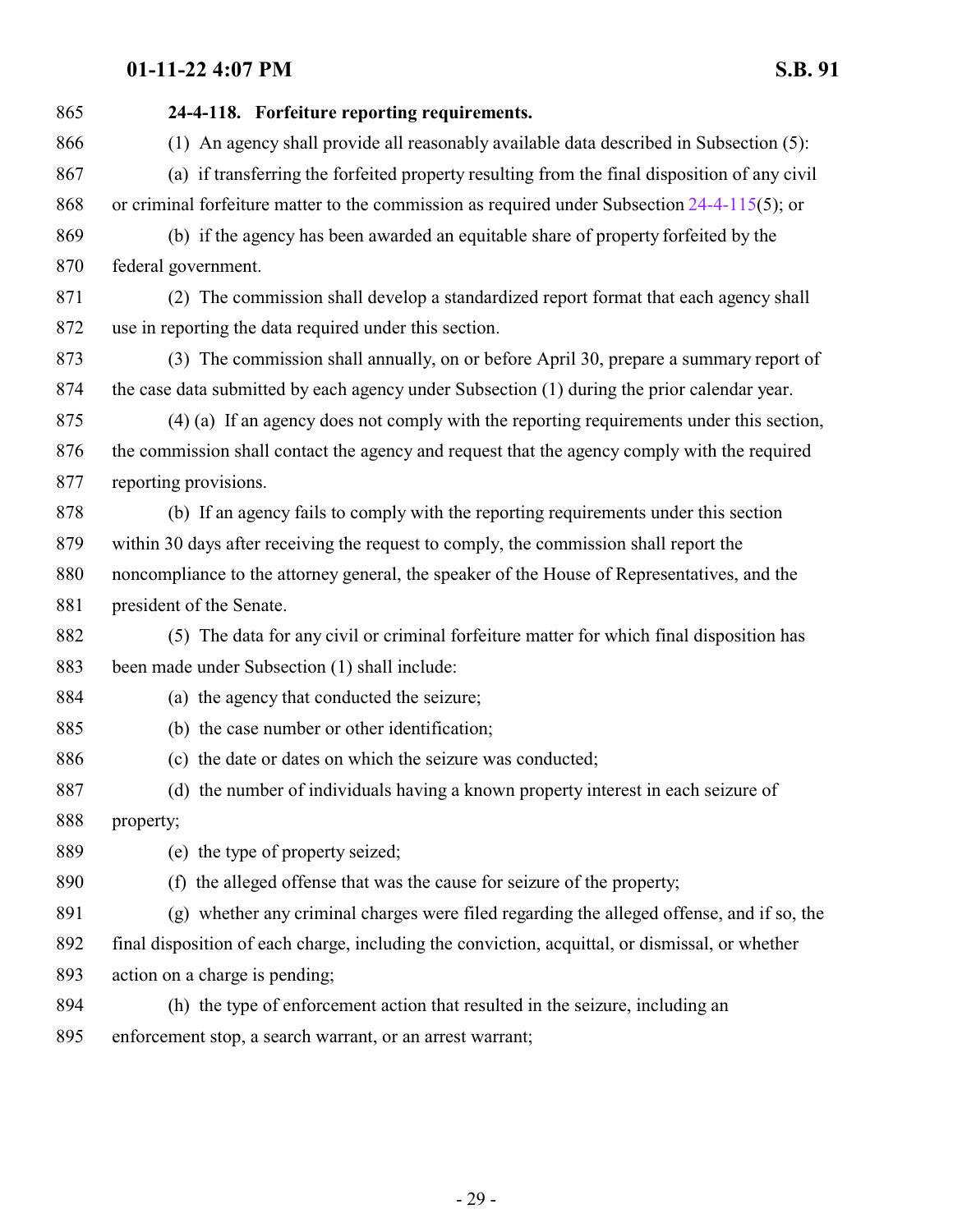**24-4-118. Forfeiture reporting requirements.**

(1) An agency shall provide all reasonably available data described in Subsection (5):

(a) if transferring the forfeited property resulting from the final disposition of any civil or criminal forfeiture matter to the commission as required under Subsection 24-4-115(5); or

(b) if the agency has been awarded an equitable share of property forfeited by the federal government.

(2) The commission shall develop a standardized report format that each agency shall use in reporting the data required under this section.

(3) The commission shall annually, on or before April 30, prepare a summary report of the case data submitted by each agency under Subsection (1) during the prior calendar year.

(4) (a) If an agency does not comply with the reporting requirements under this section, the commission shall contact the agency and request that the agency comply with the required reporting provisions.

(b) If an agency fails to comply with the reporting requirements under this section within 30 days after receiving the request to comply, the commission shall report the noncompliance to the attorney general, the speaker of the House of Representatives, and the president of the Senate.

(5) The data for any civil or criminal forfeiture matter for which final disposition has been made under Subsection (1) shall include:

(a) the agency that conducted the seizure;

(b) the case number or other identification;

(c) the date or dates on which the seizure was conducted;

(d) the number of individuals having a known property interest in each seizure of property;

(e) the type of property seized;

(f) the alleged offense that was the cause for seizure of the property;

(g) whether any criminal charges were filed regarding the alleged offense, and if so, the final disposition of each charge, including the conviction, acquittal, or dismissal, or whether action on a charge is pending;

(h) the type of enforcement action that resulted in the seizure, including an enforcement stop, a search warrant, or an arrest warrant;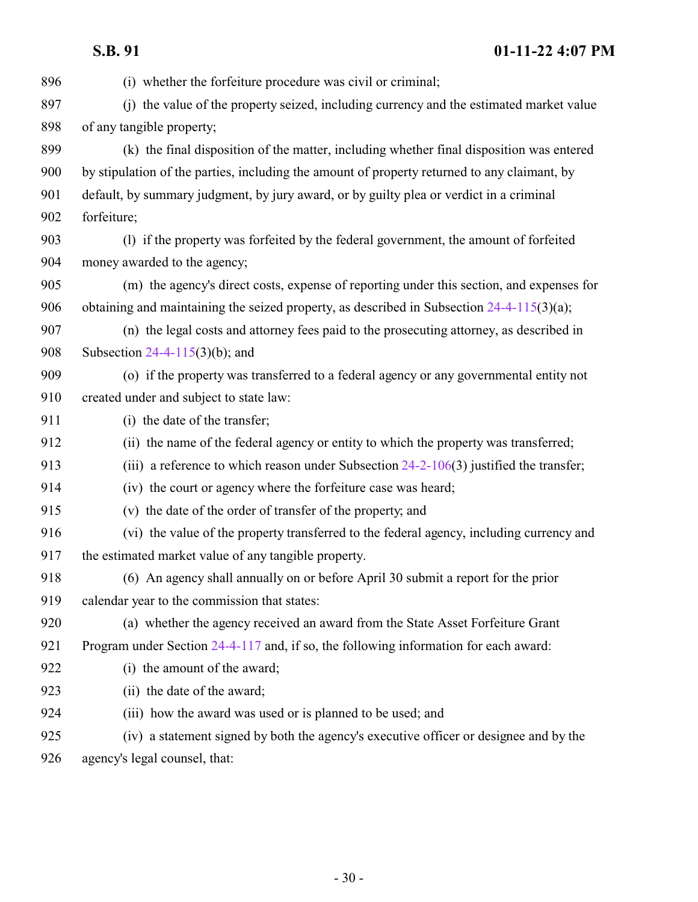(i) whether the forfeiture procedure was civil or criminal;

(j) the value of the property seized, including currency and the estimated market value of any tangible property;

(k) the final disposition of the matter, including whether final disposition was entered by stipulation of the parties, including the amount of property returned to any claimant, by default, by summary judgment, by jury award, or by guilty plea or verdict in a criminal forfeiture;

(l) if the property was forfeited by the federal government, the amount of forfeited money awarded to the agency;

(m) the agency's direct costs, expense of reporting under this section, and expenses for obtaining and maintaining the seized property, as described in Subsection 24-4-115(3)(a);

(n) the legal costs and attorney fees paid to the prosecuting attorney, as described in Subsection 24-4-115(3)(b); and

(o) if the property was transferred to a federal agency or any governmental entity not created under and subject to state law:

(i) the date of the transfer;

(ii) the name of the federal agency or entity to which the property was transferred;

(iii) a reference to which reason under Subsection 24-2-106(3) justified the transfer;

(iv) the court or agency where the forfeiture case was heard;

(v) the date of the order of transfer of the property; and

(vi) the value of the property transferred to the federal agency, including currency and the estimated market value of any tangible property.

(6) An agency shall annually on or before April 30 submit a report for the prior calendar year to the commission that states:

(a) whether the agency received an award from the State Asset Forfeiture Grant Program under Section 24-4-117 and, if so, the following information for each award:

(i) the amount of the award;

(ii) the date of the award;

(iii) how the award was used or is planned to be used; and

(iv) a statement signed by both the agency's executive officer or designee and by the agency's legal counsel, that: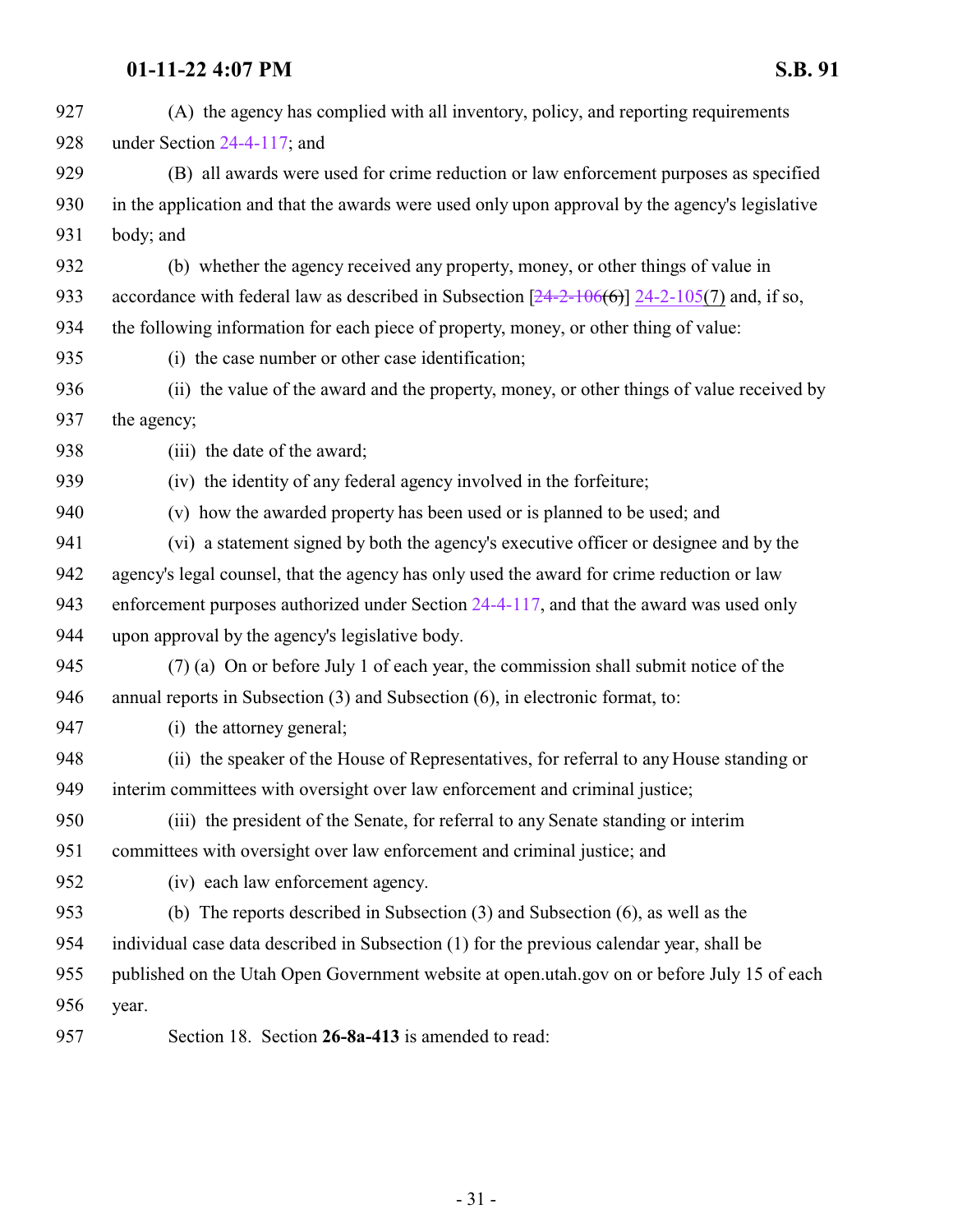(A) the agency has complied with all inventory, policy, and reporting requirements under Section 24-4-117; and

(B) all awards were used for crime reduction or law enforcement purposes as specified in the application and that the awards were used only upon approval by the agency's legislative body; and

(b) whether the agency received any property, money, or other things of value in accordance with federal law as described in Subsection [~~24-2-106(6)~~] 24-2-105(7) and, if so, the following information for each piece of property, money, or other thing of value:

(i) the case number or other case identification;

(ii) the value of the award and the property, money, or other things of value received by the agency;

(iii) the date of the award;

(iv) the identity of any federal agency involved in the forfeiture;

(v) how the awarded property has been used or is planned to be used; and

(vi) a statement signed by both the agency's executive officer or designee and by the agency's legal counsel, that the agency has only used the award for crime reduction or law enforcement purposes authorized under Section 24-4-117, and that the award was used only upon approval by the agency's legislative body.

(7) (a) On or before July 1 of each year, the commission shall submit notice of the annual reports in Subsection (3) and Subsection (6), in electronic format, to:

(i) the attorney general;

(ii) the speaker of the House of Representatives, for referral to any House standing or interim committees with oversight over law enforcement and criminal justice;

(iii) the president of the Senate, for referral to any Senate standing or interim committees with oversight over law enforcement and criminal justice; and

(iv) each law enforcement agency.

(b) The reports described in Subsection (3) and Subsection (6), as well as the individual case data described in Subsection (1) for the previous calendar year, shall be published on the Utah Open Government website at open.utah.gov on or before July 15 of each year.

Section 18. Section **26-8a-413** is amended to read: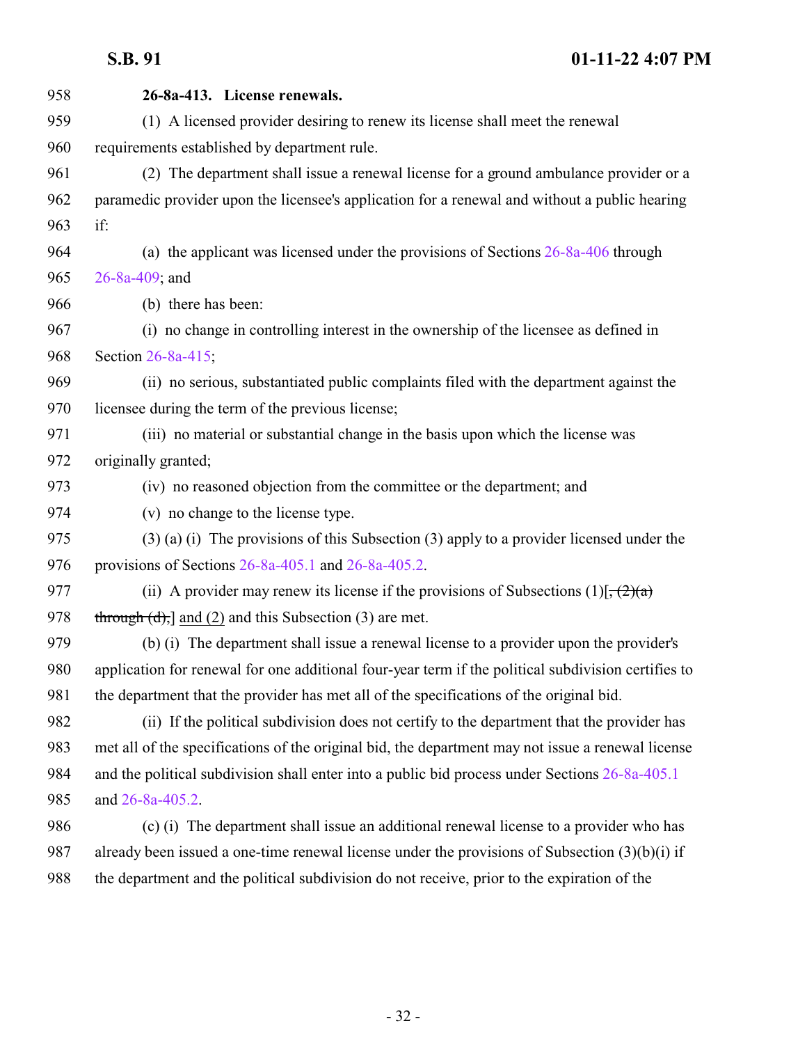**26-8a-413. License renewals.**

(1) A licensed provider desiring to renew its license shall meet the renewal requirements established by department rule.

(2) The department shall issue a renewal license for a ground ambulance provider or a paramedic provider upon the licensee's application for a renewal and without a public hearing if:

(a) the applicant was licensed under the provisions of Sections 26-8a-406 through 26-8a-409; and

(b) there has been:

(i) no change in controlling interest in the ownership of the licensee as defined in Section 26-8a-415;

(ii) no serious, substantiated public complaints filed with the department against the licensee during the term of the previous license;

(iii) no material or substantial change in the basis upon which the license was originally granted;

(iv) no reasoned objection from the committee or the department; and

(v) no change to the license type.

(3) (a) (i) The provisions of this Subsection (3) apply to a provider licensed under the provisions of Sections 26-8a-405.1 and 26-8a-405.2.

(ii) A provider may renew its license if the provisions of Subsections (1)[~~, (2)(a) through (d),~~] and (2) and this Subsection (3) are met.

(b) (i) The department shall issue a renewal license to a provider upon the provider's application for renewal for one additional four-year term if the political subdivision certifies to the department that the provider has met all of the specifications of the original bid.

(ii) If the political subdivision does not certify to the department that the provider has met all of the specifications of the original bid, the department may not issue a renewal license and the political subdivision shall enter into a public bid process under Sections 26-8a-405.1 and 26-8a-405.2.

(c) (i) The department shall issue an additional renewal license to a provider who has already been issued a one-time renewal license under the provisions of Subsection (3)(b)(i) if the department and the political subdivision do not receive, prior to the expiration of the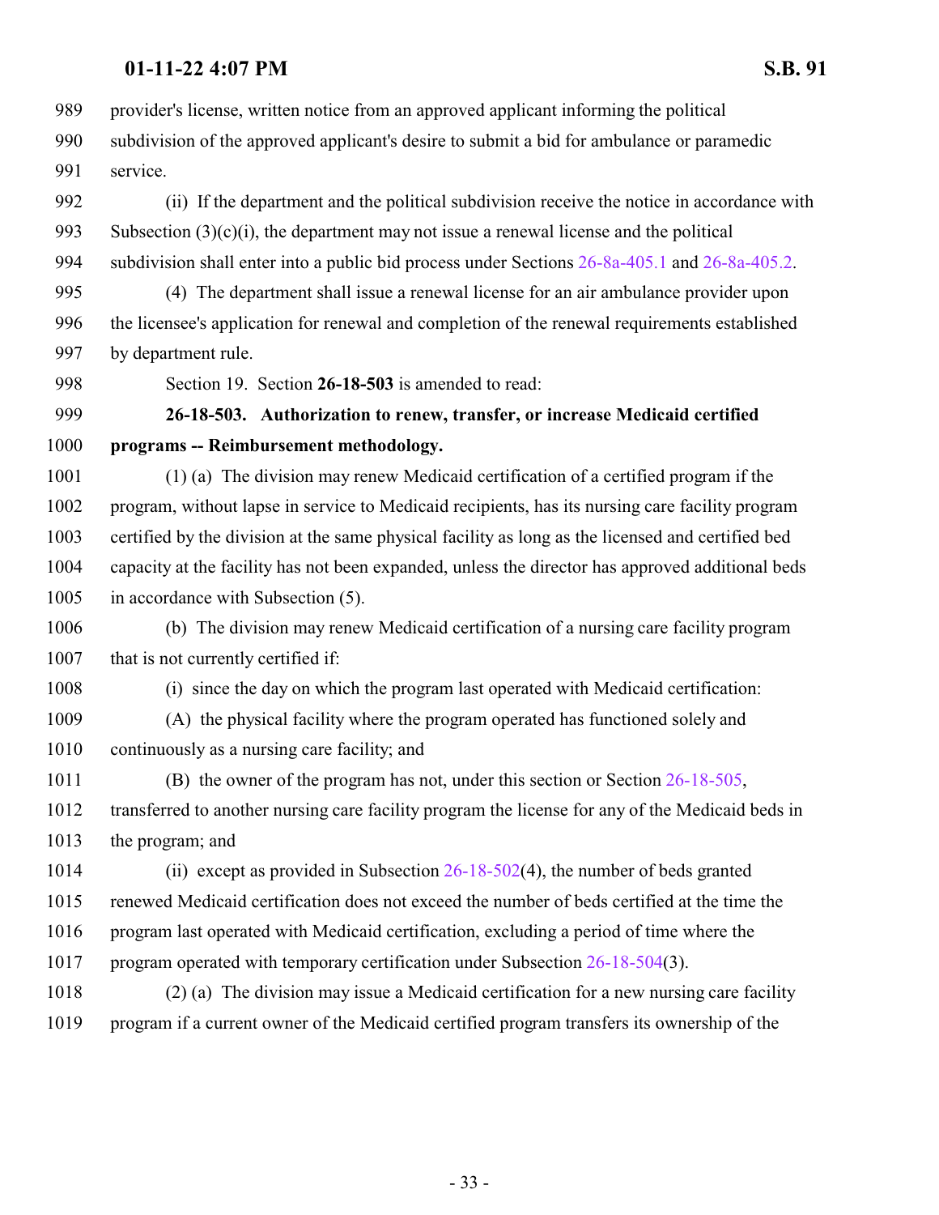provider's license, written notice from an approved applicant informing the political subdivision of the approved applicant's desire to submit a bid for ambulance or paramedic service.

(ii) If the department and the political subdivision receive the notice in accordance with Subsection (3)(c)(i), the department may not issue a renewal license and the political subdivision shall enter into a public bid process under Sections 26-8a-405.1 and 26-8a-405.2.

(4) The department shall issue a renewal license for an air ambulance provider upon the licensee's application for renewal and completion of the renewal requirements established by department rule.

Section 19. Section **26-18-503** is amended to read:

**26-18-503. Authorization to renew, transfer, or increase Medicaid certified programs -- Reimbursement methodology.**

(1) (a) The division may renew Medicaid certification of a certified program if the program, without lapse in service to Medicaid recipients, has its nursing care facility program certified by the division at the same physical facility as long as the licensed and certified bed capacity at the facility has not been expanded, unless the director has approved additional beds in accordance with Subsection (5).

(b) The division may renew Medicaid certification of a nursing care facility program that is not currently certified if:

(i) since the day on which the program last operated with Medicaid certification:

(A) the physical facility where the program operated has functioned solely and continuously as a nursing care facility; and

(B) the owner of the program has not, under this section or Section 26-18-505, transferred to another nursing care facility program the license for any of the Medicaid beds in the program; and

(ii) except as provided in Subsection 26-18-502(4), the number of beds granted renewed Medicaid certification does not exceed the number of beds certified at the time the program last operated with Medicaid certification, excluding a period of time where the program operated with temporary certification under Subsection 26-18-504(3).

(2) (a) The division may issue a Medicaid certification for a new nursing care facility program if a current owner of the Medicaid certified program transfers its ownership of the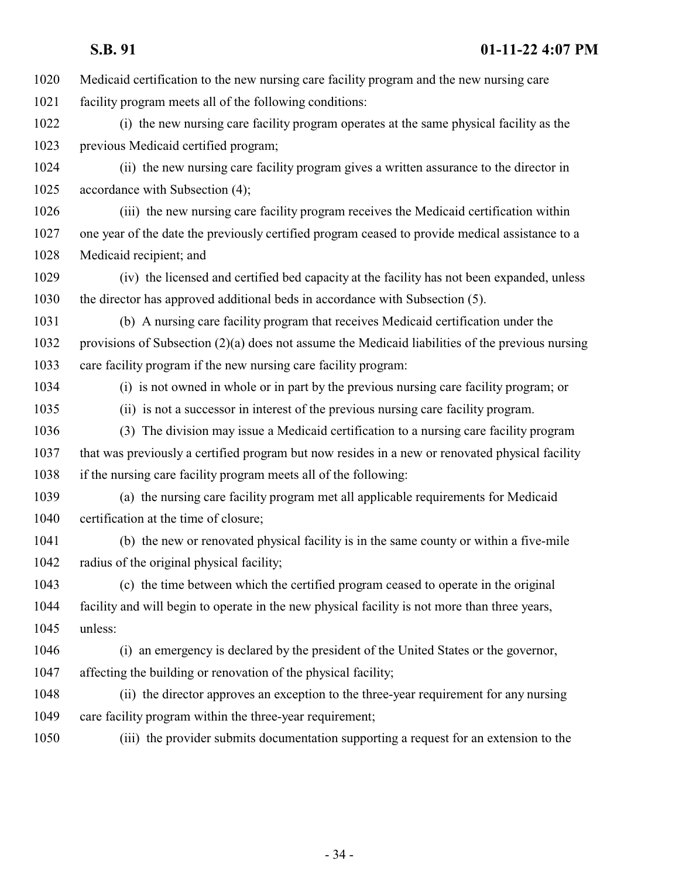Medicaid certification to the new nursing care facility program and the new nursing care facility program meets all of the following conditions:

(i) the new nursing care facility program operates at the same physical facility as the previous Medicaid certified program;

(ii) the new nursing care facility program gives a written assurance to the director in accordance with Subsection (4);

(iii) the new nursing care facility program receives the Medicaid certification within one year of the date the previously certified program ceased to provide medical assistance to a Medicaid recipient; and

(iv) the licensed and certified bed capacity at the facility has not been expanded, unless the director has approved additional beds in accordance with Subsection (5).

(b) A nursing care facility program that receives Medicaid certification under the provisions of Subsection (2)(a) does not assume the Medicaid liabilities of the previous nursing care facility program if the new nursing care facility program:

(i) is not owned in whole or in part by the previous nursing care facility program; or

(ii) is not a successor in interest of the previous nursing care facility program.

(3) The division may issue a Medicaid certification to a nursing care facility program that was previously a certified program but now resides in a new or renovated physical facility if the nursing care facility program meets all of the following:

(a) the nursing care facility program met all applicable requirements for Medicaid certification at the time of closure;

(b) the new or renovated physical facility is in the same county or within a five-mile radius of the original physical facility;

(c) the time between which the certified program ceased to operate in the original facility and will begin to operate in the new physical facility is not more than three years, unless:

(i) an emergency is declared by the president of the United States or the governor, affecting the building or renovation of the physical facility;

(ii) the director approves an exception to the three-year requirement for any nursing care facility program within the three-year requirement;

(iii) the provider submits documentation supporting a request for an extension to the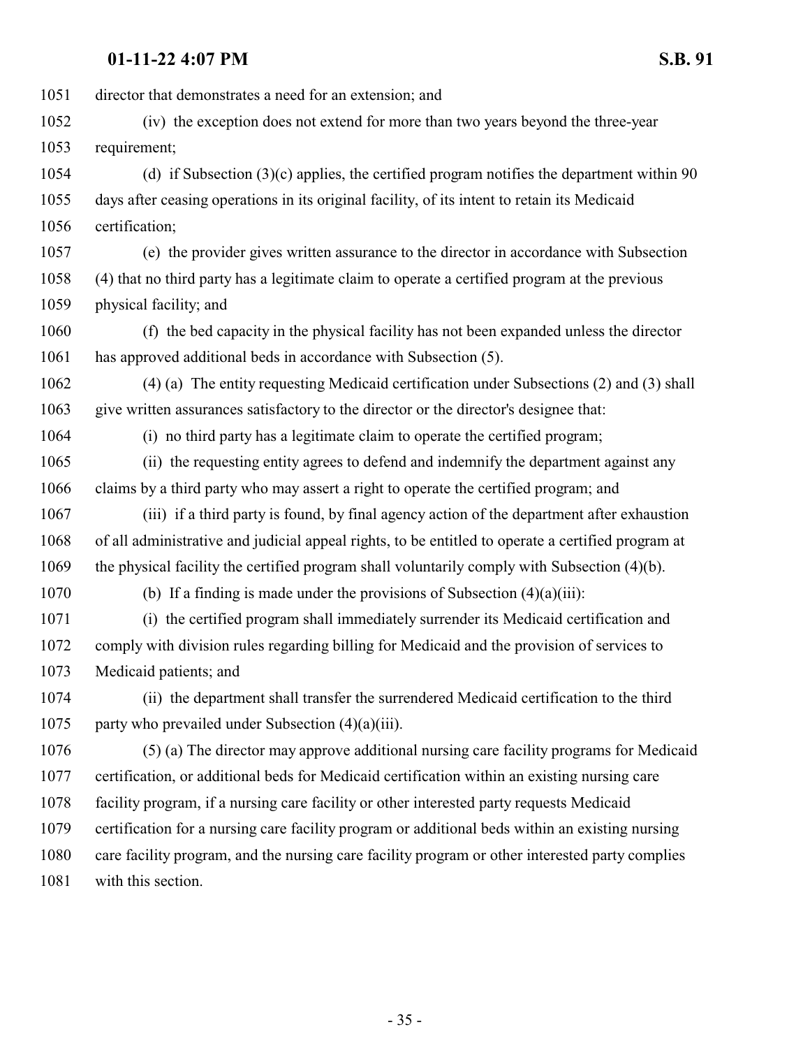director that demonstrates a need for an extension; and

(iv) the exception does not extend for more than two years beyond the three-year requirement;

(d) if Subsection (3)(c) applies, the certified program notifies the department within 90 days after ceasing operations in its original facility, of its intent to retain its Medicaid certification;

(e) the provider gives written assurance to the director in accordance with Subsection (4) that no third party has a legitimate claim to operate a certified program at the previous physical facility; and

(f) the bed capacity in the physical facility has not been expanded unless the director has approved additional beds in accordance with Subsection (5).

(4) (a) The entity requesting Medicaid certification under Subsections (2) and (3) shall give written assurances satisfactory to the director or the director's designee that:

(i) no third party has a legitimate claim to operate the certified program;

(ii) the requesting entity agrees to defend and indemnify the department against any claims by a third party who may assert a right to operate the certified program; and

(iii) if a third party is found, by final agency action of the department after exhaustion of all administrative and judicial appeal rights, to be entitled to operate a certified program at the physical facility the certified program shall voluntarily comply with Subsection (4)(b).

(b) If a finding is made under the provisions of Subsection (4)(a)(iii):

(i) the certified program shall immediately surrender its Medicaid certification and comply with division rules regarding billing for Medicaid and the provision of services to Medicaid patients; and

(ii) the department shall transfer the surrendered Medicaid certification to the third party who prevailed under Subsection (4)(a)(iii).

(5) (a) The director may approve additional nursing care facility programs for Medicaid certification, or additional beds for Medicaid certification within an existing nursing care facility program, if a nursing care facility or other interested party requests Medicaid certification for a nursing care facility program or additional beds within an existing nursing care facility program, and the nursing care facility program or other interested party complies with this section.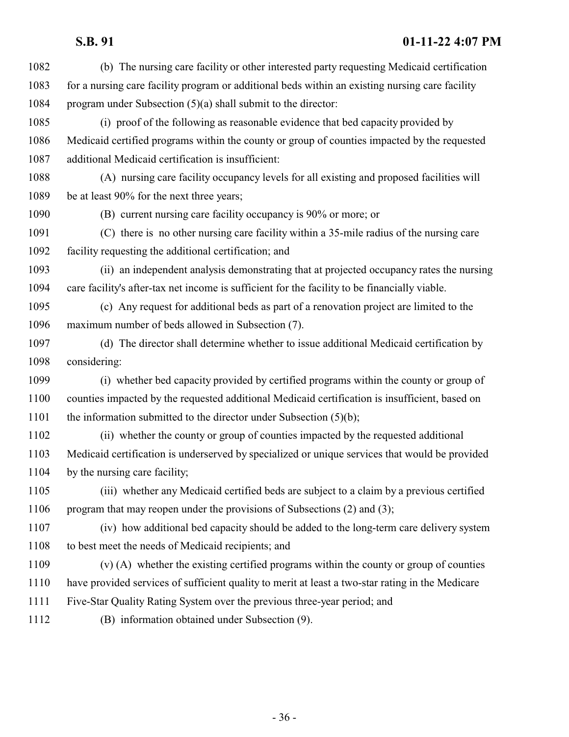(b) The nursing care facility or other interested party requesting Medicaid certification for a nursing care facility program or additional beds within an existing nursing care facility program under Subsection (5)(a) shall submit to the director:

(i) proof of the following as reasonable evidence that bed capacity provided by Medicaid certified programs within the county or group of counties impacted by the requested additional Medicaid certification is insufficient:

(A) nursing care facility occupancy levels for all existing and proposed facilities will be at least 90% for the next three years;

(B) current nursing care facility occupancy is 90% or more; or

(C) there is no other nursing care facility within a 35-mile radius of the nursing care facility requesting the additional certification; and

(ii) an independent analysis demonstrating that at projected occupancy rates the nursing care facility's after-tax net income is sufficient for the facility to be financially viable.

(c) Any request for additional beds as part of a renovation project are limited to the maximum number of beds allowed in Subsection (7).

(d) The director shall determine whether to issue additional Medicaid certification by considering:

(i) whether bed capacity provided by certified programs within the county or group of counties impacted by the requested additional Medicaid certification is insufficient, based on the information submitted to the director under Subsection (5)(b);

(ii) whether the county or group of counties impacted by the requested additional Medicaid certification is underserved by specialized or unique services that would be provided by the nursing care facility;

(iii) whether any Medicaid certified beds are subject to a claim by a previous certified program that may reopen under the provisions of Subsections (2) and (3);

(iv) how additional bed capacity should be added to the long-term care delivery system to best meet the needs of Medicaid recipients; and

(v) (A) whether the existing certified programs within the county or group of counties have provided services of sufficient quality to merit at least a two-star rating in the Medicare Five-Star Quality Rating System over the previous three-year period; and

(B) information obtained under Subsection (9).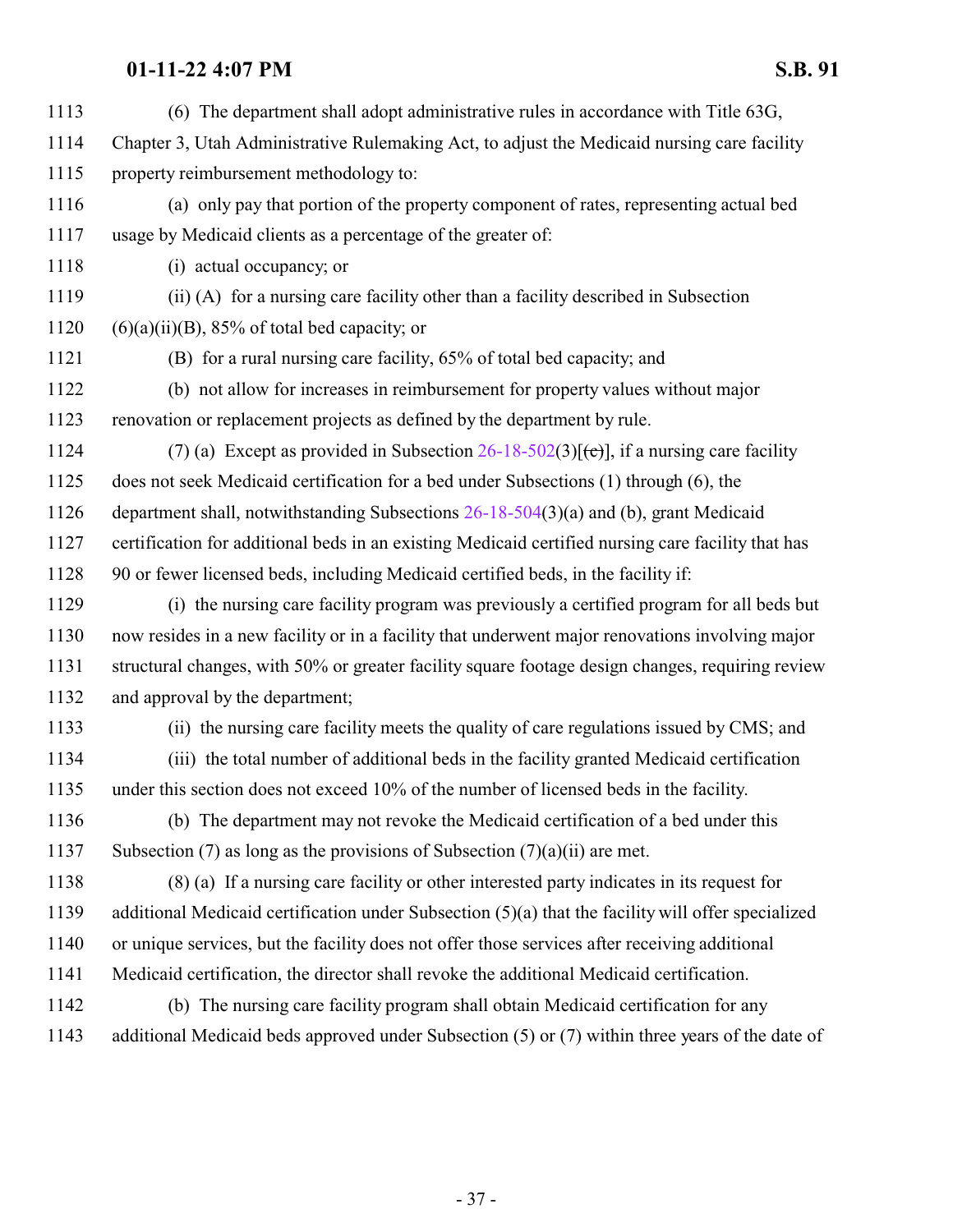(6) The department shall adopt administrative rules in accordance with Title 63G, Chapter 3, Utah Administrative Rulemaking Act, to adjust the Medicaid nursing care facility property reimbursement methodology to:

(a) only pay that portion of the property component of rates, representing actual bed usage by Medicaid clients as a percentage of the greater of:

(i) actual occupancy; or

(ii) (A) for a nursing care facility other than a facility described in Subsection (6)(a)(ii)(B), 85% of total bed capacity; or

(B) for a rural nursing care facility, 65% of total bed capacity; and

(b) not allow for increases in reimbursement for property values without major renovation or replacement projects as defined by the department by rule.

(7) (a) Except as provided in Subsection 26-18-502(3)[~~(c)~~], if a nursing care facility does not seek Medicaid certification for a bed under Subsections (1) through (6), the department shall, notwithstanding Subsections 26-18-504(3)(a) and (b), grant Medicaid certification for additional beds in an existing Medicaid certified nursing care facility that has 90 or fewer licensed beds, including Medicaid certified beds, in the facility if:

(i) the nursing care facility program was previously a certified program for all beds but now resides in a new facility or in a facility that underwent major renovations involving major structural changes, with 50% or greater facility square footage design changes, requiring review and approval by the department;

(ii) the nursing care facility meets the quality of care regulations issued by CMS; and

(iii) the total number of additional beds in the facility granted Medicaid certification under this section does not exceed 10% of the number of licensed beds in the facility.

(b) The department may not revoke the Medicaid certification of a bed under this Subsection (7) as long as the provisions of Subsection (7)(a)(ii) are met.

(8) (a) If a nursing care facility or other interested party indicates in its request for additional Medicaid certification under Subsection (5)(a) that the facility will offer specialized or unique services, but the facility does not offer those services after receiving additional Medicaid certification, the director shall revoke the additional Medicaid certification.

(b) The nursing care facility program shall obtain Medicaid certification for any additional Medicaid beds approved under Subsection (5) or (7) within three years of the date of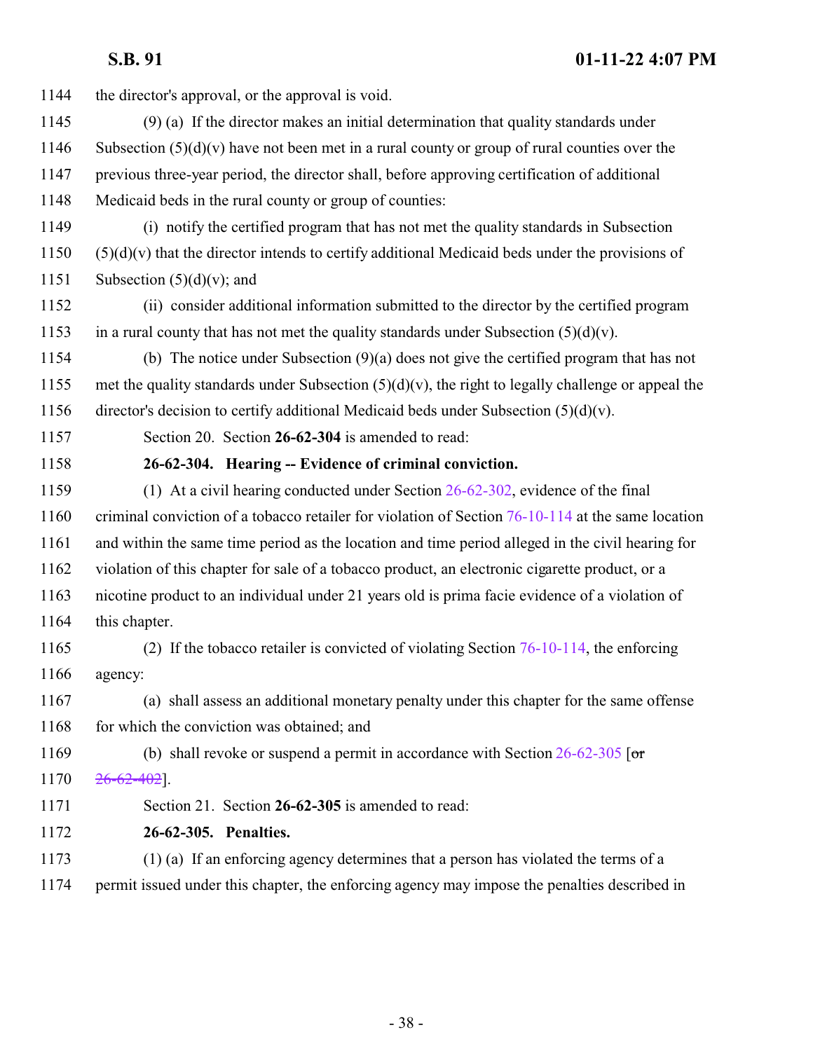the director's approval, or the approval is void.

(9) (a) If the director makes an initial determination that quality standards under Subsection (5)(d)(v) have not been met in a rural county or group of rural counties over the previous three-year period, the director shall, before approving certification of additional Medicaid beds in the rural county or group of counties:

(i) notify the certified program that has not met the quality standards in Subsection (5)(d)(v) that the director intends to certify additional Medicaid beds under the provisions of Subsection (5)(d)(v); and

(ii) consider additional information submitted to the director by the certified program in a rural county that has not met the quality standards under Subsection (5)(d)(v).

(b) The notice under Subsection (9)(a) does not give the certified program that has not met the quality standards under Subsection (5)(d)(v), the right to legally challenge or appeal the director's decision to certify additional Medicaid beds under Subsection (5)(d)(v).

Section 20. Section **26-62-304** is amended to read:

**26-62-304. Hearing -- Evidence of criminal conviction.**

(1) At a civil hearing conducted under Section 26-62-302, evidence of the final criminal conviction of a tobacco retailer for violation of Section 76-10-114 at the same location and within the same time period as the location and time period alleged in the civil hearing for violation of this chapter for sale of a tobacco product, an electronic cigarette product, or a nicotine product to an individual under 21 years old is prima facie evidence of a violation of this chapter.

(2) If the tobacco retailer is convicted of violating Section 76-10-114, the enforcing agency:

(a) shall assess an additional monetary penalty under this chapter for the same offense for which the conviction was obtained; and

(b) shall revoke or suspend a permit in accordance with Section 26-62-305 [~~or 26-62-402~~].

Section 21. Section **26-62-305** is amended to read:

**26-62-305. Penalties.**

(1) (a) If an enforcing agency determines that a person has violated the terms of a permit issued under this chapter, the enforcing agency may impose the penalties described in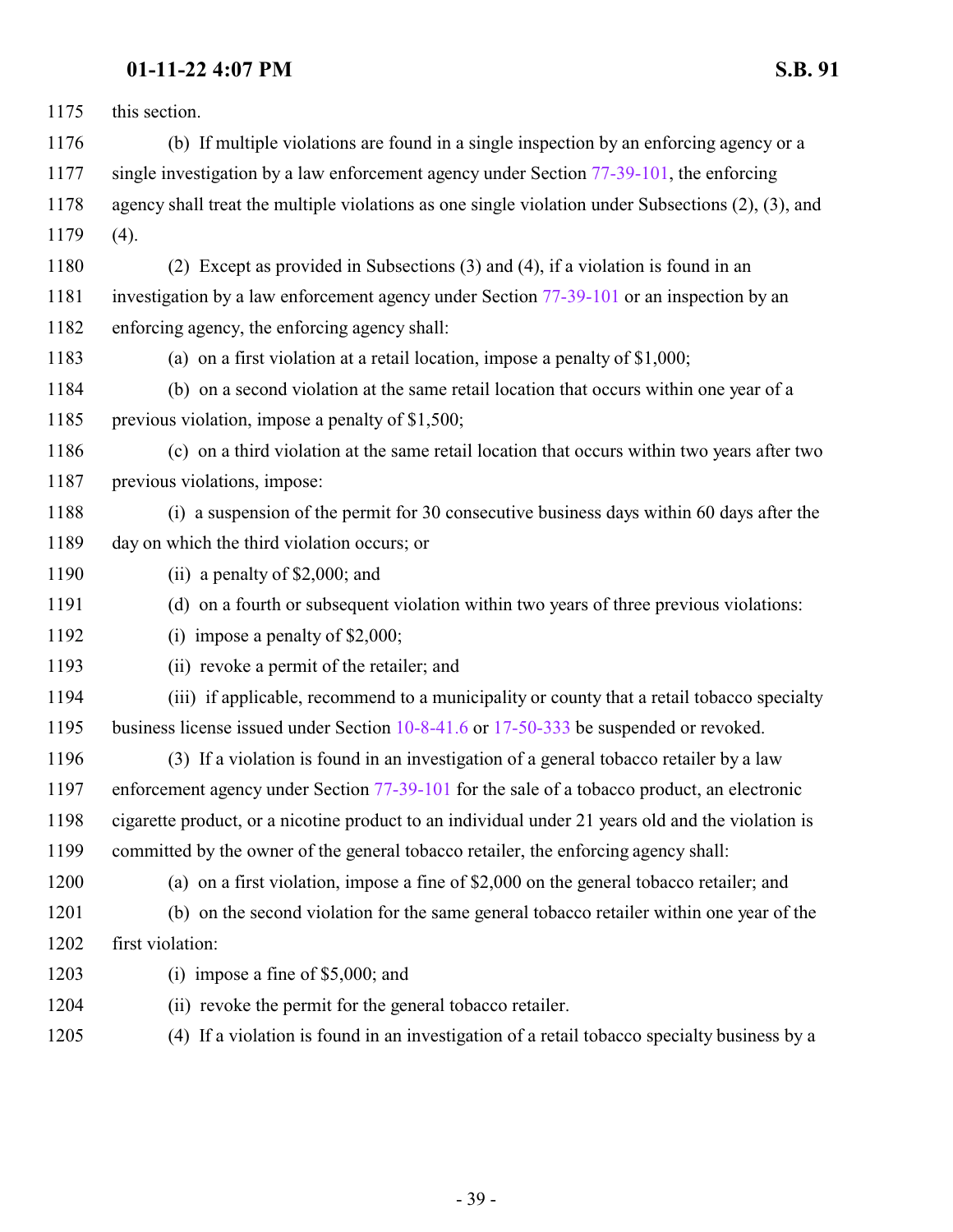this section.

(b) If multiple violations are found in a single inspection by an enforcing agency or a single investigation by a law enforcement agency under Section 77-39-101, the enforcing agency shall treat the multiple violations as one single violation under Subsections (2), (3), and (4).

(2) Except as provided in Subsections (3) and (4), if a violation is found in an investigation by a law enforcement agency under Section 77-39-101 or an inspection by an enforcing agency, the enforcing agency shall:

(a) on a first violation at a retail location, impose a penalty of $1,000;

(b) on a second violation at the same retail location that occurs within one year of a previous violation, impose a penalty of $1,500;

(c) on a third violation at the same retail location that occurs within two years after two previous violations, impose:

(i) a suspension of the permit for 30 consecutive business days within 60 days after the day on which the third violation occurs; or

(ii) a penalty of $2,000; and

(d) on a fourth or subsequent violation within two years of three previous violations:

(i) impose a penalty of $2,000;

(ii) revoke a permit of the retailer; and

(iii) if applicable, recommend to a municipality or county that a retail tobacco specialty business license issued under Section 10-8-41.6 or 17-50-333 be suspended or revoked.

(3) If a violation is found in an investigation of a general tobacco retailer by a law enforcement agency under Section 77-39-101 for the sale of a tobacco product, an electronic cigarette product, or a nicotine product to an individual under 21 years old and the violation is committed by the owner of the general tobacco retailer, the enforcing agency shall:

(a) on a first violation, impose a fine of $2,000 on the general tobacco retailer; and

(b) on the second violation for the same general tobacco retailer within one year of the first violation:

(i) impose a fine of $5,000; and

(ii) revoke the permit for the general tobacco retailer.

(4) If a violation is found in an investigation of a retail tobacco specialty business by a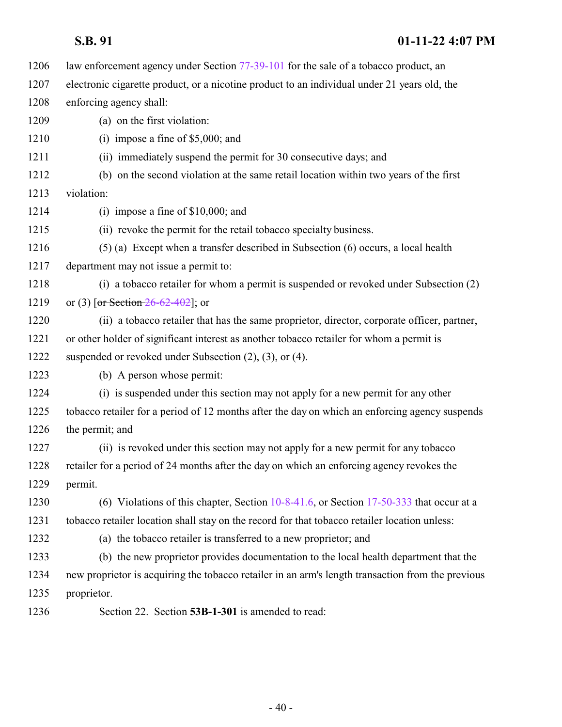law enforcement agency under Section 77-39-101 for the sale of a tobacco product, an electronic cigarette product, or a nicotine product to an individual under 21 years old, the enforcing agency shall:

(a) on the first violation:

(i) impose a fine of $5,000; and

(ii) immediately suspend the permit for 30 consecutive days; and

(b) on the second violation at the same retail location within two years of the first violation:

(i) impose a fine of $10,000; and

(ii) revoke the permit for the retail tobacco specialty business.

(5) (a) Except when a transfer described in Subsection (6) occurs, a local health department may not issue a permit to:

(i) a tobacco retailer for whom a permit is suspended or revoked under Subsection (2) or (3) [~~or Section 26-62-402~~]; or

(ii) a tobacco retailer that has the same proprietor, director, corporate officer, partner, or other holder of significant interest as another tobacco retailer for whom a permit is suspended or revoked under Subsection (2), (3), or (4).

(b) A person whose permit:

(i) is suspended under this section may not apply for a new permit for any other tobacco retailer for a period of 12 months after the day on which an enforcing agency suspends the permit; and

(ii) is revoked under this section may not apply for a new permit for any tobacco retailer for a period of 24 months after the day on which an enforcing agency revokes the permit.

(6) Violations of this chapter, Section 10-8-41.6, or Section 17-50-333 that occur at a tobacco retailer location shall stay on the record for that tobacco retailer location unless:

(a) the tobacco retailer is transferred to a new proprietor; and

(b) the new proprietor provides documentation to the local health department that the new proprietor is acquiring the tobacco retailer in an arm's length transaction from the previous proprietor.

Section 22. Section **53B-1-301** is amended to read: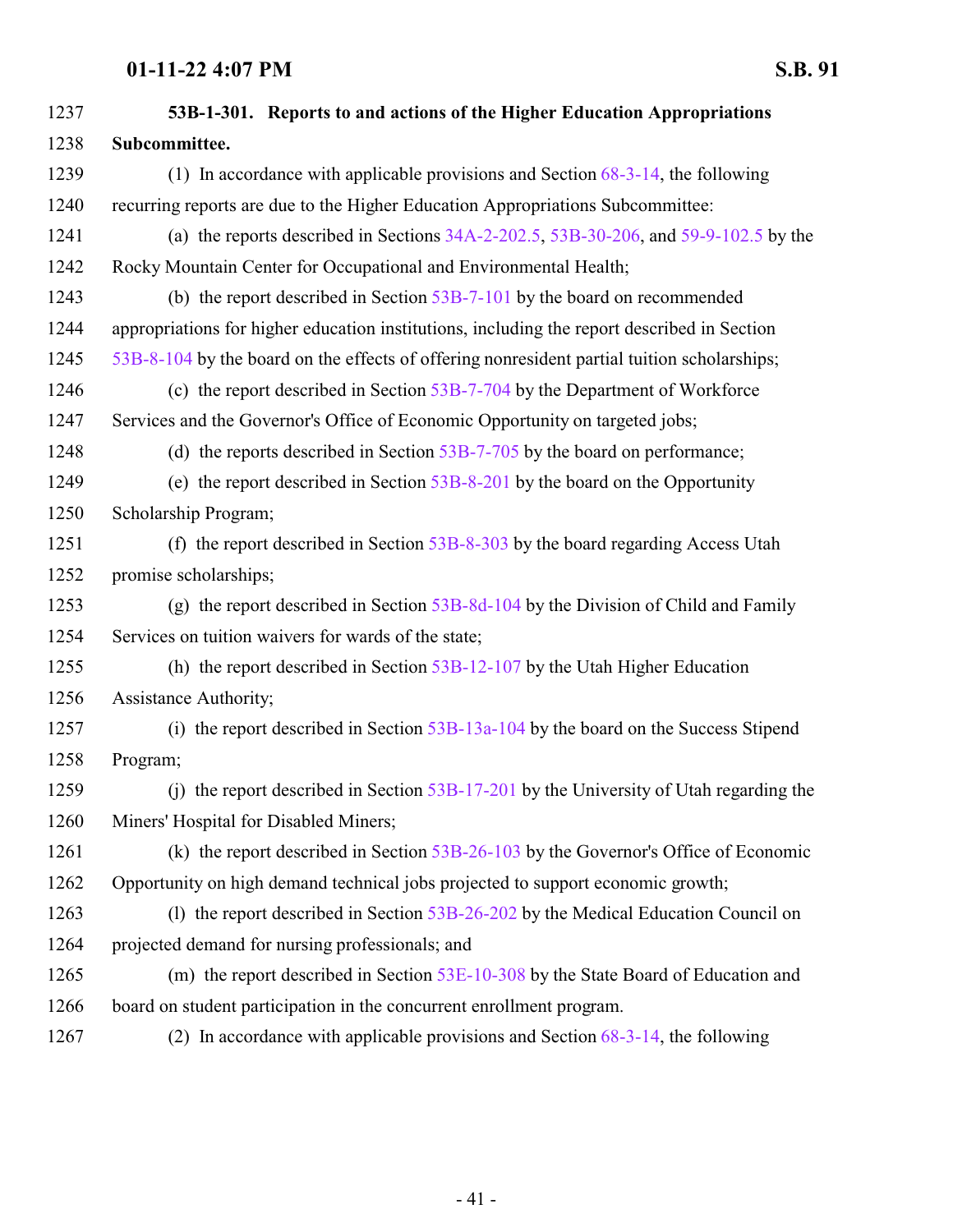**53B-1-301. Reports to and actions of the Higher Education Appropriations Subcommittee.**

(1) In accordance with applicable provisions and Section 68-3-14, the following recurring reports are due to the Higher Education Appropriations Subcommittee:

(a) the reports described in Sections 34A-2-202.5, 53B-30-206, and 59-9-102.5 by the Rocky Mountain Center for Occupational and Environmental Health;

(b) the report described in Section 53B-7-101 by the board on recommended appropriations for higher education institutions, including the report described in Section 53B-8-104 by the board on the effects of offering nonresident partial tuition scholarships;

(c) the report described in Section 53B-7-704 by the Department of Workforce Services and the Governor's Office of Economic Opportunity on targeted jobs;

(d) the reports described in Section 53B-7-705 by the board on performance;

(e) the report described in Section 53B-8-201 by the board on the Opportunity Scholarship Program;

(f) the report described in Section 53B-8-303 by the board regarding Access Utah promise scholarships;

(g) the report described in Section 53B-8d-104 by the Division of Child and Family Services on tuition waivers for wards of the state;

(h) the report described in Section 53B-12-107 by the Utah Higher Education Assistance Authority;

(i) the report described in Section 53B-13a-104 by the board on the Success Stipend Program;

(j) the report described in Section 53B-17-201 by the University of Utah regarding the Miners' Hospital for Disabled Miners;

(k) the report described in Section 53B-26-103 by the Governor's Office of Economic Opportunity on high demand technical jobs projected to support economic growth;

(l) the report described in Section 53B-26-202 by the Medical Education Council on projected demand for nursing professionals; and

(m) the report described in Section 53E-10-308 by the State Board of Education and board on student participation in the concurrent enrollment program.

(2) In accordance with applicable provisions and Section 68-3-14, the following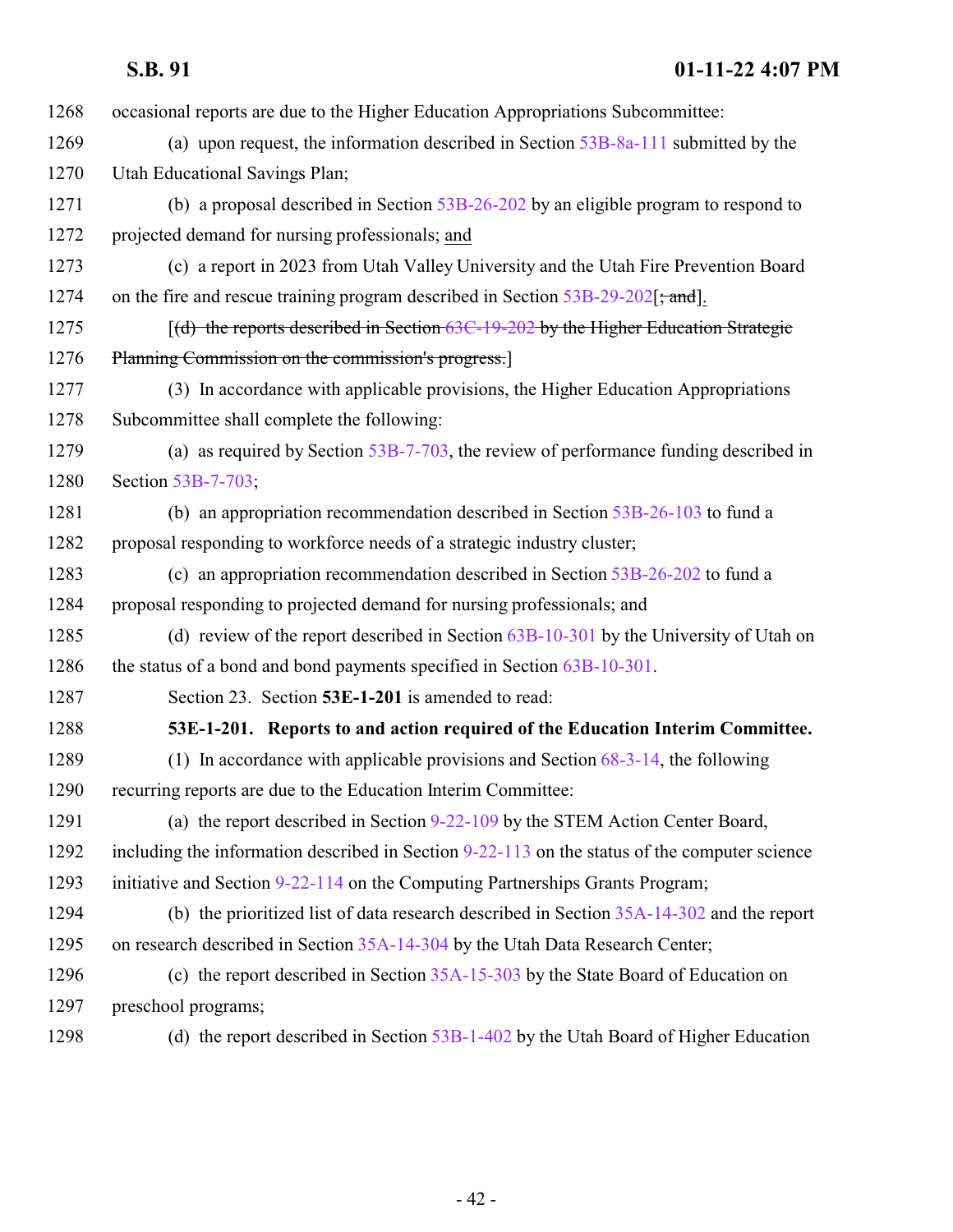occasional reports are due to the Higher Education Appropriations Subcommittee:

(a) upon request, the information described in Section 53B-8a-111 submitted by the Utah Educational Savings Plan;

(b) a proposal described in Section 53B-26-202 by an eligible program to respond to projected demand for nursing professionals; and

(c) a report in 2023 from Utah Valley University and the Utah Fire Prevention Board on the fire and rescue training program described in Section 53B-29-202[~~; and~~].

[~~(d) the reports described in Section 63C-19-202 by the Higher Education Strategic Planning Commission on the commission's progress.~~]

(3) In accordance with applicable provisions, the Higher Education Appropriations Subcommittee shall complete the following:

(a) as required by Section 53B-7-703, the review of performance funding described in Section 53B-7-703;

(b) an appropriation recommendation described in Section 53B-26-103 to fund a proposal responding to workforce needs of a strategic industry cluster;

(c) an appropriation recommendation described in Section 53B-26-202 to fund a proposal responding to projected demand for nursing professionals; and

(d) review of the report described in Section 63B-10-301 by the University of Utah on the status of a bond and bond payments specified in Section 63B-10-301.

Section 23. Section **53E-1-201** is amended to read:

**53E-1-201. Reports to and action required of the Education Interim Committee.**

(1) In accordance with applicable provisions and Section 68-3-14, the following recurring reports are due to the Education Interim Committee:

(a) the report described in Section 9-22-109 by the STEM Action Center Board, including the information described in Section 9-22-113 on the status of the computer science initiative and Section 9-22-114 on the Computing Partnerships Grants Program;

(b) the prioritized list of data research described in Section 35A-14-302 and the report on research described in Section 35A-14-304 by the Utah Data Research Center;

(c) the report described in Section 35A-15-303 by the State Board of Education on preschool programs;

(d) the report described in Section 53B-1-402 by the Utah Board of Higher Education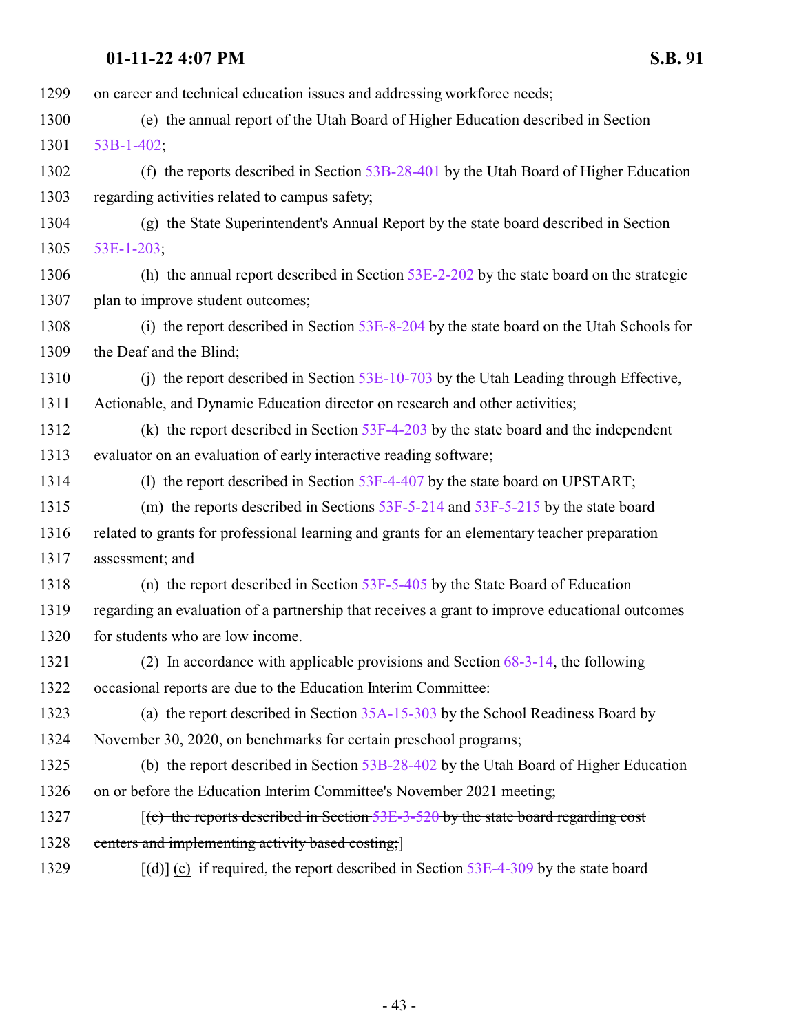1299 on career and technical education issues and addressing workforce needs;

1300 (e) the annual report of the Utah Board of Higher Education described in Section
1301 53B-1-402;

1302 (f) the reports described in Section 53B-28-401 by the Utah Board of Higher Education
1303 regarding activities related to campus safety;

1304 (g) the State Superintendent's Annual Report by the state board described in Section
1305 53E-1-203;

1306 (h) the annual report described in Section 53E-2-202 by the state board on the strategic
1307 plan to improve student outcomes;

1308 (i) the report described in Section 53E-8-204 by the state board on the Utah Schools for
1309 the Deaf and the Blind;

1310 (j) the report described in Section 53E-10-703 by the Utah Leading through Effective,
1311 Actionable, and Dynamic Education director on research and other activities;

1312 (k) the report described in Section 53F-4-203 by the state board and the independent
1313 evaluator on an evaluation of early interactive reading software;

1314 (l) the report described in Section 53F-4-407 by the state board on UPSTART;

1315 (m) the reports described in Sections 53F-5-214 and 53F-5-215 by the state board
1316 related to grants for professional learning and grants for an elementary teacher preparation
1317 assessment; and

1318 (n) the report described in Section 53F-5-405 by the State Board of Education
1319 regarding an evaluation of a partnership that receives a grant to improve educational outcomes
1320 for students who are low income.

1321 (2) In accordance with applicable provisions and Section 68-3-14, the following
1322 occasional reports are due to the Education Interim Committee:

1323 (a) the report described in Section 35A-15-303 by the School Readiness Board by
1324 November 30, 2020, on benchmarks for certain preschool programs;

1325 (b) the report described in Section 53B-28-402 by the Utah Board of Higher Education
1326 on or before the Education Interim Committee's November 2021 meeting;

1327 [~~(c) the reports described in Section 53E-3-520 by the state board regarding cost~~
1328 ~~centers and implementing activity based costing;~~]

1329 [~~(d)~~] (c) if required, the report described in Section 53E-4-309 by the state board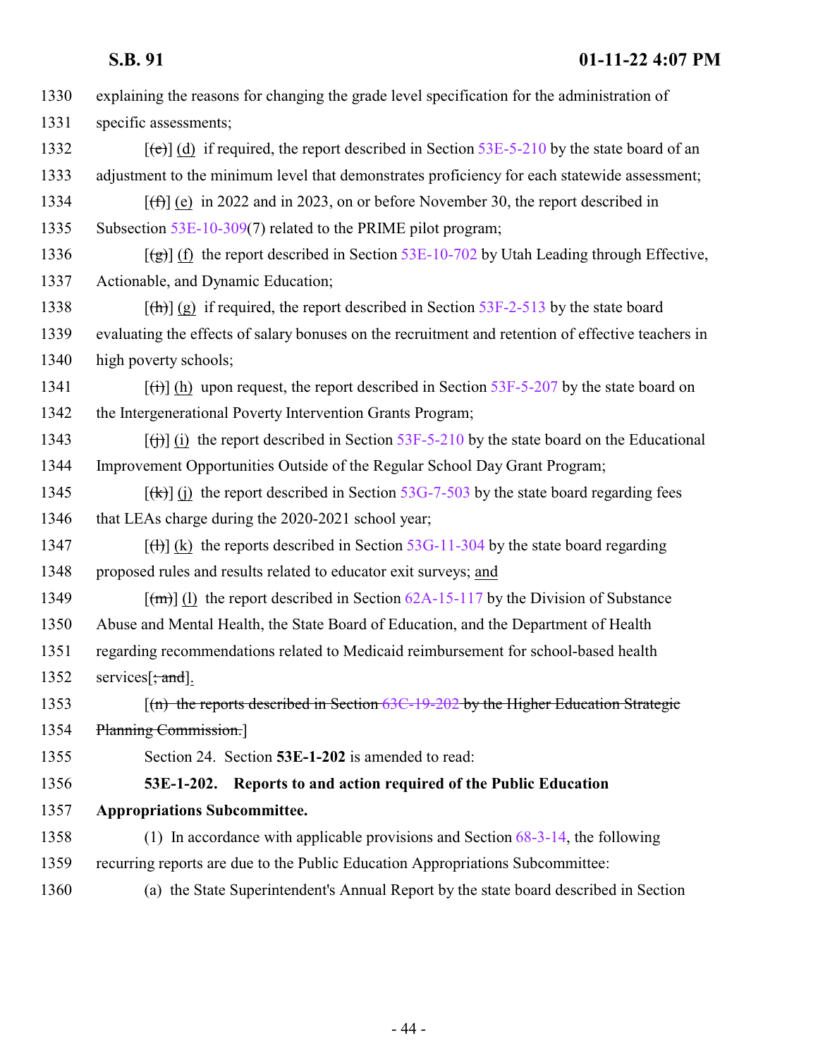explaining the reasons for changing the grade level specification for the administration of specific assessments;

[(e)] (d) if required, the report described in Section 53E-5-210 by the state board of an adjustment to the minimum level that demonstrates proficiency for each statewide assessment;

[(f)] (e) in 2022 and in 2023, on or before November 30, the report described in Subsection 53E-10-309(7) related to the PRIME pilot program;

[(g)] (f) the report described in Section 53E-10-702 by Utah Leading through Effective, Actionable, and Dynamic Education;

[(h)] (g) if required, the report described in Section 53F-2-513 by the state board evaluating the effects of salary bonuses on the recruitment and retention of effective teachers in high poverty schools;

[(i)] (h) upon request, the report described in Section 53F-5-207 by the state board on the Intergenerational Poverty Intervention Grants Program;

[(j)] (i) the report described in Section 53F-5-210 by the state board on the Educational Improvement Opportunities Outside of the Regular School Day Grant Program;

[(k)] (j) the report described in Section 53G-7-503 by the state board regarding fees that LEAs charge during the 2020-2021 school year;

[(l)] (k) the reports described in Section 53G-11-304 by the state board regarding proposed rules and results related to educator exit surveys; and

[(m)] (l) the report described in Section 62A-15-117 by the Division of Substance Abuse and Mental Health, the State Board of Education, and the Department of Health regarding recommendations related to Medicaid reimbursement for school-based health services[; and].

[(n) the reports described in Section 63C-19-202 by the Higher Education Strategic Planning Commission.]

Section 24. Section **53E-1-202** is amended to read:

**53E-1-202. Reports to and action required of the Public Education Appropriations Subcommittee.**

(1) In accordance with applicable provisions and Section 68-3-14, the following recurring reports are due to the Public Education Appropriations Subcommittee:

(a) the State Superintendent's Annual Report by the state board described in Section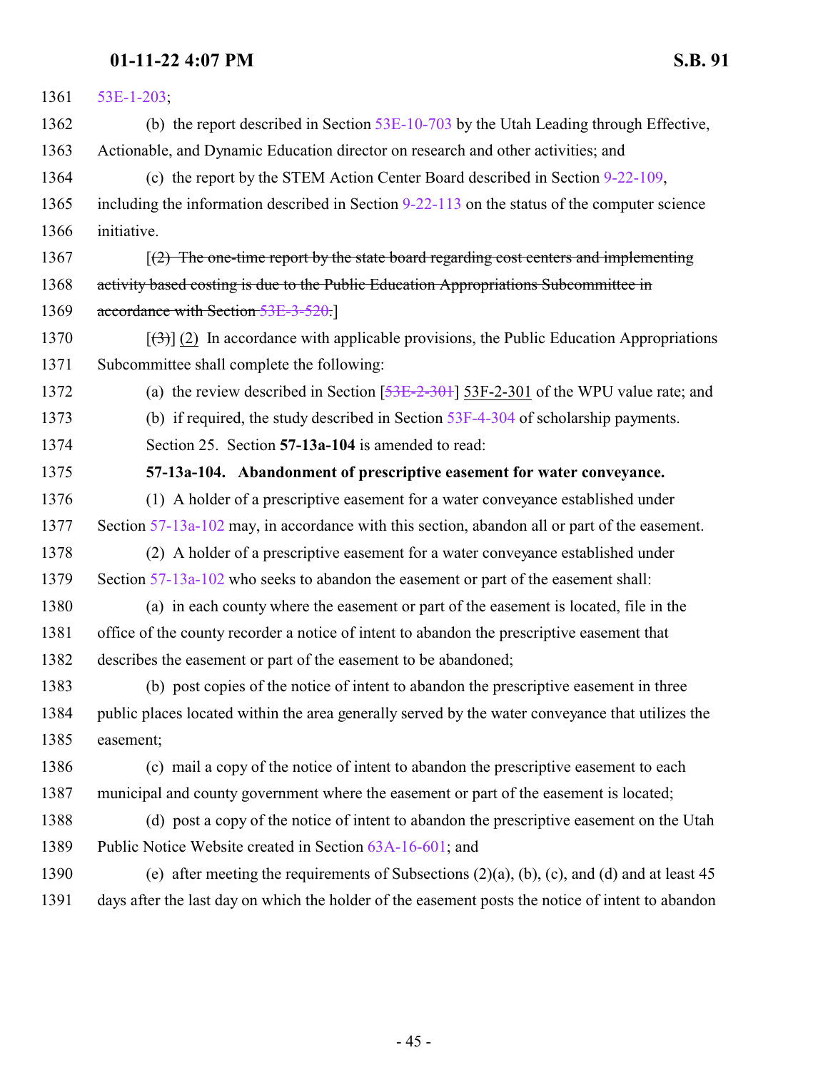53E-1-203;

(b) the report described in Section 53E-10-703 by the Utah Leading through Effective, Actionable, and Dynamic Education director on research and other activities; and

(c) the report by the STEM Action Center Board described in Section 9-22-109, including the information described in Section 9-22-113 on the status of the computer science initiative.

[~~(2) The one-time report by the state board regarding cost centers and implementing activity based costing is due to the Public Education Appropriations Subcommittee in accordance with Section 53E-3-520.~~]

[~~(3)~~] (2) In accordance with applicable provisions, the Public Education Appropriations Subcommittee shall complete the following:

(a) the review described in Section [~~53E-2-301~~] 53F-2-301 of the WPU value rate; and

(b) if required, the study described in Section 53F-4-304 of scholarship payments.

Section 25. Section **57-13a-104** is amended to read:

**57-13a-104. Abandonment of prescriptive easement for water conveyance.**

(1) A holder of a prescriptive easement for a water conveyance established under Section 57-13a-102 may, in accordance with this section, abandon all or part of the easement.

(2) A holder of a prescriptive easement for a water conveyance established under Section 57-13a-102 who seeks to abandon the easement or part of the easement shall:

(a) in each county where the easement or part of the easement is located, file in the office of the county recorder a notice of intent to abandon the prescriptive easement that describes the easement or part of the easement to be abandoned;

(b) post copies of the notice of intent to abandon the prescriptive easement in three public places located within the area generally served by the water conveyance that utilizes the easement;

(c) mail a copy of the notice of intent to abandon the prescriptive easement to each municipal and county government where the easement or part of the easement is located;

(d) post a copy of the notice of intent to abandon the prescriptive easement on the Utah Public Notice Website created in Section 63A-16-601; and

(e) after meeting the requirements of Subsections (2)(a), (b), (c), and (d) and at least 45 days after the last day on which the holder of the easement posts the notice of intent to abandon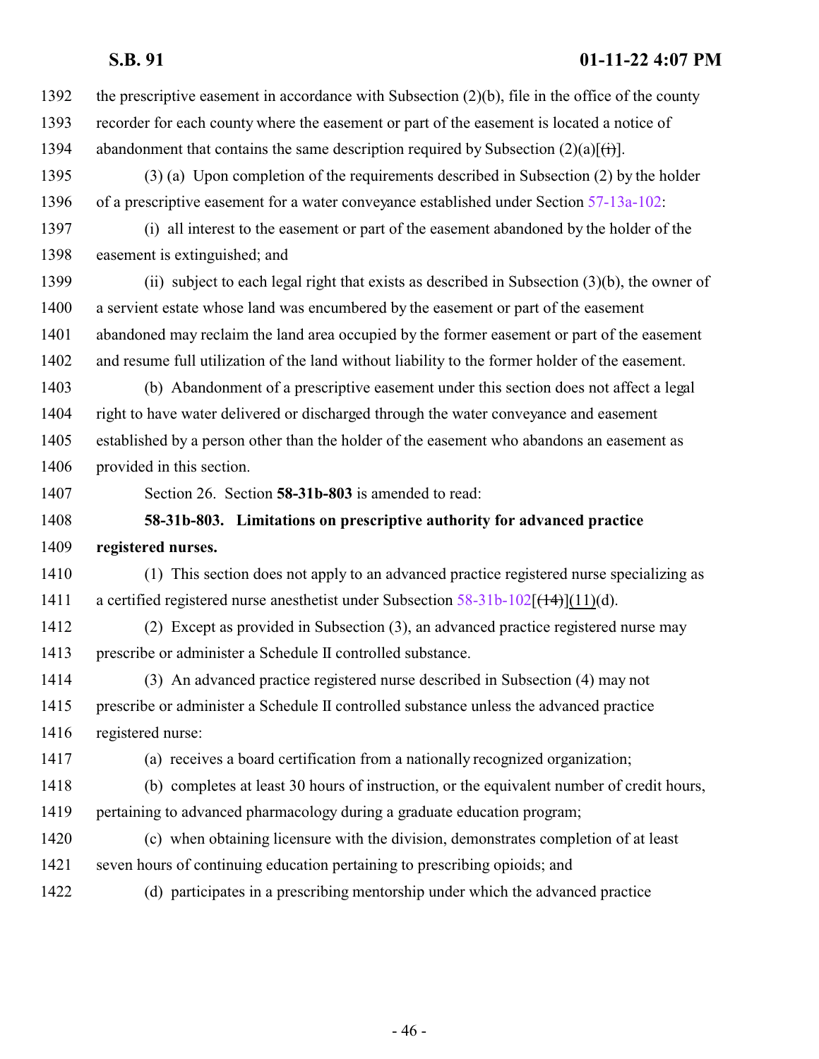1392 the prescriptive easement in accordance with Subsection (2)(b), file in the office of the county
1393 recorder for each county where the easement or part of the easement is located a notice of
1394 abandonment that contains the same description required by Subsection (2)(a)[~~(i)~~].

1395 (3) (a) Upon completion of the requirements described in Subsection (2) by the holder
1396 of a prescriptive easement for a water conveyance established under Section 57-13a-102:

1397 (i) all interest to the easement or part of the easement abandoned by the holder of the
1398 easement is extinguished; and

1399 (ii) subject to each legal right that exists as described in Subsection (3)(b), the owner of
1400 a servient estate whose land was encumbered by the easement or part of the easement
1401 abandoned may reclaim the land area occupied by the former easement or part of the easement
1402 and resume full utilization of the land without liability to the former holder of the easement.

1403 (b) Abandonment of a prescriptive easement under this section does not affect a legal
1404 right to have water delivered or discharged through the water conveyance and easement
1405 established by a person other than the holder of the easement who abandons an easement as
1406 provided in this section.

1407 Section 26. Section **58-31b-803** is amended to read:

1408 **58-31b-803. Limitations on prescriptive authority for advanced practice**
1409 **registered nurses.**

1410 (1) This section does not apply to an advanced practice registered nurse specializing as
1411 a certified registered nurse anesthetist under Subsection 58-31b-102[~~(14)~~](11)(d).

1412 (2) Except as provided in Subsection (3), an advanced practice registered nurse may
1413 prescribe or administer a Schedule II controlled substance.

1414 (3) An advanced practice registered nurse described in Subsection (4) may not
1415 prescribe or administer a Schedule II controlled substance unless the advanced practice
1416 registered nurse:

1417 (a) receives a board certification from a nationally recognized organization;

1418 (b) completes at least 30 hours of instruction, or the equivalent number of credit hours,
1419 pertaining to advanced pharmacology during a graduate education program;

1420 (c) when obtaining licensure with the division, demonstrates completion of at least
1421 seven hours of continuing education pertaining to prescribing opioids; and

1422 (d) participates in a prescribing mentorship under which the advanced practice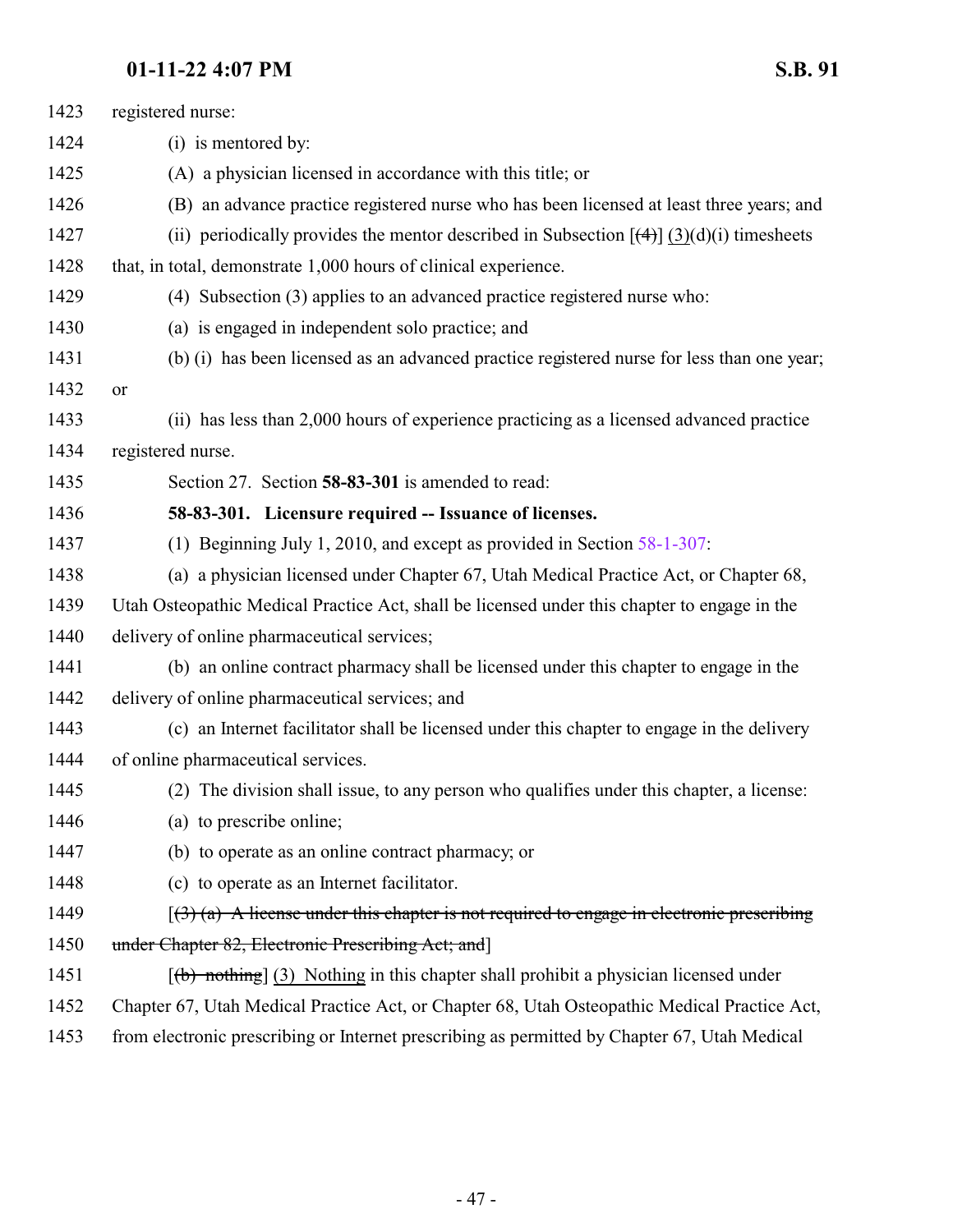registered nurse:

(i) is mentored by:

(A) a physician licensed in accordance with this title; or

(B) an advance practice registered nurse who has been licensed at least three years; and

(ii) periodically provides the mentor described in Subsection [~~(4)~~] (3)(d)(i) timesheets that, in total, demonstrate 1,000 hours of clinical experience.

(4) Subsection (3) applies to an advanced practice registered nurse who:

(a) is engaged in independent solo practice; and

(b) (i) has been licensed as an advanced practice registered nurse for less than one year; or

(ii) has less than 2,000 hours of experience practicing as a licensed advanced practice registered nurse.

Section 27. Section **58-83-301** is amended to read:

**58-83-301. Licensure required -- Issuance of licenses.**

(1) Beginning July 1, 2010, and except as provided in Section 58-1-307:

(a) a physician licensed under Chapter 67, Utah Medical Practice Act, or Chapter 68, Utah Osteopathic Medical Practice Act, shall be licensed under this chapter to engage in the delivery of online pharmaceutical services;

(b) an online contract pharmacy shall be licensed under this chapter to engage in the delivery of online pharmaceutical services; and

(c) an Internet facilitator shall be licensed under this chapter to engage in the delivery of online pharmaceutical services.

(2) The division shall issue, to any person who qualifies under this chapter, a license:

(a) to prescribe online;

(b) to operate as an online contract pharmacy; or

(c) to operate as an Internet facilitator.

[~~(3) (a) A license under this chapter is not required to engage in electronic prescribing under Chapter 82, Electronic Prescribing Act; and~~]

[~~(b) nothing~~] (3) Nothing in this chapter shall prohibit a physician licensed under Chapter 67, Utah Medical Practice Act, or Chapter 68, Utah Osteopathic Medical Practice Act, from electronic prescribing or Internet prescribing as permitted by Chapter 67, Utah Medical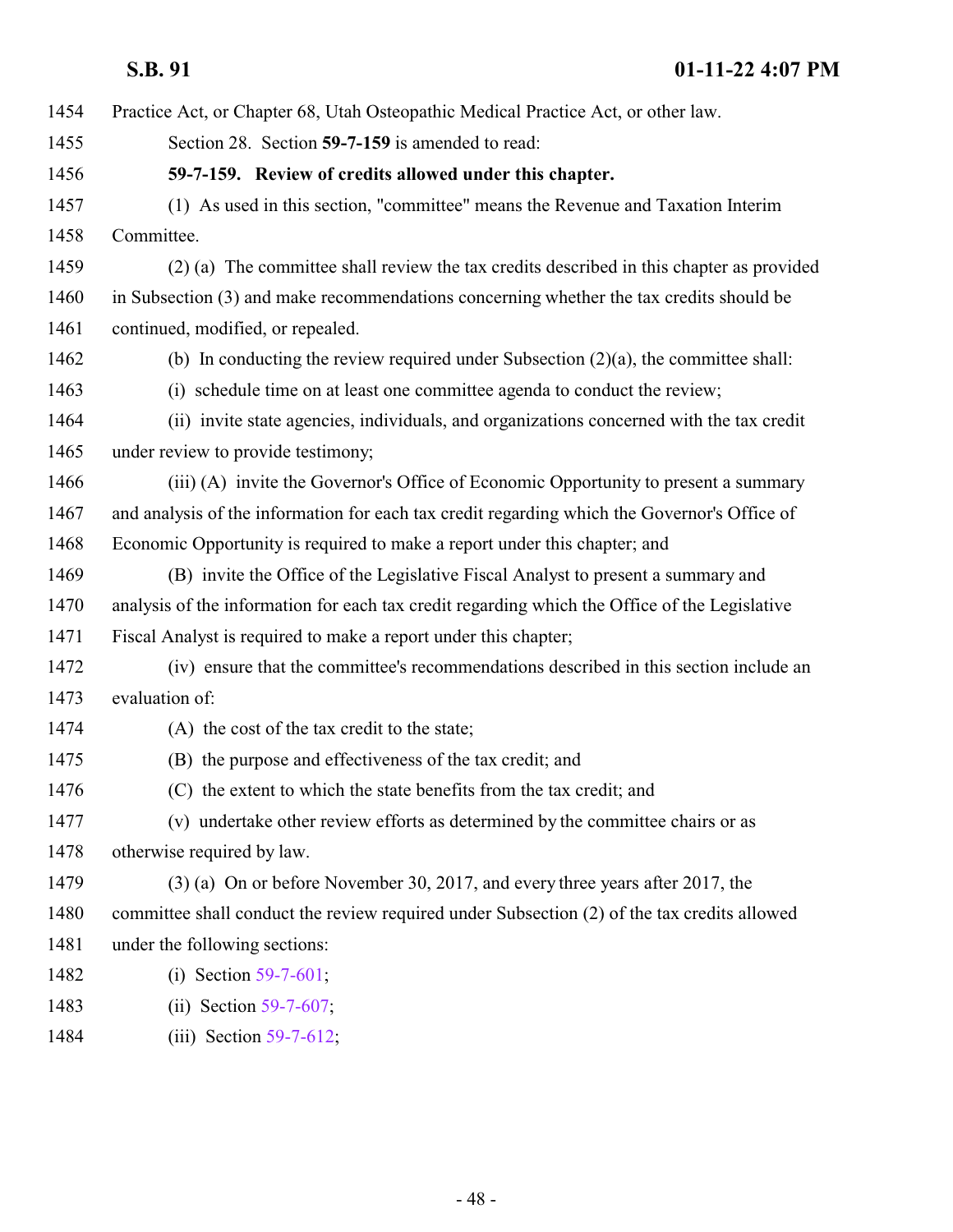Practice Act, or Chapter 68, Utah Osteopathic Medical Practice Act, or other law.

Section 28. Section **59-7-159** is amended to read:

**59-7-159. Review of credits allowed under this chapter.**

(1) As used in this section, "committee" means the Revenue and Taxation Interim Committee.

(2) (a) The committee shall review the tax credits described in this chapter as provided in Subsection (3) and make recommendations concerning whether the tax credits should be continued, modified, or repealed.

(b) In conducting the review required under Subsection (2)(a), the committee shall:

(i) schedule time on at least one committee agenda to conduct the review;

(ii) invite state agencies, individuals, and organizations concerned with the tax credit under review to provide testimony;

(iii) (A) invite the Governor's Office of Economic Opportunity to present a summary and analysis of the information for each tax credit regarding which the Governor's Office of Economic Opportunity is required to make a report under this chapter; and

(B) invite the Office of the Legislative Fiscal Analyst to present a summary and analysis of the information for each tax credit regarding which the Office of the Legislative Fiscal Analyst is required to make a report under this chapter;

(iv) ensure that the committee's recommendations described in this section include an evaluation of:

(A) the cost of the tax credit to the state;

(B) the purpose and effectiveness of the tax credit; and

(C) the extent to which the state benefits from the tax credit; and

(v) undertake other review efforts as determined by the committee chairs or as otherwise required by law.

(3) (a) On or before November 30, 2017, and every three years after 2017, the committee shall conduct the review required under Subsection (2) of the tax credits allowed under the following sections:

(i) Section 59-7-601;

(ii) Section 59-7-607;

(iii) Section 59-7-612;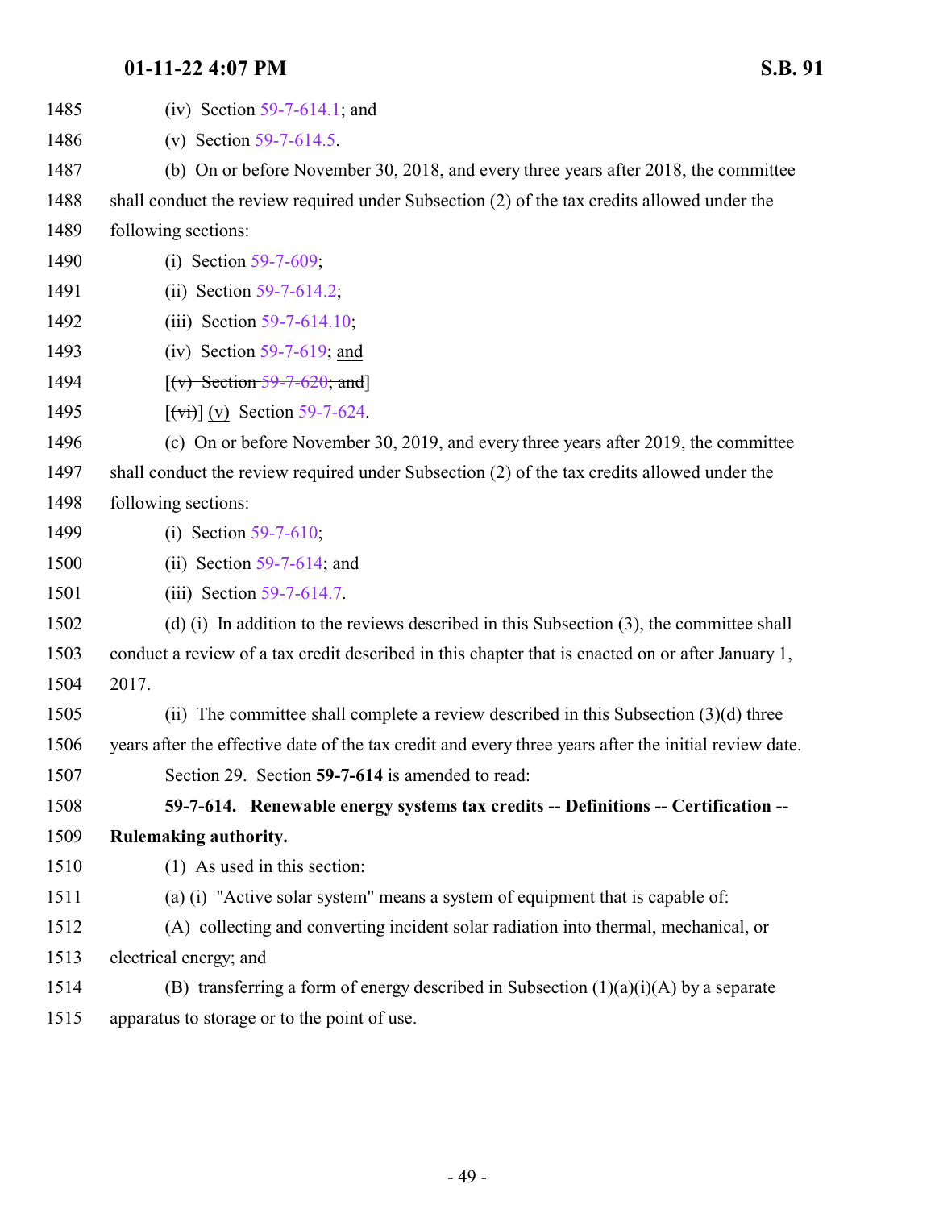1485 (iv) Section 59-7-614.1; and

1486 (v) Section 59-7-614.5.

1487 (b) On or before November 30, 2018, and every three years after 2018, the committee

1488 shall conduct the review required under Subsection (2) of the tax credits allowed under the

1489 following sections:

1490 (i) Section 59-7-609;

1491 (ii) Section 59-7-614.2;

1492 (iii) Section 59-7-614.10;

1493 (iv) Section 59-7-619; and

1494 [~~(v) Section 59-7-620; and~~]

1495 [~~(vi)~~] (v) Section 59-7-624.

1496 (c) On or before November 30, 2019, and every three years after 2019, the committee

1497 shall conduct the review required under Subsection (2) of the tax credits allowed under the

1498 following sections:

1499 (i) Section 59-7-610;

1500 (ii) Section 59-7-614; and

1501 (iii) Section 59-7-614.7.

1502 (d) (i) In addition to the reviews described in this Subsection (3), the committee shall

1503 conduct a review of a tax credit described in this chapter that is enacted on or after January 1,

1504 2017.

1505 (ii) The committee shall complete a review described in this Subsection (3)(d) three

1506 years after the effective date of the tax credit and every three years after the initial review date.

1507 Section 29. Section **59-7-614** is amended to read:

1508 **59-7-614. Renewable energy systems tax credits -- Definitions -- Certification --**

1509 **Rulemaking authority.**

1510 (1) As used in this section:

1511 (a) (i) "Active solar system" means a system of equipment that is capable of:

1512 (A) collecting and converting incident solar radiation into thermal, mechanical, or

1513 electrical energy; and

1514 (B) transferring a form of energy described in Subsection (1)(a)(i)(A) by a separate

1515 apparatus to storage or to the point of use.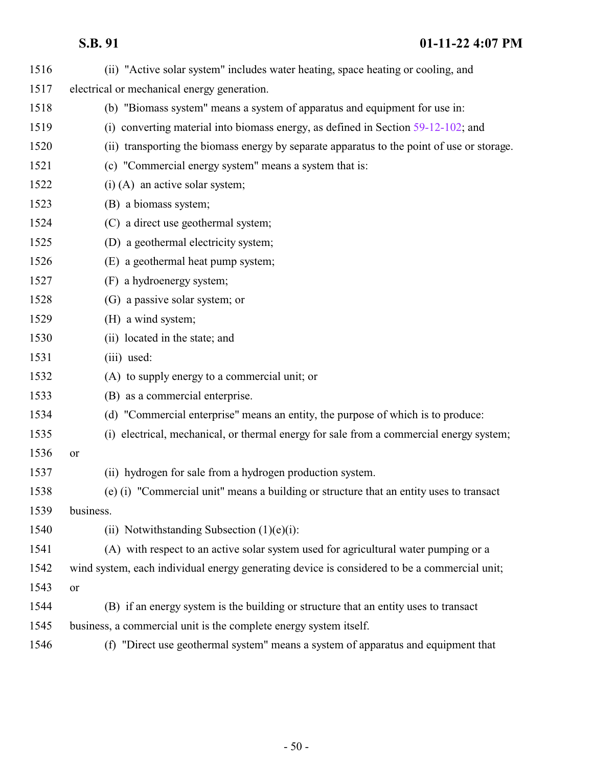(ii) "Active solar system" includes water heating, space heating or cooling, and electrical or mechanical energy generation.

(b) "Biomass system" means a system of apparatus and equipment for use in:

(i) converting material into biomass energy, as defined in Section 59-12-102; and

(ii) transporting the biomass energy by separate apparatus to the point of use or storage.

(c) "Commercial energy system" means a system that is:

(i) (A) an active solar system;

(B) a biomass system;

(C) a direct use geothermal system;

(D) a geothermal electricity system;

(E) a geothermal heat pump system;

(F) a hydroenergy system;

(G) a passive solar system; or

(H) a wind system;

(ii) located in the state; and

(iii) used:

(A) to supply energy to a commercial unit; or

(B) as a commercial enterprise.

(d) "Commercial enterprise" means an entity, the purpose of which is to produce:

(i) electrical, mechanical, or thermal energy for sale from a commercial energy system; or

(ii) hydrogen for sale from a hydrogen production system.

(e) (i) "Commercial unit" means a building or structure that an entity uses to transact business.

(ii) Notwithstanding Subsection (1)(e)(i):

(A) with respect to an active solar system used for agricultural water pumping or a wind system, each individual energy generating device is considered to be a commercial unit; or

(B) if an energy system is the building or structure that an entity uses to transact business, a commercial unit is the complete energy system itself.

(f) "Direct use geothermal system" means a system of apparatus and equipment that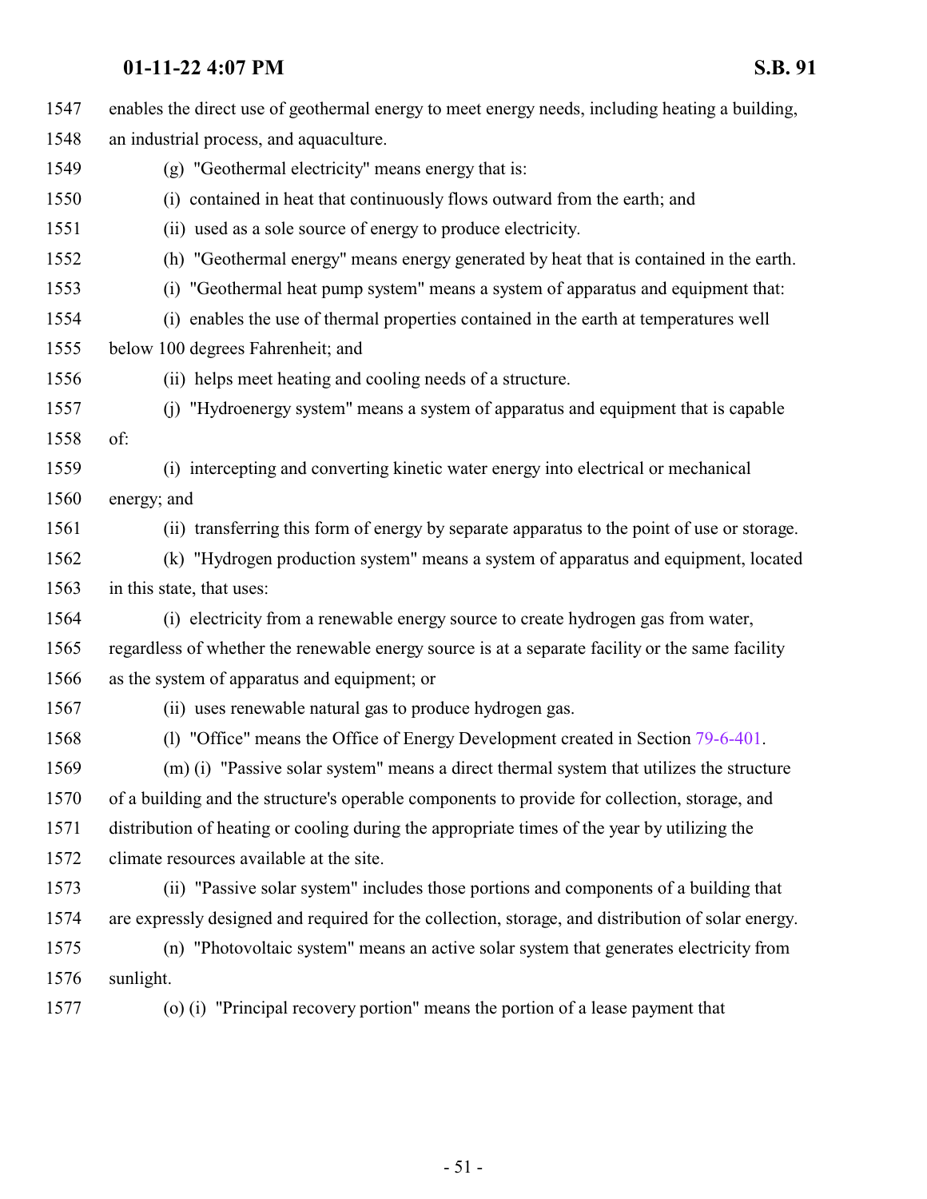enables the direct use of geothermal energy to meet energy needs, including heating a building, an industrial process, and aquaculture.

(g) "Geothermal electricity" means energy that is:

(i) contained in heat that continuously flows outward from the earth; and

(ii) used as a sole source of energy to produce electricity.

(h) "Geothermal energy" means energy generated by heat that is contained in the earth.

(i) "Geothermal heat pump system" means a system of apparatus and equipment that:

(i) enables the use of thermal properties contained in the earth at temperatures well below 100 degrees Fahrenheit; and

(ii) helps meet heating and cooling needs of a structure.

(j) "Hydroenergy system" means a system of apparatus and equipment that is capable of:

(i) intercepting and converting kinetic water energy into electrical or mechanical energy; and

(ii) transferring this form of energy by separate apparatus to the point of use or storage.

(k) "Hydrogen production system" means a system of apparatus and equipment, located in this state, that uses:

(i) electricity from a renewable energy source to create hydrogen gas from water, regardless of whether the renewable energy source is at a separate facility or the same facility as the system of apparatus and equipment; or

(ii) uses renewable natural gas to produce hydrogen gas.

(l) "Office" means the Office of Energy Development created in Section 79-6-401.

(m) (i) "Passive solar system" means a direct thermal system that utilizes the structure of a building and the structure's operable components to provide for collection, storage, and distribution of heating or cooling during the appropriate times of the year by utilizing the climate resources available at the site.

(ii) "Passive solar system" includes those portions and components of a building that are expressly designed and required for the collection, storage, and distribution of solar energy.

(n) "Photovoltaic system" means an active solar system that generates electricity from sunlight.

(o) (i) "Principal recovery portion" means the portion of a lease payment that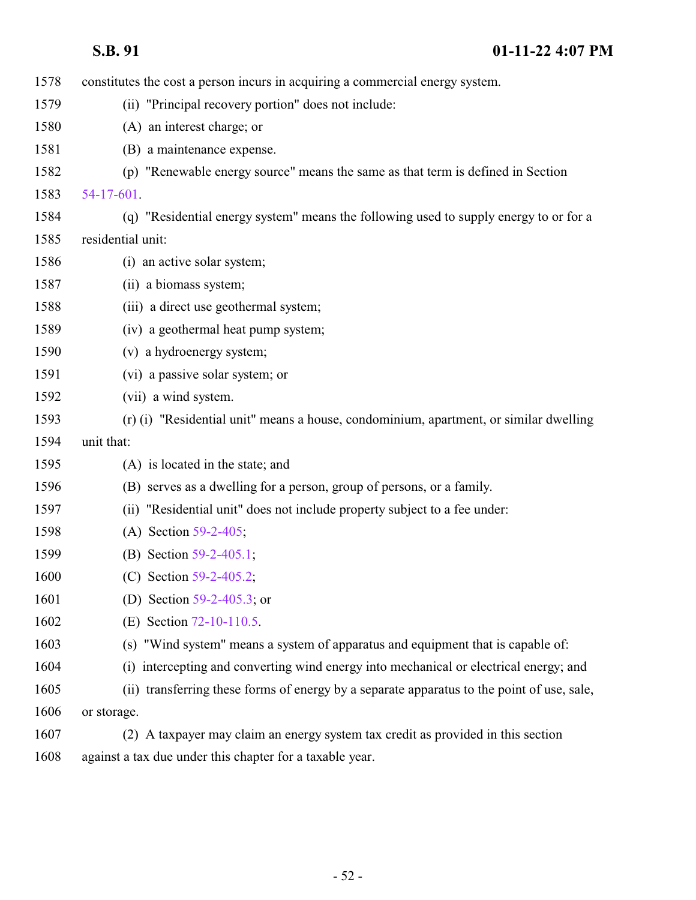constitutes the cost a person incurs in acquiring a commercial energy system.

(ii) "Principal recovery portion" does not include:

(A) an interest charge; or

(B) a maintenance expense.

(p) "Renewable energy source" means the same as that term is defined in Section 54-17-601.

(q) "Residential energy system" means the following used to supply energy to or for a residential unit:

(i) an active solar system;

(ii) a biomass system;

(iii) a direct use geothermal system;

(iv) a geothermal heat pump system;

(v) a hydroenergy system;

(vi) a passive solar system; or

(vii) a wind system.

(r) (i) "Residential unit" means a house, condominium, apartment, or similar dwelling unit that:

(A) is located in the state; and

(B) serves as a dwelling for a person, group of persons, or a family.

(ii) "Residential unit" does not include property subject to a fee under:

(A) Section 59-2-405;

(B) Section 59-2-405.1;

(C) Section 59-2-405.2;

(D) Section 59-2-405.3; or

(E) Section 72-10-110.5.

(s) "Wind system" means a system of apparatus and equipment that is capable of:

(i) intercepting and converting wind energy into mechanical or electrical energy; and

(ii) transferring these forms of energy by a separate apparatus to the point of use, sale, or storage.

(2) A taxpayer may claim an energy system tax credit as provided in this section against a tax due under this chapter for a taxable year.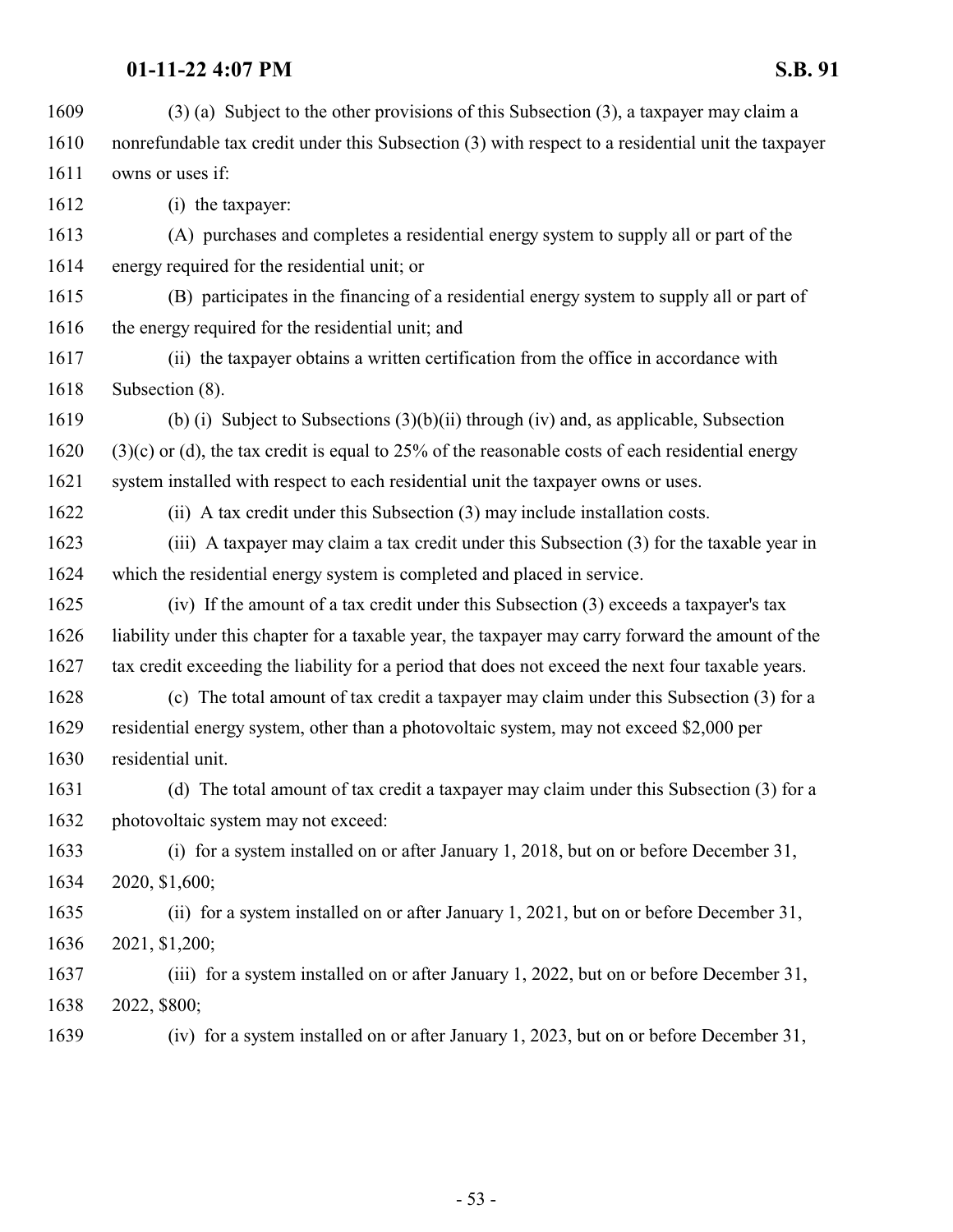1609 (3) (a) Subject to the other provisions of this Subsection (3), a taxpayer may claim a
1610 nonrefundable tax credit under this Subsection (3) with respect to a residential unit the taxpayer
1611 owns or uses if:

1612 (i) the taxpayer:

1613 (A) purchases and completes a residential energy system to supply all or part of the
1614 energy required for the residential unit; or

1615 (B) participates in the financing of a residential energy system to supply all or part of
1616 the energy required for the residential unit; and

1617 (ii) the taxpayer obtains a written certification from the office in accordance with
1618 Subsection (8).

1619 (b) (i) Subject to Subsections (3)(b)(ii) through (iv) and, as applicable, Subsection
1620 (3)(c) or (d), the tax credit is equal to 25% of the reasonable costs of each residential energy
1621 system installed with respect to each residential unit the taxpayer owns or uses.

1622 (ii) A tax credit under this Subsection (3) may include installation costs.

1623 (iii) A taxpayer may claim a tax credit under this Subsection (3) for the taxable year in
1624 which the residential energy system is completed and placed in service.

1625 (iv) If the amount of a tax credit under this Subsection (3) exceeds a taxpayer's tax
1626 liability under this chapter for a taxable year, the taxpayer may carry forward the amount of the
1627 tax credit exceeding the liability for a period that does not exceed the next four taxable years.

1628 (c) The total amount of tax credit a taxpayer may claim under this Subsection (3) for a
1629 residential energy system, other than a photovoltaic system, may not exceed $2,000 per
1630 residential unit.

1631 (d) The total amount of tax credit a taxpayer may claim under this Subsection (3) for a
1632 photovoltaic system may not exceed:

1633 (i) for a system installed on or after January 1, 2018, but on or before December 31,
1634 2020, $1,600;

1635 (ii) for a system installed on or after January 1, 2021, but on or before December 31,
1636 2021, $1,200;

1637 (iii) for a system installed on or after January 1, 2022, but on or before December 31,
1638 2022, $800;

1639 (iv) for a system installed on or after January 1, 2023, but on or before December 31,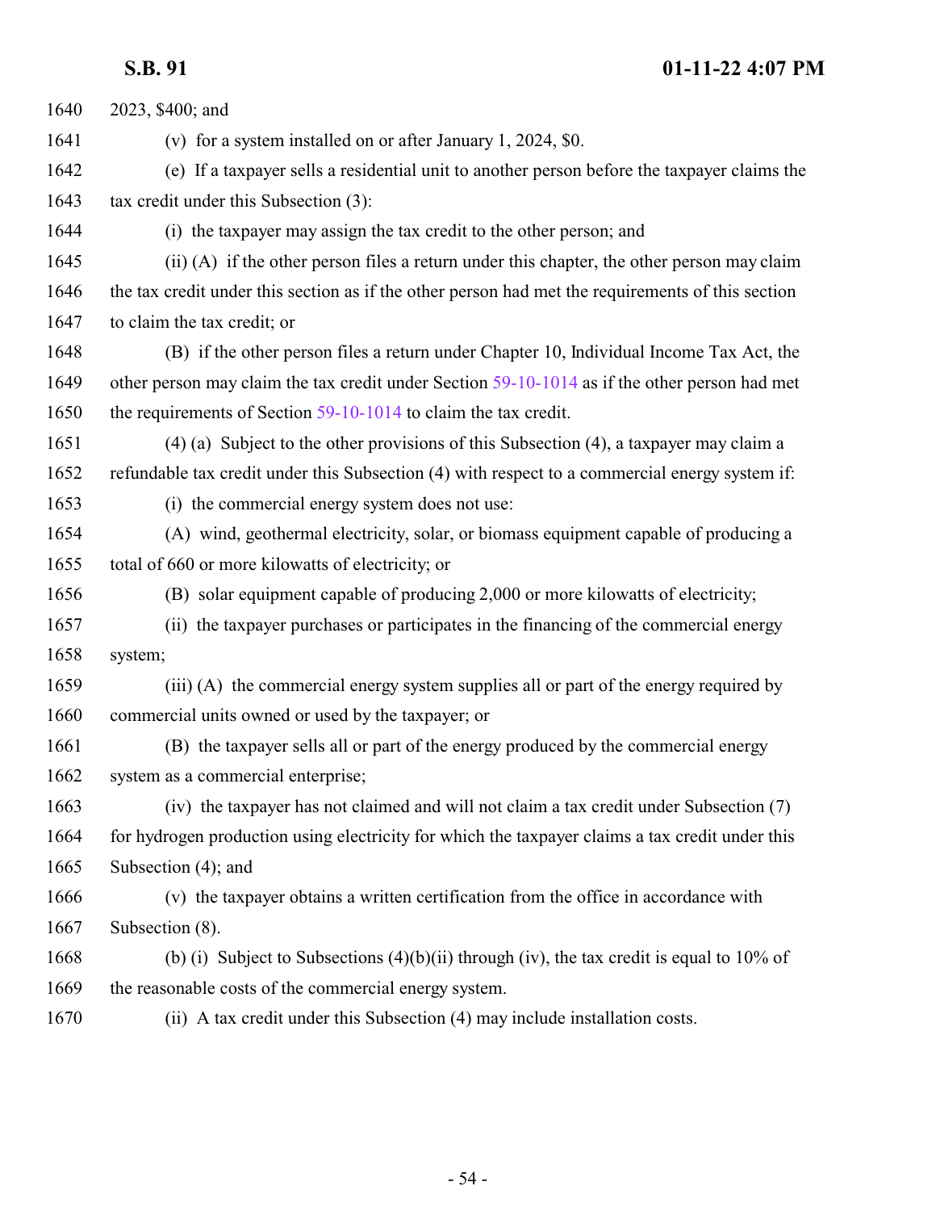2023, $400; and

(v) for a system installed on or after January 1, 2024, $0.

(e) If a taxpayer sells a residential unit to another person before the taxpayer claims the tax credit under this Subsection (3):

(i) the taxpayer may assign the tax credit to the other person; and

(ii) (A) if the other person files a return under this chapter, the other person may claim the tax credit under this section as if the other person had met the requirements of this section to claim the tax credit; or

(B) if the other person files a return under Chapter 10, Individual Income Tax Act, the other person may claim the tax credit under Section 59-10-1014 as if the other person had met the requirements of Section 59-10-1014 to claim the tax credit.

(4) (a) Subject to the other provisions of this Subsection (4), a taxpayer may claim a refundable tax credit under this Subsection (4) with respect to a commercial energy system if:

(i) the commercial energy system does not use:

(A) wind, geothermal electricity, solar, or biomass equipment capable of producing a total of 660 or more kilowatts of electricity; or

(B) solar equipment capable of producing 2,000 or more kilowatts of electricity;

(ii) the taxpayer purchases or participates in the financing of the commercial energy system;

(iii) (A) the commercial energy system supplies all or part of the energy required by commercial units owned or used by the taxpayer; or

(B) the taxpayer sells all or part of the energy produced by the commercial energy system as a commercial enterprise;

(iv) the taxpayer has not claimed and will not claim a tax credit under Subsection (7) for hydrogen production using electricity for which the taxpayer claims a tax credit under this Subsection (4); and

(v) the taxpayer obtains a written certification from the office in accordance with Subsection (8).

(b) (i) Subject to Subsections (4)(b)(ii) through (iv), the tax credit is equal to 10% of the reasonable costs of the commercial energy system.

(ii) A tax credit under this Subsection (4) may include installation costs.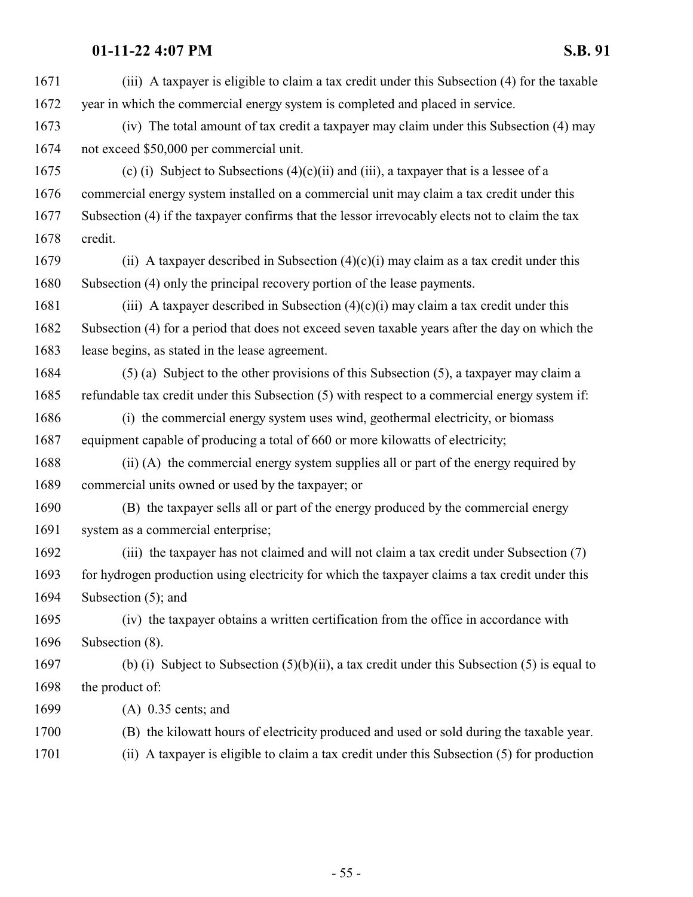(iii) A taxpayer is eligible to claim a tax credit under this Subsection (4) for the taxable year in which the commercial energy system is completed and placed in service.

(iv) The total amount of tax credit a taxpayer may claim under this Subsection (4) may not exceed $50,000 per commercial unit.

(c) (i) Subject to Subsections (4)(c)(ii) and (iii), a taxpayer that is a lessee of a commercial energy system installed on a commercial unit may claim a tax credit under this Subsection (4) if the taxpayer confirms that the lessor irrevocably elects not to claim the tax credit.

(ii) A taxpayer described in Subsection (4)(c)(i) may claim as a tax credit under this Subsection (4) only the principal recovery portion of the lease payments.

(iii) A taxpayer described in Subsection (4)(c)(i) may claim a tax credit under this Subsection (4) for a period that does not exceed seven taxable years after the day on which the lease begins, as stated in the lease agreement.

(5) (a) Subject to the other provisions of this Subsection (5), a taxpayer may claim a refundable tax credit under this Subsection (5) with respect to a commercial energy system if:

(i) the commercial energy system uses wind, geothermal electricity, or biomass equipment capable of producing a total of 660 or more kilowatts of electricity;

(ii) (A) the commercial energy system supplies all or part of the energy required by commercial units owned or used by the taxpayer; or

(B) the taxpayer sells all or part of the energy produced by the commercial energy system as a commercial enterprise;

(iii) the taxpayer has not claimed and will not claim a tax credit under Subsection (7) for hydrogen production using electricity for which the taxpayer claims a tax credit under this Subsection (5); and

(iv) the taxpayer obtains a written certification from the office in accordance with Subsection (8).

(b) (i) Subject to Subsection (5)(b)(ii), a tax credit under this Subsection (5) is equal to the product of:

(A) 0.35 cents; and

(B) the kilowatt hours of electricity produced and used or sold during the taxable year.

(ii) A taxpayer is eligible to claim a tax credit under this Subsection (5) for production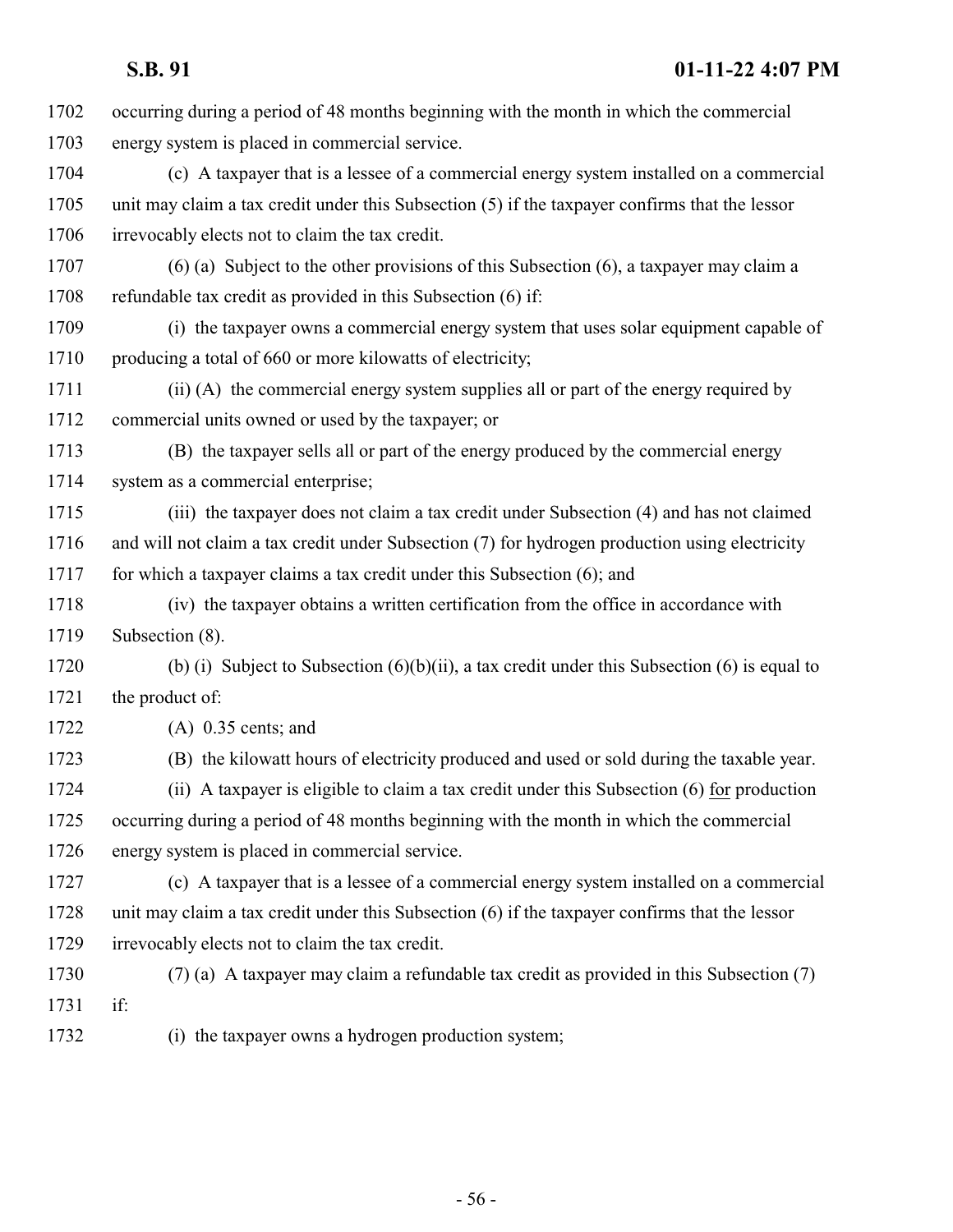occurring during a period of 48 months beginning with the month in which the commercial energy system is placed in commercial service.

(c) A taxpayer that is a lessee of a commercial energy system installed on a commercial unit may claim a tax credit under this Subsection (5) if the taxpayer confirms that the lessor irrevocably elects not to claim the tax credit.

(6) (a) Subject to the other provisions of this Subsection (6), a taxpayer may claim a refundable tax credit as provided in this Subsection (6) if:

(i) the taxpayer owns a commercial energy system that uses solar equipment capable of producing a total of 660 or more kilowatts of electricity;

(ii) (A) the commercial energy system supplies all or part of the energy required by commercial units owned or used by the taxpayer; or

(B) the taxpayer sells all or part of the energy produced by the commercial energy system as a commercial enterprise;

(iii) the taxpayer does not claim a tax credit under Subsection (4) and has not claimed and will not claim a tax credit under Subsection (7) for hydrogen production using electricity for which a taxpayer claims a tax credit under this Subsection (6); and

(iv) the taxpayer obtains a written certification from the office in accordance with Subsection (8).

(b) (i) Subject to Subsection (6)(b)(ii), a tax credit under this Subsection (6) is equal to the product of:

(A) 0.35 cents; and

(B) the kilowatt hours of electricity produced and used or sold during the taxable year.

(ii) A taxpayer is eligible to claim a tax credit under this Subsection (6) <u>for</u> production occurring during a period of 48 months beginning with the month in which the commercial energy system is placed in commercial service.

(c) A taxpayer that is a lessee of a commercial energy system installed on a commercial unit may claim a tax credit under this Subsection (6) if the taxpayer confirms that the lessor irrevocably elects not to claim the tax credit.

(7) (a) A taxpayer may claim a refundable tax credit as provided in this Subsection (7) if:

(i) the taxpayer owns a hydrogen production system;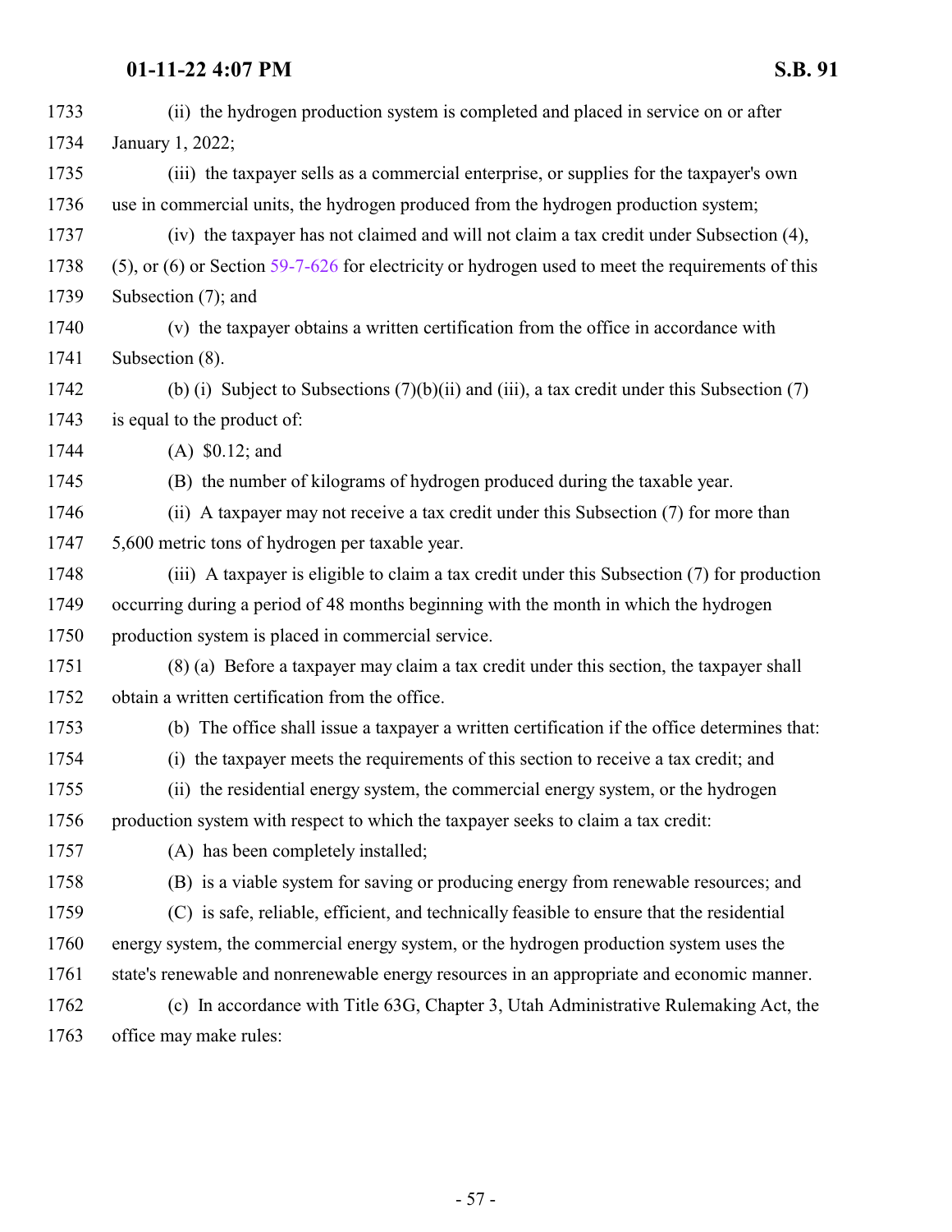(ii) the hydrogen production system is completed and placed in service on or after January 1, 2022;

(iii) the taxpayer sells as a commercial enterprise, or supplies for the taxpayer's own use in commercial units, the hydrogen produced from the hydrogen production system;

(iv) the taxpayer has not claimed and will not claim a tax credit under Subsection (4), (5), or (6) or Section 59-7-626 for electricity or hydrogen used to meet the requirements of this Subsection (7); and

(v) the taxpayer obtains a written certification from the office in accordance with Subsection (8).

(b) (i) Subject to Subsections (7)(b)(ii) and (iii), a tax credit under this Subsection (7) is equal to the product of:

(A) $0.12; and

(B) the number of kilograms of hydrogen produced during the taxable year.

(ii) A taxpayer may not receive a tax credit under this Subsection (7) for more than 5,600 metric tons of hydrogen per taxable year.

(iii) A taxpayer is eligible to claim a tax credit under this Subsection (7) for production occurring during a period of 48 months beginning with the month in which the hydrogen production system is placed in commercial service.

(8) (a) Before a taxpayer may claim a tax credit under this section, the taxpayer shall obtain a written certification from the office.

(b) The office shall issue a taxpayer a written certification if the office determines that:

(i) the taxpayer meets the requirements of this section to receive a tax credit; and

(ii) the residential energy system, the commercial energy system, or the hydrogen production system with respect to which the taxpayer seeks to claim a tax credit:

(A) has been completely installed;

(B) is a viable system for saving or producing energy from renewable resources; and

(C) is safe, reliable, efficient, and technically feasible to ensure that the residential energy system, the commercial energy system, or the hydrogen production system uses the state's renewable and nonrenewable energy resources in an appropriate and economic manner.

(c) In accordance with Title 63G, Chapter 3, Utah Administrative Rulemaking Act, the office may make rules: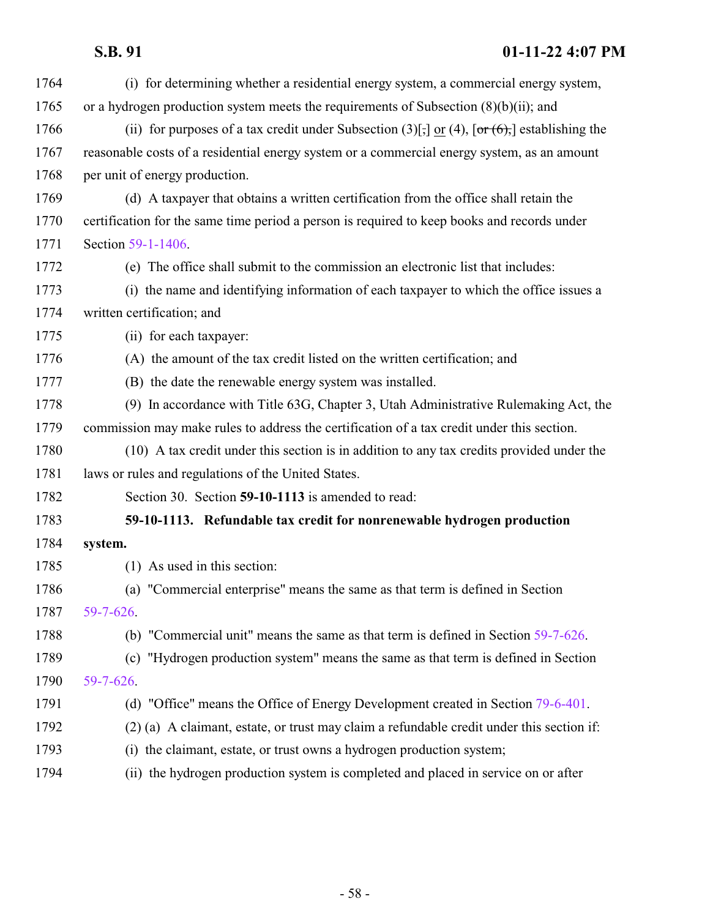(i) for determining whether a residential energy system, a commercial energy system, or a hydrogen production system meets the requirements of Subsection (8)(b)(ii); and

(ii) for purposes of a tax credit under Subsection (3)[,] or (4), [~~or (6),~~] establishing the reasonable costs of a residential energy system or a commercial energy system, as an amount per unit of energy production.

(d) A taxpayer that obtains a written certification from the office shall retain the certification for the same time period a person is required to keep books and records under Section 59-1-1406.

(e) The office shall submit to the commission an electronic list that includes:

(i) the name and identifying information of each taxpayer to which the office issues a written certification; and

(ii) for each taxpayer:

(A) the amount of the tax credit listed on the written certification; and

(B) the date the renewable energy system was installed.

(9) In accordance with Title 63G, Chapter 3, Utah Administrative Rulemaking Act, the commission may make rules to address the certification of a tax credit under this section.

(10) A tax credit under this section is in addition to any tax credits provided under the laws or rules and regulations of the United States.

Section 30. Section **59-10-1113** is amended to read:

**59-10-1113. Refundable tax credit for nonrenewable hydrogen production system.**

(1) As used in this section:

(a) "Commercial enterprise" means the same as that term is defined in Section 59-7-626.

(b) "Commercial unit" means the same as that term is defined in Section 59-7-626.

(c) "Hydrogen production system" means the same as that term is defined in Section 59-7-626.

(d) "Office" means the Office of Energy Development created in Section 79-6-401.

(2) (a) A claimant, estate, or trust may claim a refundable credit under this section if:

(i) the claimant, estate, or trust owns a hydrogen production system;

(ii) the hydrogen production system is completed and placed in service on or after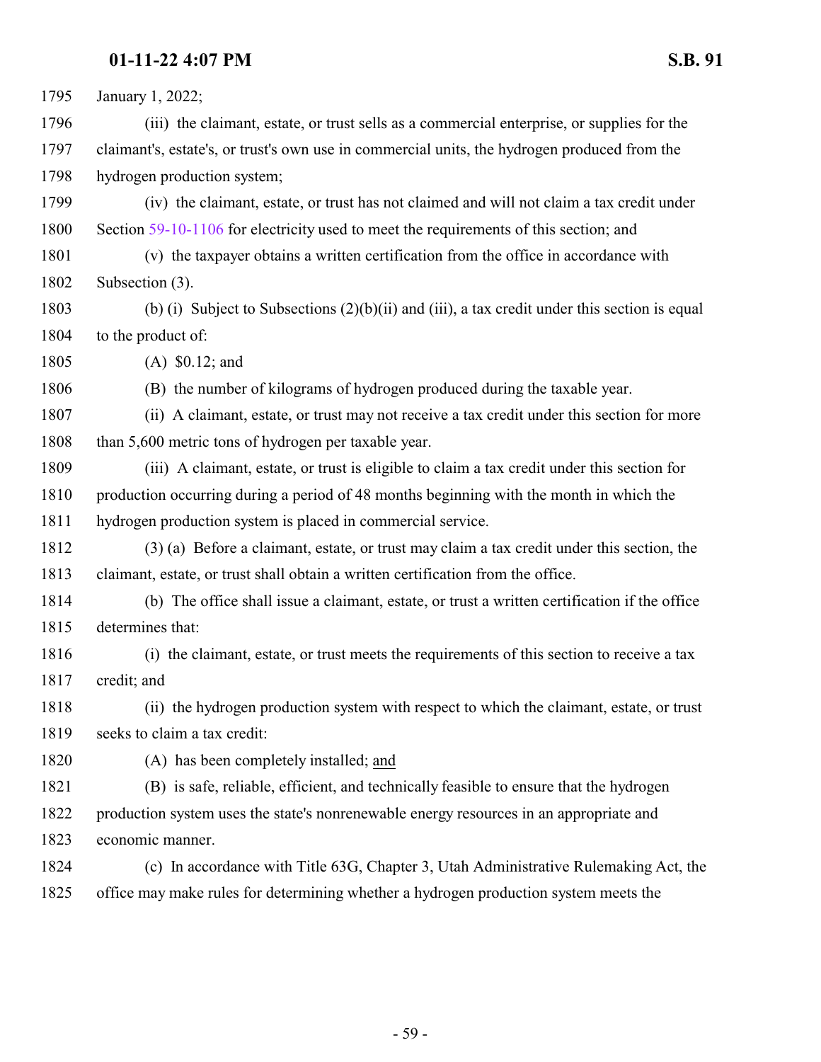January 1, 2022;

(iii) the claimant, estate, or trust sells as a commercial enterprise, or supplies for the claimant's, estate's, or trust's own use in commercial units, the hydrogen produced from the hydrogen production system;

(iv) the claimant, estate, or trust has not claimed and will not claim a tax credit under Section 59-10-1106 for electricity used to meet the requirements of this section; and

(v) the taxpayer obtains a written certification from the office in accordance with Subsection (3).

(b) (i) Subject to Subsections (2)(b)(ii) and (iii), a tax credit under this section is equal to the product of:

(A) $0.12; and

(B) the number of kilograms of hydrogen produced during the taxable year.

(ii) A claimant, estate, or trust may not receive a tax credit under this section for more than 5,600 metric tons of hydrogen per taxable year.

(iii) A claimant, estate, or trust is eligible to claim a tax credit under this section for production occurring during a period of 48 months beginning with the month in which the hydrogen production system is placed in commercial service.

(3) (a) Before a claimant, estate, or trust may claim a tax credit under this section, the claimant, estate, or trust shall obtain a written certification from the office.

(b) The office shall issue a claimant, estate, or trust a written certification if the office determines that:

(i) the claimant, estate, or trust meets the requirements of this section to receive a tax credit; and

(ii) the hydrogen production system with respect to which the claimant, estate, or trust seeks to claim a tax credit:

(A) has been completely installed; <u>and</u>

(B) is safe, reliable, efficient, and technically feasible to ensure that the hydrogen production system uses the state's nonrenewable energy resources in an appropriate and economic manner.

(c) In accordance with Title 63G, Chapter 3, Utah Administrative Rulemaking Act, the office may make rules for determining whether a hydrogen production system meets the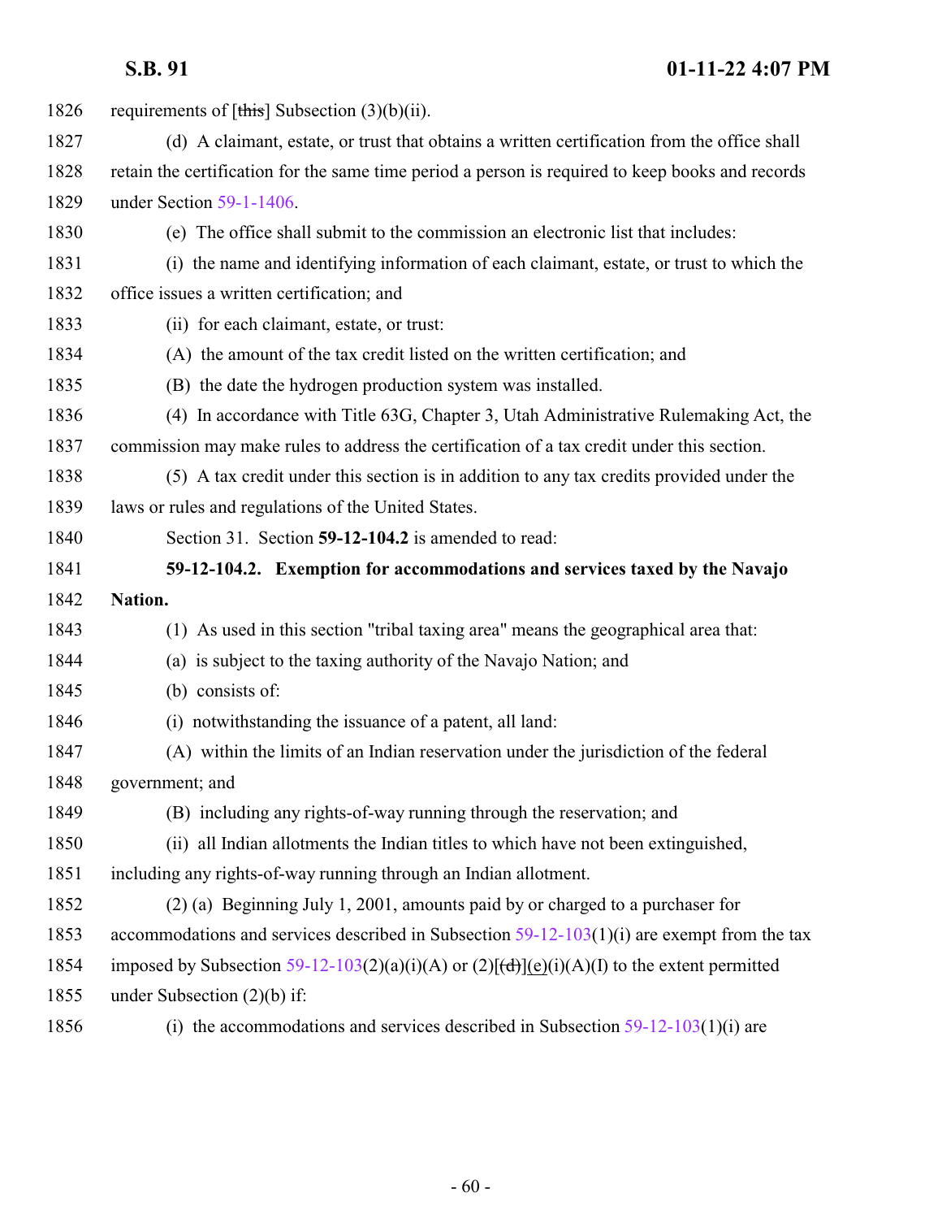requirements of [~~this~~] Subsection (3)(b)(ii).

(d) A claimant, estate, or trust that obtains a written certification from the office shall retain the certification for the same time period a person is required to keep books and records under Section 59-1-1406.

(e) The office shall submit to the commission an electronic list that includes:

(i) the name and identifying information of each claimant, estate, or trust to which the office issues a written certification; and

(ii) for each claimant, estate, or trust:

(A) the amount of the tax credit listed on the written certification; and

(B) the date the hydrogen production system was installed.

(4) In accordance with Title 63G, Chapter 3, Utah Administrative Rulemaking Act, the commission may make rules to address the certification of a tax credit under this section.

(5) A tax credit under this section is in addition to any tax credits provided under the laws or rules and regulations of the United States.

Section 31. Section **59-12-104.2** is amended to read:

**59-12-104.2. Exemption for accommodations and services taxed by the Navajo Nation.**

(1) As used in this section "tribal taxing area" means the geographical area that:

(a) is subject to the taxing authority of the Navajo Nation; and

(b) consists of:

(i) notwithstanding the issuance of a patent, all land:

(A) within the limits of an Indian reservation under the jurisdiction of the federal government; and

(B) including any rights-of-way running through the reservation; and

(ii) all Indian allotments the Indian titles to which have not been extinguished, including any rights-of-way running through an Indian allotment.

(2) (a) Beginning July 1, 2001, amounts paid by or charged to a purchaser for accommodations and services described in Subsection 59-12-103(1)(i) are exempt from the tax imposed by Subsection 59-12-103(2)(a)(i)(A) or (2)[~~(d)~~](e)(i)(A)(I) to the extent permitted under Subsection (2)(b) if:

(i) the accommodations and services described in Subsection 59-12-103(1)(i) are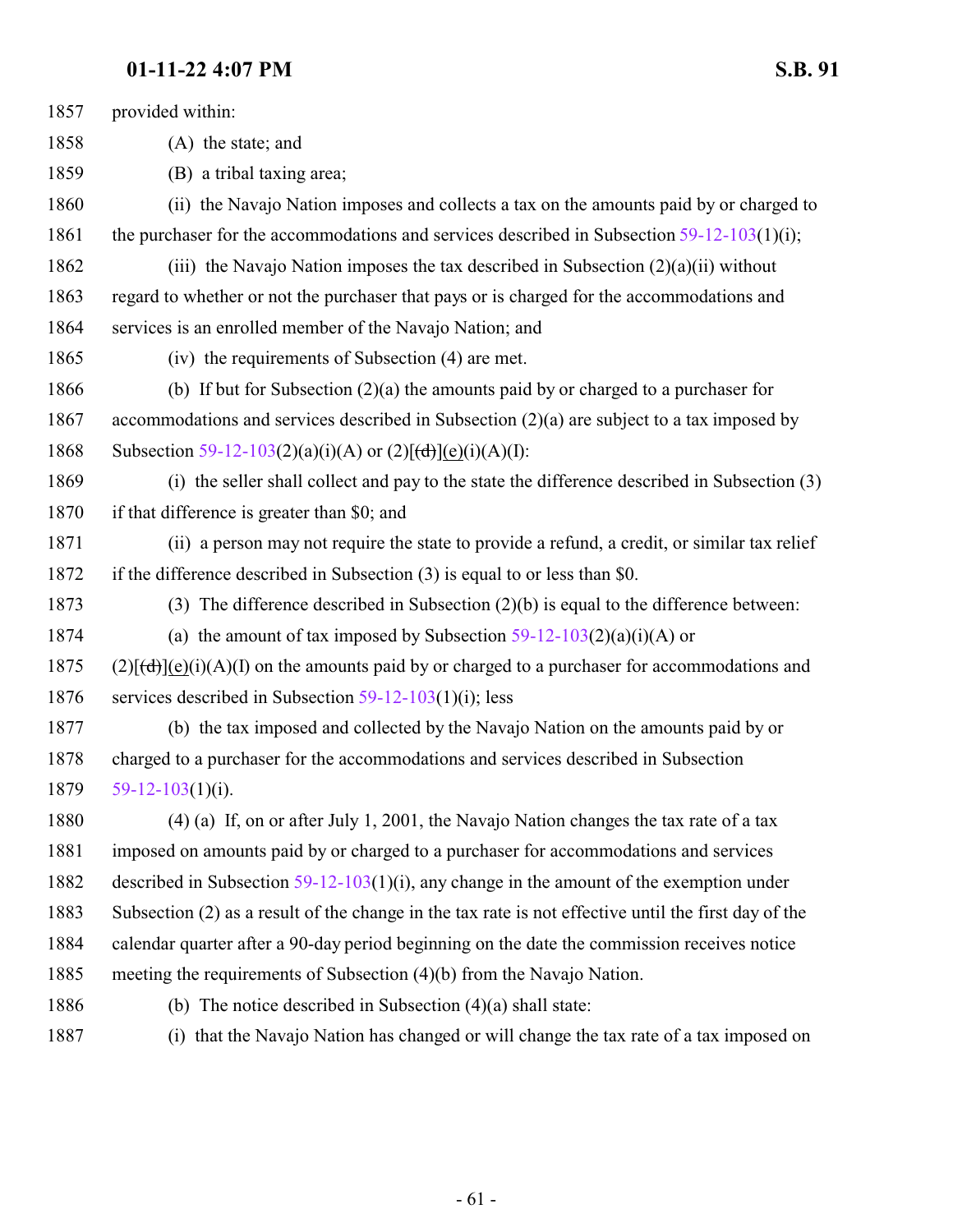provided within:

(A) the state; and

(B) a tribal taxing area;

(ii) the Navajo Nation imposes and collects a tax on the amounts paid by or charged to the purchaser for the accommodations and services described in Subsection 59-12-103(1)(i);

(iii) the Navajo Nation imposes the tax described in Subsection (2)(a)(ii) without regard to whether or not the purchaser that pays or is charged for the accommodations and services is an enrolled member of the Navajo Nation; and

(iv) the requirements of Subsection (4) are met.

(b) If but for Subsection (2)(a) the amounts paid by or charged to a purchaser for accommodations and services described in Subsection (2)(a) are subject to a tax imposed by Subsection 59-12-103(2)(a)(i)(A) or (2)[~~(d)~~](e)(i)(A)(I):

(i) the seller shall collect and pay to the state the difference described in Subsection (3) if that difference is greater than $0; and

(ii) a person may not require the state to provide a refund, a credit, or similar tax relief if the difference described in Subsection (3) is equal to or less than $0.

(3) The difference described in Subsection (2)(b) is equal to the difference between:

(a) the amount of tax imposed by Subsection 59-12-103(2)(a)(i)(A) or (2)[~~(d)~~](e)(i)(A)(I) on the amounts paid by or charged to a purchaser for accommodations and services described in Subsection 59-12-103(1)(i); less

(b) the tax imposed and collected by the Navajo Nation on the amounts paid by or charged to a purchaser for the accommodations and services described in Subsection 59-12-103(1)(i).

(4) (a) If, on or after July 1, 2001, the Navajo Nation changes the tax rate of a tax imposed on amounts paid by or charged to a purchaser for accommodations and services described in Subsection 59-12-103(1)(i), any change in the amount of the exemption under Subsection (2) as a result of the change in the tax rate is not effective until the first day of the calendar quarter after a 90-day period beginning on the date the commission receives notice meeting the requirements of Subsection (4)(b) from the Navajo Nation.

(b) The notice described in Subsection (4)(a) shall state:

(i) that the Navajo Nation has changed or will change the tax rate of a tax imposed on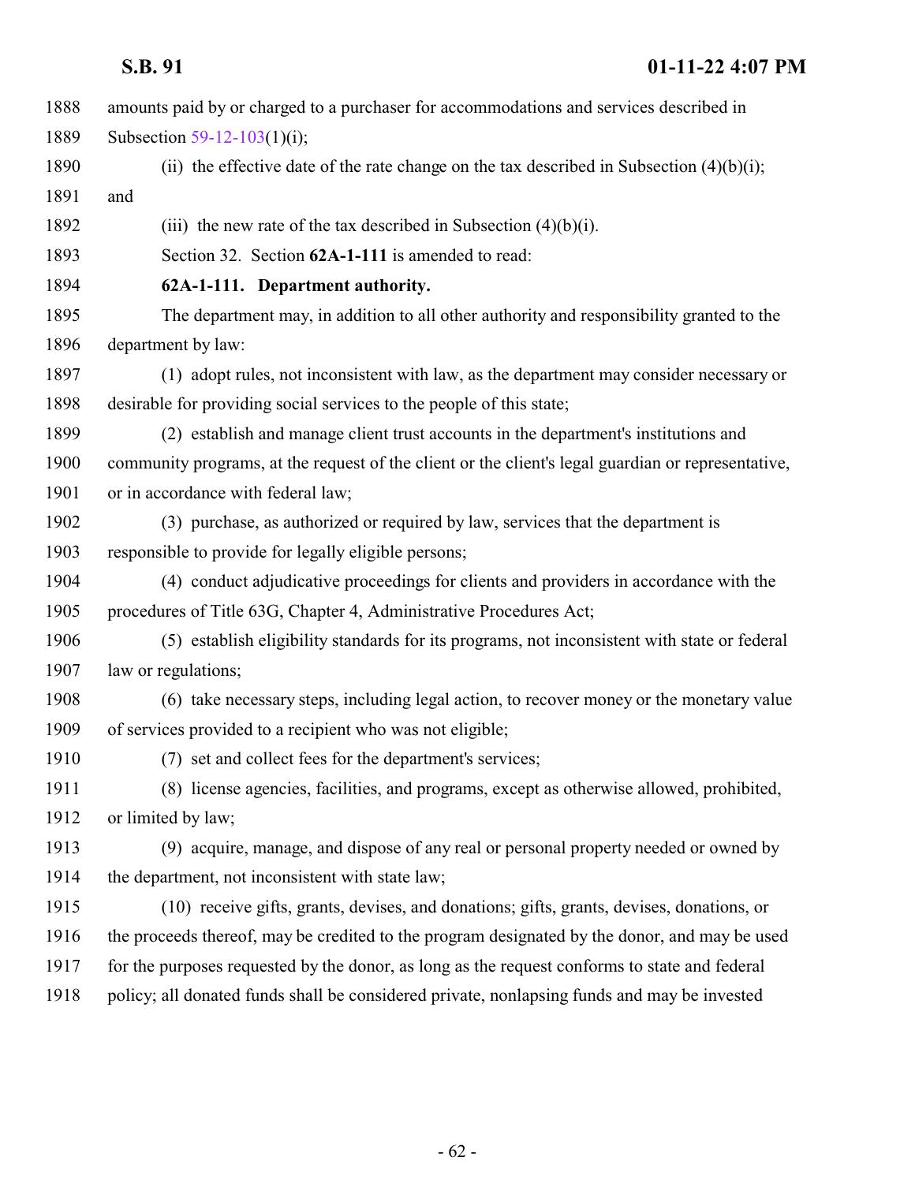amounts paid by or charged to a purchaser for accommodations and services described in Subsection 59-12-103(1)(i);

(ii) the effective date of the rate change on the tax described in Subsection (4)(b)(i); and

(iii) the new rate of the tax described in Subsection (4)(b)(i).

Section 32. Section **62A-1-111** is amended to read:

**62A-1-111. Department authority.**

The department may, in addition to all other authority and responsibility granted to the department by law:

(1) adopt rules, not inconsistent with law, as the department may consider necessary or desirable for providing social services to the people of this state;

(2) establish and manage client trust accounts in the department's institutions and community programs, at the request of the client or the client's legal guardian or representative, or in accordance with federal law;

(3) purchase, as authorized or required by law, services that the department is responsible to provide for legally eligible persons;

(4) conduct adjudicative proceedings for clients and providers in accordance with the procedures of Title 63G, Chapter 4, Administrative Procedures Act;

(5) establish eligibility standards for its programs, not inconsistent with state or federal law or regulations;

(6) take necessary steps, including legal action, to recover money or the monetary value of services provided to a recipient who was not eligible;

(7) set and collect fees for the department's services;

(8) license agencies, facilities, and programs, except as otherwise allowed, prohibited, or limited by law;

(9) acquire, manage, and dispose of any real or personal property needed or owned by the department, not inconsistent with state law;

(10) receive gifts, grants, devises, and donations; gifts, grants, devises, donations, or the proceeds thereof, may be credited to the program designated by the donor, and may be used for the purposes requested by the donor, as long as the request conforms to state and federal policy; all donated funds shall be considered private, nonlapsing funds and may be invested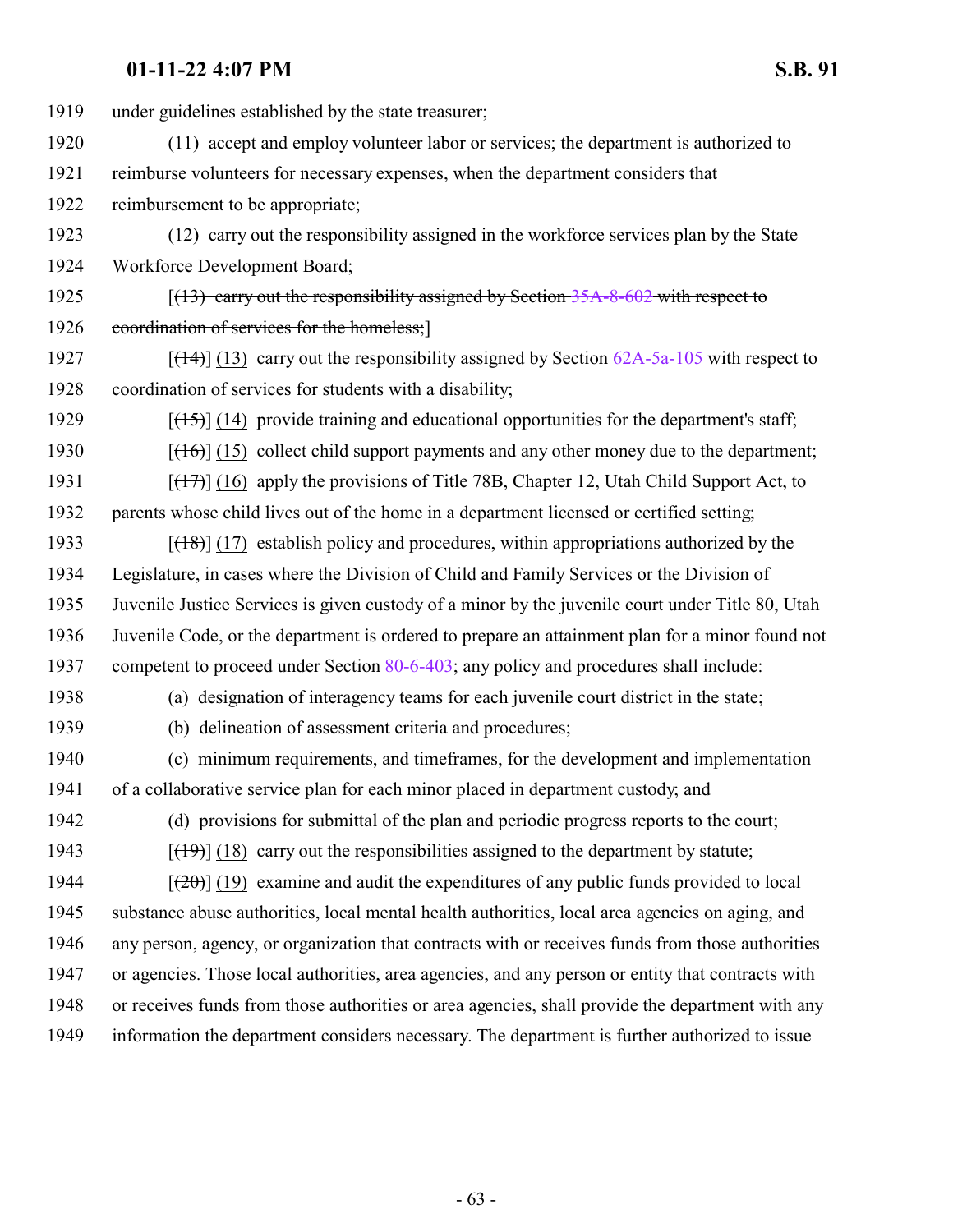under guidelines established by the state treasurer;

(11) accept and employ volunteer labor or services; the department is authorized to reimburse volunteers for necessary expenses, when the department considers that reimbursement to be appropriate;

(12) carry out the responsibility assigned in the workforce services plan by the State Workforce Development Board;

[~~(13) carry out the responsibility assigned by Section 35A-8-602 with respect to coordination of services for the homeless;~~]

[~~(14)~~] (13) carry out the responsibility assigned by Section 62A-5a-105 with respect to coordination of services for students with a disability;

[~~(15)~~] (14) provide training and educational opportunities for the department's staff;

[~~(16)~~] (15) collect child support payments and any other money due to the department;

[~~(17)~~] (16) apply the provisions of Title 78B, Chapter 12, Utah Child Support Act, to parents whose child lives out of the home in a department licensed or certified setting;

[~~(18)~~] (17) establish policy and procedures, within appropriations authorized by the Legislature, in cases where the Division of Child and Family Services or the Division of Juvenile Justice Services is given custody of a minor by the juvenile court under Title 80, Utah Juvenile Code, or the department is ordered to prepare an attainment plan for a minor found not competent to proceed under Section 80-6-403; any policy and procedures shall include:

(a) designation of interagency teams for each juvenile court district in the state;

(b) delineation of assessment criteria and procedures;

(c) minimum requirements, and timeframes, for the development and implementation of a collaborative service plan for each minor placed in department custody; and

(d) provisions for submittal of the plan and periodic progress reports to the court;

[~~(19)~~] (18) carry out the responsibilities assigned to the department by statute;

[~~(20)~~] (19) examine and audit the expenditures of any public funds provided to local substance abuse authorities, local mental health authorities, local area agencies on aging, and any person, agency, or organization that contracts with or receives funds from those authorities or agencies. Those local authorities, area agencies, and any person or entity that contracts with or receives funds from those authorities or area agencies, shall provide the department with any information the department considers necessary. The department is further authorized to issue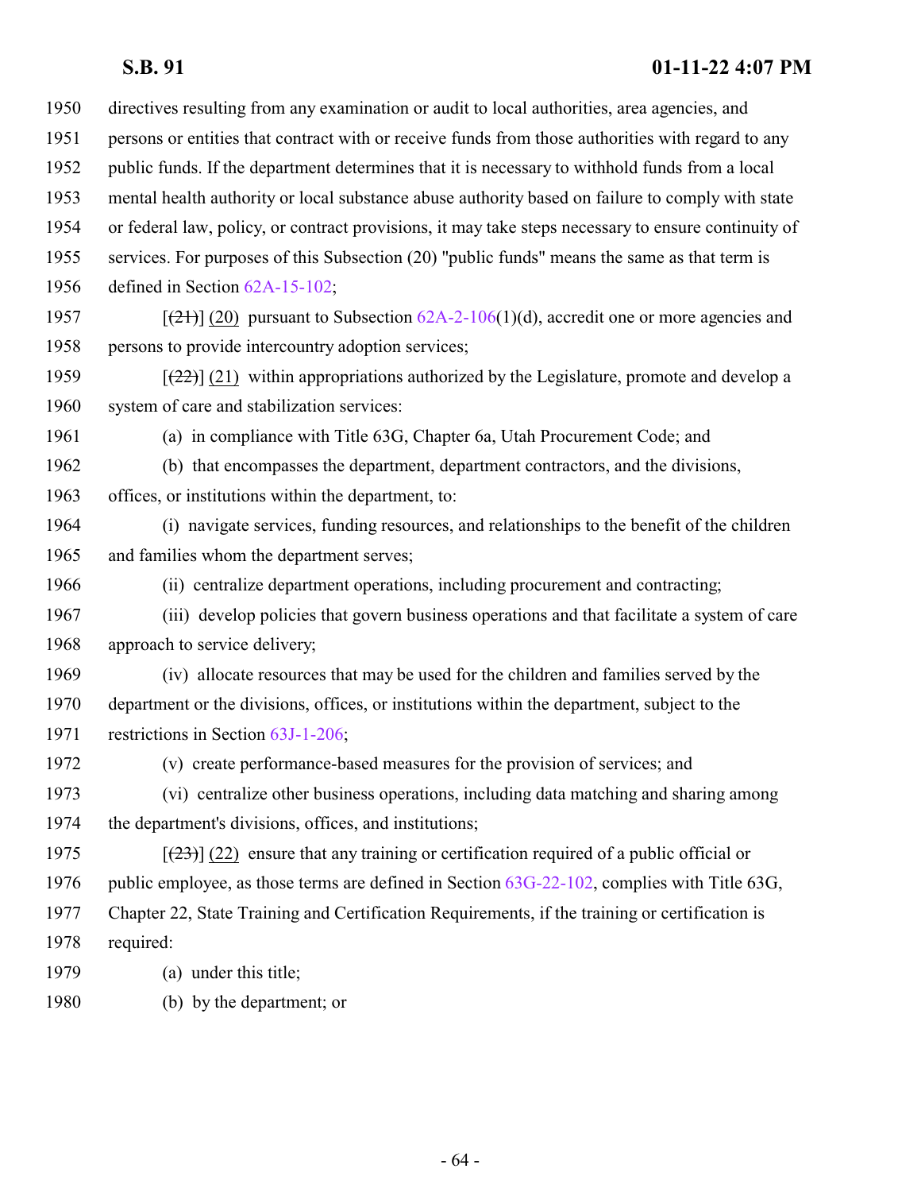1950 directives resulting from any examination or audit to local authorities, area agencies, and
1951 persons or entities that contract with or receive funds from those authorities with regard to any
1952 public funds. If the department determines that it is necessary to withhold funds from a local
1953 mental health authority or local substance abuse authority based on failure to comply with state
1954 or federal law, policy, or contract provisions, it may take steps necessary to ensure continuity of
1955 services. For purposes of this Subsection (20) "public funds" means the same as that term is
1956 defined in Section 62A-15-102;

1957 [~~(21)~~] (20) pursuant to Subsection 62A-2-106(1)(d), accredit one or more agencies and
1958 persons to provide intercountry adoption services;

1959 [~~(22)~~] (21) within appropriations authorized by the Legislature, promote and develop a
1960 system of care and stabilization services:

1961 (a) in compliance with Title 63G, Chapter 6a, Utah Procurement Code; and

1962 (b) that encompasses the department, department contractors, and the divisions,
1963 offices, or institutions within the department, to:

1964 (i) navigate services, funding resources, and relationships to the benefit of the children
1965 and families whom the department serves;

1966 (ii) centralize department operations, including procurement and contracting;

1967 (iii) develop policies that govern business operations and that facilitate a system of care
1968 approach to service delivery;

1969 (iv) allocate resources that may be used for the children and families served by the
1970 department or the divisions, offices, or institutions within the department, subject to the
1971 restrictions in Section 63J-1-206;

1972 (v) create performance-based measures for the provision of services; and

1973 (vi) centralize other business operations, including data matching and sharing among
1974 the department's divisions, offices, and institutions;

1975 [~~(23)~~] (22) ensure that any training or certification required of a public official or
1976 public employee, as those terms are defined in Section 63G-22-102, complies with Title 63G,
1977 Chapter 22, State Training and Certification Requirements, if the training or certification is
1978 required:

1979 (a) under this title;

1980 (b) by the department; or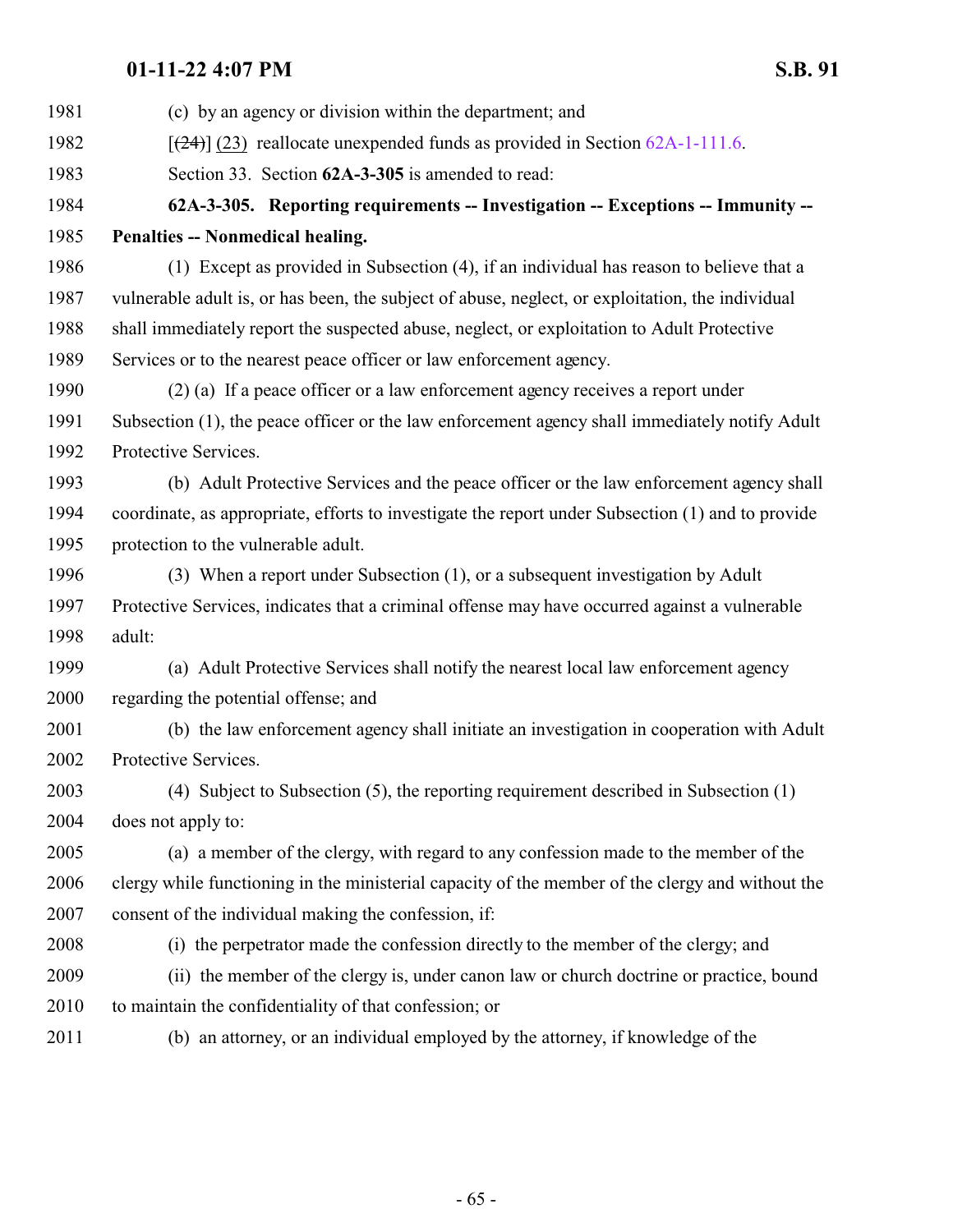(c) by an agency or division within the department; and

[~~(24)~~] (23) reallocate unexpended funds as provided in Section 62A-1-111.6.

Section 33. Section **62A-3-305** is amended to read:

**62A-3-305. Reporting requirements -- Investigation -- Exceptions -- Immunity -- Penalties -- Nonmedical healing.**

(1) Except as provided in Subsection (4), if an individual has reason to believe that a vulnerable adult is, or has been, the subject of abuse, neglect, or exploitation, the individual shall immediately report the suspected abuse, neglect, or exploitation to Adult Protective Services or to the nearest peace officer or law enforcement agency.

(2) (a) If a peace officer or a law enforcement agency receives a report under Subsection (1), the peace officer or the law enforcement agency shall immediately notify Adult Protective Services.

(b) Adult Protective Services and the peace officer or the law enforcement agency shall coordinate, as appropriate, efforts to investigate the report under Subsection (1) and to provide protection to the vulnerable adult.

(3) When a report under Subsection (1), or a subsequent investigation by Adult Protective Services, indicates that a criminal offense may have occurred against a vulnerable adult:

(a) Adult Protective Services shall notify the nearest local law enforcement agency regarding the potential offense; and

(b) the law enforcement agency shall initiate an investigation in cooperation with Adult Protective Services.

(4) Subject to Subsection (5), the reporting requirement described in Subsection (1) does not apply to:

(a) a member of the clergy, with regard to any confession made to the member of the clergy while functioning in the ministerial capacity of the member of the clergy and without the consent of the individual making the confession, if:

(i) the perpetrator made the confession directly to the member of the clergy; and

(ii) the member of the clergy is, under canon law or church doctrine or practice, bound to maintain the confidentiality of that confession; or

(b) an attorney, or an individual employed by the attorney, if knowledge of the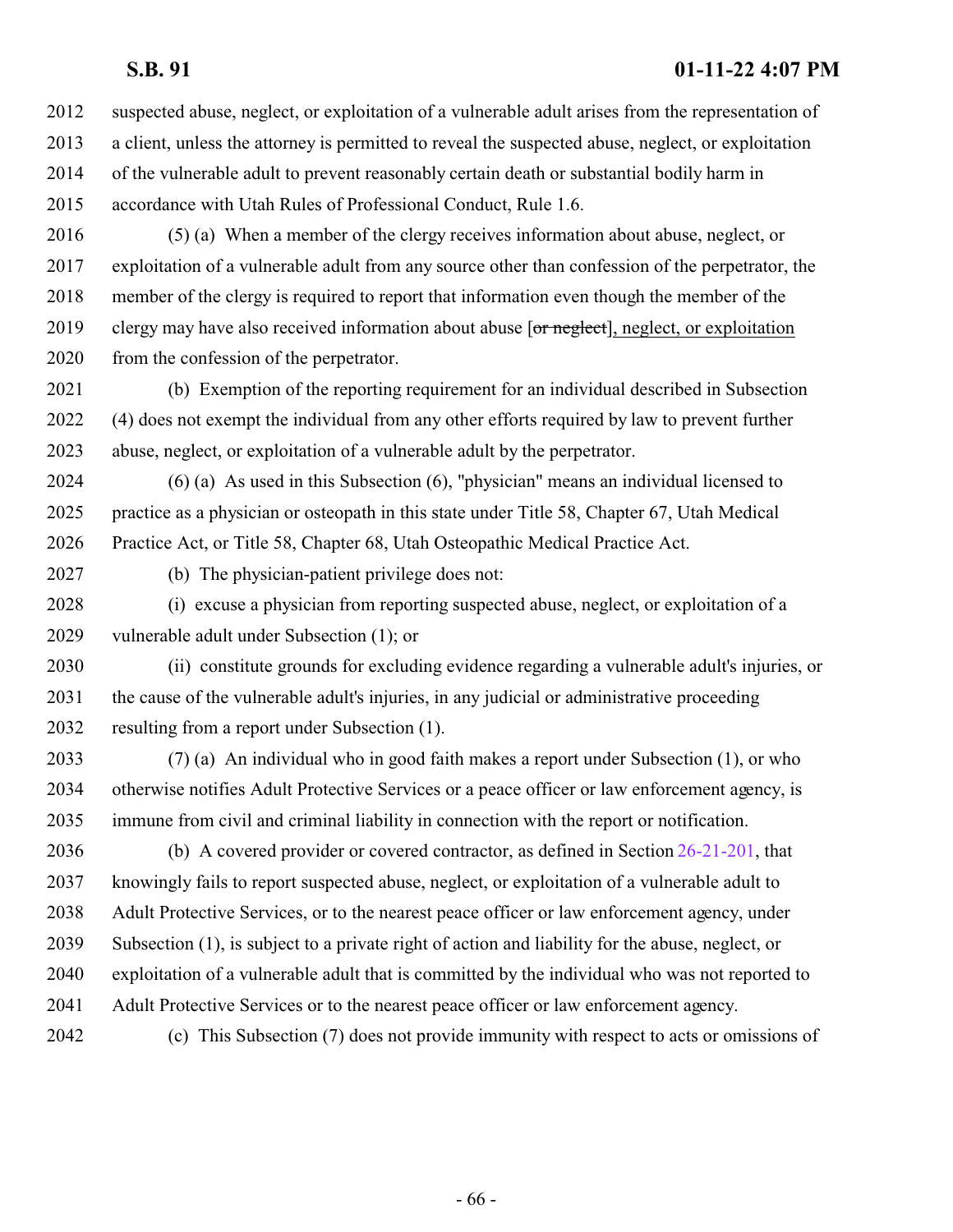suspected abuse, neglect, or exploitation of a vulnerable adult arises from the representation of a client, unless the attorney is permitted to reveal the suspected abuse, neglect, or exploitation of the vulnerable adult to prevent reasonably certain death or substantial bodily harm in accordance with Utah Rules of Professional Conduct, Rule 1.6.

(5) (a) When a member of the clergy receives information about abuse, neglect, or exploitation of a vulnerable adult from any source other than confession of the perpetrator, the member of the clergy is required to report that information even though the member of the clergy may have also received information about abuse [~~or neglect~~], neglect, or exploitation from the confession of the perpetrator.

(b) Exemption of the reporting requirement for an individual described in Subsection (4) does not exempt the individual from any other efforts required by law to prevent further abuse, neglect, or exploitation of a vulnerable adult by the perpetrator.

(6) (a) As used in this Subsection (6), "physician" means an individual licensed to practice as a physician or osteopath in this state under Title 58, Chapter 67, Utah Medical Practice Act, or Title 58, Chapter 68, Utah Osteopathic Medical Practice Act.

(b) The physician-patient privilege does not:

(i) excuse a physician from reporting suspected abuse, neglect, or exploitation of a vulnerable adult under Subsection (1); or

(ii) constitute grounds for excluding evidence regarding a vulnerable adult's injuries, or the cause of the vulnerable adult's injuries, in any judicial or administrative proceeding resulting from a report under Subsection (1).

(7) (a) An individual who in good faith makes a report under Subsection (1), or who otherwise notifies Adult Protective Services or a peace officer or law enforcement agency, is immune from civil and criminal liability in connection with the report or notification.

(b) A covered provider or covered contractor, as defined in Section 26-21-201, that knowingly fails to report suspected abuse, neglect, or exploitation of a vulnerable adult to Adult Protective Services, or to the nearest peace officer or law enforcement agency, under Subsection (1), is subject to a private right of action and liability for the abuse, neglect, or exploitation of a vulnerable adult that is committed by the individual who was not reported to Adult Protective Services or to the nearest peace officer or law enforcement agency.

(c) This Subsection (7) does not provide immunity with respect to acts or omissions of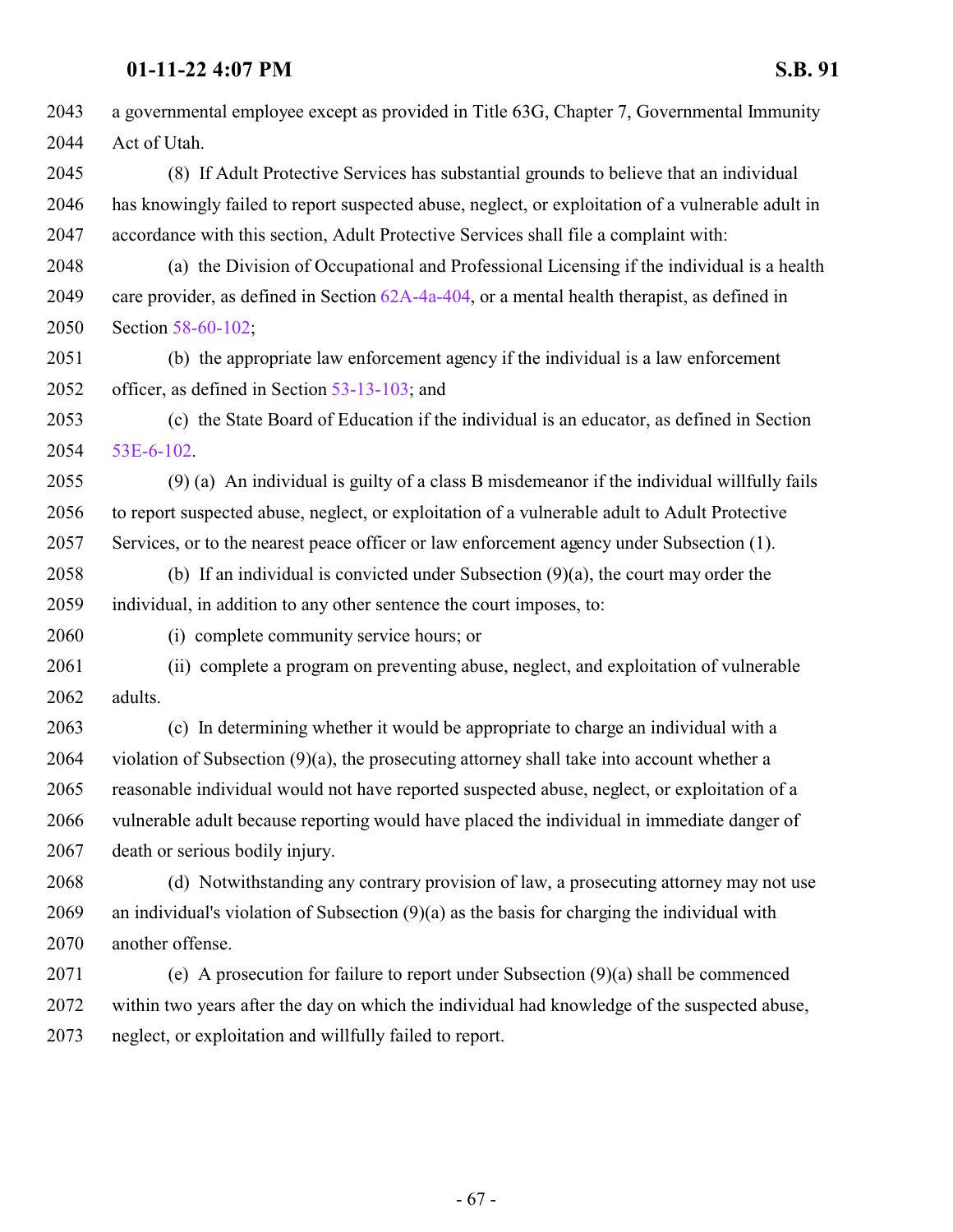a governmental employee except as provided in Title 63G, Chapter 7, Governmental Immunity Act of Utah.

(8) If Adult Protective Services has substantial grounds to believe that an individual has knowingly failed to report suspected abuse, neglect, or exploitation of a vulnerable adult in accordance with this section, Adult Protective Services shall file a complaint with:

(a) the Division of Occupational and Professional Licensing if the individual is a health care provider, as defined in Section 62A-4a-404, or a mental health therapist, as defined in Section 58-60-102;

(b) the appropriate law enforcement agency if the individual is a law enforcement officer, as defined in Section 53-13-103; and

(c) the State Board of Education if the individual is an educator, as defined in Section 53E-6-102.

(9) (a) An individual is guilty of a class B misdemeanor if the individual willfully fails to report suspected abuse, neglect, or exploitation of a vulnerable adult to Adult Protective Services, or to the nearest peace officer or law enforcement agency under Subsection (1).

(b) If an individual is convicted under Subsection (9)(a), the court may order the individual, in addition to any other sentence the court imposes, to:

(i) complete community service hours; or

(ii) complete a program on preventing abuse, neglect, and exploitation of vulnerable adults.

(c) In determining whether it would be appropriate to charge an individual with a violation of Subsection (9)(a), the prosecuting attorney shall take into account whether a reasonable individual would not have reported suspected abuse, neglect, or exploitation of a vulnerable adult because reporting would have placed the individual in immediate danger of death or serious bodily injury.

(d) Notwithstanding any contrary provision of law, a prosecuting attorney may not use an individual's violation of Subsection (9)(a) as the basis for charging the individual with another offense.

(e) A prosecution for failure to report under Subsection (9)(a) shall be commenced within two years after the day on which the individual had knowledge of the suspected abuse, neglect, or exploitation and willfully failed to report.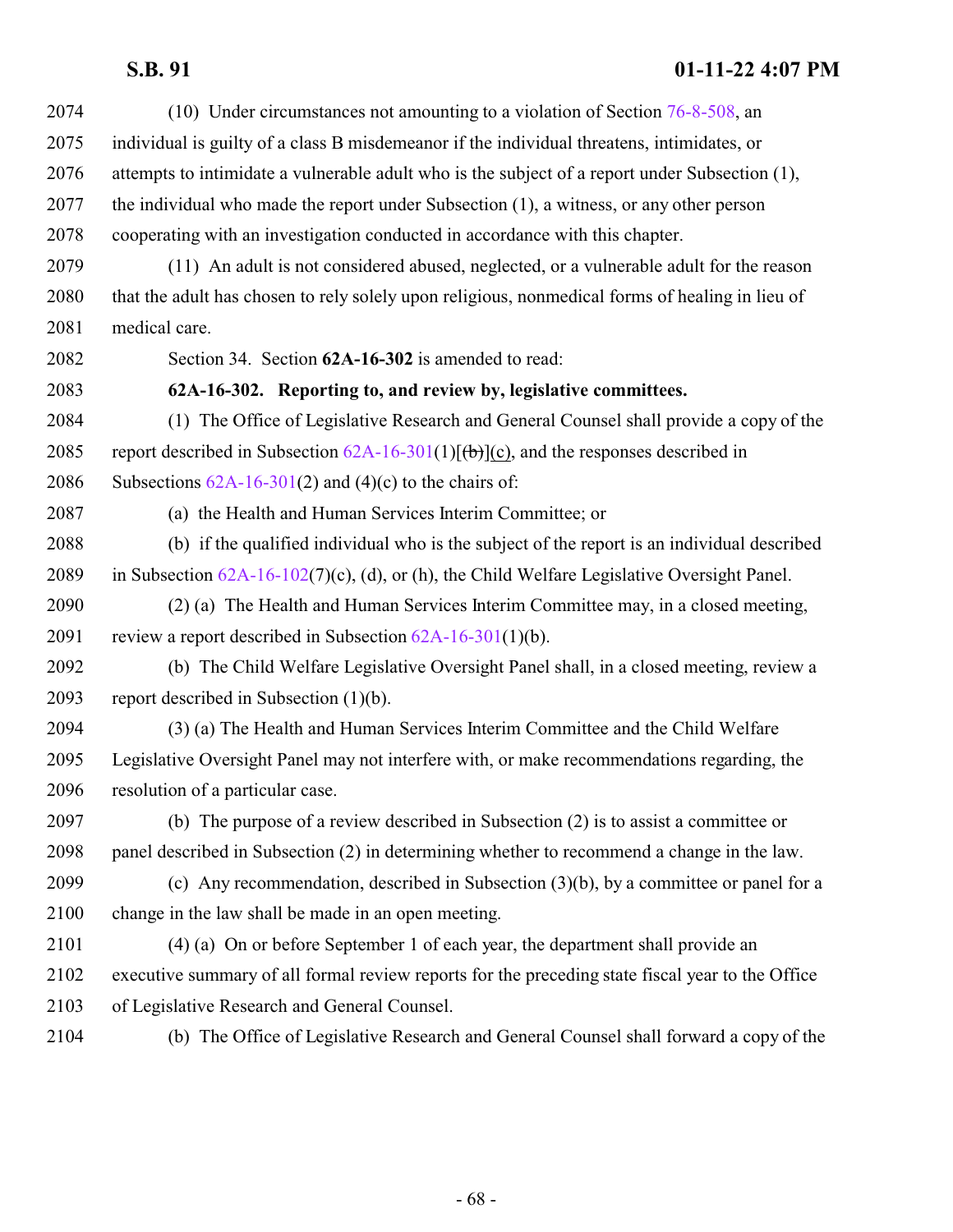(10) Under circumstances not amounting to a violation of Section 76-8-508, an individual is guilty of a class B misdemeanor if the individual threatens, intimidates, or attempts to intimidate a vulnerable adult who is the subject of a report under Subsection (1), the individual who made the report under Subsection (1), a witness, or any other person cooperating with an investigation conducted in accordance with this chapter.

(11) An adult is not considered abused, neglected, or a vulnerable adult for the reason that the adult has chosen to rely solely upon religious, nonmedical forms of healing in lieu of medical care.

Section 34. Section **62A-16-302** is amended to read:

**62A-16-302. Reporting to, and review by, legislative committees.**

(1) The Office of Legislative Research and General Counsel shall provide a copy of the report described in Subsection 62A-16-301(1)[~~(b)~~](c), and the responses described in Subsections 62A-16-301(2) and (4)(c) to the chairs of:

(a) the Health and Human Services Interim Committee; or

(b) if the qualified individual who is the subject of the report is an individual described in Subsection 62A-16-102(7)(c), (d), or (h), the Child Welfare Legislative Oversight Panel.

(2) (a) The Health and Human Services Interim Committee may, in a closed meeting, review a report described in Subsection 62A-16-301(1)(b).

(b) The Child Welfare Legislative Oversight Panel shall, in a closed meeting, review a report described in Subsection (1)(b).

(3) (a) The Health and Human Services Interim Committee and the Child Welfare Legislative Oversight Panel may not interfere with, or make recommendations regarding, the resolution of a particular case.

(b) The purpose of a review described in Subsection (2) is to assist a committee or panel described in Subsection (2) in determining whether to recommend a change in the law.

(c) Any recommendation, described in Subsection (3)(b), by a committee or panel for a change in the law shall be made in an open meeting.

(4) (a) On or before September 1 of each year, the department shall provide an executive summary of all formal review reports for the preceding state fiscal year to the Office of Legislative Research and General Counsel.

(b) The Office of Legislative Research and General Counsel shall forward a copy of the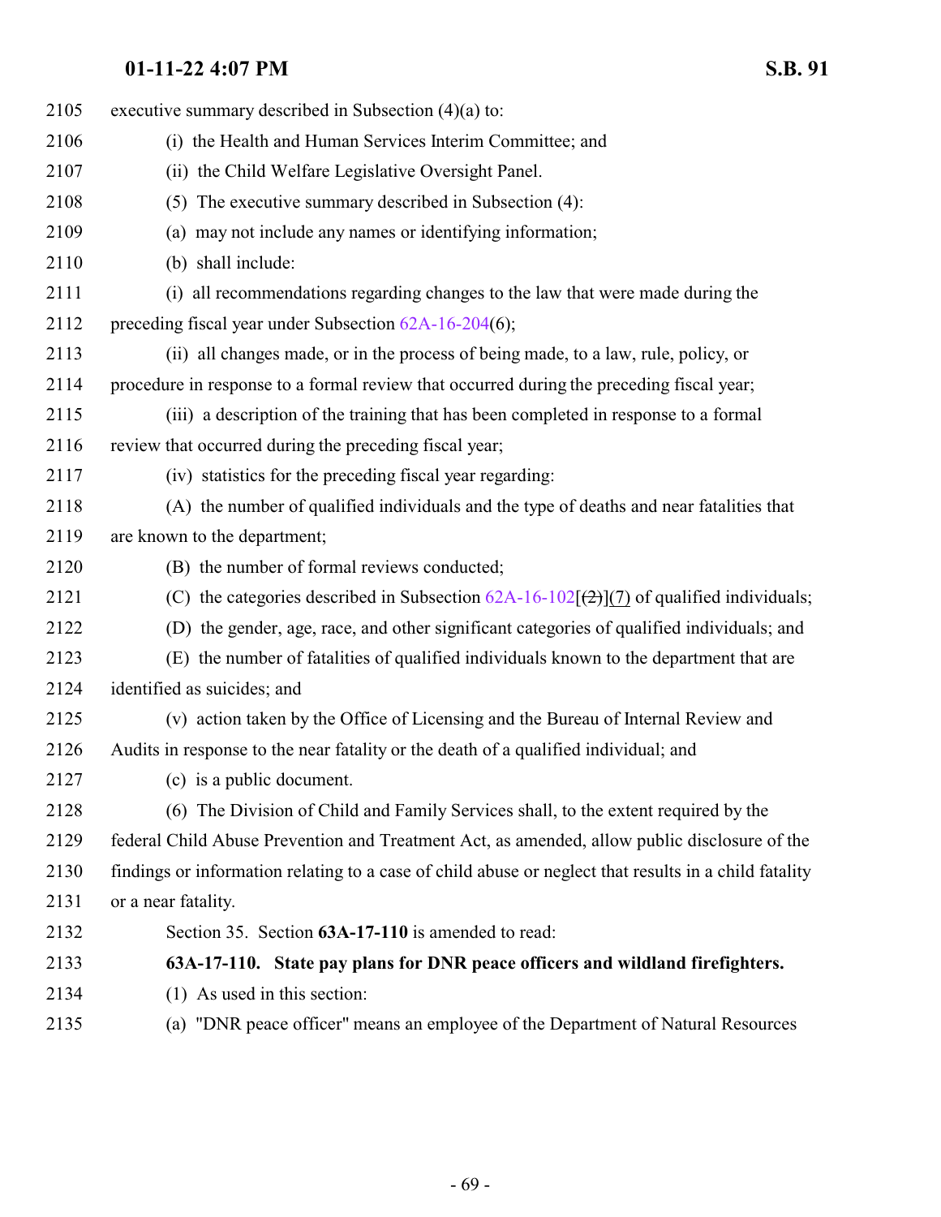executive summary described in Subsection (4)(a) to:

(i) the Health and Human Services Interim Committee; and

(ii) the Child Welfare Legislative Oversight Panel.

(5) The executive summary described in Subsection (4):

(a) may not include any names or identifying information;

(b) shall include:

(i) all recommendations regarding changes to the law that were made during the preceding fiscal year under Subsection 62A-16-204(6);

(ii) all changes made, or in the process of being made, to a law, rule, policy, or procedure in response to a formal review that occurred during the preceding fiscal year;

(iii) a description of the training that has been completed in response to a formal review that occurred during the preceding fiscal year;

(iv) statistics for the preceding fiscal year regarding:

(A) the number of qualified individuals and the type of deaths and near fatalities that are known to the department;

(B) the number of formal reviews conducted;

(C) the categories described in Subsection 62A-16-102[~~(2)~~](7) of qualified individuals;

(D) the gender, age, race, and other significant categories of qualified individuals; and

(E) the number of fatalities of qualified individuals known to the department that are identified as suicides; and

(v) action taken by the Office of Licensing and the Bureau of Internal Review and Audits in response to the near fatality or the death of a qualified individual; and

(c) is a public document.

(6) The Division of Child and Family Services shall, to the extent required by the federal Child Abuse Prevention and Treatment Act, as amended, allow public disclosure of the findings or information relating to a case of child abuse or neglect that results in a child fatality or a near fatality.

Section 35. Section **63A-17-110** is amended to read:

**63A-17-110. State pay plans for DNR peace officers and wildland firefighters.**

(1) As used in this section:

(a) "DNR peace officer" means an employee of the Department of Natural Resources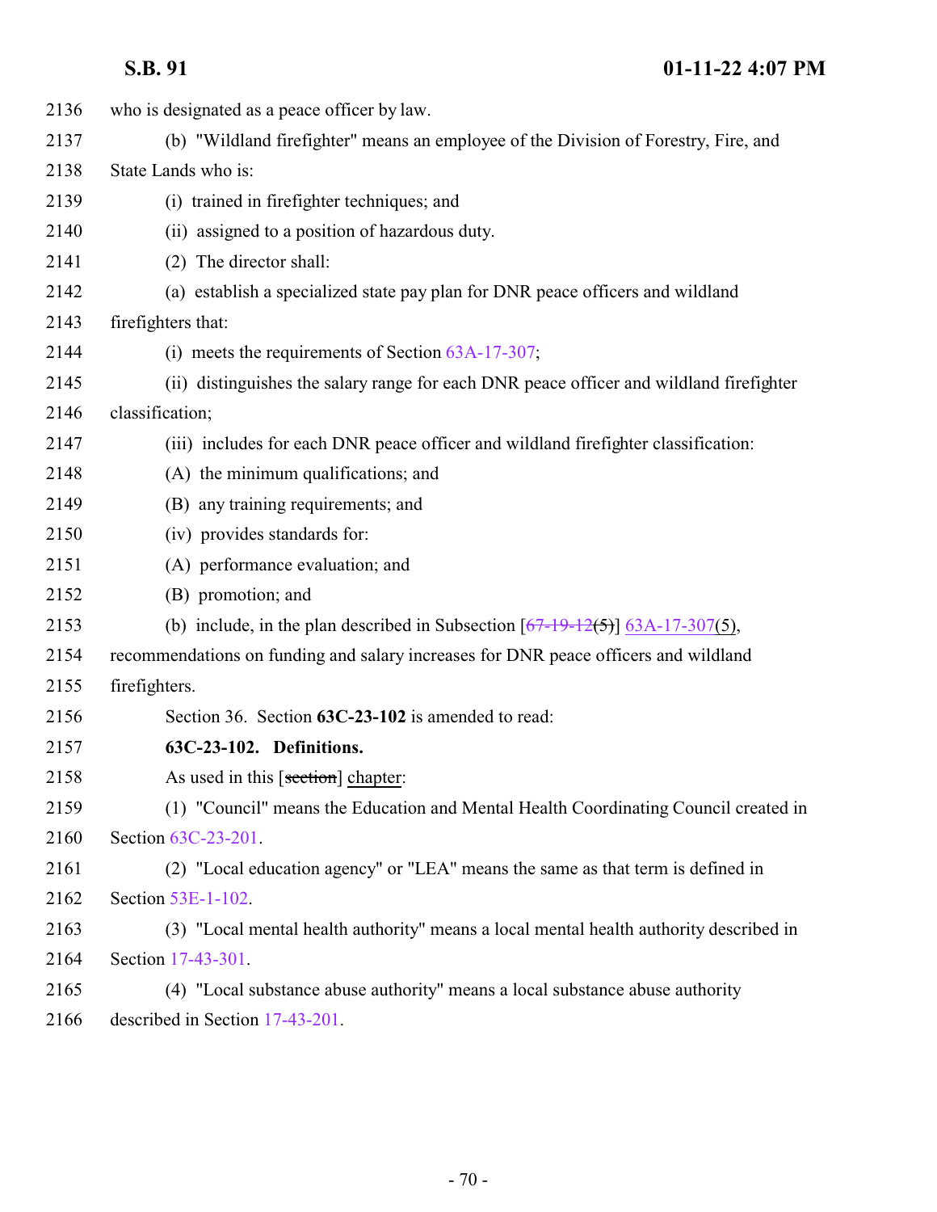who is designated as a peace officer by law.

(b) "Wildland firefighter" means an employee of the Division of Forestry, Fire, and State Lands who is:

(i) trained in firefighter techniques; and

(ii) assigned to a position of hazardous duty.

(2) The director shall:

(a) establish a specialized state pay plan for DNR peace officers and wildland firefighters that:

(i) meets the requirements of Section 63A-17-307;

(ii) distinguishes the salary range for each DNR peace officer and wildland firefighter classification;

(iii) includes for each DNR peace officer and wildland firefighter classification:

(A) the minimum qualifications; and

(B) any training requirements; and

(iv) provides standards for:

(A) performance evaluation; and

(B) promotion; and

(b) include, in the plan described in Subsection [~~67-19-12(5)~~] 63A-17-307(5), recommendations on funding and salary increases for DNR peace officers and wildland firefighters.

Section 36. Section **63C-23-102** is amended to read:

**63C-23-102. Definitions.**

As used in this [~~section~~] chapter:

(1) "Council" means the Education and Mental Health Coordinating Council created in Section 63C-23-201.

(2) "Local education agency" or "LEA" means the same as that term is defined in Section 53E-1-102.

(3) "Local mental health authority" means a local mental health authority described in Section 17-43-301.

(4) "Local substance abuse authority" means a local substance abuse authority described in Section 17-43-201.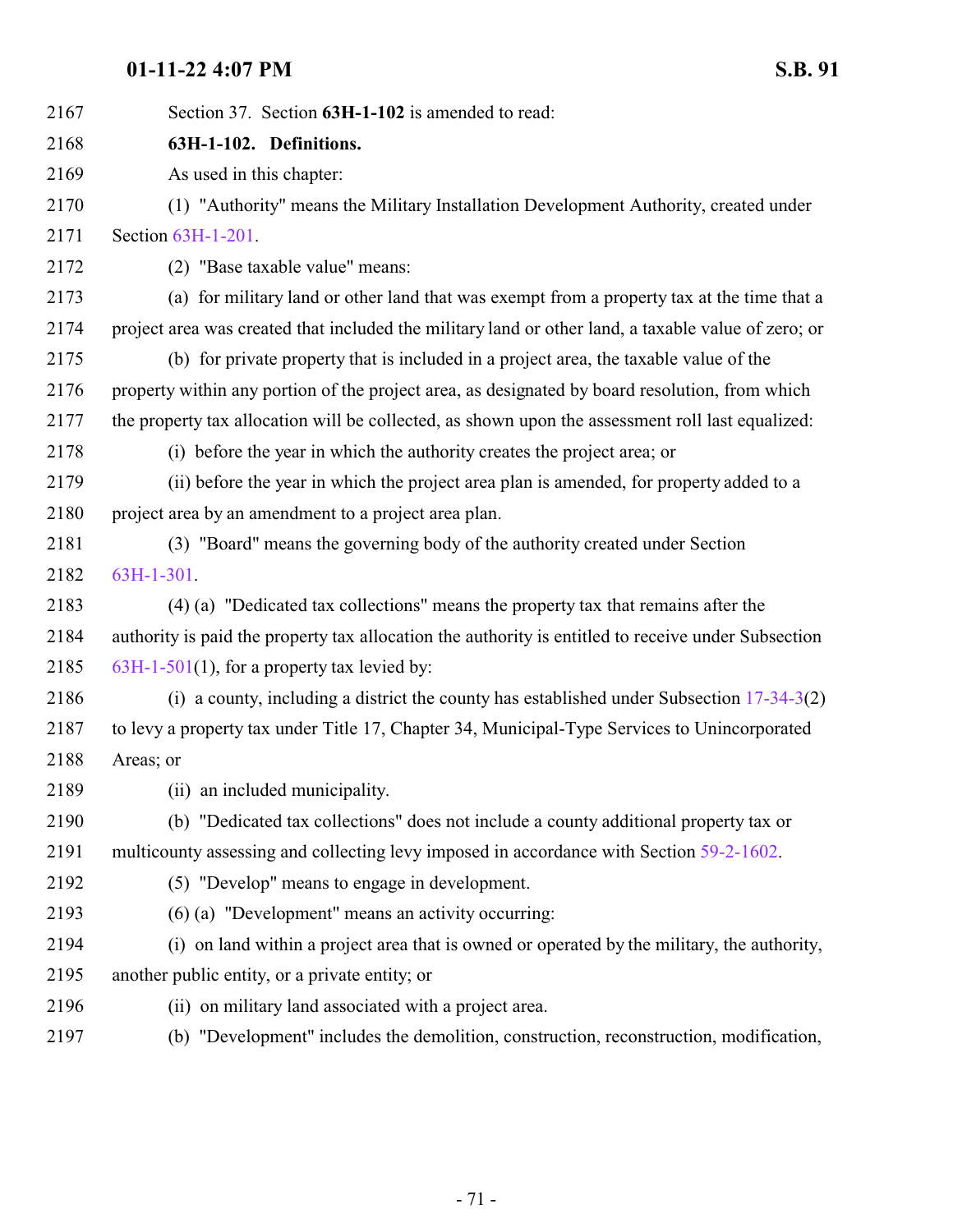Section 37. Section **63H-1-102** is amended to read:

**63H-1-102. Definitions.**

As used in this chapter:

(1) "Authority" means the Military Installation Development Authority, created under Section 63H-1-201.

(2) "Base taxable value" means:

(a) for military land or other land that was exempt from a property tax at the time that a project area was created that included the military land or other land, a taxable value of zero; or

(b) for private property that is included in a project area, the taxable value of the property within any portion of the project area, as designated by board resolution, from which the property tax allocation will be collected, as shown upon the assessment roll last equalized:

(i) before the year in which the authority creates the project area; or

(ii) before the year in which the project area plan is amended, for property added to a project area by an amendment to a project area plan.

(3) "Board" means the governing body of the authority created under Section 63H-1-301.

(4) (a) "Dedicated tax collections" means the property tax that remains after the authority is paid the property tax allocation the authority is entitled to receive under Subsection 63H-1-501(1), for a property tax levied by:

(i) a county, including a district the county has established under Subsection 17-34-3(2) to levy a property tax under Title 17, Chapter 34, Municipal-Type Services to Unincorporated Areas; or

(ii) an included municipality.

(b) "Dedicated tax collections" does not include a county additional property tax or multicounty assessing and collecting levy imposed in accordance with Section 59-2-1602.

(5) "Develop" means to engage in development.

(6) (a) "Development" means an activity occurring:

(i) on land within a project area that is owned or operated by the military, the authority, another public entity, or a private entity; or

(ii) on military land associated with a project area.

(b) "Development" includes the demolition, construction, reconstruction, modification,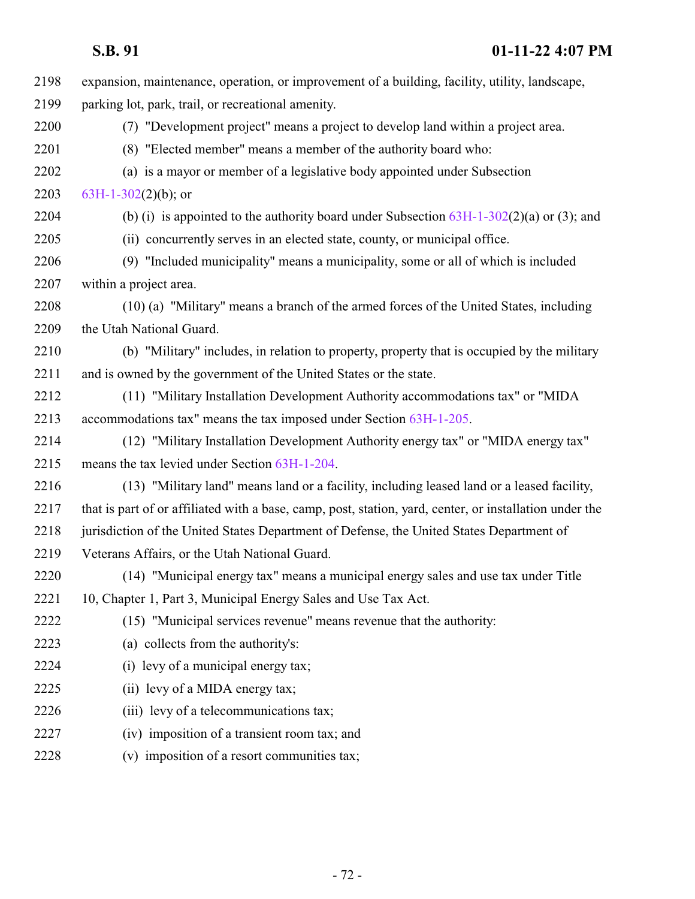expansion, maintenance, operation, or improvement of a building, facility, utility, landscape, parking lot, park, trail, or recreational amenity.

(7) "Development project" means a project to develop land within a project area.

(8) "Elected member" means a member of the authority board who:

(a) is a mayor or member of a legislative body appointed under Subsection 63H-1-302(2)(b); or

(b) (i) is appointed to the authority board under Subsection 63H-1-302(2)(a) or (3); and

(ii) concurrently serves in an elected state, county, or municipal office.

(9) "Included municipality" means a municipality, some or all of which is included within a project area.

(10) (a) "Military" means a branch of the armed forces of the United States, including the Utah National Guard.

(b) "Military" includes, in relation to property, property that is occupied by the military and is owned by the government of the United States or the state.

(11) "Military Installation Development Authority accommodations tax" or "MIDA accommodations tax" means the tax imposed under Section 63H-1-205.

(12) "Military Installation Development Authority energy tax" or "MIDA energy tax" means the tax levied under Section 63H-1-204.

(13) "Military land" means land or a facility, including leased land or a leased facility, that is part of or affiliated with a base, camp, post, station, yard, center, or installation under the jurisdiction of the United States Department of Defense, the United States Department of Veterans Affairs, or the Utah National Guard.

(14) "Municipal energy tax" means a municipal energy sales and use tax under Title 10, Chapter 1, Part 3, Municipal Energy Sales and Use Tax Act.

(15) "Municipal services revenue" means revenue that the authority:

(a) collects from the authority's:

(i) levy of a municipal energy tax;

(ii) levy of a MIDA energy tax;

(iii) levy of a telecommunications tax;

(iv) imposition of a transient room tax; and

(v) imposition of a resort communities tax;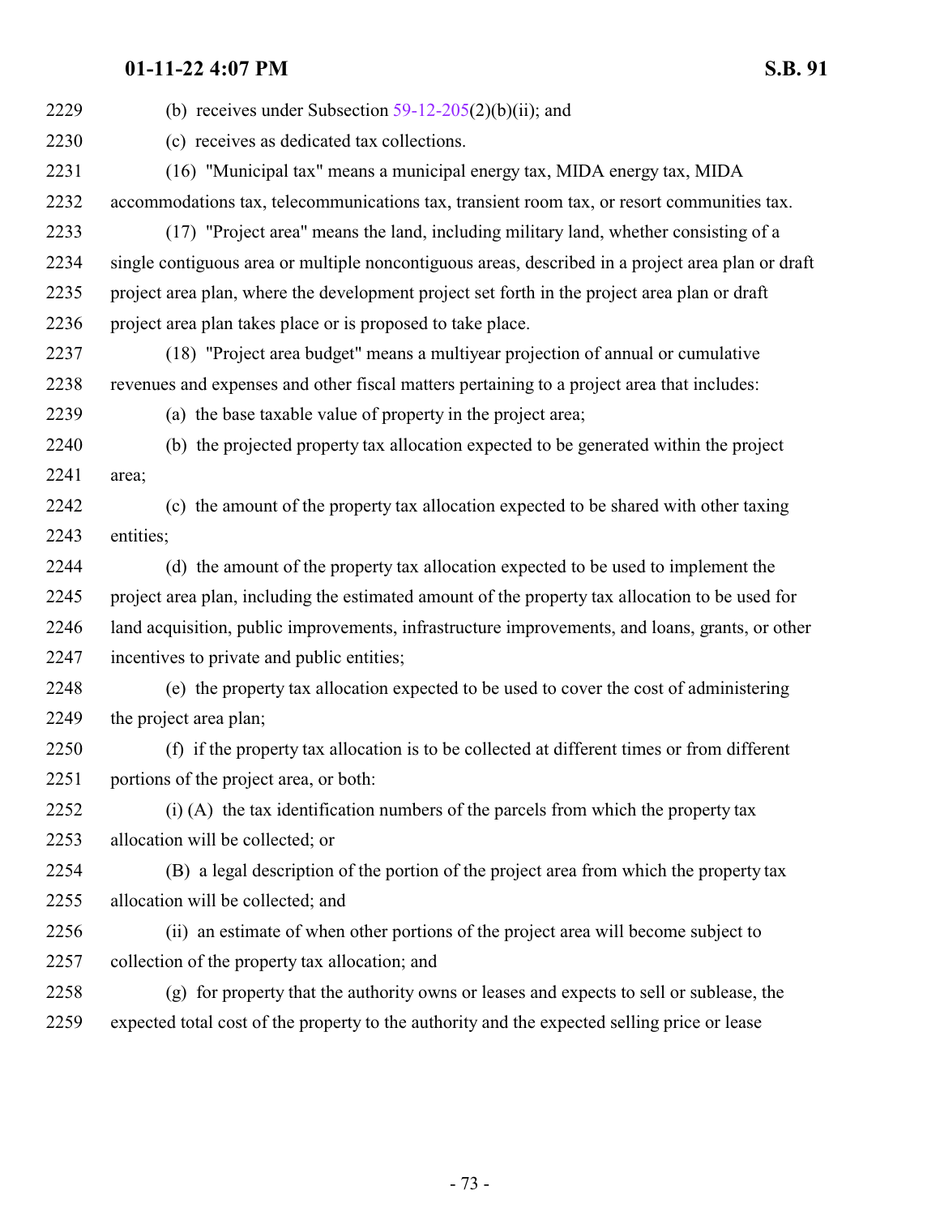(b) receives under Subsection 59-12-205(2)(b)(ii); and

(c) receives as dedicated tax collections.

(16) "Municipal tax" means a municipal energy tax, MIDA energy tax, MIDA accommodations tax, telecommunications tax, transient room tax, or resort communities tax.

(17) "Project area" means the land, including military land, whether consisting of a single contiguous area or multiple noncontiguous areas, described in a project area plan or draft project area plan, where the development project set forth in the project area plan or draft project area plan takes place or is proposed to take place.

(18) "Project area budget" means a multiyear projection of annual or cumulative revenues and expenses and other fiscal matters pertaining to a project area that includes:

(a) the base taxable value of property in the project area;

(b) the projected property tax allocation expected to be generated within the project area;

(c) the amount of the property tax allocation expected to be shared with other taxing entities;

(d) the amount of the property tax allocation expected to be used to implement the project area plan, including the estimated amount of the property tax allocation to be used for land acquisition, public improvements, infrastructure improvements, and loans, grants, or other incentives to private and public entities;

(e) the property tax allocation expected to be used to cover the cost of administering the project area plan;

(f) if the property tax allocation is to be collected at different times or from different portions of the project area, or both:

(i) (A) the tax identification numbers of the parcels from which the property tax allocation will be collected; or

(B) a legal description of the portion of the project area from which the property tax allocation will be collected; and

(ii) an estimate of when other portions of the project area will become subject to collection of the property tax allocation; and

(g) for property that the authority owns or leases and expects to sell or sublease, the expected total cost of the property to the authority and the expected selling price or lease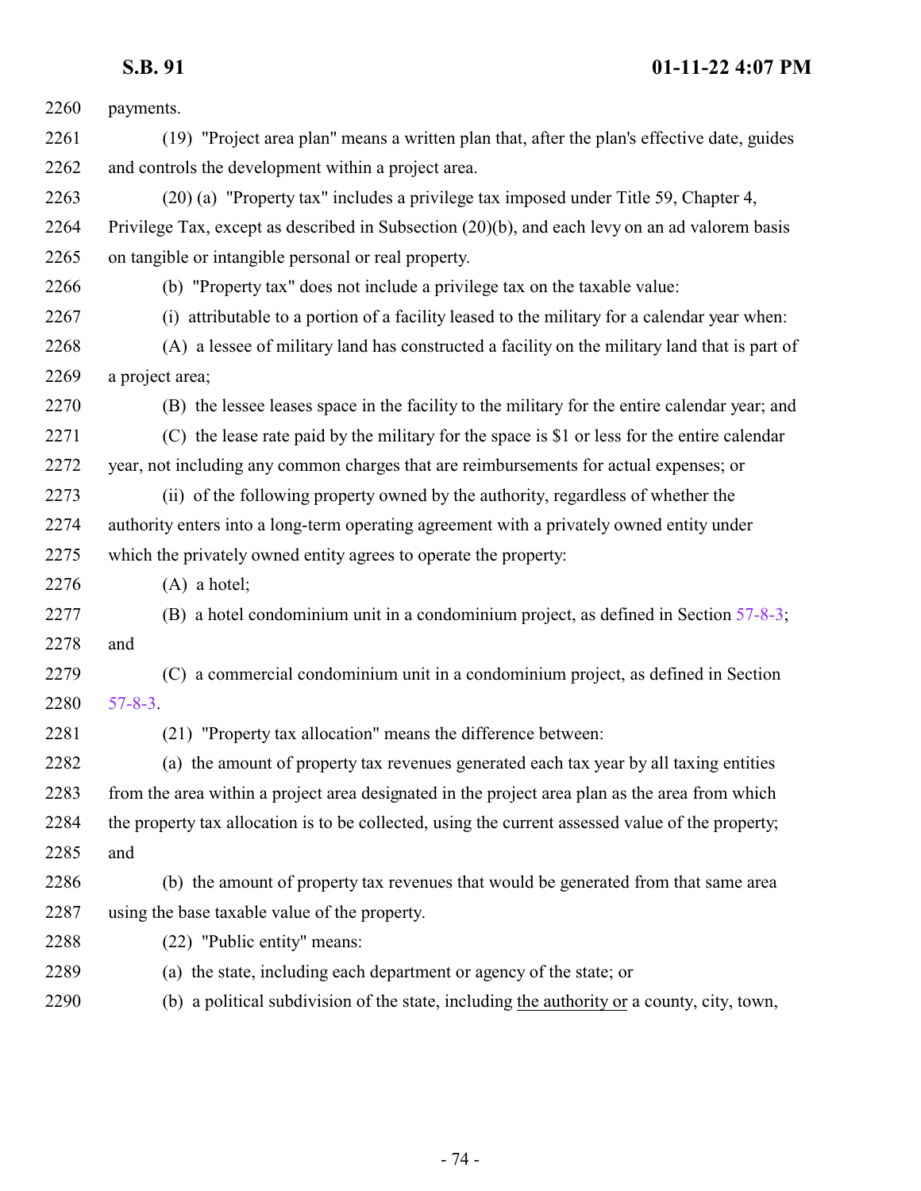payments.

(19) "Project area plan" means a written plan that, after the plan's effective date, guides and controls the development within a project area.

(20) (a) "Property tax" includes a privilege tax imposed under Title 59, Chapter 4, Privilege Tax, except as described in Subsection (20)(b), and each levy on an ad valorem basis on tangible or intangible personal or real property.

(b) "Property tax" does not include a privilege tax on the taxable value:

(i) attributable to a portion of a facility leased to the military for a calendar year when:

(A) a lessee of military land has constructed a facility on the military land that is part of a project area;

(B) the lessee leases space in the facility to the military for the entire calendar year; and

(C) the lease rate paid by the military for the space is $1 or less for the entire calendar year, not including any common charges that are reimbursements for actual expenses; or

(ii) of the following property owned by the authority, regardless of whether the authority enters into a long-term operating agreement with a privately owned entity under which the privately owned entity agrees to operate the property:

(A) a hotel;

(B) a hotel condominium unit in a condominium project, as defined in Section 57-8-3; and

(C) a commercial condominium unit in a condominium project, as defined in Section 57-8-3.

(21) "Property tax allocation" means the difference between:

(a) the amount of property tax revenues generated each tax year by all taxing entities from the area within a project area designated in the project area plan as the area from which the property tax allocation is to be collected, using the current assessed value of the property; and

(b) the amount of property tax revenues that would be generated from that same area using the base taxable value of the property.

(22) "Public entity" means:

(a) the state, including each department or agency of the state; or

(b) a political subdivision of the state, including the authority or a county, city, town,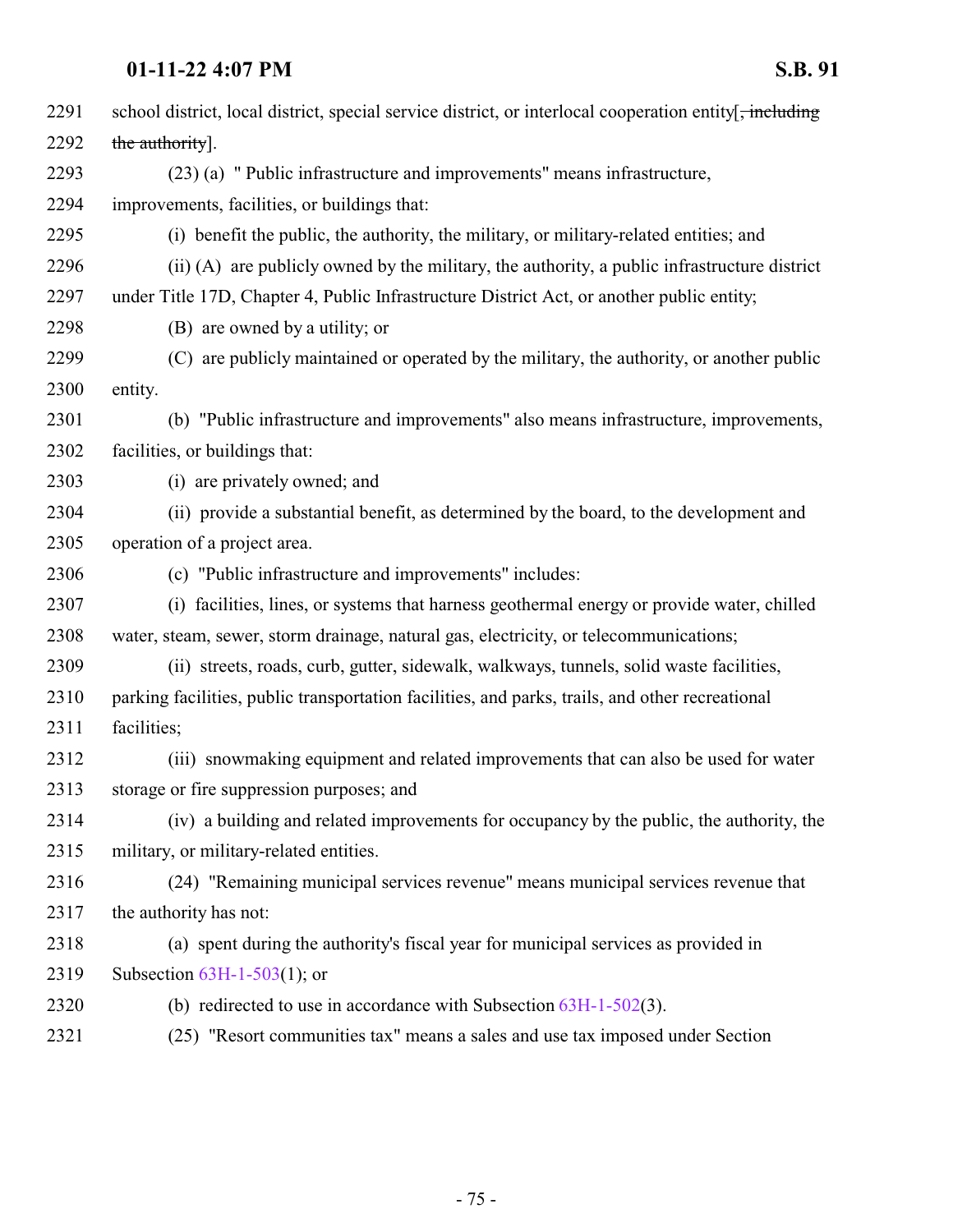school district, local district, special service district, or interlocal cooperation entity[~~, including the authority~~].

(23) (a) " Public infrastructure and improvements" means infrastructure, improvements, facilities, or buildings that:

(i) benefit the public, the authority, the military, or military-related entities; and

(ii) (A) are publicly owned by the military, the authority, a public infrastructure district under Title 17D, Chapter 4, Public Infrastructure District Act, or another public entity;

(B) are owned by a utility; or

(C) are publicly maintained or operated by the military, the authority, or another public entity.

(b) "Public infrastructure and improvements" also means infrastructure, improvements, facilities, or buildings that:

(i) are privately owned; and

(ii) provide a substantial benefit, as determined by the board, to the development and operation of a project area.

(c) "Public infrastructure and improvements" includes:

(i) facilities, lines, or systems that harness geothermal energy or provide water, chilled water, steam, sewer, storm drainage, natural gas, electricity, or telecommunications;

(ii) streets, roads, curb, gutter, sidewalk, walkways, tunnels, solid waste facilities, parking facilities, public transportation facilities, and parks, trails, and other recreational facilities;

(iii) snowmaking equipment and related improvements that can also be used for water storage or fire suppression purposes; and

(iv) a building and related improvements for occupancy by the public, the authority, the military, or military-related entities.

(24) "Remaining municipal services revenue" means municipal services revenue that the authority has not:

(a) spent during the authority's fiscal year for municipal services as provided in Subsection 63H-1-503(1); or

(b) redirected to use in accordance with Subsection 63H-1-502(3).

(25) "Resort communities tax" means a sales and use tax imposed under Section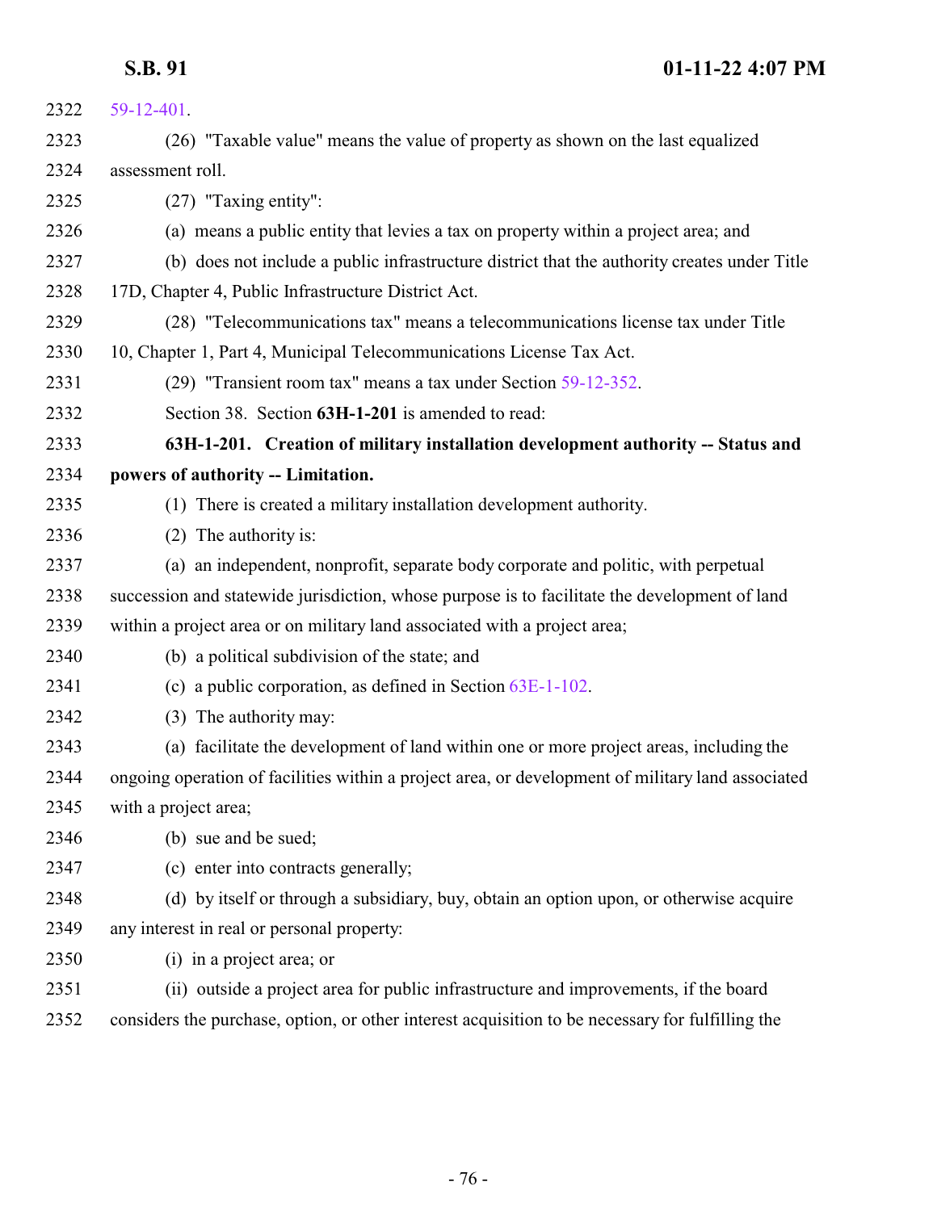59-12-401.

(26) "Taxable value" means the value of property as shown on the last equalized assessment roll.

(27) "Taxing entity":

(a) means a public entity that levies a tax on property within a project area; and

(b) does not include a public infrastructure district that the authority creates under Title 17D, Chapter 4, Public Infrastructure District Act.

(28) "Telecommunications tax" means a telecommunications license tax under Title 10, Chapter 1, Part 4, Municipal Telecommunications License Tax Act.

(29) "Transient room tax" means a tax under Section 59-12-352.

Section 38. Section **63H-1-201** is amended to read:

**63H-1-201. Creation of military installation development authority -- Status and powers of authority -- Limitation.**

(1) There is created a military installation development authority.

(2) The authority is:

(a) an independent, nonprofit, separate body corporate and politic, with perpetual succession and statewide jurisdiction, whose purpose is to facilitate the development of land within a project area or on military land associated with a project area;

(b) a political subdivision of the state; and

(c) a public corporation, as defined in Section 63E-1-102.

(3) The authority may:

(a) facilitate the development of land within one or more project areas, including the ongoing operation of facilities within a project area, or development of military land associated with a project area;

(b) sue and be sued;

(c) enter into contracts generally;

(d) by itself or through a subsidiary, buy, obtain an option upon, or otherwise acquire any interest in real or personal property:

(i) in a project area; or

(ii) outside a project area for public infrastructure and improvements, if the board considers the purchase, option, or other interest acquisition to be necessary for fulfilling the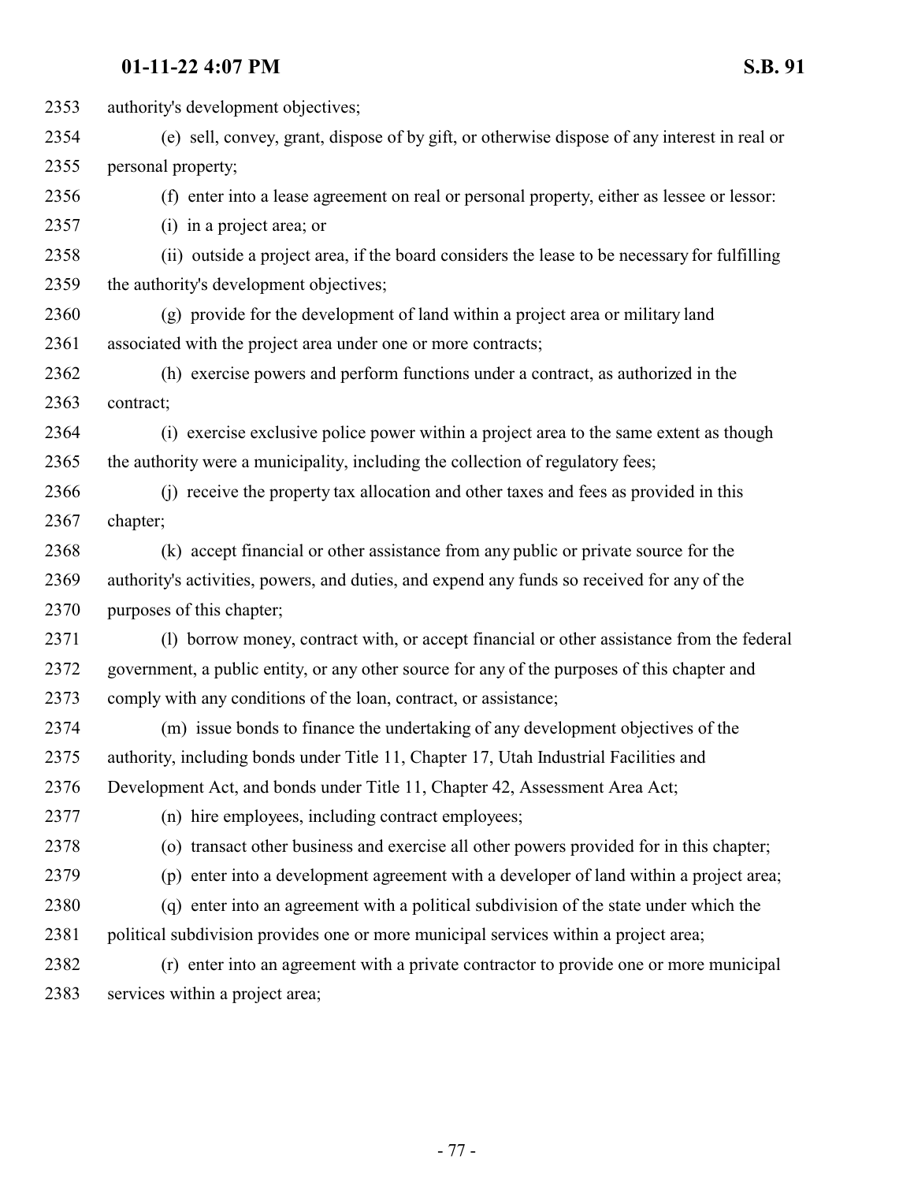authority's development objectives;

(e) sell, convey, grant, dispose of by gift, or otherwise dispose of any interest in real or personal property;

(f) enter into a lease agreement on real or personal property, either as lessee or lessor:

(i) in a project area; or

(ii) outside a project area, if the board considers the lease to be necessary for fulfilling the authority's development objectives;

(g) provide for the development of land within a project area or military land associated with the project area under one or more contracts;

(h) exercise powers and perform functions under a contract, as authorized in the contract;

(i) exercise exclusive police power within a project area to the same extent as though the authority were a municipality, including the collection of regulatory fees;

(j) receive the property tax allocation and other taxes and fees as provided in this chapter;

(k) accept financial or other assistance from any public or private source for the authority's activities, powers, and duties, and expend any funds so received for any of the purposes of this chapter;

(l) borrow money, contract with, or accept financial or other assistance from the federal government, a public entity, or any other source for any of the purposes of this chapter and comply with any conditions of the loan, contract, or assistance;

(m) issue bonds to finance the undertaking of any development objectives of the authority, including bonds under Title 11, Chapter 17, Utah Industrial Facilities and Development Act, and bonds under Title 11, Chapter 42, Assessment Area Act;

(n) hire employees, including contract employees;

(o) transact other business and exercise all other powers provided for in this chapter;

(p) enter into a development agreement with a developer of land within a project area;

(q) enter into an agreement with a political subdivision of the state under which the political subdivision provides one or more municipal services within a project area;

(r) enter into an agreement with a private contractor to provide one or more municipal services within a project area;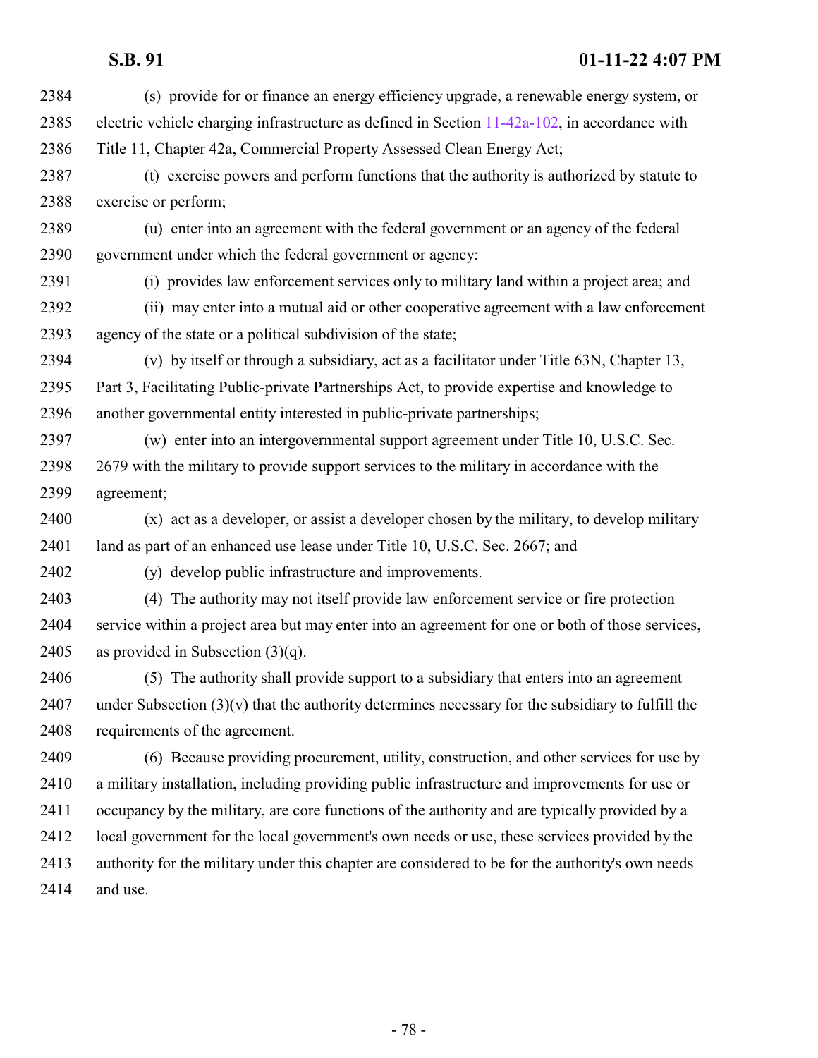(s) provide for or finance an energy efficiency upgrade, a renewable energy system, or electric vehicle charging infrastructure as defined in Section 11-42a-102, in accordance with Title 11, Chapter 42a, Commercial Property Assessed Clean Energy Act;

(t) exercise powers and perform functions that the authority is authorized by statute to exercise or perform;

(u) enter into an agreement with the federal government or an agency of the federal government under which the federal government or agency:

(i) provides law enforcement services only to military land within a project area; and

(ii) may enter into a mutual aid or other cooperative agreement with a law enforcement agency of the state or a political subdivision of the state;

(v) by itself or through a subsidiary, act as a facilitator under Title 63N, Chapter 13, Part 3, Facilitating Public-private Partnerships Act, to provide expertise and knowledge to another governmental entity interested in public-private partnerships;

(w) enter into an intergovernmental support agreement under Title 10, U.S.C. Sec. 2679 with the military to provide support services to the military in accordance with the agreement;

(x) act as a developer, or assist a developer chosen by the military, to develop military land as part of an enhanced use lease under Title 10, U.S.C. Sec. 2667; and

(y) develop public infrastructure and improvements.

(4) The authority may not itself provide law enforcement service or fire protection service within a project area but may enter into an agreement for one or both of those services, as provided in Subsection (3)(q).

(5) The authority shall provide support to a subsidiary that enters into an agreement under Subsection (3)(v) that the authority determines necessary for the subsidiary to fulfill the requirements of the agreement.

(6) Because providing procurement, utility, construction, and other services for use by a military installation, including providing public infrastructure and improvements for use or occupancy by the military, are core functions of the authority and are typically provided by a local government for the local government's own needs or use, these services provided by the authority for the military under this chapter are considered to be for the authority's own needs and use.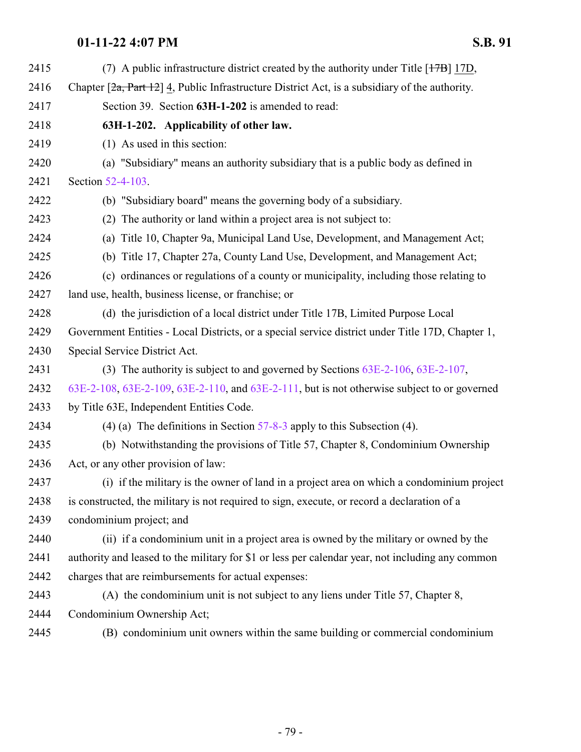2415 (7) A public infrastructure district created by the authority under Title [~~17B~~] 17D,

2416 Chapter [~~2a, Part 12~~] 4, Public Infrastructure District Act, is a subsidiary of the authority.

2417 Section 39. Section **63H-1-202** is amended to read:

2418 **63H-1-202. Applicability of other law.**

2419 (1) As used in this section:

2420 (a) "Subsidiary" means an authority subsidiary that is a public body as defined in

2421 Section 52-4-103.

2422 (b) "Subsidiary board" means the governing body of a subsidiary.

2423 (2) The authority or land within a project area is not subject to:

2424 (a) Title 10, Chapter 9a, Municipal Land Use, Development, and Management Act;

2425 (b) Title 17, Chapter 27a, County Land Use, Development, and Management Act;

2426 (c) ordinances or regulations of a county or municipality, including those relating to

2427 land use, health, business license, or franchise; or

2428 (d) the jurisdiction of a local district under Title 17B, Limited Purpose Local

2429 Government Entities - Local Districts, or a special service district under Title 17D, Chapter 1,

2430 Special Service District Act.

2431 (3) The authority is subject to and governed by Sections 63E-2-106, 63E-2-107,

2432 63E-2-108, 63E-2-109, 63E-2-110, and 63E-2-111, but is not otherwise subject to or governed

2433 by Title 63E, Independent Entities Code.

2434 (4) (a) The definitions in Section 57-8-3 apply to this Subsection (4).

2435 (b) Notwithstanding the provisions of Title 57, Chapter 8, Condominium Ownership

2436 Act, or any other provision of law:

2437 (i) if the military is the owner of land in a project area on which a condominium project

2438 is constructed, the military is not required to sign, execute, or record a declaration of a

2439 condominium project; and

2440 (ii) if a condominium unit in a project area is owned by the military or owned by the

2441 authority and leased to the military for $1 or less per calendar year, not including any common

2442 charges that are reimbursements for actual expenses:

2443 (A) the condominium unit is not subject to any liens under Title 57, Chapter 8,

2444 Condominium Ownership Act;

2445 (B) condominium unit owners within the same building or commercial condominium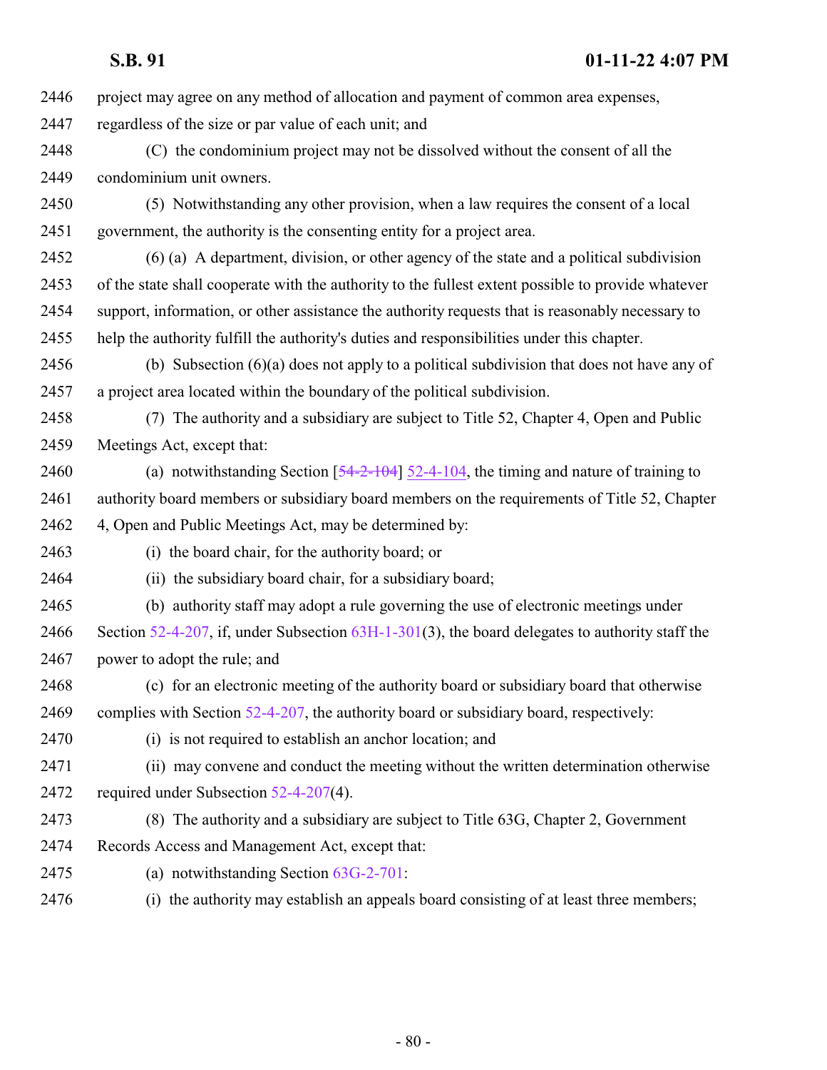project may agree on any method of allocation and payment of common area expenses, regardless of the size or par value of each unit; and

(C) the condominium project may not be dissolved without the consent of all the condominium unit owners.

(5) Notwithstanding any other provision, when a law requires the consent of a local government, the authority is the consenting entity for a project area.

(6) (a) A department, division, or other agency of the state and a political subdivision of the state shall cooperate with the authority to the fullest extent possible to provide whatever support, information, or other assistance the authority requests that is reasonably necessary to help the authority fulfill the authority's duties and responsibilities under this chapter.

(b) Subsection (6)(a) does not apply to a political subdivision that does not have any of a project area located within the boundary of the political subdivision.

(7) The authority and a subsidiary are subject to Title 52, Chapter 4, Open and Public Meetings Act, except that:

(a) notwithstanding Section [~~54-2-104~~] 52-4-104, the timing and nature of training to authority board members or subsidiary board members on the requirements of Title 52, Chapter 4, Open and Public Meetings Act, may be determined by:

(i) the board chair, for the authority board; or

(ii) the subsidiary board chair, for a subsidiary board;

(b) authority staff may adopt a rule governing the use of electronic meetings under Section 52-4-207, if, under Subsection 63H-1-301(3), the board delegates to authority staff the power to adopt the rule; and

(c) for an electronic meeting of the authority board or subsidiary board that otherwise complies with Section 52-4-207, the authority board or subsidiary board, respectively:

(i) is not required to establish an anchor location; and

(ii) may convene and conduct the meeting without the written determination otherwise required under Subsection 52-4-207(4).

(8) The authority and a subsidiary are subject to Title 63G, Chapter 2, Government Records Access and Management Act, except that:

(a) notwithstanding Section 63G-2-701:

(i) the authority may establish an appeals board consisting of at least three members;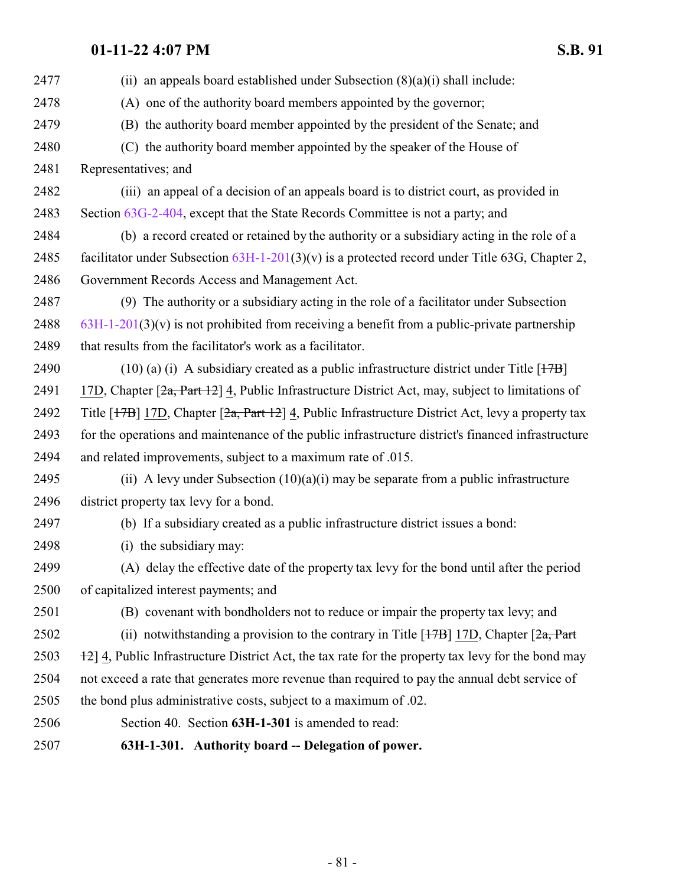(ii) an appeals board established under Subsection (8)(a)(i) shall include:

(A) one of the authority board members appointed by the governor;

(B) the authority board member appointed by the president of the Senate; and

(C) the authority board member appointed by the speaker of the House of Representatives; and

(iii) an appeal of a decision of an appeals board is to district court, as provided in Section 63G-2-404, except that the State Records Committee is not a party; and

(b) a record created or retained by the authority or a subsidiary acting in the role of a facilitator under Subsection 63H-1-201(3)(v) is a protected record under Title 63G, Chapter 2, Government Records Access and Management Act.

(9) The authority or a subsidiary acting in the role of a facilitator under Subsection 63H-1-201(3)(v) is not prohibited from receiving a benefit from a public-private partnership that results from the facilitator's work as a facilitator.

(10) (a) (i) A subsidiary created as a public infrastructure district under Title [~~17B~~] 17D, Chapter [~~2a, Part 12~~] 4, Public Infrastructure District Act, may, subject to limitations of Title [~~17B~~] 17D, Chapter [~~2a, Part 12~~] 4, Public Infrastructure District Act, levy a property tax for the operations and maintenance of the public infrastructure district's financed infrastructure and related improvements, subject to a maximum rate of .015.

(ii) A levy under Subsection (10)(a)(i) may be separate from a public infrastructure district property tax levy for a bond.

(b) If a subsidiary created as a public infrastructure district issues a bond:

(i) the subsidiary may:

(A) delay the effective date of the property tax levy for the bond until after the period of capitalized interest payments; and

(B) covenant with bondholders not to reduce or impair the property tax levy; and

(ii) notwithstanding a provision to the contrary in Title [~~17B~~] 17D, Chapter [~~2a, Part 12~~] 4, Public Infrastructure District Act, the tax rate for the property tax levy for the bond may not exceed a rate that generates more revenue than required to pay the annual debt service of the bond plus administrative costs, subject to a maximum of .02.

Section 40. Section **63H-1-301** is amended to read:

**63H-1-301. Authority board -- Delegation of power.**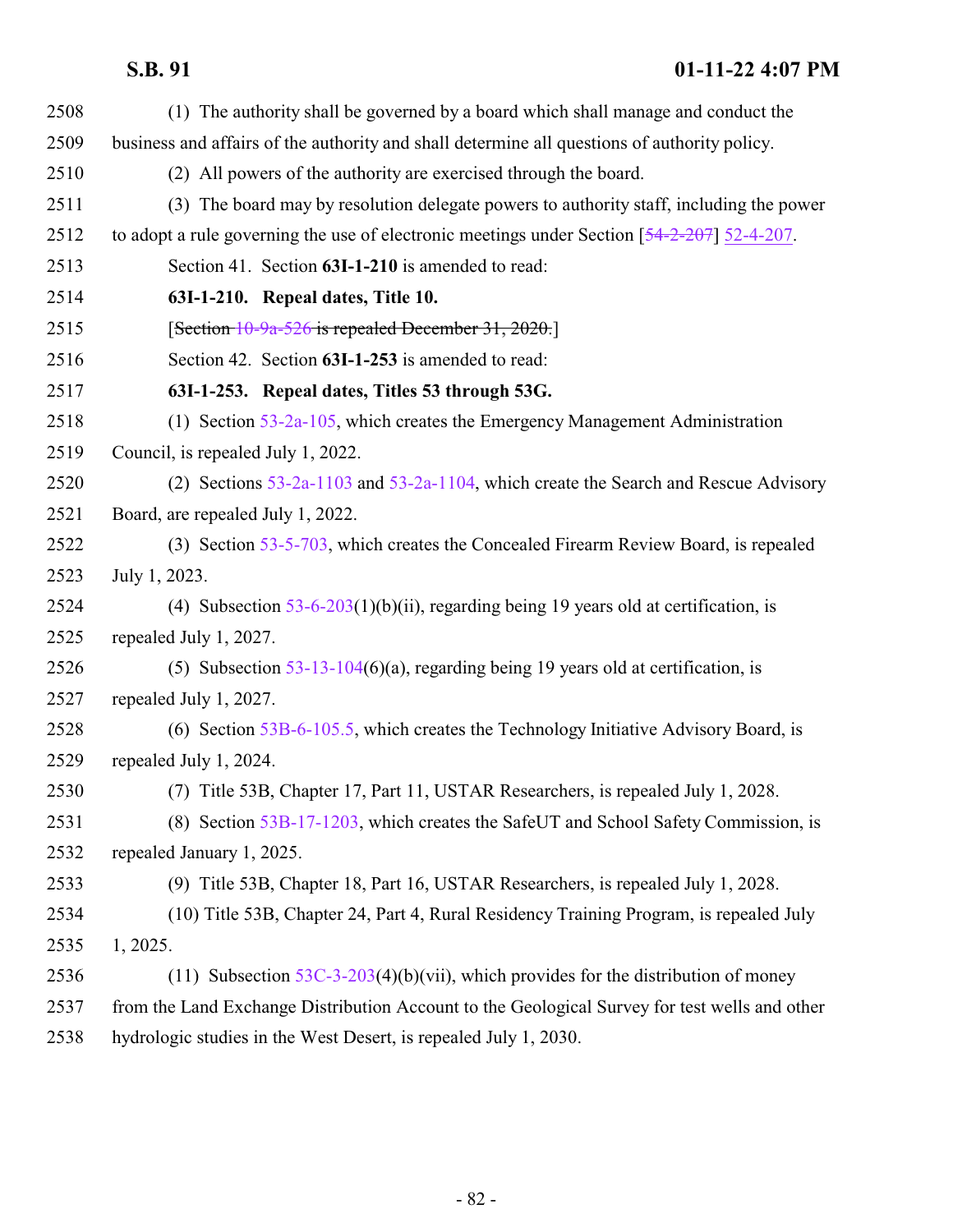(1) The authority shall be governed by a board which shall manage and conduct the business and affairs of the authority and shall determine all questions of authority policy.

(2) All powers of the authority are exercised through the board.

(3) The board may by resolution delegate powers to authority staff, including the power to adopt a rule governing the use of electronic meetings under Section [~~54-2-207~~] 52-4-207.

Section 41. Section **63I-1-210** is amended to read:

**63I-1-210. Repeal dates, Title 10.**

[~~Section 10-9a-526 is repealed December 31, 2020.~~]

Section 42. Section **63I-1-253** is amended to read:

**63I-1-253. Repeal dates, Titles 53 through 53G.**

(1) Section 53-2a-105, which creates the Emergency Management Administration Council, is repealed July 1, 2022.

(2) Sections 53-2a-1103 and 53-2a-1104, which create the Search and Rescue Advisory Board, are repealed July 1, 2022.

(3) Section 53-5-703, which creates the Concealed Firearm Review Board, is repealed July 1, 2023.

(4) Subsection 53-6-203(1)(b)(ii), regarding being 19 years old at certification, is repealed July 1, 2027.

(5) Subsection 53-13-104(6)(a), regarding being 19 years old at certification, is repealed July 1, 2027.

(6) Section 53B-6-105.5, which creates the Technology Initiative Advisory Board, is repealed July 1, 2024.

(7) Title 53B, Chapter 17, Part 11, USTAR Researchers, is repealed July 1, 2028.

(8) Section 53B-17-1203, which creates the SafeUT and School Safety Commission, is repealed January 1, 2025.

(9) Title 53B, Chapter 18, Part 16, USTAR Researchers, is repealed July 1, 2028.

(10) Title 53B, Chapter 24, Part 4, Rural Residency Training Program, is repealed July 1, 2025.

(11) Subsection 53C-3-203(4)(b)(vii), which provides for the distribution of money from the Land Exchange Distribution Account to the Geological Survey for test wells and other hydrologic studies in the West Desert, is repealed July 1, 2030.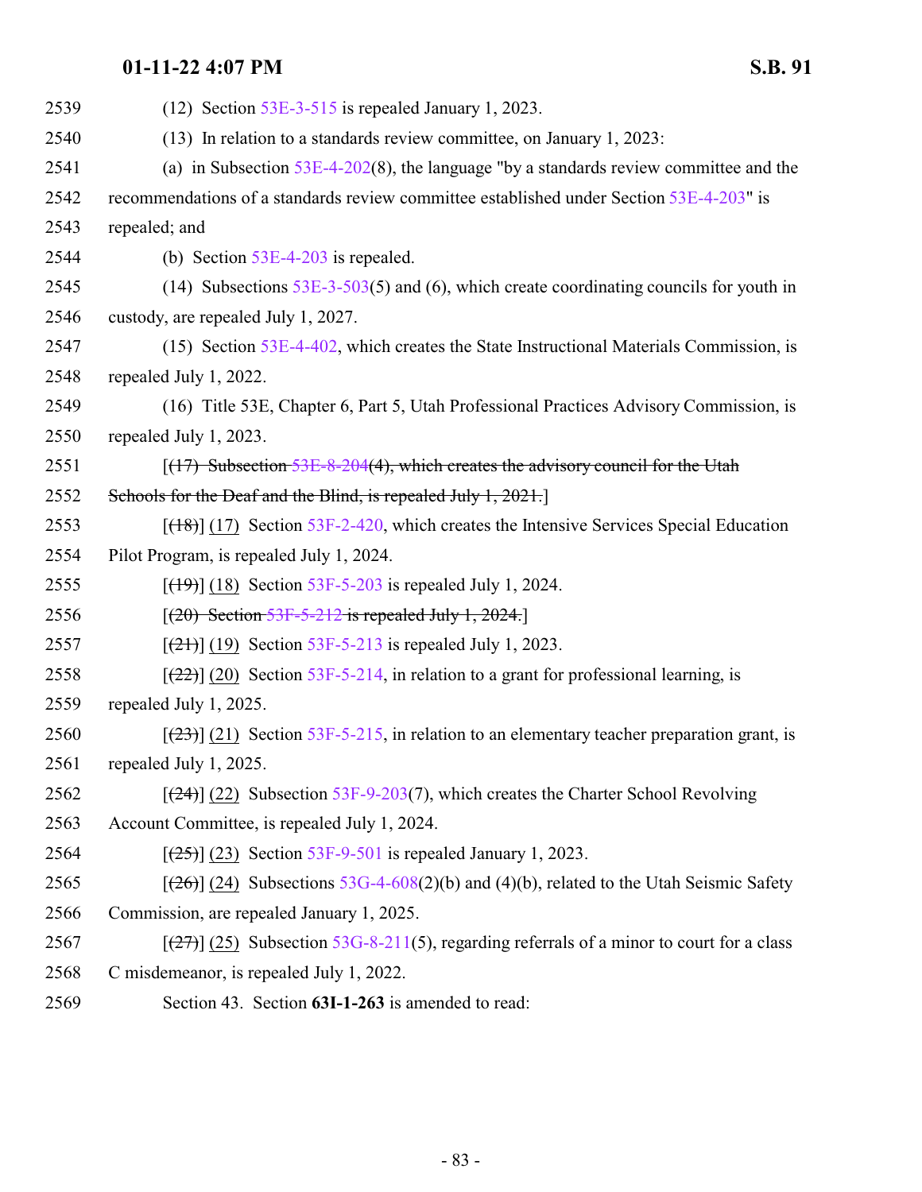(12) Section 53E-3-515 is repealed January 1, 2023.

(13) In relation to a standards review committee, on January 1, 2023:

(a) in Subsection 53E-4-202(8), the language "by a standards review committee and the recommendations of a standards review committee established under Section 53E-4-203" is repealed; and

(b) Section 53E-4-203 is repealed.

(14) Subsections 53E-3-503(5) and (6), which create coordinating councils for youth in custody, are repealed July 1, 2027.

(15) Section 53E-4-402, which creates the State Instructional Materials Commission, is repealed July 1, 2022.

(16) Title 53E, Chapter 6, Part 5, Utah Professional Practices Advisory Commission, is repealed July 1, 2023.

[~~(17) Subsection 53E-8-204(4), which creates the advisory council for the Utah Schools for the Deaf and the Blind, is repealed July 1, 2021.~~]

[~~(18)~~] (17) Section 53F-2-420, which creates the Intensive Services Special Education Pilot Program, is repealed July 1, 2024.

[~~(19)~~] (18) Section 53F-5-203 is repealed July 1, 2024.

[~~(20) Section 53F-5-212 is repealed July 1, 2024.~~]

[~~(21)~~] (19) Section 53F-5-213 is repealed July 1, 2023.

[~~(22)~~] (20) Section 53F-5-214, in relation to a grant for professional learning, is repealed July 1, 2025.

[~~(23)~~] (21) Section 53F-5-215, in relation to an elementary teacher preparation grant, is repealed July 1, 2025.

[~~(24)~~] (22) Subsection 53F-9-203(7), which creates the Charter School Revolving Account Committee, is repealed July 1, 2024.

[~~(25)~~] (23) Section 53F-9-501 is repealed January 1, 2023.

[~~(26)~~] (24) Subsections 53G-4-608(2)(b) and (4)(b), related to the Utah Seismic Safety Commission, are repealed January 1, 2025.

[~~(27)~~] (25) Subsection 53G-8-211(5), regarding referrals of a minor to court for a class C misdemeanor, is repealed July 1, 2022.

Section 43. Section **63I-1-263** is amended to read: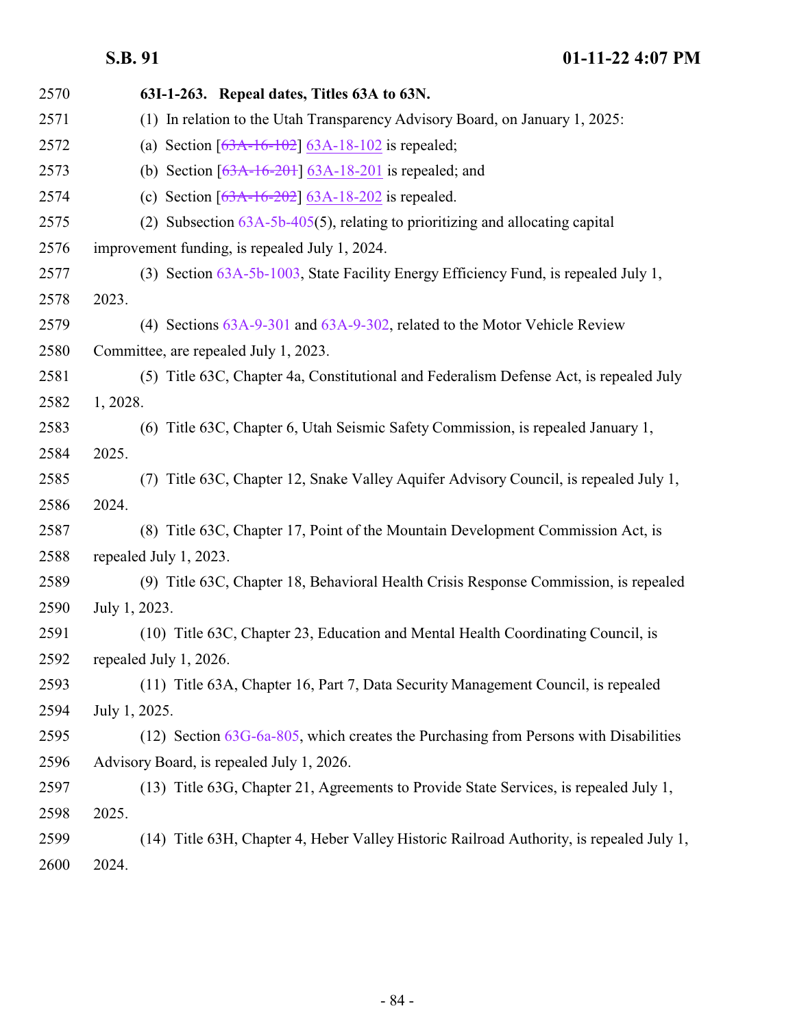**63I-1-263. Repeal dates, Titles 63A to 63N.**

(1) In relation to the Utah Transparency Advisory Board, on January 1, 2025:

(a) Section [~~63A-16-102~~] 63A-18-102 is repealed;

(b) Section [~~63A-16-201~~] 63A-18-201 is repealed; and

(c) Section [~~63A-16-202~~] 63A-18-202 is repealed.

(2) Subsection 63A-5b-405(5), relating to prioritizing and allocating capital improvement funding, is repealed July 1, 2024.

(3) Section 63A-5b-1003, State Facility Energy Efficiency Fund, is repealed July 1, 2023.

(4) Sections 63A-9-301 and 63A-9-302, related to the Motor Vehicle Review Committee, are repealed July 1, 2023.

(5) Title 63C, Chapter 4a, Constitutional and Federalism Defense Act, is repealed July 1, 2028.

(6) Title 63C, Chapter 6, Utah Seismic Safety Commission, is repealed January 1, 2025.

(7) Title 63C, Chapter 12, Snake Valley Aquifer Advisory Council, is repealed July 1, 2024.

(8) Title 63C, Chapter 17, Point of the Mountain Development Commission Act, is repealed July 1, 2023.

(9) Title 63C, Chapter 18, Behavioral Health Crisis Response Commission, is repealed July 1, 2023.

(10) Title 63C, Chapter 23, Education and Mental Health Coordinating Council, is repealed July 1, 2026.

(11) Title 63A, Chapter 16, Part 7, Data Security Management Council, is repealed July 1, 2025.

(12) Section 63G-6a-805, which creates the Purchasing from Persons with Disabilities Advisory Board, is repealed July 1, 2026.

(13) Title 63G, Chapter 21, Agreements to Provide State Services, is repealed July 1, 2025.

(14) Title 63H, Chapter 4, Heber Valley Historic Railroad Authority, is repealed July 1, 2024.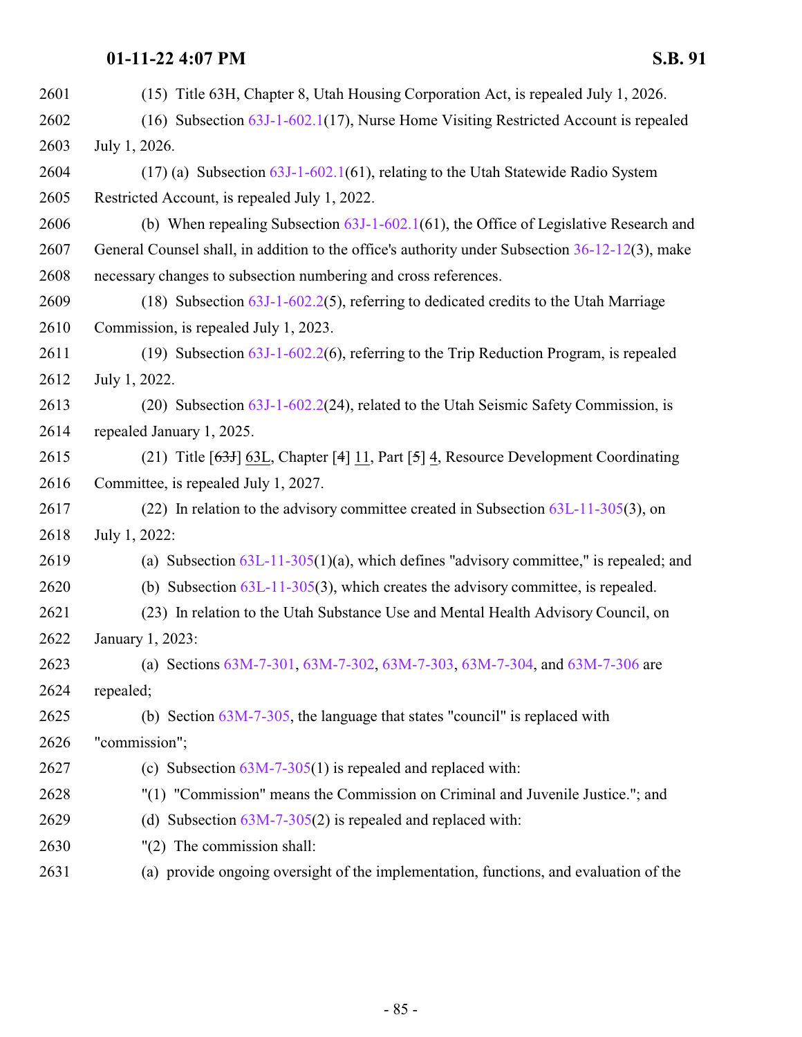(15) Title 63H, Chapter 8, Utah Housing Corporation Act, is repealed July 1, 2026.

(16) Subsection 63J-1-602.1(17), Nurse Home Visiting Restricted Account is repealed July 1, 2026.

(17) (a) Subsection 63J-1-602.1(61), relating to the Utah Statewide Radio System Restricted Account, is repealed July 1, 2022.

(b) When repealing Subsection 63J-1-602.1(61), the Office of Legislative Research and General Counsel shall, in addition to the office's authority under Subsection 36-12-12(3), make necessary changes to subsection numbering and cross references.

(18) Subsection 63J-1-602.2(5), referring to dedicated credits to the Utah Marriage Commission, is repealed July 1, 2023.

(19) Subsection 63J-1-602.2(6), referring to the Trip Reduction Program, is repealed July 1, 2022.

(20) Subsection 63J-1-602.2(24), related to the Utah Seismic Safety Commission, is repealed January 1, 2025.

(21) Title [~~63J~~] 63L, Chapter [~~4~~] 11, Part [~~5~~] 4, Resource Development Coordinating Committee, is repealed July 1, 2027.

(22) In relation to the advisory committee created in Subsection 63L-11-305(3), on July 1, 2022:

(a) Subsection 63L-11-305(1)(a), which defines "advisory committee," is repealed; and

(b) Subsection 63L-11-305(3), which creates the advisory committee, is repealed.

(23) In relation to the Utah Substance Use and Mental Health Advisory Council, on January 1, 2023:

(a) Sections 63M-7-301, 63M-7-302, 63M-7-303, 63M-7-304, and 63M-7-306 are repealed;

(b) Section 63M-7-305, the language that states "council" is replaced with "commission";

(c) Subsection 63M-7-305(1) is repealed and replaced with:

"(1) "Commission" means the Commission on Criminal and Juvenile Justice."; and

(d) Subsection 63M-7-305(2) is repealed and replaced with:

"(2) The commission shall:

(a) provide ongoing oversight of the implementation, functions, and evaluation of the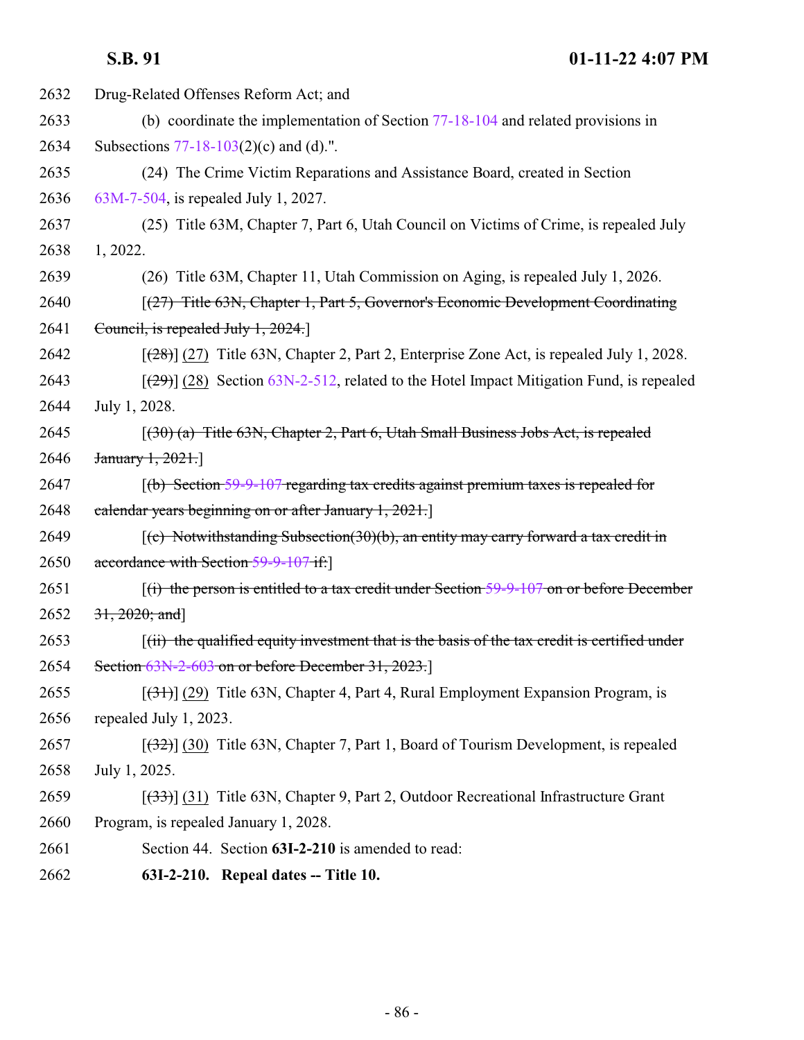2632 Drug-Related Offenses Reform Act; and

2633 (b) coordinate the implementation of Section 77-18-104 and related provisions in

2634 Subsections 77-18-103(2)(c) and (d).".

2635 (24) The Crime Victim Reparations and Assistance Board, created in Section

2636 63M-7-504, is repealed July 1, 2027.

2637 (25) Title 63M, Chapter 7, Part 6, Utah Council on Victims of Crime, is repealed July

2638 1, 2022.

2639 (26) Title 63M, Chapter 11, Utah Commission on Aging, is repealed July 1, 2026.

2640 [~~(27) Title 63N, Chapter 1, Part 5, Governor's Economic Development Coordinating~~

2641 ~~Council, is repealed July 1, 2024.~~]

2642 [~~(28)~~] (27) Title 63N, Chapter 2, Part 2, Enterprise Zone Act, is repealed July 1, 2028.

2643 [~~(29)~~] (28) Section 63N-2-512, related to the Hotel Impact Mitigation Fund, is repealed

2644 July 1, 2028.

2645 [~~(30) (a) Title 63N, Chapter 2, Part 6, Utah Small Business Jobs Act, is repealed~~

2646 ~~January 1, 2021.~~]

2647 [~~(b) Section 59-9-107 regarding tax credits against premium taxes is repealed for~~

2648 ~~calendar years beginning on or after January 1, 2021.~~]

2649 [~~(c) Notwithstanding Subsection(30)(b), an entity may carry forward a tax credit in~~

2650 ~~accordance with Section 59-9-107 if:~~]

2651 [~~(i) the person is entitled to a tax credit under Section 59-9-107 on or before December~~

2652 ~~31, 2020; and~~]

2653 [~~(ii) the qualified equity investment that is the basis of the tax credit is certified under~~

2654 ~~Section 63N-2-603 on or before December 31, 2023.~~]

2655 [~~(31)~~] (29) Title 63N, Chapter 4, Part 4, Rural Employment Expansion Program, is

2656 repealed July 1, 2023.

2657 [~~(32)~~] (30) Title 63N, Chapter 7, Part 1, Board of Tourism Development, is repealed

2658 July 1, 2025.

2659 [~~(33)~~] (31) Title 63N, Chapter 9, Part 2, Outdoor Recreational Infrastructure Grant

2660 Program, is repealed January 1, 2028.

2661 Section 44. Section **63I-2-210** is amended to read:

2662 **63I-2-210. Repeal dates -- Title 10.**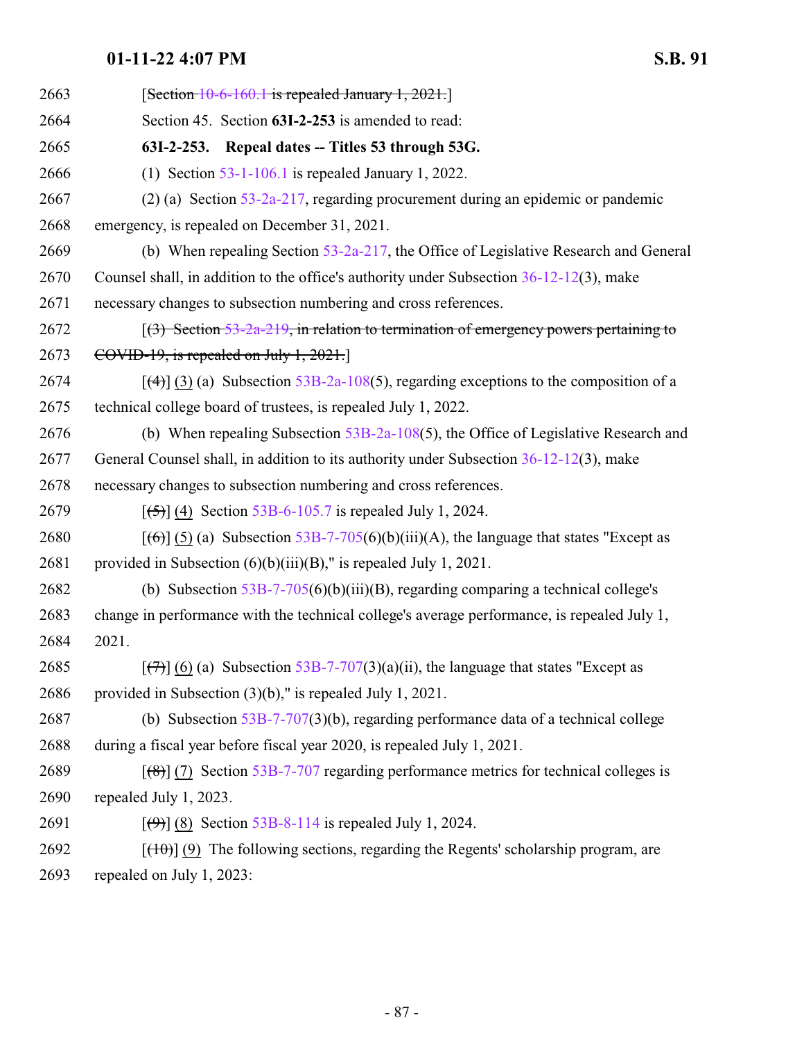2663 [~~Section 10-6-160.1 is repealed January 1, 2021.~~]

2664 Section 45. Section **63I-2-253** is amended to read:

2665 **63I-2-253. Repeal dates -- Titles 53 through 53G.**

2666 (1) Section 53-1-106.1 is repealed January 1, 2022.

2667 (2) (a) Section 53-2a-217, regarding procurement during an epidemic or pandemic

2668 emergency, is repealed on December 31, 2021.

2669 (b) When repealing Section 53-2a-217, the Office of Legislative Research and General

2670 Counsel shall, in addition to the office's authority under Subsection 36-12-12(3), make

2671 necessary changes to subsection numbering and cross references.

2672 [~~(3) Section 53-2a-219, in relation to termination of emergency powers pertaining to~~

2673 ~~COVID-19, is repealed on July 1, 2021.~~]

2674 [~~(4)~~] (3) (a) Subsection 53B-2a-108(5), regarding exceptions to the composition of a

2675 technical college board of trustees, is repealed July 1, 2022.

2676 (b) When repealing Subsection 53B-2a-108(5), the Office of Legislative Research and

2677 General Counsel shall, in addition to its authority under Subsection 36-12-12(3), make

2678 necessary changes to subsection numbering and cross references.

2679 [~~(5)~~] (4) Section 53B-6-105.7 is repealed July 1, 2024.

2680 [~~(6)~~] (5) (a) Subsection 53B-7-705(6)(b)(iii)(A), the language that states "Except as

2681 provided in Subsection (6)(b)(iii)(B)," is repealed July 1, 2021.

2682 (b) Subsection 53B-7-705(6)(b)(iii)(B), regarding comparing a technical college's

2683 change in performance with the technical college's average performance, is repealed July 1,

2684 2021.

2685 [~~(7)~~] (6) (a) Subsection 53B-7-707(3)(a)(ii), the language that states "Except as

2686 provided in Subsection (3)(b)," is repealed July 1, 2021.

2687 (b) Subsection 53B-7-707(3)(b), regarding performance data of a technical college

2688 during a fiscal year before fiscal year 2020, is repealed July 1, 2021.

2689 [~~(8)~~] (7) Section 53B-7-707 regarding performance metrics for technical colleges is

2690 repealed July 1, 2023.

2691 [~~(9)~~] (8) Section 53B-8-114 is repealed July 1, 2024.

2692 [~~(10)~~] (9) The following sections, regarding the Regents' scholarship program, are

2693 repealed on July 1, 2023: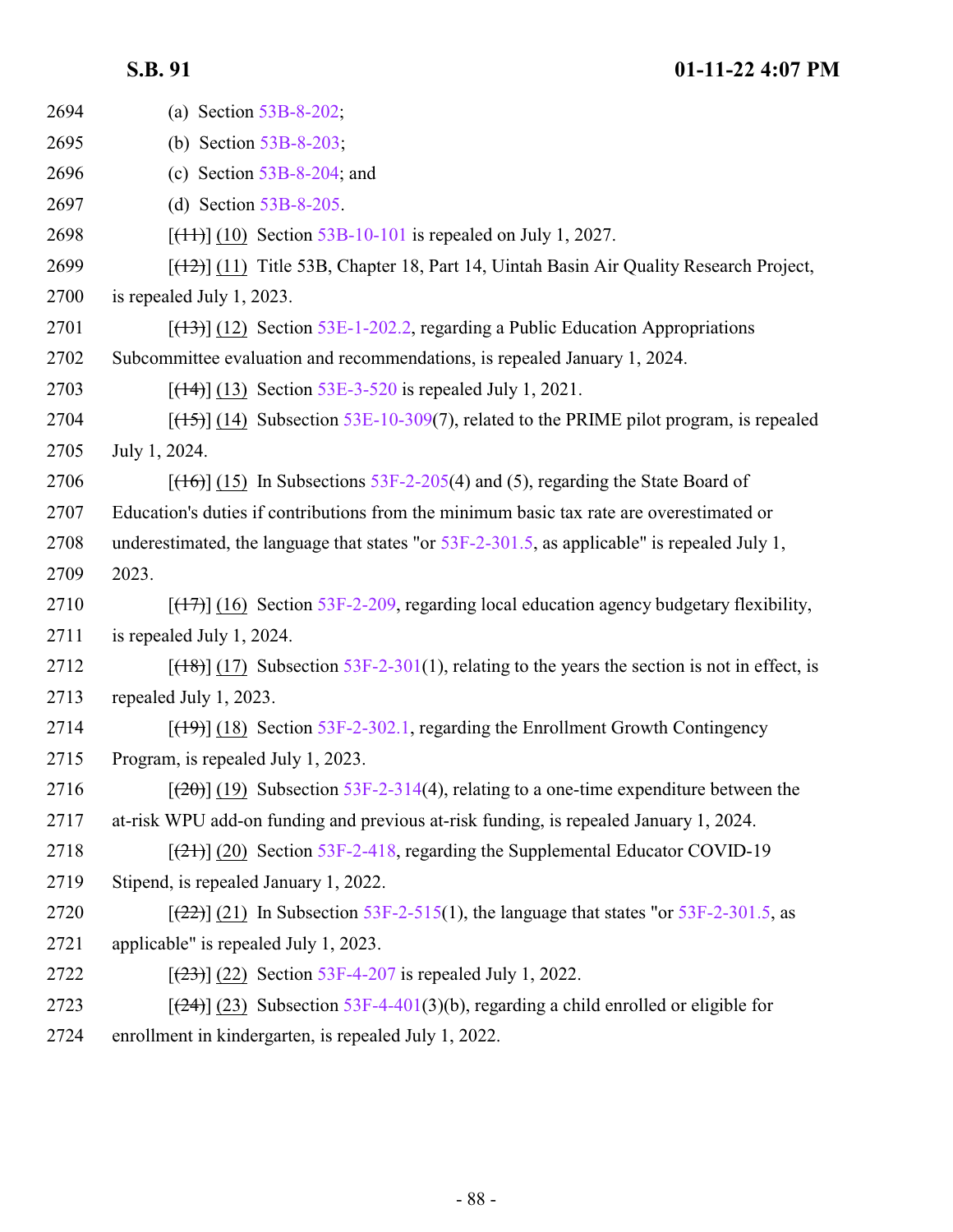2694 (a) Section 53B-8-202;

2695 (b) Section 53B-8-203;

2696 (c) Section 53B-8-204; and

2697 (d) Section 53B-8-205.

2698 [~~(11)~~] (10) Section 53B-10-101 is repealed on July 1, 2027.

2699 [~~(12)~~] (11) Title 53B, Chapter 18, Part 14, Uintah Basin Air Quality Research Project,
2700 is repealed July 1, 2023.

2701 [~~(13)~~] (12) Section 53E-1-202.2, regarding a Public Education Appropriations
2702 Subcommittee evaluation and recommendations, is repealed January 1, 2024.

2703 [~~(14)~~] (13) Section 53E-3-520 is repealed July 1, 2021.

2704 [~~(15)~~] (14) Subsection 53E-10-309(7), related to the PRIME pilot program, is repealed
2705 July 1, 2024.

2706 [~~(16)~~] (15) In Subsections 53F-2-205(4) and (5), regarding the State Board of
2707 Education's duties if contributions from the minimum basic tax rate are overestimated or
2708 underestimated, the language that states "or 53F-2-301.5, as applicable" is repealed July 1,
2709 2023.

2710 [~~(17)~~] (16) Section 53F-2-209, regarding local education agency budgetary flexibility,
2711 is repealed July 1, 2024.

2712 [~~(18)~~] (17) Subsection 53F-2-301(1), relating to the years the section is not in effect, is
2713 repealed July 1, 2023.

2714 [~~(19)~~] (18) Section 53F-2-302.1, regarding the Enrollment Growth Contingency
2715 Program, is repealed July 1, 2023.

2716 [~~(20)~~] (19) Subsection 53F-2-314(4), relating to a one-time expenditure between the
2717 at-risk WPU add-on funding and previous at-risk funding, is repealed January 1, 2024.

2718 [~~(21)~~] (20) Section 53F-2-418, regarding the Supplemental Educator COVID-19
2719 Stipend, is repealed January 1, 2022.

2720 [~~(22)~~] (21) In Subsection 53F-2-515(1), the language that states "or 53F-2-301.5, as
2721 applicable" is repealed July 1, 2023.

2722 [~~(23)~~] (22) Section 53F-4-207 is repealed July 1, 2022.

2723 [~~(24)~~] (23) Subsection 53F-4-401(3)(b), regarding a child enrolled or eligible for
2724 enrollment in kindergarten, is repealed July 1, 2022.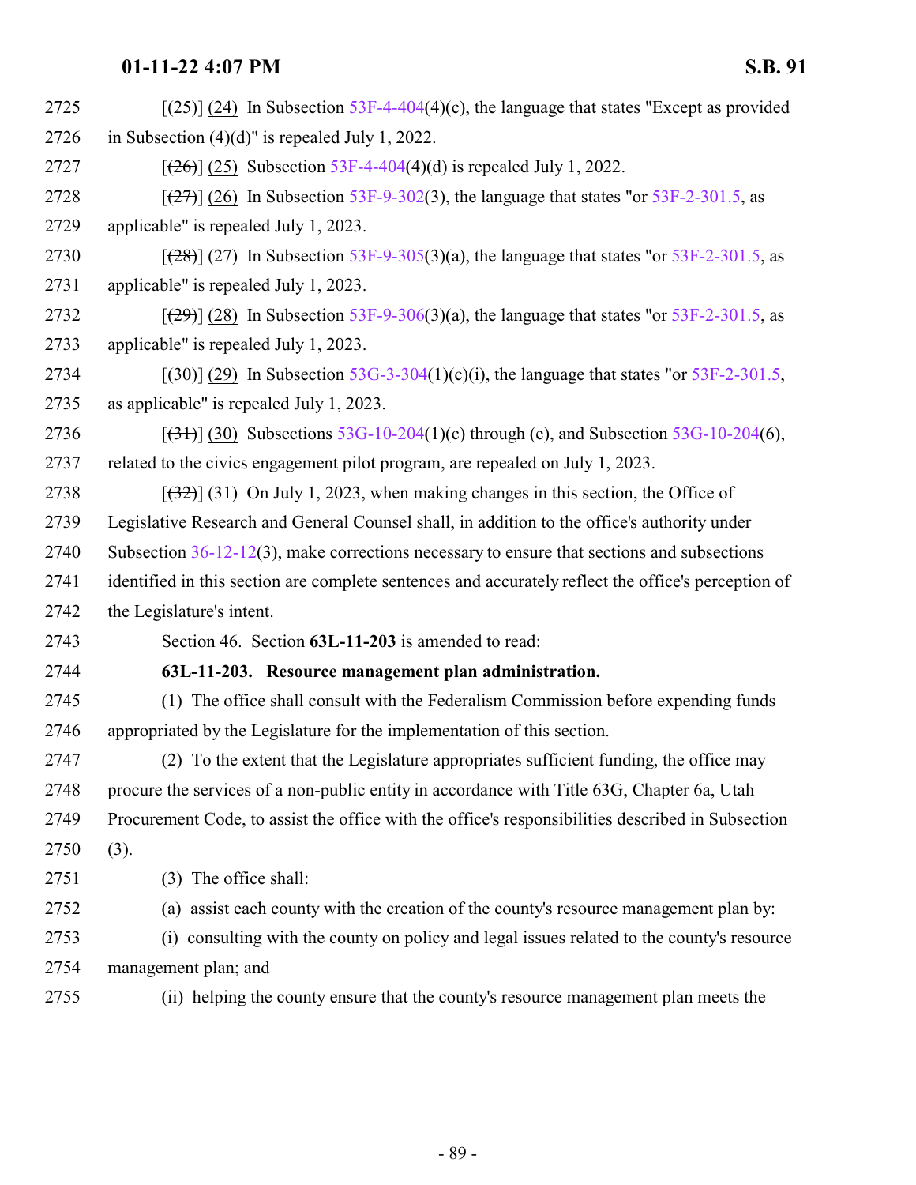[(25)] (24) In Subsection 53F-4-404(4)(c), the language that states "Except as provided in Subsection (4)(d)" is repealed July 1, 2022.

[(26)] (25) Subsection 53F-4-404(4)(d) is repealed July 1, 2022.

[(27)] (26) In Subsection 53F-9-302(3), the language that states "or 53F-2-301.5, as applicable" is repealed July 1, 2023.

[(28)] (27) In Subsection 53F-9-305(3)(a), the language that states "or 53F-2-301.5, as applicable" is repealed July 1, 2023.

[(29)] (28) In Subsection 53F-9-306(3)(a), the language that states "or 53F-2-301.5, as applicable" is repealed July 1, 2023.

[(30)] (29) In Subsection 53G-3-304(1)(c)(i), the language that states "or 53F-2-301.5, as applicable" is repealed July 1, 2023.

[(31)] (30) Subsections 53G-10-204(1)(c) through (e), and Subsection 53G-10-204(6), related to the civics engagement pilot program, are repealed on July 1, 2023.

[(32)] (31) On July 1, 2023, when making changes in this section, the Office of Legislative Research and General Counsel shall, in addition to the office's authority under Subsection 36-12-12(3), make corrections necessary to ensure that sections and subsections identified in this section are complete sentences and accurately reflect the office's perception of the Legislature's intent.

Section 46. Section **63L-11-203** is amended to read:

**63L-11-203. Resource management plan administration.**

(1) The office shall consult with the Federalism Commission before expending funds appropriated by the Legislature for the implementation of this section.

(2) To the extent that the Legislature appropriates sufficient funding, the office may procure the services of a non-public entity in accordance with Title 63G, Chapter 6a, Utah Procurement Code, to assist the office with the office's responsibilities described in Subsection (3).

(3) The office shall:

(a) assist each county with the creation of the county's resource management plan by:

(i) consulting with the county on policy and legal issues related to the county's resource management plan; and

(ii) helping the county ensure that the county's resource management plan meets the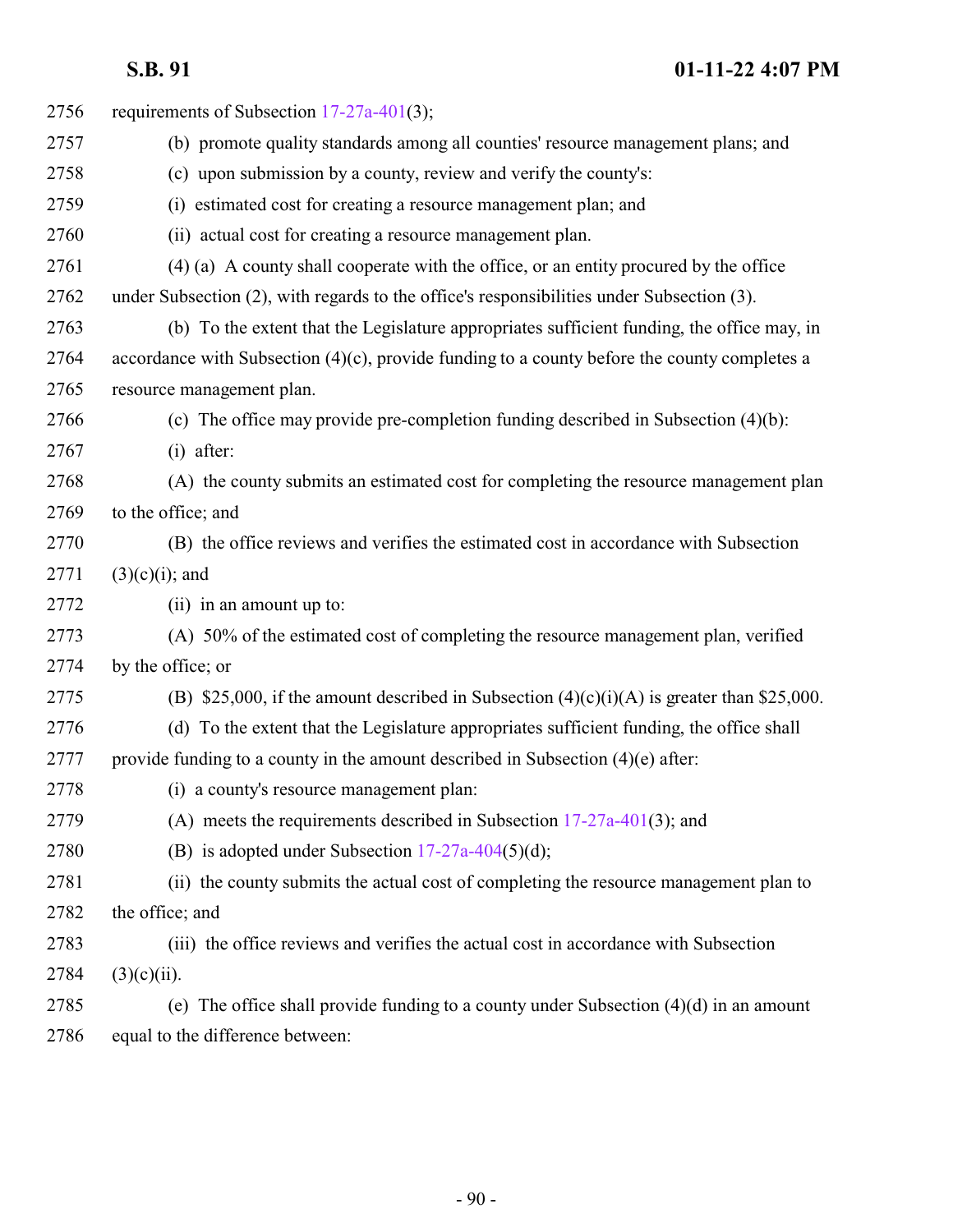requirements of Subsection 17-27a-401(3);

(b) promote quality standards among all counties' resource management plans; and

(c) upon submission by a county, review and verify the county's:

(i) estimated cost for creating a resource management plan; and

(ii) actual cost for creating a resource management plan.

(4) (a) A county shall cooperate with the office, or an entity procured by the office under Subsection (2), with regards to the office's responsibilities under Subsection (3).

(b) To the extent that the Legislature appropriates sufficient funding, the office may, in accordance with Subsection (4)(c), provide funding to a county before the county completes a resource management plan.

(c) The office may provide pre-completion funding described in Subsection (4)(b):

(i) after:

(A) the county submits an estimated cost for completing the resource management plan to the office; and

(B) the office reviews and verifies the estimated cost in accordance with Subsection (3)(c)(i); and

(ii) in an amount up to:

(A) 50% of the estimated cost of completing the resource management plan, verified by the office; or

(B) $25,000, if the amount described in Subsection (4)(c)(i)(A) is greater than $25,000.

(d) To the extent that the Legislature appropriates sufficient funding, the office shall provide funding to a county in the amount described in Subsection (4)(e) after:

(i) a county's resource management plan:

(A) meets the requirements described in Subsection 17-27a-401(3); and

(B) is adopted under Subsection 17-27a-404(5)(d);

(ii) the county submits the actual cost of completing the resource management plan to the office; and

(iii) the office reviews and verifies the actual cost in accordance with Subsection (3)(c)(ii).

(e) The office shall provide funding to a county under Subsection (4)(d) in an amount equal to the difference between: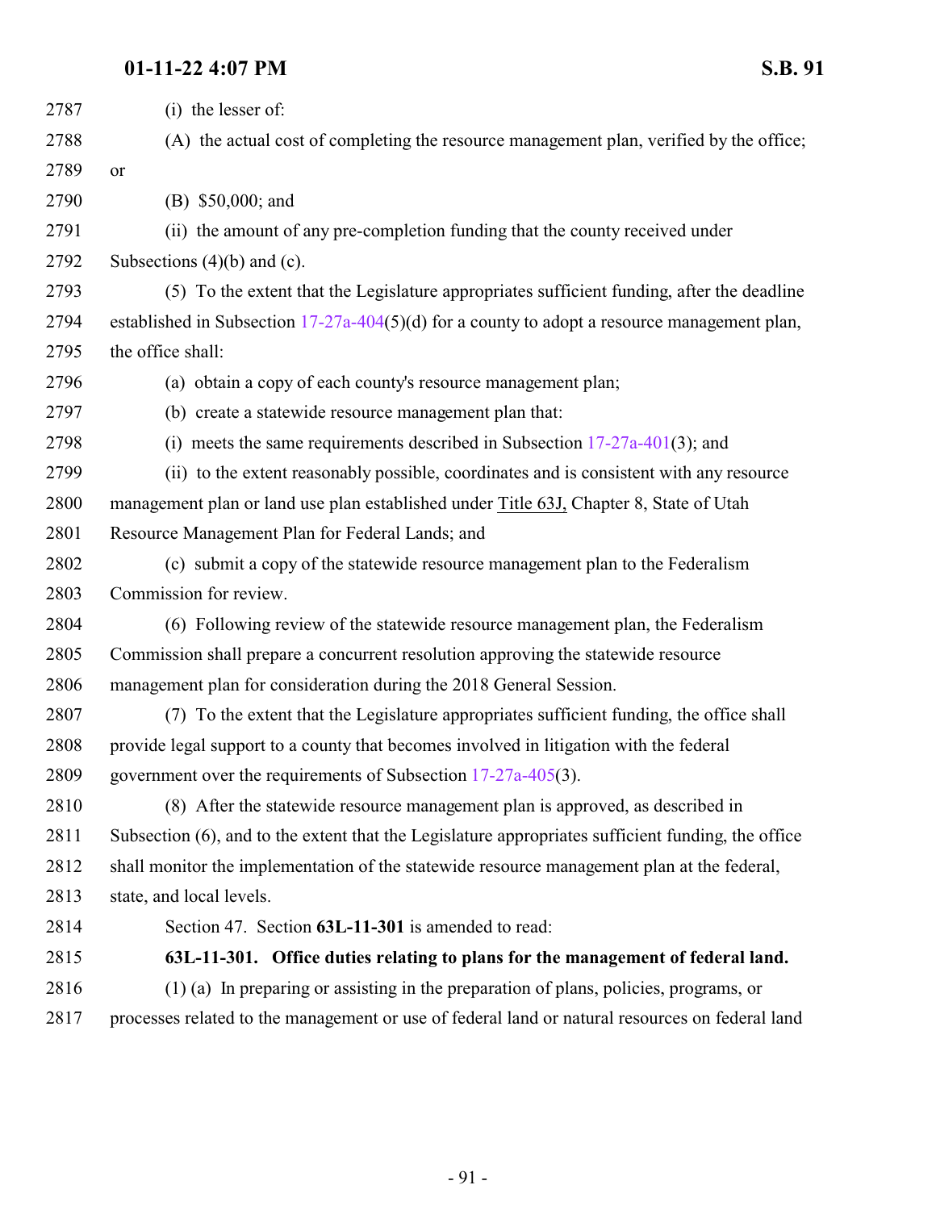(i) the lesser of:

(A) the actual cost of completing the resource management plan, verified by the office; or

(B) $50,000; and

(ii) the amount of any pre-completion funding that the county received under Subsections (4)(b) and (c).

(5) To the extent that the Legislature appropriates sufficient funding, after the deadline established in Subsection 17-27a-404(5)(d) for a county to adopt a resource management plan, the office shall:

(a) obtain a copy of each county's resource management plan;

(b) create a statewide resource management plan that:

(i) meets the same requirements described in Subsection 17-27a-401(3); and

(ii) to the extent reasonably possible, coordinates and is consistent with any resource management plan or land use plan established under Title 63J, Chapter 8, State of Utah Resource Management Plan for Federal Lands; and

(c) submit a copy of the statewide resource management plan to the Federalism Commission for review.

(6) Following review of the statewide resource management plan, the Federalism Commission shall prepare a concurrent resolution approving the statewide resource management plan for consideration during the 2018 General Session.

(7) To the extent that the Legislature appropriates sufficient funding, the office shall provide legal support to a county that becomes involved in litigation with the federal government over the requirements of Subsection 17-27a-405(3).

(8) After the statewide resource management plan is approved, as described in Subsection (6), and to the extent that the Legislature appropriates sufficient funding, the office shall monitor the implementation of the statewide resource management plan at the federal, state, and local levels.

Section 47. Section **63L-11-301** is amended to read:

**63L-11-301. Office duties relating to plans for the management of federal land.**

(1) (a) In preparing or assisting in the preparation of plans, policies, programs, or processes related to the management or use of federal land or natural resources on federal land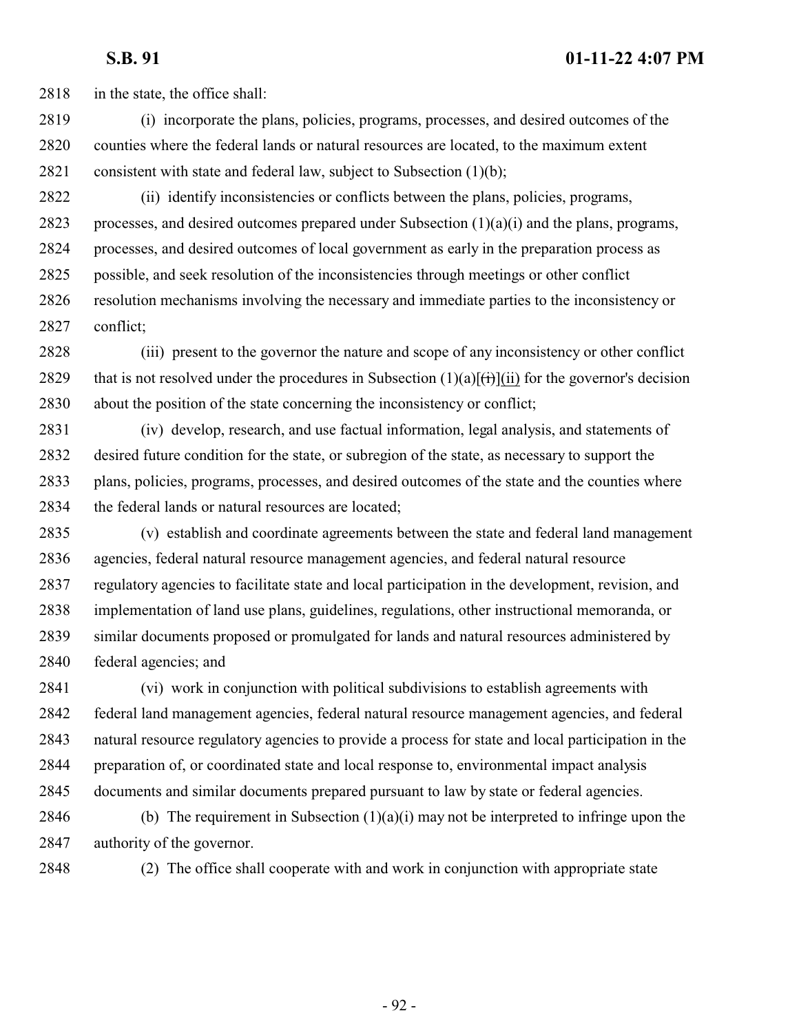in the state, the office shall:

(i) incorporate the plans, policies, programs, processes, and desired outcomes of the counties where the federal lands or natural resources are located, to the maximum extent consistent with state and federal law, subject to Subsection (1)(b);

(ii) identify inconsistencies or conflicts between the plans, policies, programs, processes, and desired outcomes prepared under Subsection (1)(a)(i) and the plans, programs, processes, and desired outcomes of local government as early in the preparation process as possible, and seek resolution of the inconsistencies through meetings or other conflict resolution mechanisms involving the necessary and immediate parties to the inconsistency or conflict;

(iii) present to the governor the nature and scope of any inconsistency or other conflict that is not resolved under the procedures in Subsection (1)(a)[~~(i)~~](ii) for the governor's decision about the position of the state concerning the inconsistency or conflict;

(iv) develop, research, and use factual information, legal analysis, and statements of desired future condition for the state, or subregion of the state, as necessary to support the plans, policies, programs, processes, and desired outcomes of the state and the counties where the federal lands or natural resources are located;

(v) establish and coordinate agreements between the state and federal land management agencies, federal natural resource management agencies, and federal natural resource regulatory agencies to facilitate state and local participation in the development, revision, and implementation of land use plans, guidelines, regulations, other instructional memoranda, or similar documents proposed or promulgated for lands and natural resources administered by federal agencies; and

(vi) work in conjunction with political subdivisions to establish agreements with federal land management agencies, federal natural resource management agencies, and federal natural resource regulatory agencies to provide a process for state and local participation in the preparation of, or coordinated state and local response to, environmental impact analysis documents and similar documents prepared pursuant to law by state or federal agencies.

(b) The requirement in Subsection (1)(a)(i) may not be interpreted to infringe upon the authority of the governor.

(2) The office shall cooperate with and work in conjunction with appropriate state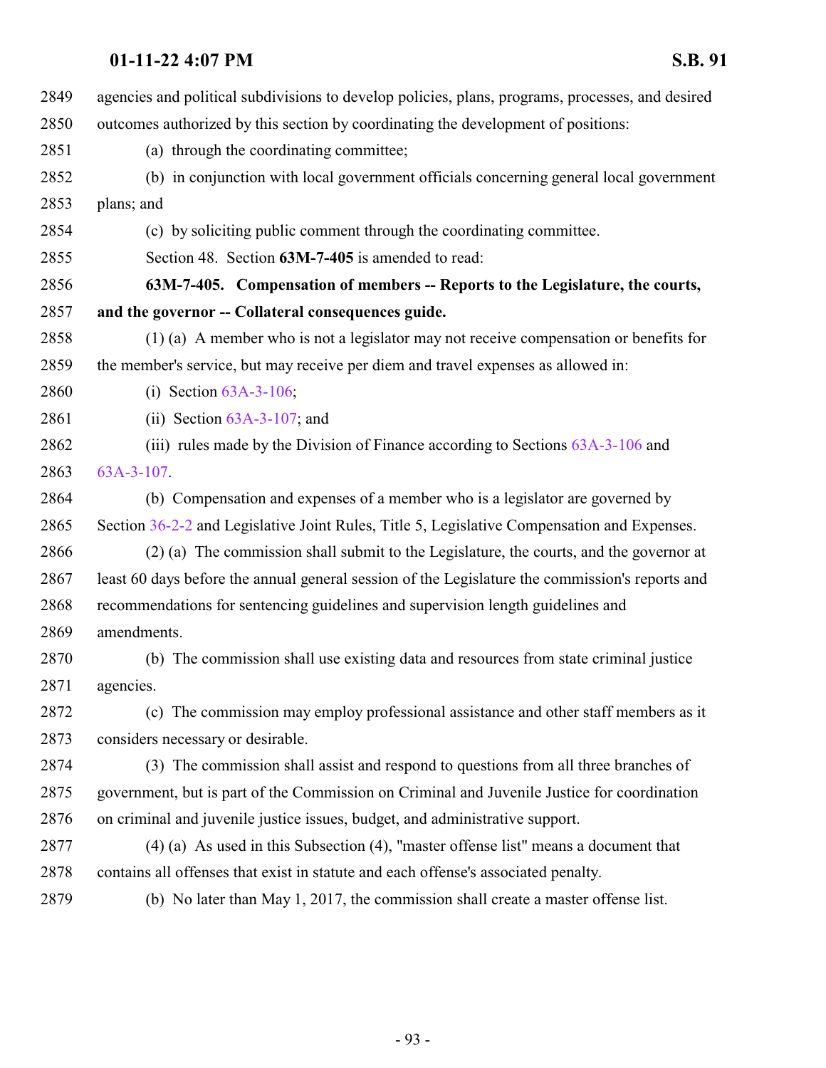agencies and political subdivisions to develop policies, plans, programs, processes, and desired outcomes authorized by this section by coordinating the development of positions:

(a) through the coordinating committee;

(b) in conjunction with local government officials concerning general local government plans; and

(c) by soliciting public comment through the coordinating committee.

Section 48. Section **63M-7-405** is amended to read:

**63M-7-405. Compensation of members -- Reports to the Legislature, the courts, and the governor -- Collateral consequences guide.**

(1) (a) A member who is not a legislator may not receive compensation or benefits for the member's service, but may receive per diem and travel expenses as allowed in:

(i) Section 63A-3-106;

(ii) Section 63A-3-107; and

(iii) rules made by the Division of Finance according to Sections 63A-3-106 and 63A-3-107.

(b) Compensation and expenses of a member who is a legislator are governed by Section 36-2-2 and Legislative Joint Rules, Title 5, Legislative Compensation and Expenses.

(2) (a) The commission shall submit to the Legislature, the courts, and the governor at least 60 days before the annual general session of the Legislature the commission's reports and recommendations for sentencing guidelines and supervision length guidelines and amendments.

(b) The commission shall use existing data and resources from state criminal justice agencies.

(c) The commission may employ professional assistance and other staff members as it considers necessary or desirable.

(3) The commission shall assist and respond to questions from all three branches of government, but is part of the Commission on Criminal and Juvenile Justice for coordination on criminal and juvenile justice issues, budget, and administrative support.

(4) (a) As used in this Subsection (4), "master offense list" means a document that contains all offenses that exist in statute and each offense's associated penalty.

(b) No later than May 1, 2017, the commission shall create a master offense list.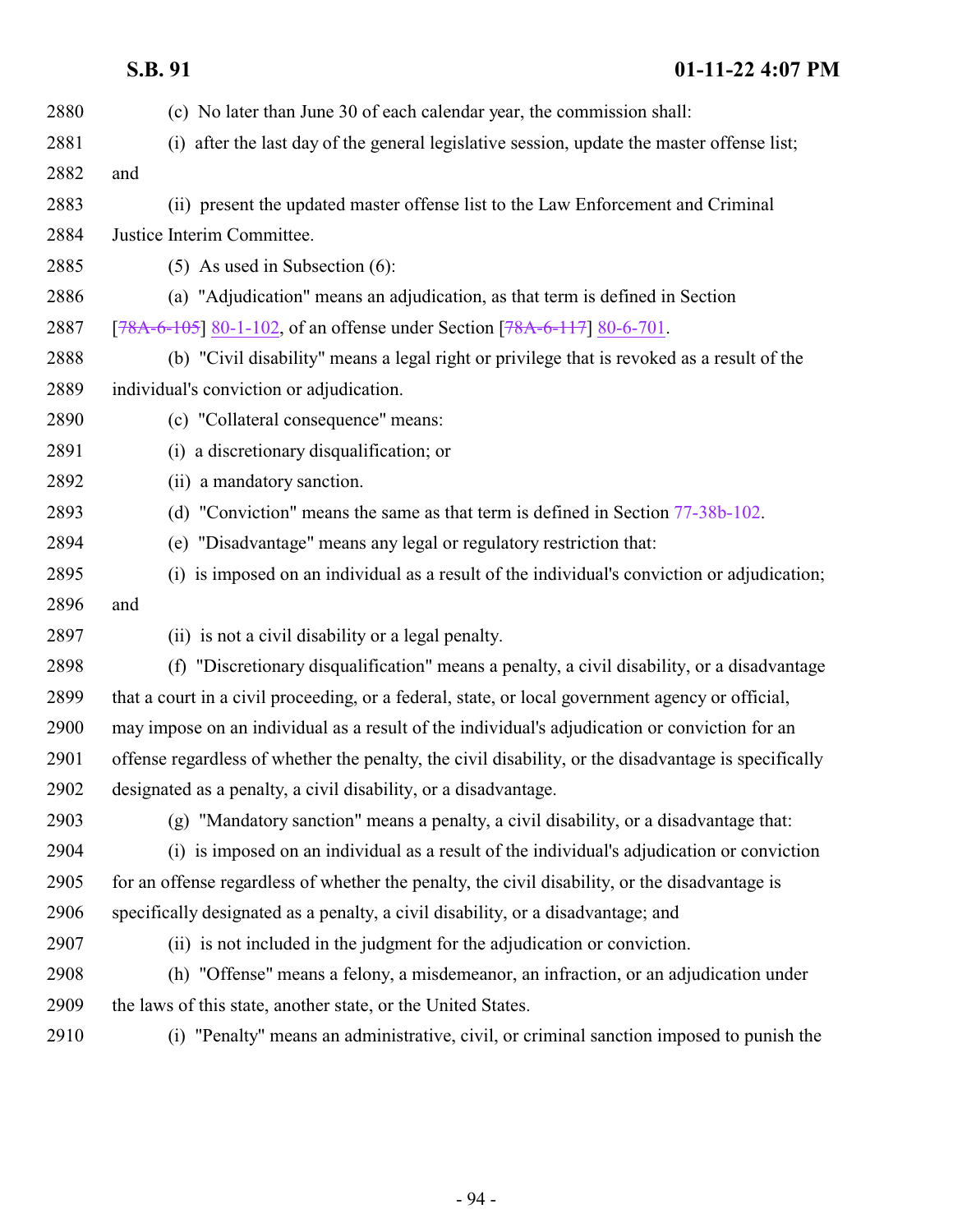2880 (c) No later than June 30 of each calendar year, the commission shall:

2881 (i) after the last day of the general legislative session, update the master offense list;

2882 and

2883 (ii) present the updated master offense list to the Law Enforcement and Criminal

2884 Justice Interim Committee.

2885 (5) As used in Subsection (6):

2886 (a) "Adjudication" means an adjudication, as that term is defined in Section

2887 [~~78A-6-105~~] 80-1-102, of an offense under Section [~~78A-6-117~~] 80-6-701.

2888 (b) "Civil disability" means a legal right or privilege that is revoked as a result of the

2889 individual's conviction or adjudication.

2890 (c) "Collateral consequence" means:

2891 (i) a discretionary disqualification; or

2892 (ii) a mandatory sanction.

2893 (d) "Conviction" means the same as that term is defined in Section 77-38b-102.

2894 (e) "Disadvantage" means any legal or regulatory restriction that:

2895 (i) is imposed on an individual as a result of the individual's conviction or adjudication;

2896 and

2897 (ii) is not a civil disability or a legal penalty.

2898 (f) "Discretionary disqualification" means a penalty, a civil disability, or a disadvantage

2899 that a court in a civil proceeding, or a federal, state, or local government agency or official,

2900 may impose on an individual as a result of the individual's adjudication or conviction for an

2901 offense regardless of whether the penalty, the civil disability, or the disadvantage is specifically

2902 designated as a penalty, a civil disability, or a disadvantage.

2903 (g) "Mandatory sanction" means a penalty, a civil disability, or a disadvantage that:

2904 (i) is imposed on an individual as a result of the individual's adjudication or conviction

2905 for an offense regardless of whether the penalty, the civil disability, or the disadvantage is

2906 specifically designated as a penalty, a civil disability, or a disadvantage; and

2907 (ii) is not included in the judgment for the adjudication or conviction.

2908 (h) "Offense" means a felony, a misdemeanor, an infraction, or an adjudication under

2909 the laws of this state, another state, or the United States.

2910 (i) "Penalty" means an administrative, civil, or criminal sanction imposed to punish the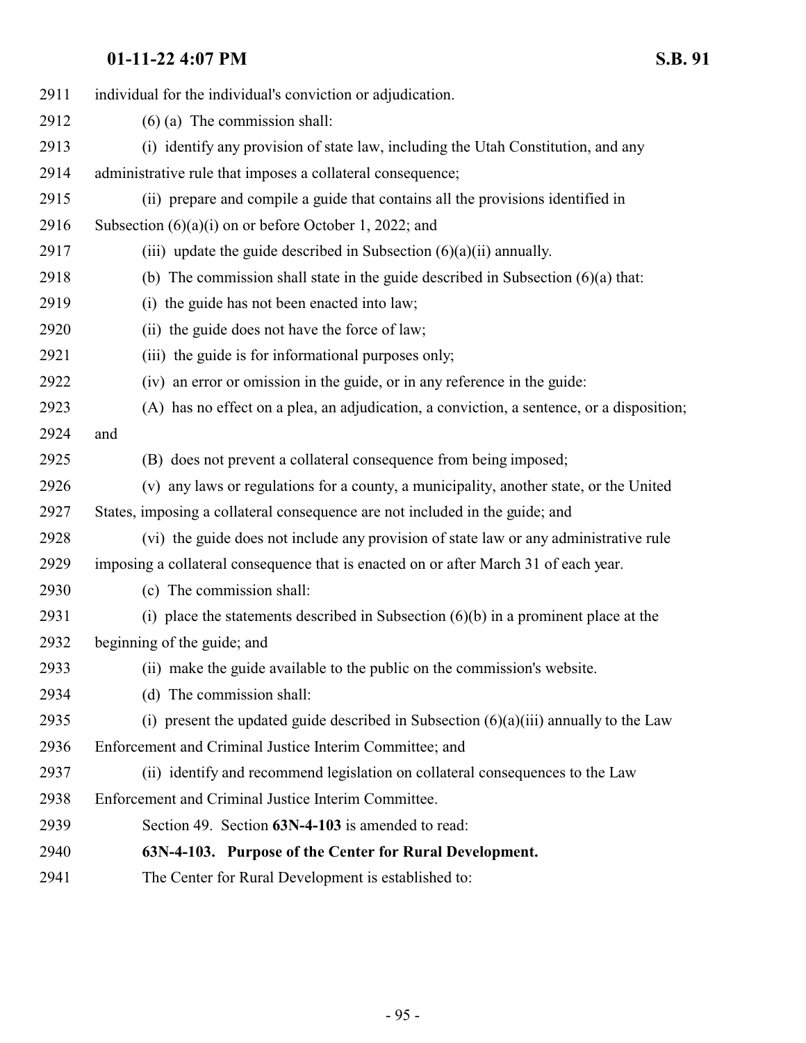individual for the individual's conviction or adjudication.

(6) (a) The commission shall:

(i) identify any provision of state law, including the Utah Constitution, and any administrative rule that imposes a collateral consequence;

(ii) prepare and compile a guide that contains all the provisions identified in Subsection (6)(a)(i) on or before October 1, 2022; and

(iii) update the guide described in Subsection (6)(a)(ii) annually.

(b) The commission shall state in the guide described in Subsection (6)(a) that:

(i) the guide has not been enacted into law;

(ii) the guide does not have the force of law;

(iii) the guide is for informational purposes only;

(iv) an error or omission in the guide, or in any reference in the guide:

(A) has no effect on a plea, an adjudication, a conviction, a sentence, or a disposition; and

(B) does not prevent a collateral consequence from being imposed;

(v) any laws or regulations for a county, a municipality, another state, or the United States, imposing a collateral consequence are not included in the guide; and

(vi) the guide does not include any provision of state law or any administrative rule imposing a collateral consequence that is enacted on or after March 31 of each year.

(c) The commission shall:

(i) place the statements described in Subsection (6)(b) in a prominent place at the beginning of the guide; and

(ii) make the guide available to the public on the commission's website.

(d) The commission shall:

(i) present the updated guide described in Subsection (6)(a)(iii) annually to the Law Enforcement and Criminal Justice Interim Committee; and

(ii) identify and recommend legislation on collateral consequences to the Law Enforcement and Criminal Justice Interim Committee.

Section 49. Section **63N-4-103** is amended to read:

**63N-4-103. Purpose of the Center for Rural Development.**

The Center for Rural Development is established to: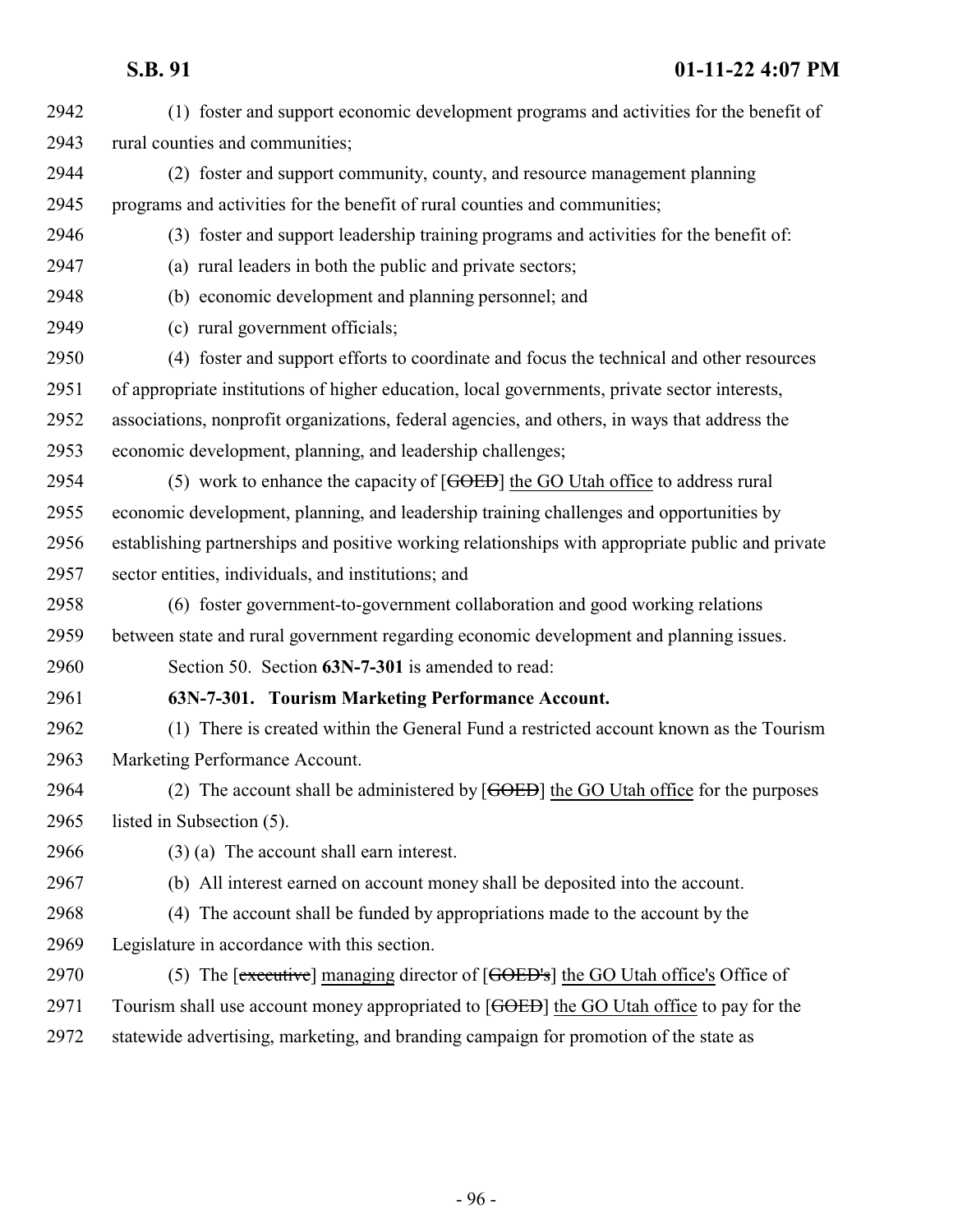(1) foster and support economic development programs and activities for the benefit of rural counties and communities;

(2) foster and support community, county, and resource management planning programs and activities for the benefit of rural counties and communities;

(3) foster and support leadership training programs and activities for the benefit of:

(a) rural leaders in both the public and private sectors;

(b) economic development and planning personnel; and

(c) rural government officials;

(4) foster and support efforts to coordinate and focus the technical and other resources of appropriate institutions of higher education, local governments, private sector interests, associations, nonprofit organizations, federal agencies, and others, in ways that address the economic development, planning, and leadership challenges;

(5) work to enhance the capacity of [~~GOED~~] <u>the GO Utah office</u> to address rural economic development, planning, and leadership training challenges and opportunities by establishing partnerships and positive working relationships with appropriate public and private sector entities, individuals, and institutions; and

(6) foster government-to-government collaboration and good working relations between state and rural government regarding economic development and planning issues.

Section 50. Section **63N-7-301** is amended to read:

**63N-7-301. Tourism Marketing Performance Account.**

(1) There is created within the General Fund a restricted account known as the Tourism Marketing Performance Account.

(2) The account shall be administered by [~~GOED~~] <u>the GO Utah office</u> for the purposes listed in Subsection (5).

(3) (a) The account shall earn interest.

(b) All interest earned on account money shall be deposited into the account.

(4) The account shall be funded by appropriations made to the account by the Legislature in accordance with this section.

(5) The [~~executive~~] <u>managing</u> director of [~~GOED's~~] <u>the GO Utah office's</u> Office of Tourism shall use account money appropriated to [~~GOED~~] <u>the GO Utah office</u> to pay for the statewide advertising, marketing, and branding campaign for promotion of the state as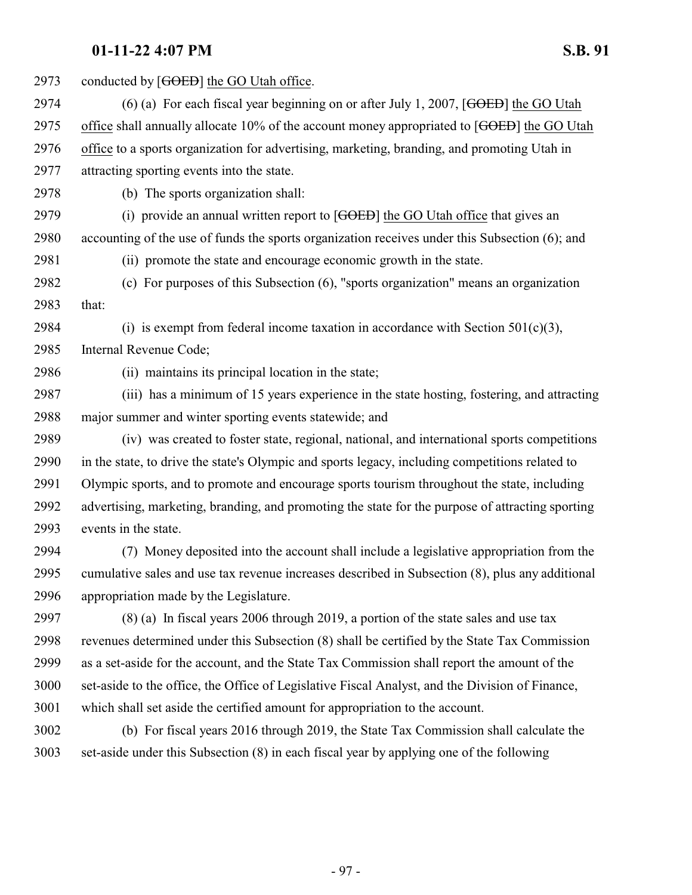2973 conducted by [~~GOED~~] the GO Utah office.

2974 (6) (a) For each fiscal year beginning on or after July 1, 2007, [~~GOED~~] the GO Utah

2975 office shall annually allocate 10% of the account money appropriated to [~~GOED~~] the GO Utah

2976 office to a sports organization for advertising, marketing, branding, and promoting Utah in

2977 attracting sporting events into the state.

2978 (b) The sports organization shall:

2979 (i) provide an annual written report to [~~GOED~~] the GO Utah office that gives an

2980 accounting of the use of funds the sports organization receives under this Subsection (6); and

2981 (ii) promote the state and encourage economic growth in the state.

2982 (c) For purposes of this Subsection (6), "sports organization" means an organization

2983 that:

2984 (i) is exempt from federal income taxation in accordance with Section 501(c)(3),

2985 Internal Revenue Code;

2986 (ii) maintains its principal location in the state;

2987 (iii) has a minimum of 15 years experience in the state hosting, fostering, and attracting

2988 major summer and winter sporting events statewide; and

2989 (iv) was created to foster state, regional, national, and international sports competitions

2990 in the state, to drive the state's Olympic and sports legacy, including competitions related to

2991 Olympic sports, and to promote and encourage sports tourism throughout the state, including

2992 advertising, marketing, branding, and promoting the state for the purpose of attracting sporting

2993 events in the state.

2994 (7) Money deposited into the account shall include a legislative appropriation from the

2995 cumulative sales and use tax revenue increases described in Subsection (8), plus any additional

2996 appropriation made by the Legislature.

2997 (8) (a) In fiscal years 2006 through 2019, a portion of the state sales and use tax

2998 revenues determined under this Subsection (8) shall be certified by the State Tax Commission

2999 as a set-aside for the account, and the State Tax Commission shall report the amount of the

3000 set-aside to the office, the Office of Legislative Fiscal Analyst, and the Division of Finance,

3001 which shall set aside the certified amount for appropriation to the account.

3002 (b) For fiscal years 2016 through 2019, the State Tax Commission shall calculate the

3003 set-aside under this Subsection (8) in each fiscal year by applying one of the following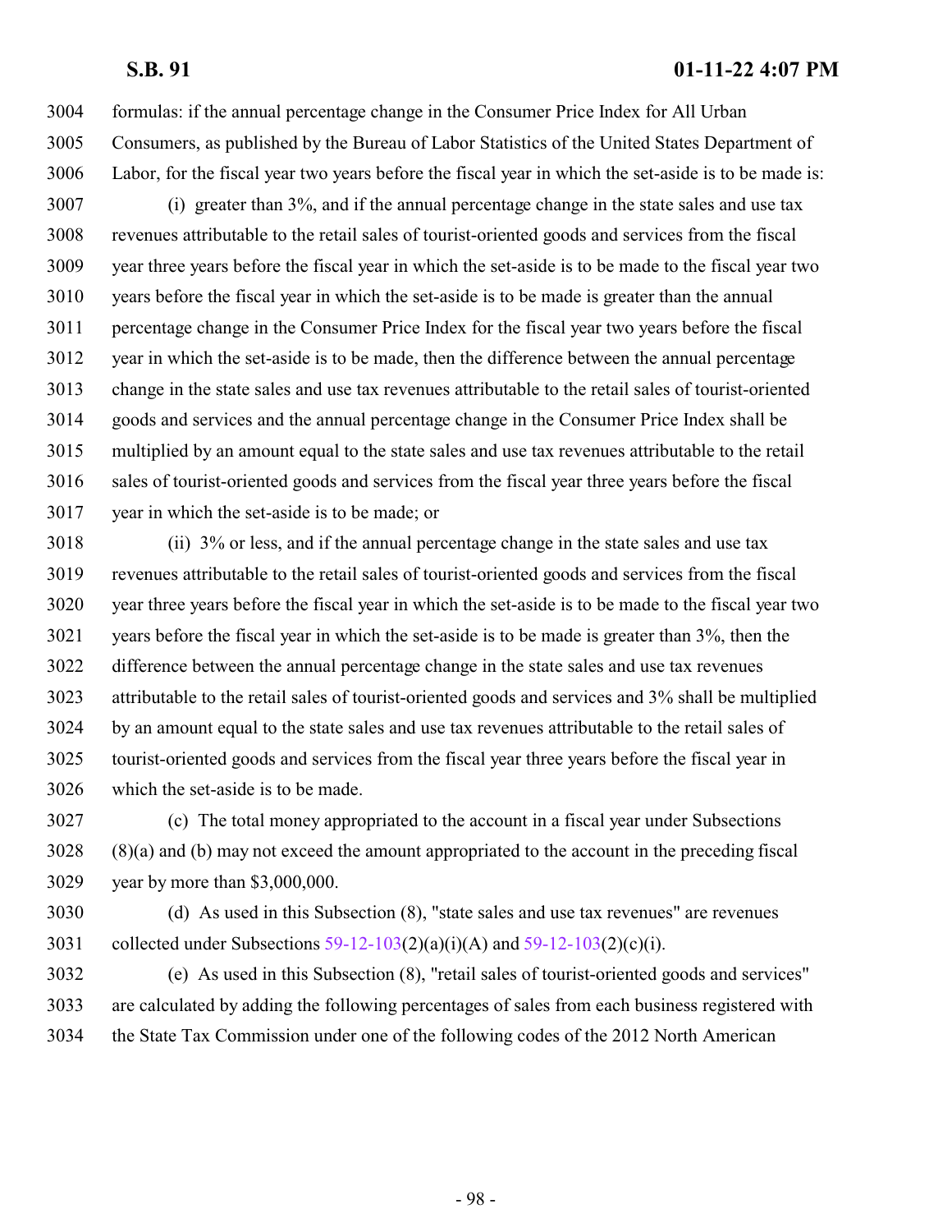formulas: if the annual percentage change in the Consumer Price Index for All Urban Consumers, as published by the Bureau of Labor Statistics of the United States Department of Labor, for the fiscal year two years before the fiscal year in which the set-aside is to be made is:

(i) greater than 3%, and if the annual percentage change in the state sales and use tax revenues attributable to the retail sales of tourist-oriented goods and services from the fiscal year three years before the fiscal year in which the set-aside is to be made to the fiscal year two years before the fiscal year in which the set-aside is to be made is greater than the annual percentage change in the Consumer Price Index for the fiscal year two years before the fiscal year in which the set-aside is to be made, then the difference between the annual percentage change in the state sales and use tax revenues attributable to the retail sales of tourist-oriented goods and services and the annual percentage change in the Consumer Price Index shall be multiplied by an amount equal to the state sales and use tax revenues attributable to the retail sales of tourist-oriented goods and services from the fiscal year three years before the fiscal year in which the set-aside is to be made; or

(ii) 3% or less, and if the annual percentage change in the state sales and use tax revenues attributable to the retail sales of tourist-oriented goods and services from the fiscal year three years before the fiscal year in which the set-aside is to be made to the fiscal year two years before the fiscal year in which the set-aside is to be made is greater than 3%, then the difference between the annual percentage change in the state sales and use tax revenues attributable to the retail sales of tourist-oriented goods and services and 3% shall be multiplied by an amount equal to the state sales and use tax revenues attributable to the retail sales of tourist-oriented goods and services from the fiscal year three years before the fiscal year in which the set-aside is to be made.

(c) The total money appropriated to the account in a fiscal year under Subsections (8)(a) and (b) may not exceed the amount appropriated to the account in the preceding fiscal year by more than $3,000,000.

(d) As used in this Subsection (8), "state sales and use tax revenues" are revenues collected under Subsections 59-12-103(2)(a)(i)(A) and 59-12-103(2)(c)(i).

(e) As used in this Subsection (8), "retail sales of tourist-oriented goods and services" are calculated by adding the following percentages of sales from each business registered with the State Tax Commission under one of the following codes of the 2012 North American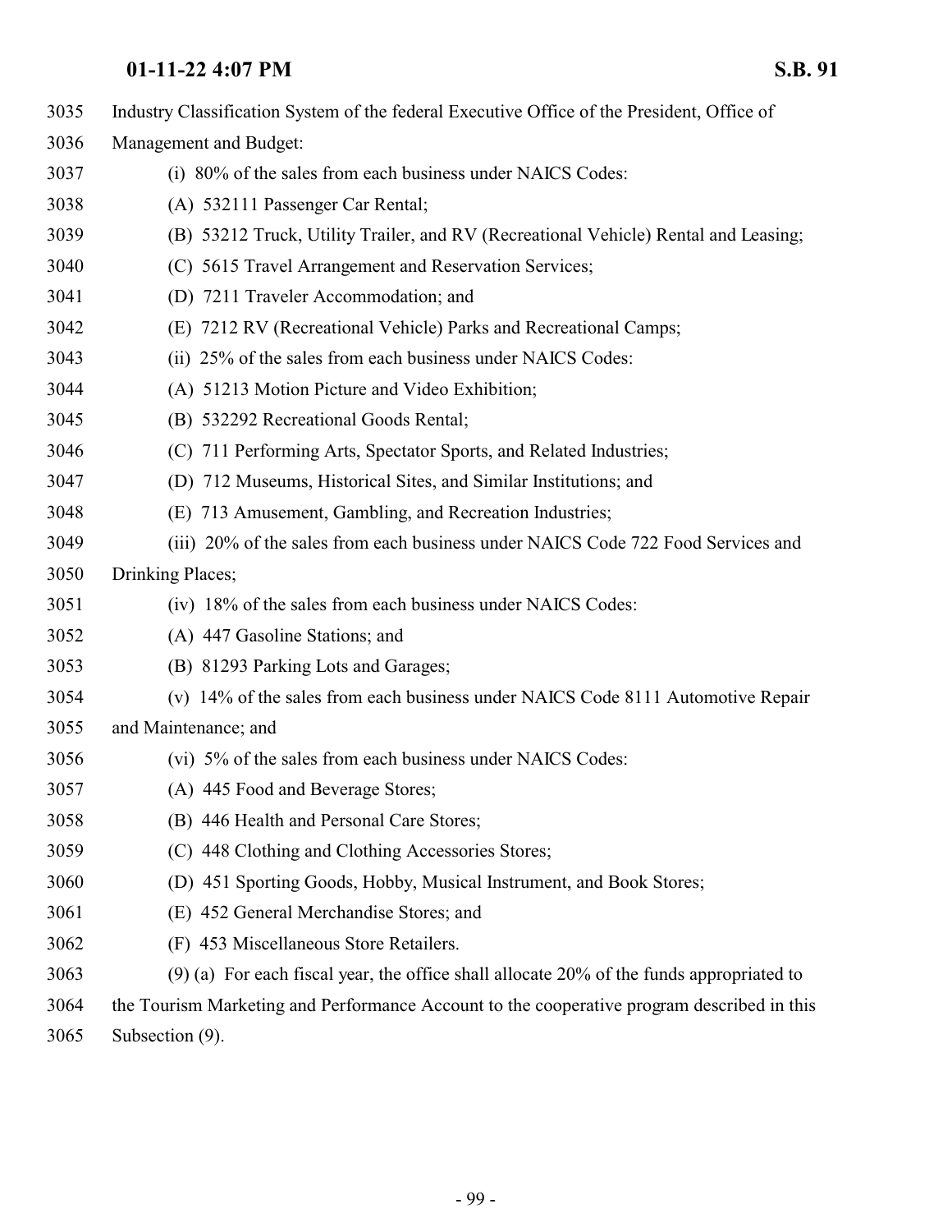Industry Classification System of the federal Executive Office of the President, Office of Management and Budget:

(i) 80% of the sales from each business under NAICS Codes:

(A) 532111 Passenger Car Rental;

(B) 53212 Truck, Utility Trailer, and RV (Recreational Vehicle) Rental and Leasing;

(C) 5615 Travel Arrangement and Reservation Services;

(D) 7211 Traveler Accommodation; and

(E) 7212 RV (Recreational Vehicle) Parks and Recreational Camps;

(ii) 25% of the sales from each business under NAICS Codes:

(A) 51213 Motion Picture and Video Exhibition;

(B) 532292 Recreational Goods Rental;

(C) 711 Performing Arts, Spectator Sports, and Related Industries;

(D) 712 Museums, Historical Sites, and Similar Institutions; and

(E) 713 Amusement, Gambling, and Recreation Industries;

(iii) 20% of the sales from each business under NAICS Code 722 Food Services and Drinking Places;

(iv) 18% of the sales from each business under NAICS Codes:

(A) 447 Gasoline Stations; and

(B) 81293 Parking Lots and Garages;

(v) 14% of the sales from each business under NAICS Code 8111 Automotive Repair and Maintenance; and

(vi) 5% of the sales from each business under NAICS Codes:

(A) 445 Food and Beverage Stores;

(B) 446 Health and Personal Care Stores;

(C) 448 Clothing and Clothing Accessories Stores;

(D) 451 Sporting Goods, Hobby, Musical Instrument, and Book Stores;

(E) 452 General Merchandise Stores; and

(F) 453 Miscellaneous Store Retailers.

(9) (a) For each fiscal year, the office shall allocate 20% of the funds appropriated to the Tourism Marketing and Performance Account to the cooperative program described in this Subsection (9).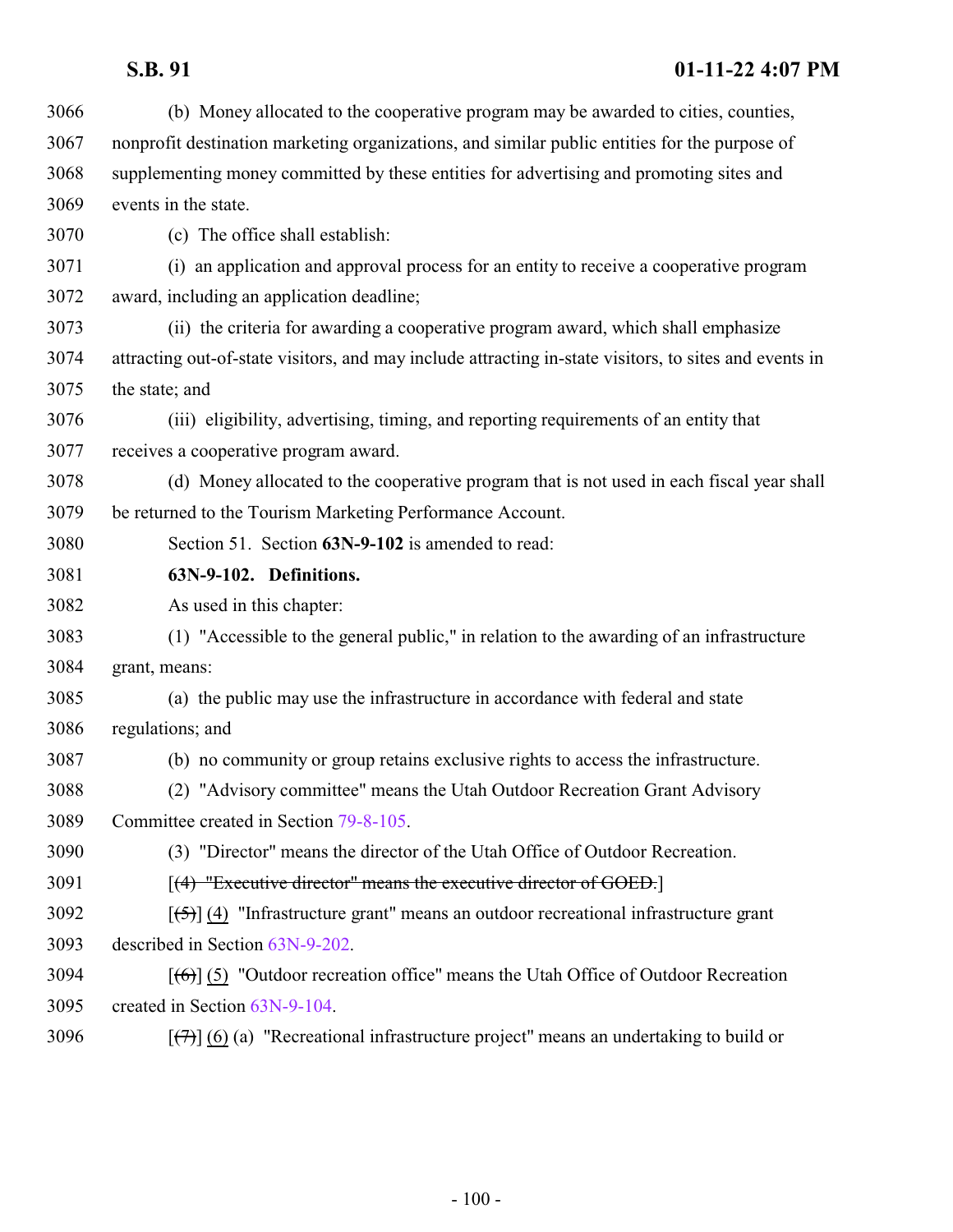3066 (b) Money allocated to the cooperative program may be awarded to cities, counties,
3067 nonprofit destination marketing organizations, and similar public entities for the purpose of
3068 supplementing money committed by these entities for advertising and promoting sites and
3069 events in the state.

3070 (c) The office shall establish:

3071 (i) an application and approval process for an entity to receive a cooperative program
3072 award, including an application deadline;

3073 (ii) the criteria for awarding a cooperative program award, which shall emphasize
3074 attracting out-of-state visitors, and may include attracting in-state visitors, to sites and events in
3075 the state; and

3076 (iii) eligibility, advertising, timing, and reporting requirements of an entity that
3077 receives a cooperative program award.

3078 (d) Money allocated to the cooperative program that is not used in each fiscal year shall
3079 be returned to the Tourism Marketing Performance Account.

3080 Section 51. Section **63N-9-102** is amended to read:

3081 **63N-9-102. Definitions.**

3082 As used in this chapter:

3083 (1) "Accessible to the general public," in relation to the awarding of an infrastructure
3084 grant, means:

3085 (a) the public may use the infrastructure in accordance with federal and state
3086 regulations; and

3087 (b) no community or group retains exclusive rights to access the infrastructure.

3088 (2) "Advisory committee" means the Utah Outdoor Recreation Grant Advisory
3089 Committee created in Section 79-8-105.

3090 (3) "Director" means the director of the Utah Office of Outdoor Recreation.

3091 [~~(4) "Executive director" means the executive director of GOED.~~]

3092 [~~(5)~~] (4) "Infrastructure grant" means an outdoor recreational infrastructure grant
3093 described in Section 63N-9-202.

3094 [~~(6)~~] (5) "Outdoor recreation office" means the Utah Office of Outdoor Recreation
3095 created in Section 63N-9-104.

3096 [~~(7)~~] (6) (a) "Recreational infrastructure project" means an undertaking to build or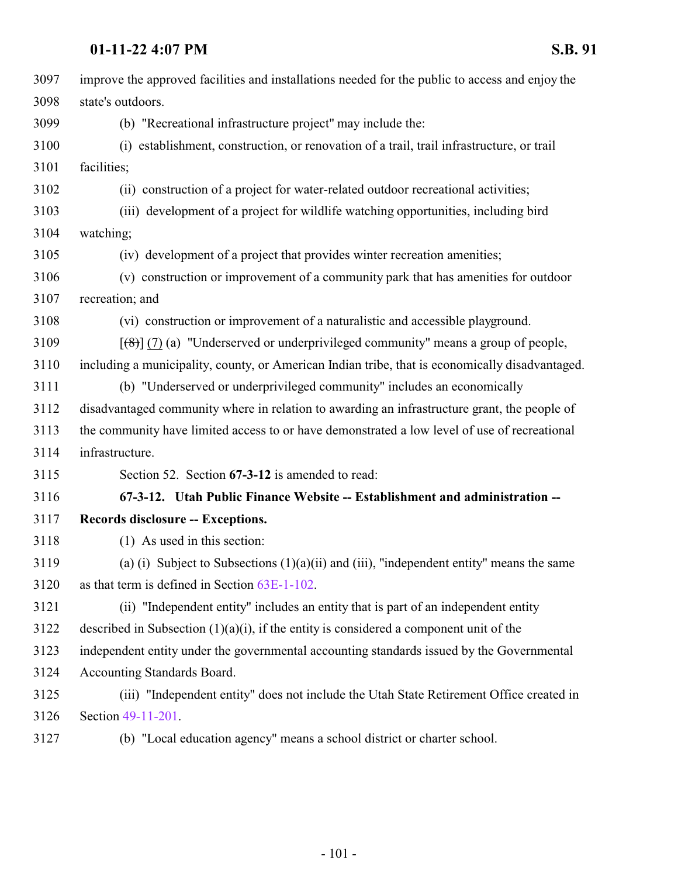3097 improve the approved facilities and installations needed for the public to access and enjoy the
3098 state's outdoors.

3099 (b) "Recreational infrastructure project" may include the:

3100 (i) establishment, construction, or renovation of a trail, trail infrastructure, or trail
3101 facilities;

3102 (ii) construction of a project for water-related outdoor recreational activities;

3103 (iii) development of a project for wildlife watching opportunities, including bird
3104 watching;

3105 (iv) development of a project that provides winter recreation amenities;

3106 (v) construction or improvement of a community park that has amenities for outdoor
3107 recreation; and

3108 (vi) construction or improvement of a naturalistic and accessible playground.

3109 [~~(8)~~] (7) (a) "Underserved or underprivileged community" means a group of people,
3110 including a municipality, county, or American Indian tribe, that is economically disadvantaged.

3111 (b) "Underserved or underprivileged community" includes an economically
3112 disadvantaged community where in relation to awarding an infrastructure grant, the people of
3113 the community have limited access to or have demonstrated a low level of use of recreational
3114 infrastructure.

3115 Section 52. Section **67-3-12** is amended to read:

3116 **67-3-12. Utah Public Finance Website -- Establishment and administration --**
3117 **Records disclosure -- Exceptions.**

3118 (1) As used in this section:

3119 (a) (i) Subject to Subsections (1)(a)(ii) and (iii), "independent entity" means the same
3120 as that term is defined in Section 63E-1-102.

3121 (ii) "Independent entity" includes an entity that is part of an independent entity
3122 described in Subsection (1)(a)(i), if the entity is considered a component unit of the
3123 independent entity under the governmental accounting standards issued by the Governmental
3124 Accounting Standards Board.

3125 (iii) "Independent entity" does not include the Utah State Retirement Office created in
3126 Section 49-11-201.

3127 (b) "Local education agency" means a school district or charter school.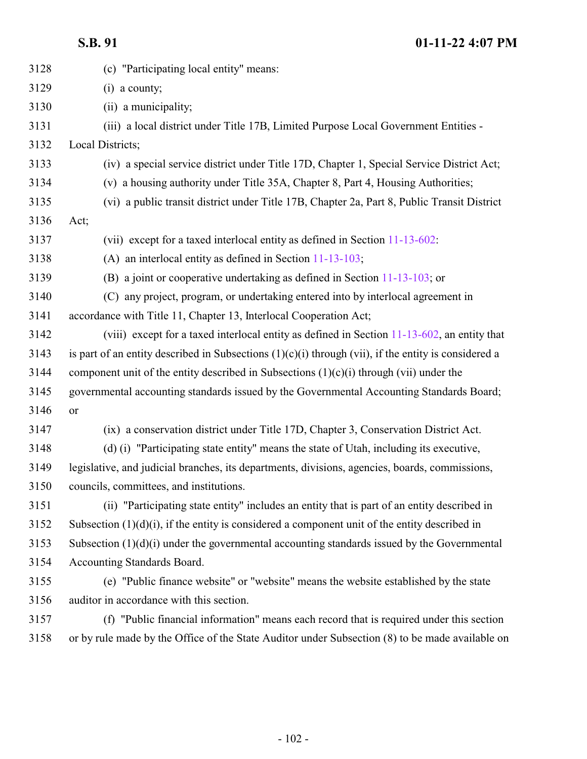(c) "Participating local entity" means:

(i) a county;

(ii) a municipality;

(iii) a local district under Title 17B, Limited Purpose Local Government Entities - Local Districts;

(iv) a special service district under Title 17D, Chapter 1, Special Service District Act;

(v) a housing authority under Title 35A, Chapter 8, Part 4, Housing Authorities;

(vi) a public transit district under Title 17B, Chapter 2a, Part 8, Public Transit District Act;

(vii) except for a taxed interlocal entity as defined in Section 11-13-602:

(A) an interlocal entity as defined in Section 11-13-103;

(B) a joint or cooperative undertaking as defined in Section 11-13-103; or

(C) any project, program, or undertaking entered into by interlocal agreement in accordance with Title 11, Chapter 13, Interlocal Cooperation Act;

(viii) except for a taxed interlocal entity as defined in Section 11-13-602, an entity that is part of an entity described in Subsections (1)(c)(i) through (vii), if the entity is considered a component unit of the entity described in Subsections (1)(c)(i) through (vii) under the governmental accounting standards issued by the Governmental Accounting Standards Board; or

(ix) a conservation district under Title 17D, Chapter 3, Conservation District Act.

(d) (i) "Participating state entity" means the state of Utah, including its executive, legislative, and judicial branches, its departments, divisions, agencies, boards, commissions, councils, committees, and institutions.

(ii) "Participating state entity" includes an entity that is part of an entity described in Subsection (1)(d)(i), if the entity is considered a component unit of the entity described in Subsection (1)(d)(i) under the governmental accounting standards issued by the Governmental Accounting Standards Board.

(e) "Public finance website" or "website" means the website established by the state auditor in accordance with this section.

(f) "Public financial information" means each record that is required under this section or by rule made by the Office of the State Auditor under Subsection (8) to be made available on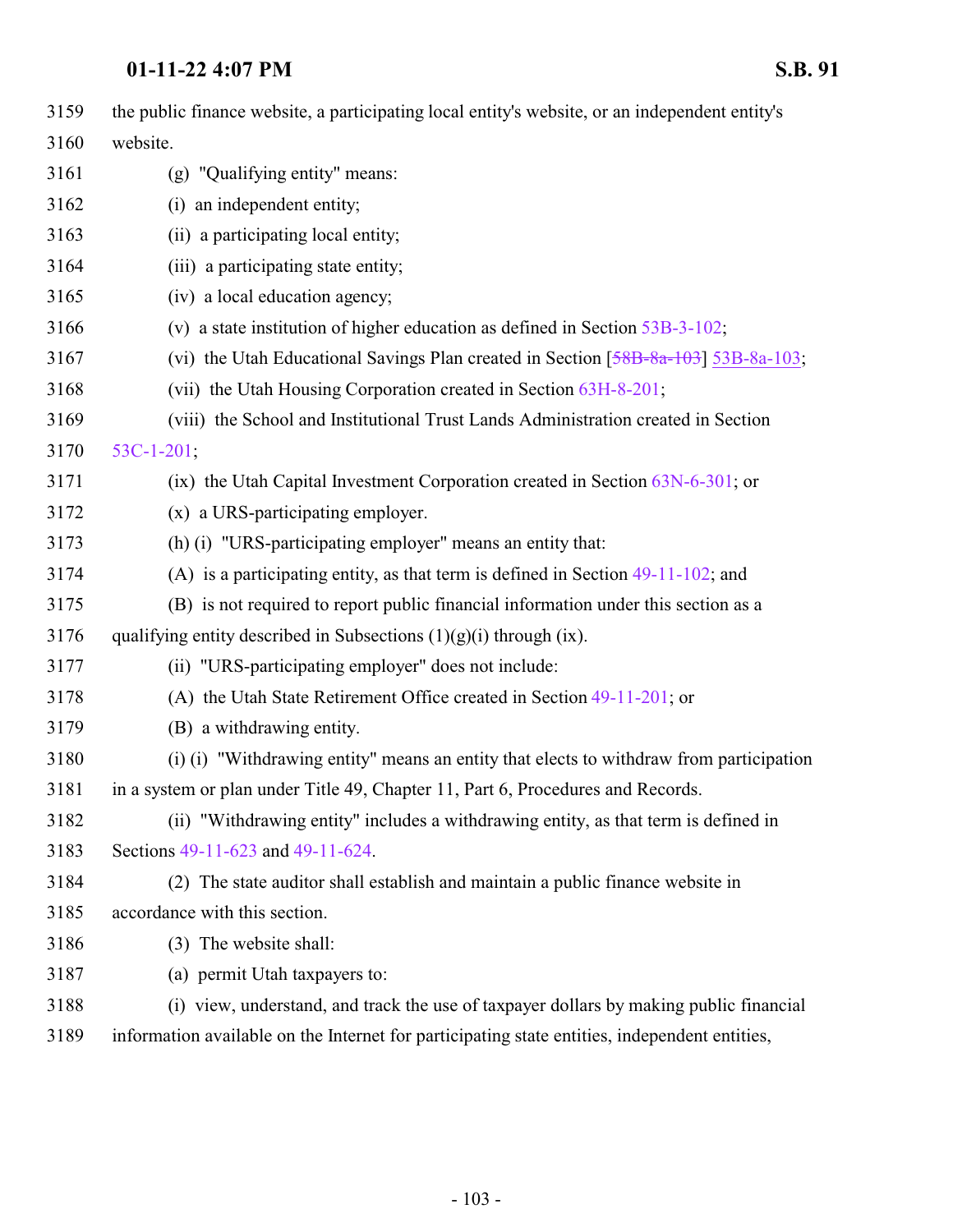the public finance website, a participating local entity's website, or an independent entity's website.

(g) "Qualifying entity" means:

(i) an independent entity;

(ii) a participating local entity;

(iii) a participating state entity;

(iv) a local education agency;

(v) a state institution of higher education as defined in Section 53B-3-102;

(vi) the Utah Educational Savings Plan created in Section [~~58B-8a-103~~] 53B-8a-103;

(vii) the Utah Housing Corporation created in Section 63H-8-201;

(viii) the School and Institutional Trust Lands Administration created in Section 53C-1-201;

(ix) the Utah Capital Investment Corporation created in Section 63N-6-301; or

(x) a URS-participating employer.

(h) (i) "URS-participating employer" means an entity that:

(A) is a participating entity, as that term is defined in Section 49-11-102; and

(B) is not required to report public financial information under this section as a qualifying entity described in Subsections (1)(g)(i) through (ix).

(ii) "URS-participating employer" does not include:

(A) the Utah State Retirement Office created in Section 49-11-201; or

(B) a withdrawing entity.

(i) (i) "Withdrawing entity" means an entity that elects to withdraw from participation in a system or plan under Title 49, Chapter 11, Part 6, Procedures and Records.

(ii) "Withdrawing entity" includes a withdrawing entity, as that term is defined in Sections 49-11-623 and 49-11-624.

(2) The state auditor shall establish and maintain a public finance website in accordance with this section.

(3) The website shall:

(a) permit Utah taxpayers to:

(i) view, understand, and track the use of taxpayer dollars by making public financial information available on the Internet for participating state entities, independent entities,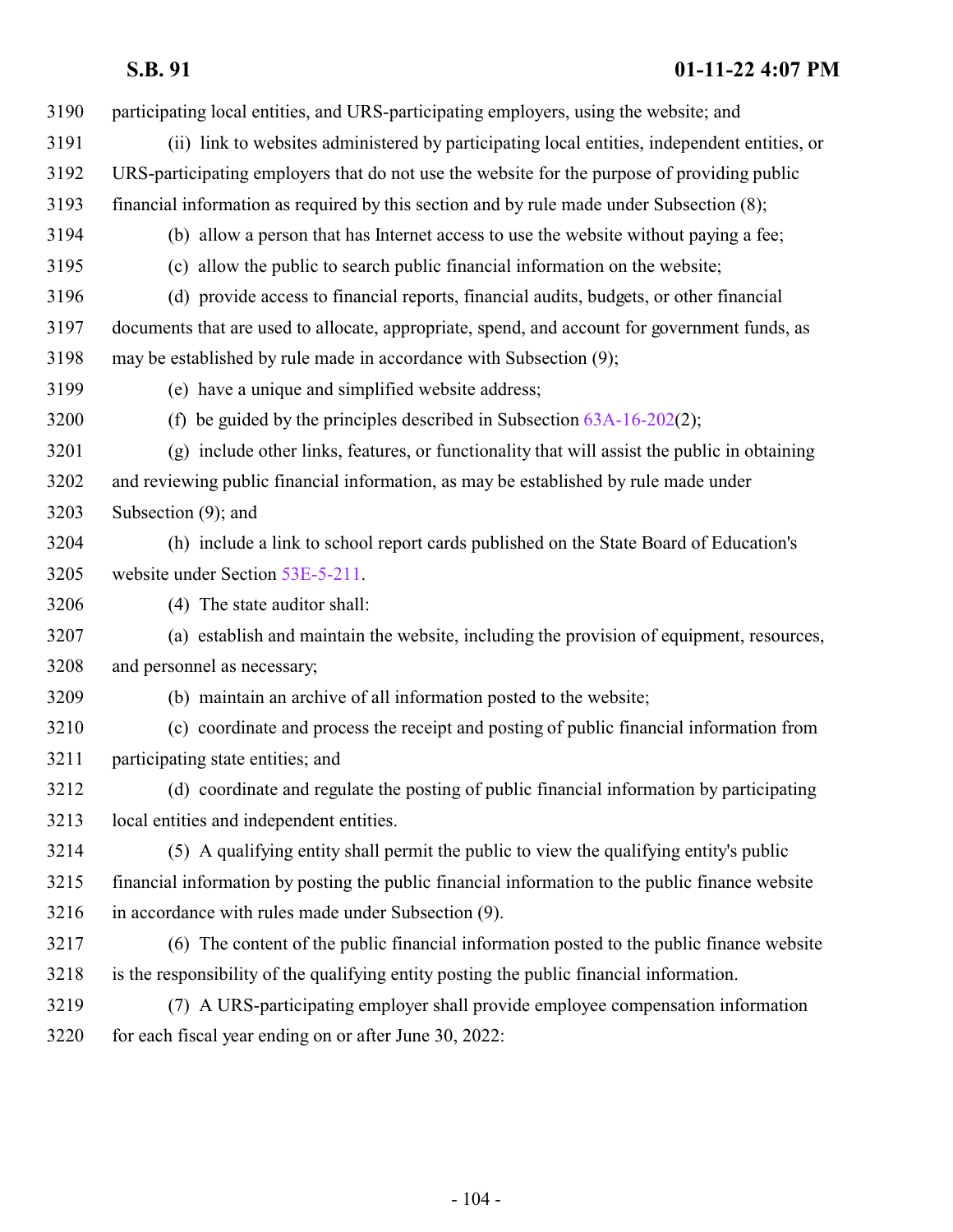participating local entities, and URS-participating employers, using the website; and

(ii) link to websites administered by participating local entities, independent entities, or URS-participating employers that do not use the website for the purpose of providing public financial information as required by this section and by rule made under Subsection (8);

(b) allow a person that has Internet access to use the website without paying a fee;

(c) allow the public to search public financial information on the website;

(d) provide access to financial reports, financial audits, budgets, or other financial documents that are used to allocate, appropriate, spend, and account for government funds, as may be established by rule made in accordance with Subsection (9);

(e) have a unique and simplified website address;

(f) be guided by the principles described in Subsection 63A-16-202(2);

(g) include other links, features, or functionality that will assist the public in obtaining and reviewing public financial information, as may be established by rule made under Subsection (9); and

(h) include a link to school report cards published on the State Board of Education's website under Section 53E-5-211.

(4) The state auditor shall:

(a) establish and maintain the website, including the provision of equipment, resources, and personnel as necessary;

(b) maintain an archive of all information posted to the website;

(c) coordinate and process the receipt and posting of public financial information from participating state entities; and

(d) coordinate and regulate the posting of public financial information by participating local entities and independent entities.

(5) A qualifying entity shall permit the public to view the qualifying entity's public financial information by posting the public financial information to the public finance website in accordance with rules made under Subsection (9).

(6) The content of the public financial information posted to the public finance website is the responsibility of the qualifying entity posting the public financial information.

(7) A URS-participating employer shall provide employee compensation information for each fiscal year ending on or after June 30, 2022: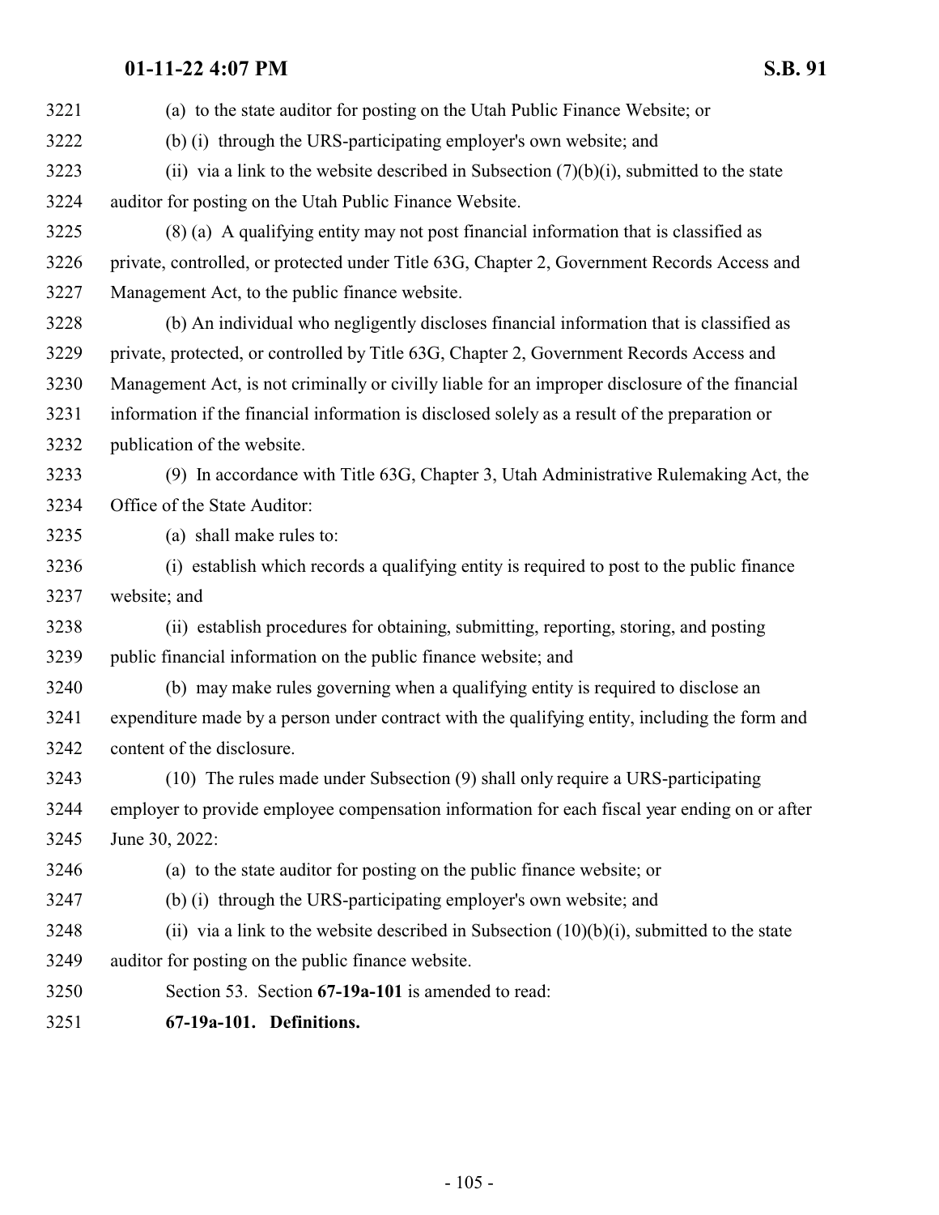(a) to the state auditor for posting on the Utah Public Finance Website; or

(b) (i) through the URS-participating employer's own website; and

(ii) via a link to the website described in Subsection (7)(b)(i), submitted to the state auditor for posting on the Utah Public Finance Website.

(8) (a) A qualifying entity may not post financial information that is classified as private, controlled, or protected under Title 63G, Chapter 2, Government Records Access and Management Act, to the public finance website.

(b) An individual who negligently discloses financial information that is classified as private, protected, or controlled by Title 63G, Chapter 2, Government Records Access and Management Act, is not criminally or civilly liable for an improper disclosure of the financial information if the financial information is disclosed solely as a result of the preparation or publication of the website.

(9) In accordance with Title 63G, Chapter 3, Utah Administrative Rulemaking Act, the Office of the State Auditor:

(a) shall make rules to:

(i) establish which records a qualifying entity is required to post to the public finance website; and

(ii) establish procedures for obtaining, submitting, reporting, storing, and posting public financial information on the public finance website; and

(b) may make rules governing when a qualifying entity is required to disclose an expenditure made by a person under contract with the qualifying entity, including the form and content of the disclosure.

(10) The rules made under Subsection (9) shall only require a URS-participating employer to provide employee compensation information for each fiscal year ending on or after June 30, 2022:

(a) to the state auditor for posting on the public finance website; or

(b) (i) through the URS-participating employer's own website; and

(ii) via a link to the website described in Subsection (10)(b)(i), submitted to the state auditor for posting on the public finance website.

Section 53. Section **67-19a-101** is amended to read:

**67-19a-101. Definitions.**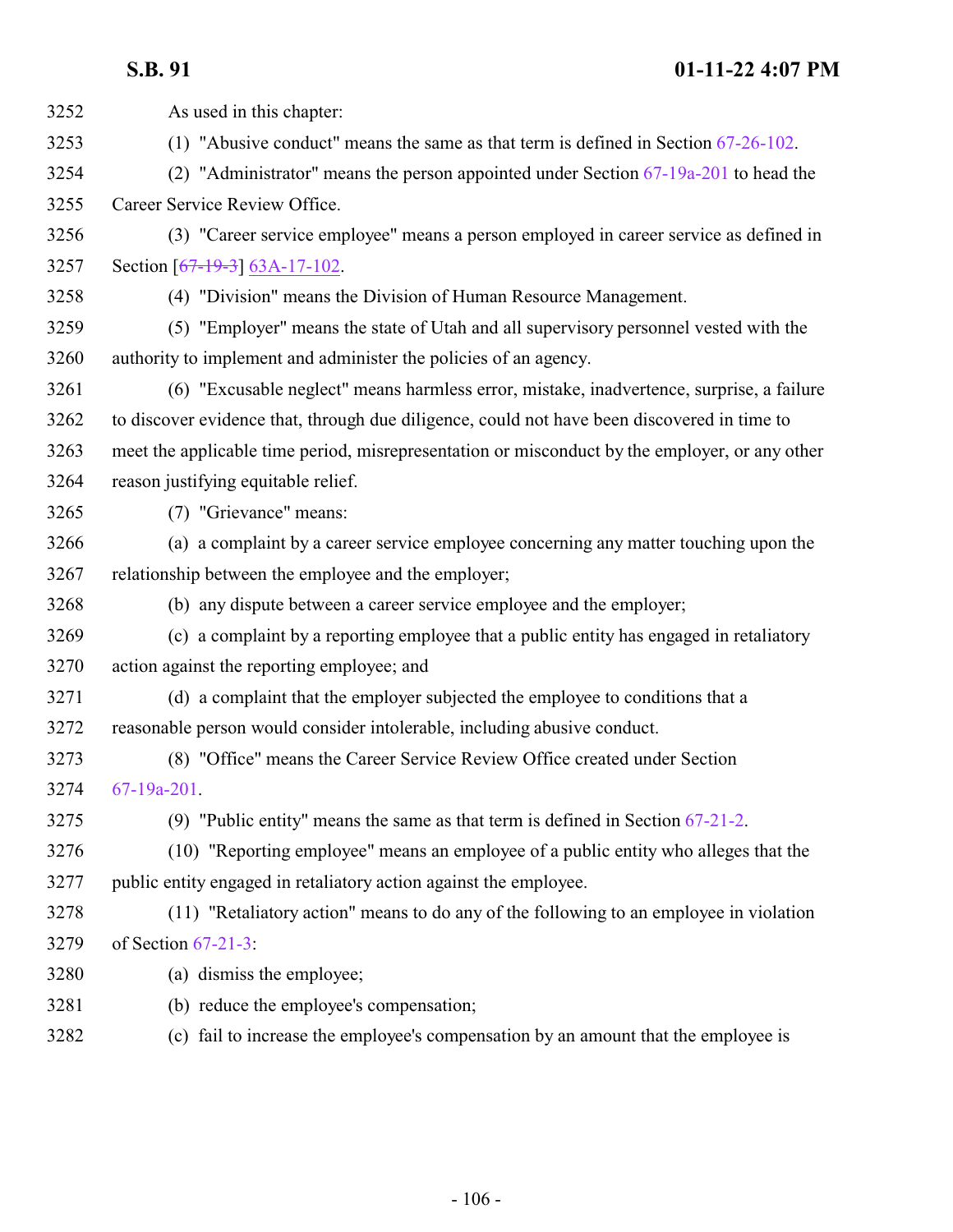As used in this chapter:

(1) "Abusive conduct" means the same as that term is defined in Section 67-26-102.

(2) "Administrator" means the person appointed under Section 67-19a-201 to head the Career Service Review Office.

(3) "Career service employee" means a person employed in career service as defined in Section [~~67-19-3~~] 63A-17-102.

(4) "Division" means the Division of Human Resource Management.

(5) "Employer" means the state of Utah and all supervisory personnel vested with the authority to implement and administer the policies of an agency.

(6) "Excusable neglect" means harmless error, mistake, inadvertence, surprise, a failure to discover evidence that, through due diligence, could not have been discovered in time to meet the applicable time period, misrepresentation or misconduct by the employer, or any other reason justifying equitable relief.

(7) "Grievance" means:

(a) a complaint by a career service employee concerning any matter touching upon the relationship between the employee and the employer;

(b) any dispute between a career service employee and the employer;

(c) a complaint by a reporting employee that a public entity has engaged in retaliatory action against the reporting employee; and

(d) a complaint that the employer subjected the employee to conditions that a reasonable person would consider intolerable, including abusive conduct.

(8) "Office" means the Career Service Review Office created under Section 67-19a-201.

(9) "Public entity" means the same as that term is defined in Section 67-21-2.

(10) "Reporting employee" means an employee of a public entity who alleges that the public entity engaged in retaliatory action against the employee.

(11) "Retaliatory action" means to do any of the following to an employee in violation of Section 67-21-3:

(a) dismiss the employee;

(b) reduce the employee's compensation;

(c) fail to increase the employee's compensation by an amount that the employee is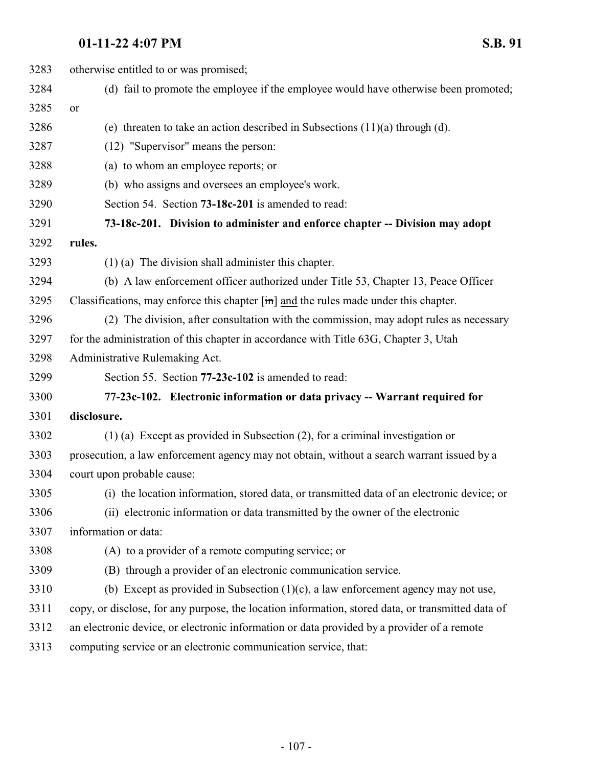otherwise entitled to or was promised;

(d) fail to promote the employee if the employee would have otherwise been promoted; or

(e) threaten to take an action described in Subsections (11)(a) through (d).

(12) "Supervisor" means the person:

(a) to whom an employee reports; or

(b) who assigns and oversees an employee's work.

Section 54. Section **73-18c-201** is amended to read:

**73-18c-201. Division to administer and enforce chapter -- Division may adopt rules.**

(1) (a) The division shall administer this chapter.

(b) A law enforcement officer authorized under Title 53, Chapter 13, Peace Officer Classifications, may enforce this chapter [~~in~~] and the rules made under this chapter.

(2) The division, after consultation with the commission, may adopt rules as necessary for the administration of this chapter in accordance with Title 63G, Chapter 3, Utah Administrative Rulemaking Act.

Section 55. Section **77-23c-102** is amended to read:

**77-23c-102. Electronic information or data privacy -- Warrant required for disclosure.**

(1) (a) Except as provided in Subsection (2), for a criminal investigation or prosecution, a law enforcement agency may not obtain, without a search warrant issued by a court upon probable cause:

(i) the location information, stored data, or transmitted data of an electronic device; or

(ii) electronic information or data transmitted by the owner of the electronic information or data:

(A) to a provider of a remote computing service; or

(B) through a provider of an electronic communication service.

(b) Except as provided in Subsection (1)(c), a law enforcement agency may not use, copy, or disclose, for any purpose, the location information, stored data, or transmitted data of an electronic device, or electronic information or data provided by a provider of a remote computing service or an electronic communication service, that: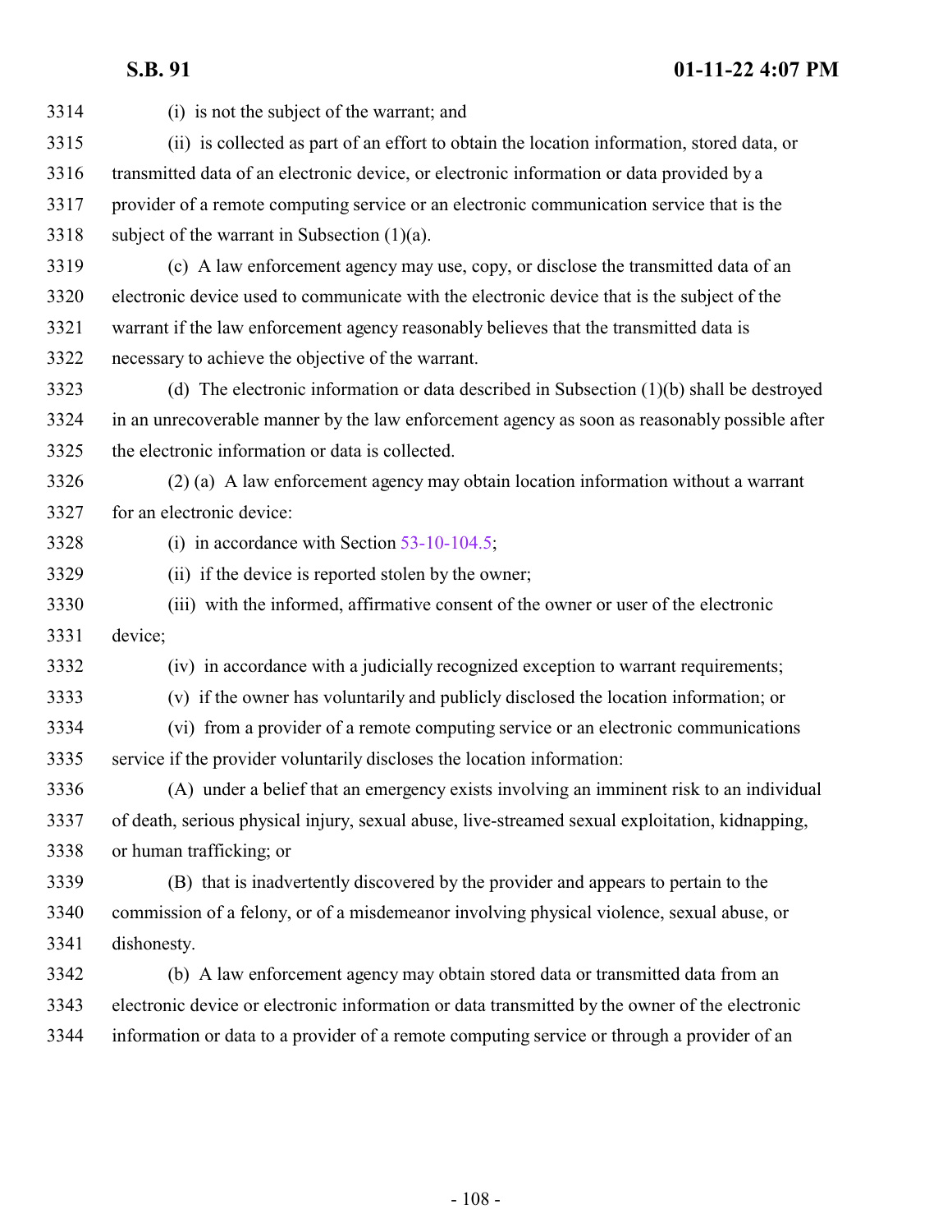(i) is not the subject of the warrant; and

(ii) is collected as part of an effort to obtain the location information, stored data, or transmitted data of an electronic device, or electronic information or data provided by a provider of a remote computing service or an electronic communication service that is the subject of the warrant in Subsection (1)(a).

(c) A law enforcement agency may use, copy, or disclose the transmitted data of an electronic device used to communicate with the electronic device that is the subject of the warrant if the law enforcement agency reasonably believes that the transmitted data is necessary to achieve the objective of the warrant.

(d) The electronic information or data described in Subsection (1)(b) shall be destroyed in an unrecoverable manner by the law enforcement agency as soon as reasonably possible after the electronic information or data is collected.

(2) (a) A law enforcement agency may obtain location information without a warrant for an electronic device:

(i) in accordance with Section 53-10-104.5;

(ii) if the device is reported stolen by the owner;

(iii) with the informed, affirmative consent of the owner or user of the electronic device;

(iv) in accordance with a judicially recognized exception to warrant requirements;

(v) if the owner has voluntarily and publicly disclosed the location information; or

(vi) from a provider of a remote computing service or an electronic communications service if the provider voluntarily discloses the location information:

(A) under a belief that an emergency exists involving an imminent risk to an individual of death, serious physical injury, sexual abuse, live-streamed sexual exploitation, kidnapping, or human trafficking; or

(B) that is inadvertently discovered by the provider and appears to pertain to the commission of a felony, or of a misdemeanor involving physical violence, sexual abuse, or dishonesty.

(b) A law enforcement agency may obtain stored data or transmitted data from an electronic device or electronic information or data transmitted by the owner of the electronic information or data to a provider of a remote computing service or through a provider of an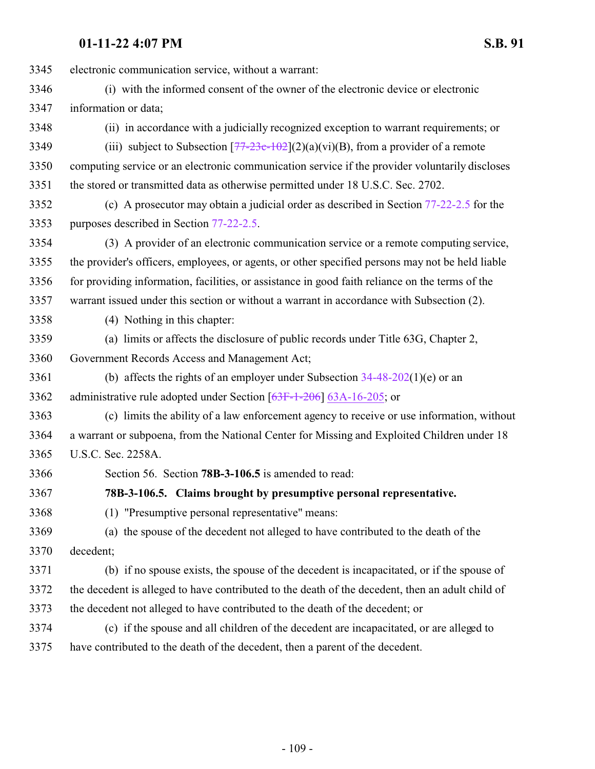3345 electronic communication service, without a warrant:

3346 (i) with the informed consent of the owner of the electronic device or electronic

3347 information or data;

3348 (ii) in accordance with a judicially recognized exception to warrant requirements; or

3349 (iii) subject to Subsection [~~77-23c-102~~](2)(a)(vi)(B), from a provider of a remote

3350 computing service or an electronic communication service if the provider voluntarily discloses

3351 the stored or transmitted data as otherwise permitted under 18 U.S.C. Sec. 2702.

3352 (c) A prosecutor may obtain a judicial order as described in Section 77-22-2.5 for the

3353 purposes described in Section 77-22-2.5.

3354 (3) A provider of an electronic communication service or a remote computing service,

3355 the provider's officers, employees, or agents, or other specified persons may not be held liable

3356 for providing information, facilities, or assistance in good faith reliance on the terms of the

3357 warrant issued under this section or without a warrant in accordance with Subsection (2).

3358 (4) Nothing in this chapter:

3359 (a) limits or affects the disclosure of public records under Title 63G, Chapter 2,

3360 Government Records Access and Management Act;

3361 (b) affects the rights of an employer under Subsection 34-48-202(1)(e) or an

3362 administrative rule adopted under Section [~~63F-1-206~~] <u>63A-16-205</u>; or

3363 (c) limits the ability of a law enforcement agency to receive or use information, without

3364 a warrant or subpoena, from the National Center for Missing and Exploited Children under 18

3365 U.S.C. Sec. 2258A.

3366 Section 56. Section **78B-3-106.5** is amended to read:

3367 **78B-3-106.5. Claims brought by presumptive personal representative.**

3368 (1) "Presumptive personal representative" means:

3369 (a) the spouse of the decedent not alleged to have contributed to the death of the

3370 decedent;

3371 (b) if no spouse exists, the spouse of the decedent is incapacitated, or if the spouse of

3372 the decedent is alleged to have contributed to the death of the decedent, then an adult child of

3373 the decedent not alleged to have contributed to the death of the decedent; or

3374 (c) if the spouse and all children of the decedent are incapacitated, or are alleged to

3375 have contributed to the death of the decedent, then a parent of the decedent.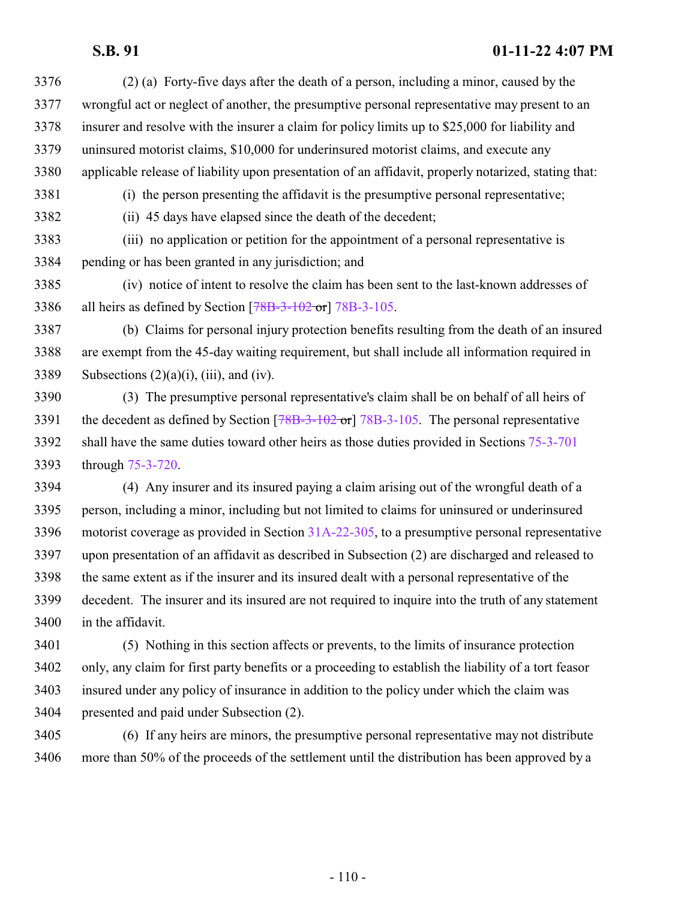(2) (a) Forty-five days after the death of a person, including a minor, caused by the wrongful act or neglect of another, the presumptive personal representative may present to an insurer and resolve with the insurer a claim for policy limits up to $25,000 for liability and uninsured motorist claims, $10,000 for underinsured motorist claims, and execute any applicable release of liability upon presentation of an affidavit, properly notarized, stating that:

(i) the person presenting the affidavit is the presumptive personal representative;

(ii) 45 days have elapsed since the death of the decedent;

(iii) no application or petition for the appointment of a personal representative is pending or has been granted in any jurisdiction; and

(iv) notice of intent to resolve the claim has been sent to the last-known addresses of all heirs as defined by Section [~~78B-3-102 or~~] 78B-3-105.

(b) Claims for personal injury protection benefits resulting from the death of an insured are exempt from the 45-day waiting requirement, but shall include all information required in Subsections (2)(a)(i), (iii), and (iv).

(3) The presumptive personal representative's claim shall be on behalf of all heirs of the decedent as defined by Section [~~78B-3-102 or~~] 78B-3-105. The personal representative shall have the same duties toward other heirs as those duties provided in Sections 75-3-701 through 75-3-720.

(4) Any insurer and its insured paying a claim arising out of the wrongful death of a person, including a minor, including but not limited to claims for uninsured or underinsured motorist coverage as provided in Section 31A-22-305, to a presumptive personal representative upon presentation of an affidavit as described in Subsection (2) are discharged and released to the same extent as if the insurer and its insured dealt with a personal representative of the decedent. The insurer and its insured are not required to inquire into the truth of any statement in the affidavit.

(5) Nothing in this section affects or prevents, to the limits of insurance protection only, any claim for first party benefits or a proceeding to establish the liability of a tort feasor insured under any policy of insurance in addition to the policy under which the claim was presented and paid under Subsection (2).

(6) If any heirs are minors, the presumptive personal representative may not distribute more than 50% of the proceeds of the settlement until the distribution has been approved by a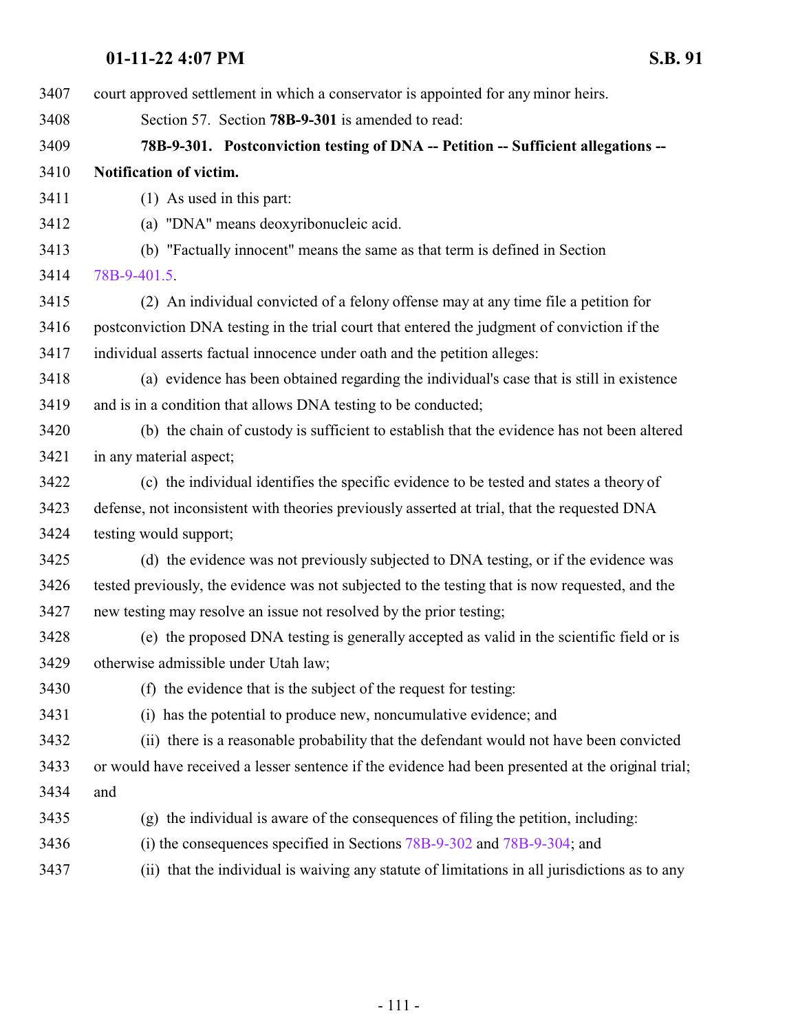court approved settlement in which a conservator is appointed for any minor heirs.

Section 57. Section **78B-9-301** is amended to read:

**78B-9-301. Postconviction testing of DNA -- Petition -- Sufficient allegations -- Notification of victim.**

(1) As used in this part:

(a) "DNA" means deoxyribonucleic acid.

(b) "Factually innocent" means the same as that term is defined in Section 78B-9-401.5.

(2) An individual convicted of a felony offense may at any time file a petition for postconviction DNA testing in the trial court that entered the judgment of conviction if the individual asserts factual innocence under oath and the petition alleges:

(a) evidence has been obtained regarding the individual's case that is still in existence and is in a condition that allows DNA testing to be conducted;

(b) the chain of custody is sufficient to establish that the evidence has not been altered in any material aspect;

(c) the individual identifies the specific evidence to be tested and states a theory of defense, not inconsistent with theories previously asserted at trial, that the requested DNA testing would support;

(d) the evidence was not previously subjected to DNA testing, or if the evidence was tested previously, the evidence was not subjected to the testing that is now requested, and the new testing may resolve an issue not resolved by the prior testing;

(e) the proposed DNA testing is generally accepted as valid in the scientific field or is otherwise admissible under Utah law;

(f) the evidence that is the subject of the request for testing:

(i) has the potential to produce new, noncumulative evidence; and

(ii) there is a reasonable probability that the defendant would not have been convicted or would have received a lesser sentence if the evidence had been presented at the original trial; and

(g) the individual is aware of the consequences of filing the petition, including:

(i) the consequences specified in Sections 78B-9-302 and 78B-9-304; and

(ii) that the individual is waiving any statute of limitations in all jurisdictions as to any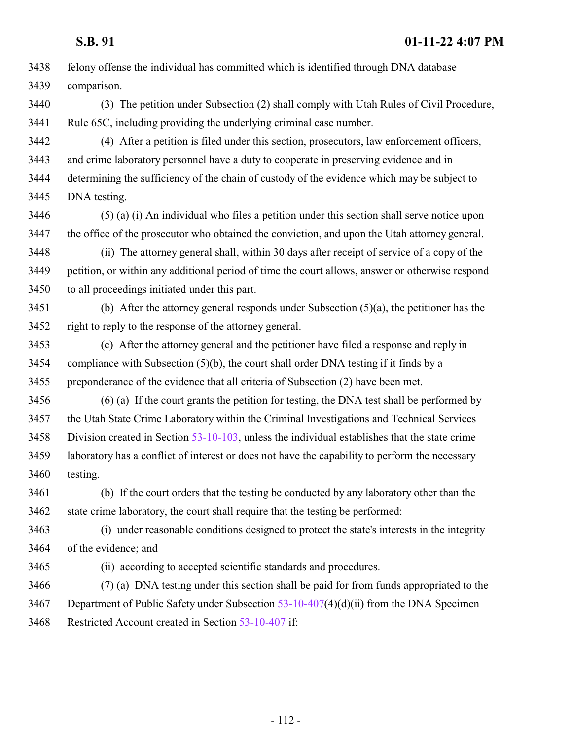felony offense the individual has committed which is identified through DNA database comparison.

(3) The petition under Subsection (2) shall comply with Utah Rules of Civil Procedure, Rule 65C, including providing the underlying criminal case number.

(4) After a petition is filed under this section, prosecutors, law enforcement officers, and crime laboratory personnel have a duty to cooperate in preserving evidence and in determining the sufficiency of the chain of custody of the evidence which may be subject to DNA testing.

(5) (a) (i) An individual who files a petition under this section shall serve notice upon the office of the prosecutor who obtained the conviction, and upon the Utah attorney general.

(ii) The attorney general shall, within 30 days after receipt of service of a copy of the petition, or within any additional period of time the court allows, answer or otherwise respond to all proceedings initiated under this part.

(b) After the attorney general responds under Subsection (5)(a), the petitioner has the right to reply to the response of the attorney general.

(c) After the attorney general and the petitioner have filed a response and reply in compliance with Subsection (5)(b), the court shall order DNA testing if it finds by a preponderance of the evidence that all criteria of Subsection (2) have been met.

(6) (a) If the court grants the petition for testing, the DNA test shall be performed by the Utah State Crime Laboratory within the Criminal Investigations and Technical Services Division created in Section 53-10-103, unless the individual establishes that the state crime laboratory has a conflict of interest or does not have the capability to perform the necessary testing.

(b) If the court orders that the testing be conducted by any laboratory other than the state crime laboratory, the court shall require that the testing be performed:

(i) under reasonable conditions designed to protect the state's interests in the integrity of the evidence; and

(ii) according to accepted scientific standards and procedures.

(7) (a) DNA testing under this section shall be paid for from funds appropriated to the Department of Public Safety under Subsection 53-10-407(4)(d)(ii) from the DNA Specimen Restricted Account created in Section 53-10-407 if: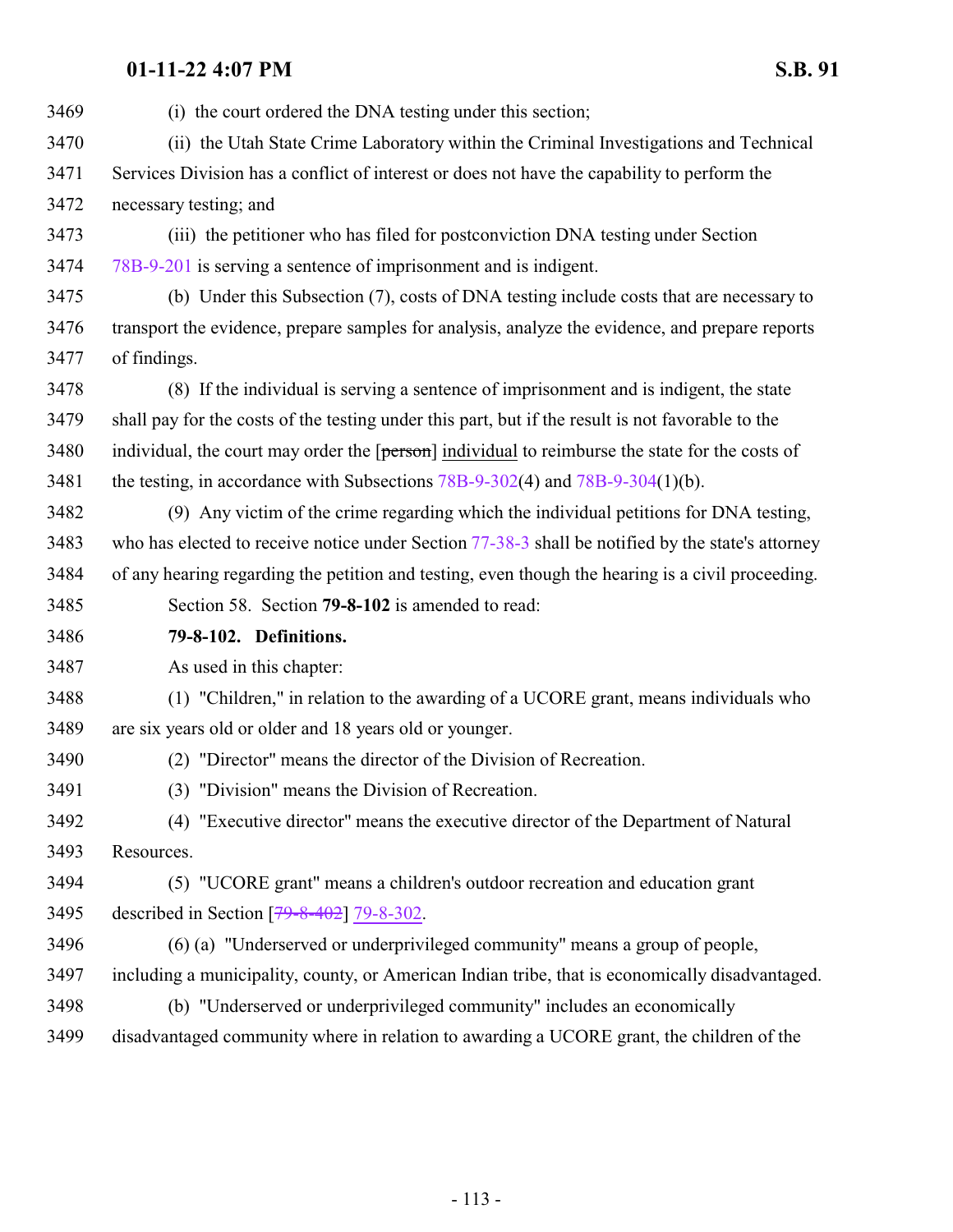(i) the court ordered the DNA testing under this section;

(ii) the Utah State Crime Laboratory within the Criminal Investigations and Technical Services Division has a conflict of interest or does not have the capability to perform the necessary testing; and

(iii) the petitioner who has filed for postconviction DNA testing under Section 78B-9-201 is serving a sentence of imprisonment and is indigent.

(b) Under this Subsection (7), costs of DNA testing include costs that are necessary to transport the evidence, prepare samples for analysis, analyze the evidence, and prepare reports of findings.

(8) If the individual is serving a sentence of imprisonment and is indigent, the state shall pay for the costs of the testing under this part, but if the result is not favorable to the individual, the court may order the [~~person~~] individual to reimburse the state for the costs of the testing, in accordance with Subsections 78B-9-302(4) and 78B-9-304(1)(b).

(9) Any victim of the crime regarding which the individual petitions for DNA testing, who has elected to receive notice under Section 77-38-3 shall be notified by the state's attorney of any hearing regarding the petition and testing, even though the hearing is a civil proceeding.

Section 58. Section **79-8-102** is amended to read:

**79-8-102. Definitions.**

As used in this chapter:

(1) "Children," in relation to the awarding of a UCORE grant, means individuals who are six years old or older and 18 years old or younger.

(2) "Director" means the director of the Division of Recreation.

(3) "Division" means the Division of Recreation.

(4) "Executive director" means the executive director of the Department of Natural Resources.

(5) "UCORE grant" means a children's outdoor recreation and education grant described in Section [~~79-8-402~~] 79-8-302.

(6) (a) "Underserved or underprivileged community" means a group of people, including a municipality, county, or American Indian tribe, that is economically disadvantaged.

(b) "Underserved or underprivileged community" includes an economically disadvantaged community where in relation to awarding a UCORE grant, the children of the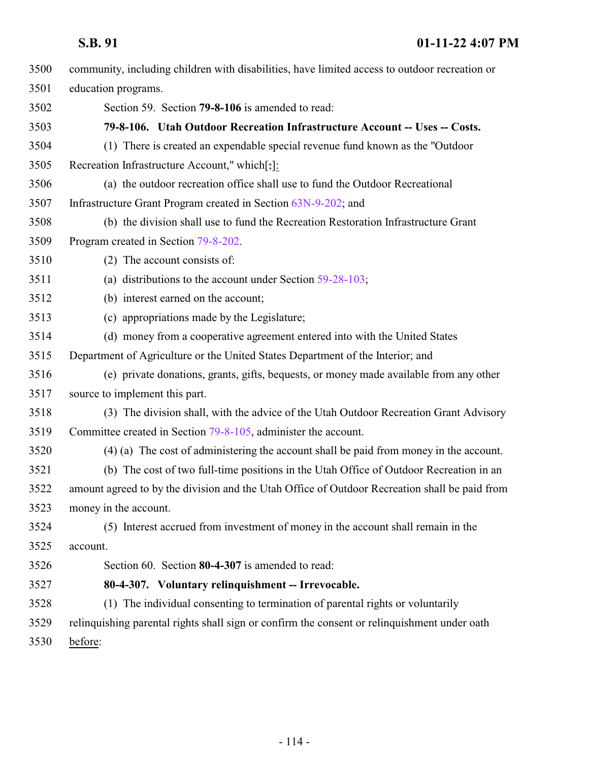community, including children with disabilities, have limited access to outdoor recreation or education programs.

Section 59. Section **79-8-106** is amended to read:

**79-8-106. Utah Outdoor Recreation Infrastructure Account -- Uses -- Costs.**

(1) There is created an expendable special revenue fund known as the "Outdoor Recreation Infrastructure Account," which[;]:

(a) the outdoor recreation office shall use to fund the Outdoor Recreational Infrastructure Grant Program created in Section 63N-9-202; and

(b) the division shall use to fund the Recreation Restoration Infrastructure Grant Program created in Section 79-8-202.

(2) The account consists of:

(a) distributions to the account under Section 59-28-103;

(b) interest earned on the account;

(c) appropriations made by the Legislature;

(d) money from a cooperative agreement entered into with the United States Department of Agriculture or the United States Department of the Interior; and

(e) private donations, grants, gifts, bequests, or money made available from any other source to implement this part.

(3) The division shall, with the advice of the Utah Outdoor Recreation Grant Advisory Committee created in Section 79-8-105, administer the account.

(4) (a) The cost of administering the account shall be paid from money in the account.

(b) The cost of two full-time positions in the Utah Office of Outdoor Recreation in an amount agreed to by the division and the Utah Office of Outdoor Recreation shall be paid from money in the account.

(5) Interest accrued from investment of money in the account shall remain in the account.

Section 60. Section **80-4-307** is amended to read:

**80-4-307. Voluntary relinquishment -- Irrevocable.**

(1) The individual consenting to termination of parental rights or voluntarily relinquishing parental rights shall sign or confirm the consent or relinquishment under oath before: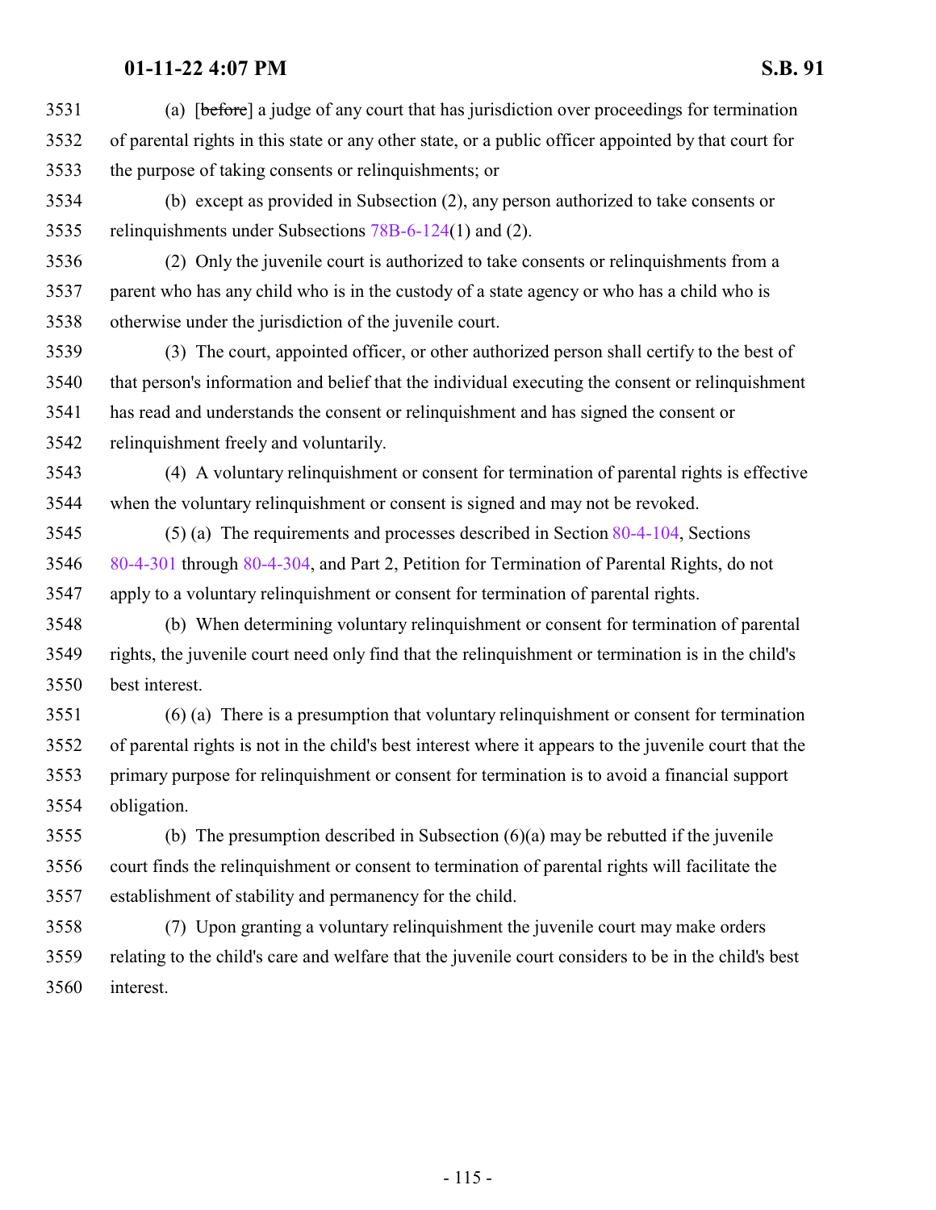3531 (a) [~~before~~] a judge of any court that has jurisdiction over proceedings for termination
3532 of parental rights in this state or any other state, or a public officer appointed by that court for
3533 the purpose of taking consents or relinquishments; or

3534 (b) except as provided in Subsection (2), any person authorized to take consents or
3535 relinquishments under Subsections 78B-6-124(1) and (2).

3536 (2) Only the juvenile court is authorized to take consents or relinquishments from a
3537 parent who has any child who is in the custody of a state agency or who has a child who is
3538 otherwise under the jurisdiction of the juvenile court.

3539 (3) The court, appointed officer, or other authorized person shall certify to the best of
3540 that person's information and belief that the individual executing the consent or relinquishment
3541 has read and understands the consent or relinquishment and has signed the consent or
3542 relinquishment freely and voluntarily.

3543 (4) A voluntary relinquishment or consent for termination of parental rights is effective
3544 when the voluntary relinquishment or consent is signed and may not be revoked.

3545 (5) (a) The requirements and processes described in Section 80-4-104, Sections
3546 80-4-301 through 80-4-304, and Part 2, Petition for Termination of Parental Rights, do not
3547 apply to a voluntary relinquishment or consent for termination of parental rights.

3548 (b) When determining voluntary relinquishment or consent for termination of parental
3549 rights, the juvenile court need only find that the relinquishment or termination is in the child's
3550 best interest.

3551 (6) (a) There is a presumption that voluntary relinquishment or consent for termination
3552 of parental rights is not in the child's best interest where it appears to the juvenile court that the
3553 primary purpose for relinquishment or consent for termination is to avoid a financial support
3554 obligation.

3555 (b) The presumption described in Subsection (6)(a) may be rebutted if the juvenile
3556 court finds the relinquishment or consent to termination of parental rights will facilitate the
3557 establishment of stability and permanency for the child.

3558 (7) Upon granting a voluntary relinquishment the juvenile court may make orders
3559 relating to the child's care and welfare that the juvenile court considers to be in the child's best
3560 interest.